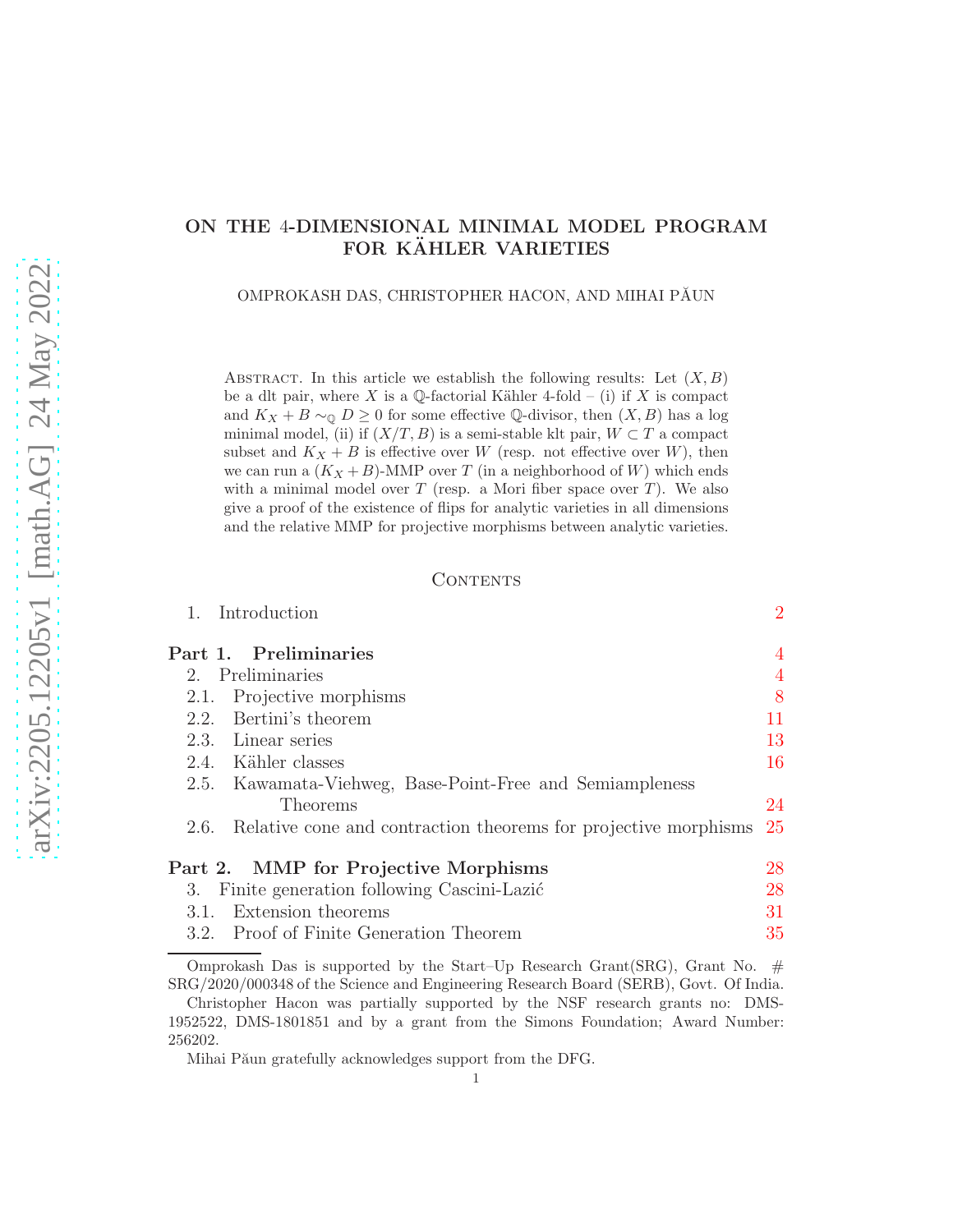# ON THE 4-DIMENSIONAL MINIMAL MODEL PROGRAM FOR KÄHLER VARIETIES

OMPROKASH DAS, CHRISTOPHER HACON, AND MIHAI PĂUN

Abstract. In this article we establish the following results: Let $(X, B)$ be a dlt pair, where $X$ is a $\mathbb{Q}$-factorial Kähler 4-fold – (i) if $X$ is compact and $K_X + B \sim_{\mathbb{Q}} D \geq 0$ for some effective $\mathbb{Q}$-divisor, then $(X, B)$ has a log minimal model, (ii) if $(X/T, B)$ is a semi-stable klt pair, $W \subset T$ a compact subset and $K_X + B$ is effective over $W$ (resp. not effective over $W$), then we can run a $(K_X + B)$-MMP over $T$ (in a neighborhood of $W$) which ends with a minimal model over $T$ (resp. a Mori fiber space over $T$). We also give a proof of the existence of flips for analytic varieties in all dimensions and the relative MMP for projective morphisms between analytic varieties.

## Contents

- 1. Introduction — 2
- **Part 1. Preliminaries** — 4
- 2. Preliminaries — 4
  - 2.1. Projective morphisms — 8
  - 2.2. Bertini's theorem — 11
  - 2.3. Linear series — 13
  - 2.4. Kähler classes — 16
  - 2.5. Kawamata-Viehweg, Base-Point-Free and Semiampleness Theorems — 24
  - 2.6. Relative cone and contraction theorems for projective morphisms — 25
- **Part 2. MMP for Projective Morphisms** — 28
- 3. Finite generation following Cascini-Lazić — 28
  - 3.1. Extension theorems — 31
  - 3.2. Proof of Finite Generation Theorem — 35

---

Omprokash Das is supported by the Start–Up Research Grant(SRG), Grant No. # SRG/2020/000348 of the Science and Engineering Research Board (SERB), Govt. Of India.

Christopher Hacon was partially supported by the NSF research grants no: DMS-1952522, DMS-1801851 and by a grant from the Simons Foundation; Award Number: 256202.

Mihai Păun gratefully acknowledges support from the DFG.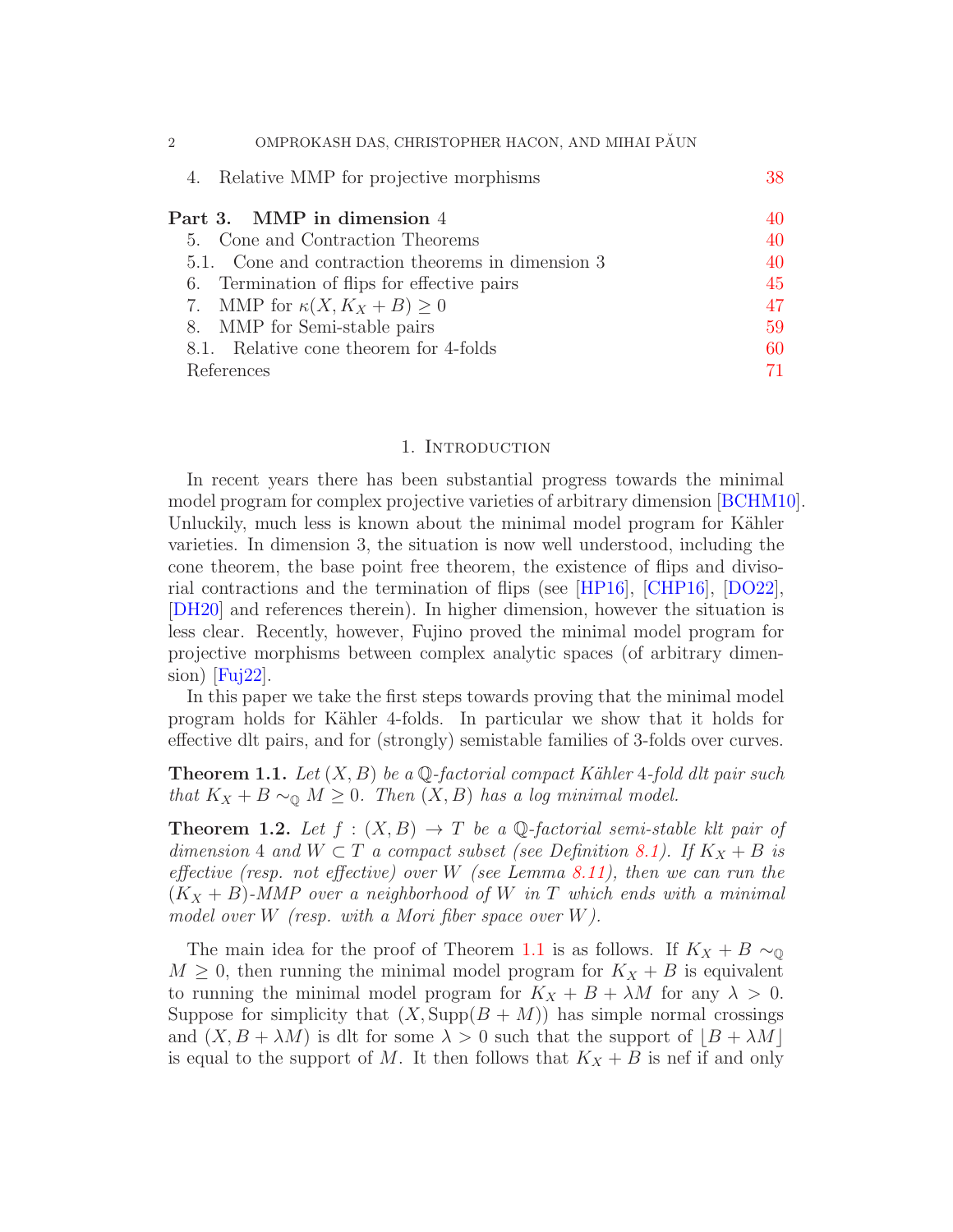4. Relative MMP for projective morphisms 38

**Part 3. MMP in dimension 4** 40

5. Cone and Contraction Theorems 40

5.1. Cone and contraction theorems in dimension 3 40

6. Termination of flips for effective pairs 45

7. MMP for $\kappa(X, K_X + B) \geq 0$ 47

8. MMP for Semi-stable pairs 59

8.1. Relative cone theorem for 4-folds 60

References 71

## 1. Introduction

In recent years there has been substantial progress towards the minimal model program for complex projective varieties of arbitrary dimension [BCHM10]. Unluckily, much less is known about the minimal model program for Kähler varieties. In dimension 3, the situation is now well understood, including the cone theorem, the base point free theorem, the existence of flips and divisorial contractions and the termination of flips (see [HP16], [CHP16], [DO22], [DH20] and references therein). In higher dimension, however the situation is less clear. Recently, however, Fujino proved the minimal model program for projective morphisms between complex analytic spaces (of arbitrary dimension) [Fuj22].

In this paper we take the first steps towards proving that the minimal model program holds for Kähler 4-folds. In particular we show that it holds for effective dlt pairs, and for (strongly) semistable families of 3-folds over curves.

**Theorem 1.1.** *Let $(X, B)$ be a $\mathbb{Q}$-factorial compact Kähler 4-fold dlt pair such that $K_X + B \sim_{\mathbb{Q}} M \geq 0$. Then $(X, B)$ has a log minimal model.*

**Theorem 1.2.** *Let $f : (X, B) \to T$ be a $\mathbb{Q}$-factorial semi-stable klt pair of dimension 4 and $W \subset T$ a compact subset (see Definition 8.1). If $K_X + B$ is effective (resp. not effective) over $W$ (see Lemma 8.11), then we can run the $(K_X + B)$-MMP over a neighborhood of $W$ in $T$ which ends with a minimal model over $W$ (resp. with a Mori fiber space over $W$).*

The main idea for the proof of Theorem 1.1 is as follows. If $K_X + B \sim_{\mathbb{Q}} M \geq 0$, then running the minimal model program for $K_X + B$ is equivalent to running the minimal model program for $K_X + B + \lambda M$ for any $\lambda > 0$. Suppose for simplicity that $(X, \operatorname{Supp}(B + M))$ has simple normal crossings and $(X, B + \lambda M)$ is dlt for some $\lambda > 0$ such that the support of $\lfloor B + \lambda M \rfloor$ is equal to the support of $M$. It then follows that $K_X + B$ is nef if and only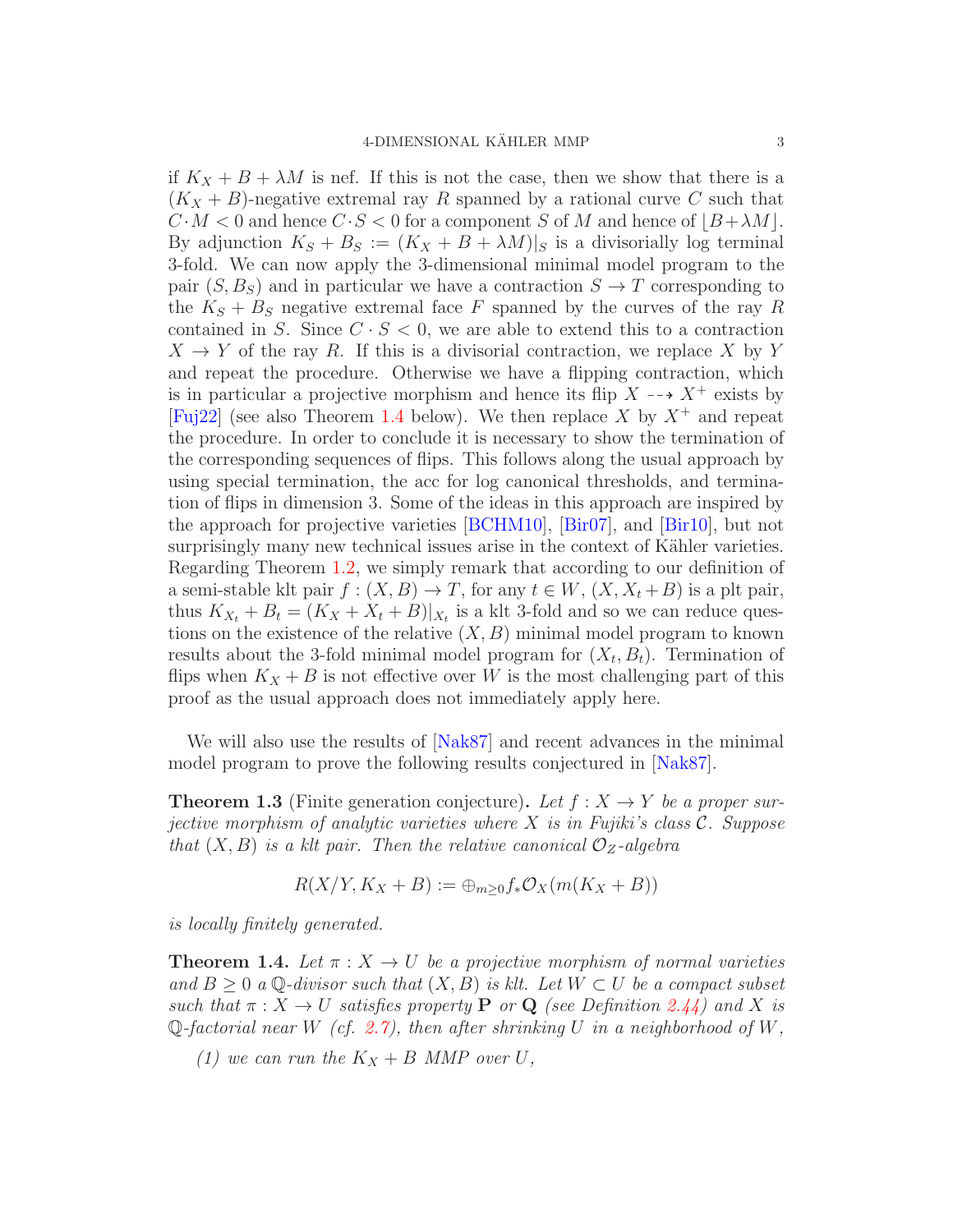if $K_X + B + \lambda M$ is nef. If this is not the case, then we show that there is a $(K_X + B)$-negative extremal ray $R$ spanned by a rational curve $C$ such that $C \cdot M < 0$ and hence $C \cdot S < 0$ for a component $S$ of $M$ and hence of $\lfloor B + \lambda M \rfloor$. By adjunction $K_S + B_S := (K_X + B + \lambda M)|_S$ is a divisorially log terminal 3-fold. We can now apply the 3-dimensional minimal model program to the pair $(S, B_S)$ and in particular we have a contraction $S \to T$ corresponding to the $K_S + B_S$ negative extremal face $F$ spanned by the curves of the ray $R$ contained in $S$. Since $C \cdot S < 0$, we are able to extend this to a contraction $X \to Y$ of the ray $R$. If this is a divisorial contraction, we replace $X$ by $Y$ and repeat the procedure. Otherwise we have a flipping contraction, which is in particular a projective morphism and hence its flip $X \dashrightarrow X^+$ exists by [Fuj22] (see also Theorem 1.4 below). We then replace $X$ by $X^+$ and repeat the procedure. In order to conclude it is necessary to show the termination of the corresponding sequences of flips. This follows along the usual approach by using special termination, the acc for log canonical thresholds, and termination of flips in dimension 3. Some of the ideas in this approach are inspired by the approach for projective varieties [BCHM10], [Bir07], and [Bir10], but not surprisingly many new technical issues arise in the context of Kähler varieties. Regarding Theorem 1.2, we simply remark that according to our definition of a semi-stable klt pair $f : (X, B) \to T$, for any $t \in W$, $(X, X_t + B)$ is a plt pair, thus $K_{X_t} + B_t = (K_X + X_t + B)|_{X_t}$ is a klt 3-fold and so we can reduce questions on the existence of the relative $(X, B)$ minimal model program to known results about the 3-fold minimal model program for $(X_t, B_t)$. Termination of flips when $K_X + B$ is not effective over $W$ is the most challenging part of this proof as the usual approach does not immediately apply here.

We will also use the results of [Nak87] and recent advances in the minimal model program to prove the following results conjectured in [Nak87].

**Theorem 1.3** (Finite generation conjecture). *Let $f : X \to Y$ be a proper surjective morphism of analytic varieties where $X$ is in Fujiki's class $\mathcal{C}$. Suppose that $(X, B)$ is a klt pair. Then the relative canonical $\mathcal{O}_Z$-algebra*

$$R(X/Y, K_X + B) := \oplus_{m \geq 0} f_* \mathcal{O}_X(m(K_X + B))$$

*is locally finitely generated.*

**Theorem 1.4.** *Let $\pi : X \to U$ be a projective morphism of normal varieties and $B \geq 0$ a $\mathbb{Q}$-divisor such that $(X, B)$ is klt. Let $W \subset U$ be a compact subset such that $\pi : X \to U$ satisfies property* **P** *or* **Q** *(see Definition 2.44) and $X$ is $\mathbb{Q}$-factorial near $W$ (cf. 2.7), then after shrinking $U$ in a neighborhood of $W$,*

*(1) we can run the $K_X + B$ MMP over $U$,*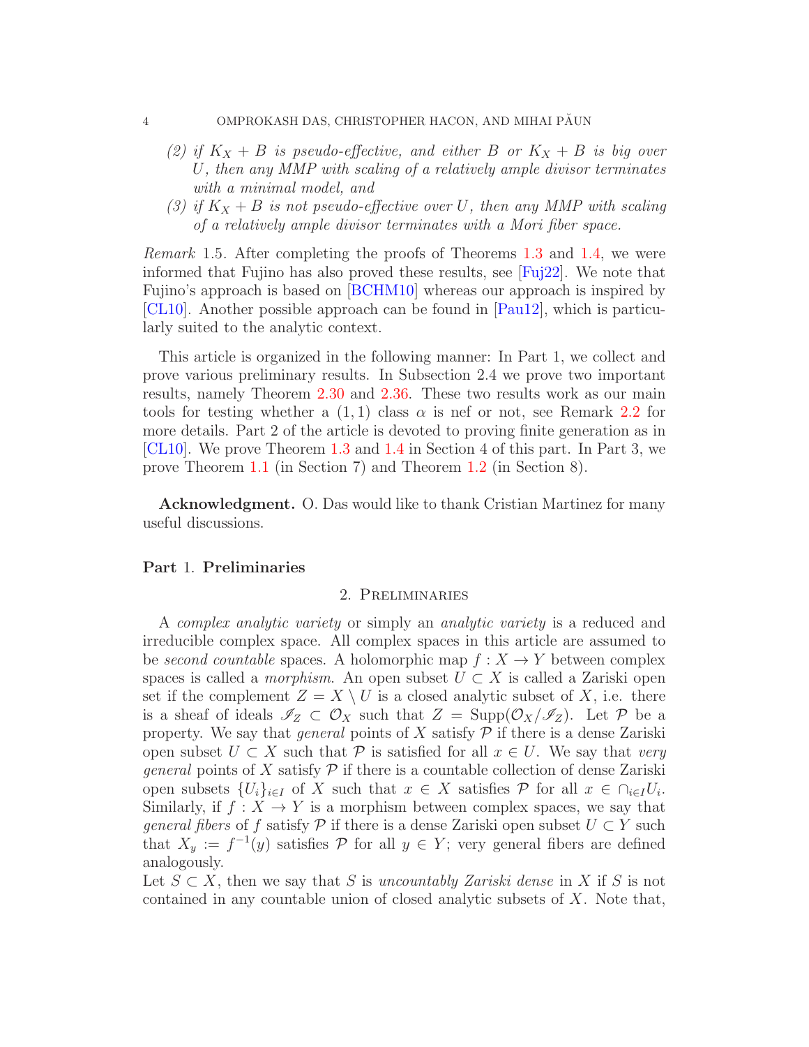*(2) if $K_X + B$ is pseudo-effective, and either $B$ or $K_X + B$ is big over $U$, then any MMP with scaling of a relatively ample divisor terminates with a minimal model, and*

*(3) if $K_X + B$ is not pseudo-effective over $U$, then any MMP with scaling of a relatively ample divisor terminates with a Mori fiber space.*

*Remark* 1.5. After completing the proofs of Theorems 1.3 and 1.4, we were informed that Fujino has also proved these results, see [Fuj22]. We note that Fujino's approach is based on [BCHM10] whereas our approach is inspired by [CL10]. Another possible approach can be found in [Pau12], which is particularly suited to the analytic context.

This article is organized in the following manner: In Part 1, we collect and prove various preliminary results. In Subsection 2.4 we prove two important results, namely Theorem 2.30 and 2.36. These two results work as our main tools for testing whether a $(1, 1)$ class $\alpha$ is nef or not, see Remark 2.2 for more details. Part 2 of the article is devoted to proving finite generation as in [CL10]. We prove Theorem 1.3 and 1.4 in Section 4 of this part. In Part 3, we prove Theorem 1.1 (in Section 7) and Theorem 1.2 (in Section 8).

**Acknowledgment.** O. Das would like to thank Cristian Martinez for many useful discussions.

# Part 1. Preliminaries

## 2. Preliminaries

A *complex analytic variety* or simply an *analytic variety* is a reduced and irreducible complex space. All complex spaces in this article are assumed to be *second countable* spaces. A holomorphic map $f : X \to Y$ between complex spaces is called a *morphism*. An open subset $U \subset X$ is called a Zariski open set if the complement $Z = X \setminus U$ is a closed analytic subset of $X$, i.e. there is a sheaf of ideals $\mathscr{I}_Z \subset \mathcal{O}_X$ such that $Z = \operatorname{Supp}(\mathcal{O}_X/\mathscr{I}_Z)$. Let $\mathcal{P}$ be a property. We say that *general* points of $X$ satisfy $\mathcal{P}$ if there is a dense Zariski open subset $U \subset X$ such that $\mathcal{P}$ is satisfied for all $x \in U$. We say that *very general* points of $X$ satisfy $\mathcal{P}$ if there is a countable collection of dense Zariski open subsets $\{U_i\}_{i \in I}$ of $X$ such that $x \in X$ satisfies $\mathcal{P}$ for all $x \in \cap_{i \in I} U_i$. Similarly, if $f : X \to Y$ is a morphism between complex spaces, we say that *general fibers* of $f$ satisfy $\mathcal{P}$ if there is a dense Zariski open subset $U \subset Y$ such that $X_y := f^{-1}(y)$ satisfies $\mathcal{P}$ for all $y \in Y$; very general fibers are defined analogously.

Let $S \subset X$, then we say that $S$ is *uncountably Zariski dense* in $X$ if $S$ is not contained in any countable union of closed analytic subsets of $X$. Note that,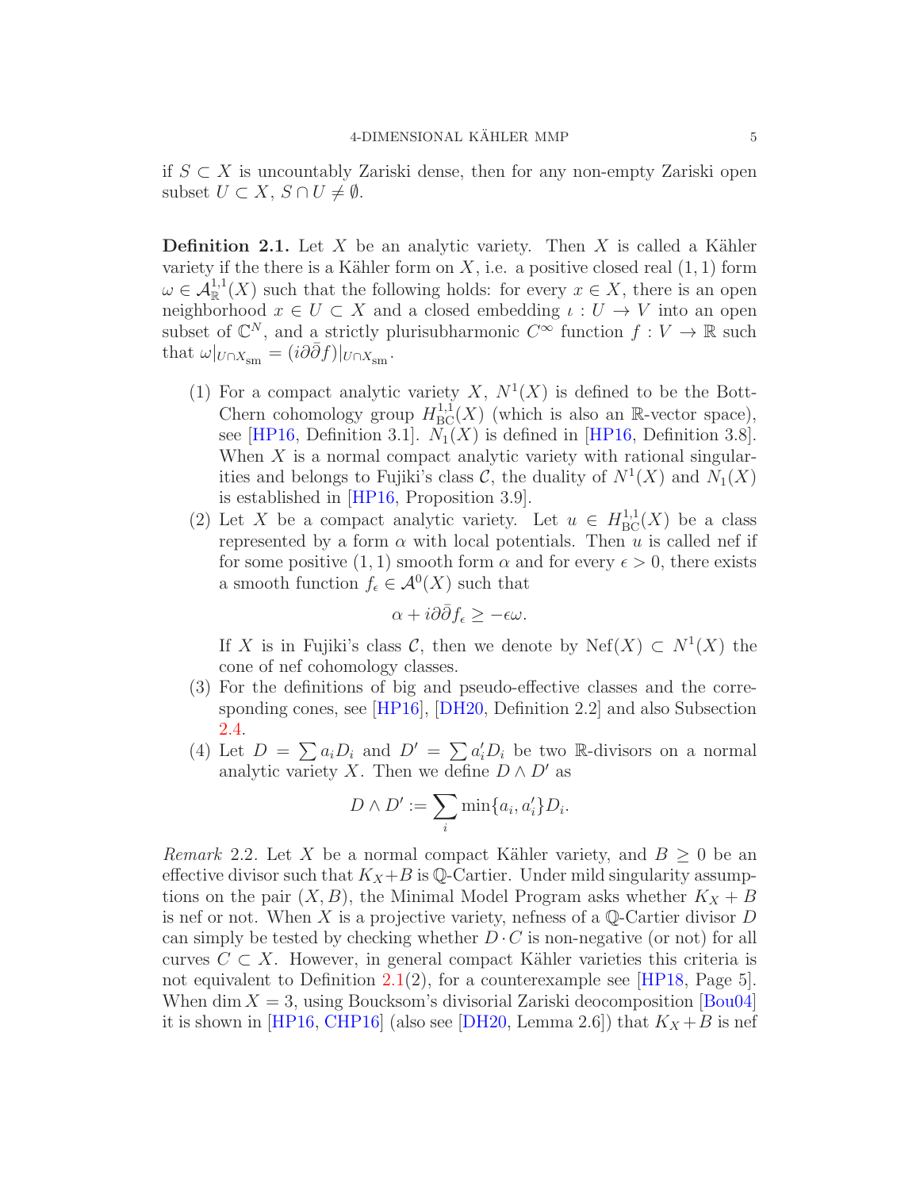if $S \subset X$ is uncountably Zariski dense, then for any non-empty Zariski open subset $U \subset X$, $S \cap U \neq \emptyset$.

**Definition 2.1.** Let $X$ be an analytic variety. Then $X$ is called a Kähler variety if the there is a Kähler form on $X$, i.e. a positive closed real $(1,1)$ form $\omega \in \mathcal{A}^{1,1}_{\mathbb{R}}(X)$ such that the following holds: for every $x \in X$, there is an open neighborhood $x \in U \subset X$ and a closed embedding $\iota : U \to V$ into an open subset of $\mathbb{C}^N$, and a strictly plurisubharmonic $C^\infty$ function $f : V \to \mathbb{R}$ such that $\omega|_{U \cap X_{\rm sm}} = (i\partial\bar{\partial} f)|_{U \cap X_{\rm sm}}$.

(1) For a compact analytic variety $X$, $N^1(X)$ is defined to be the Bott-Chern cohomology group $H^{1,1}_{\rm BC}(X)$ (which is also an $\mathbb{R}$-vector space), see [HP16, Definition 3.1]. $N_1(X)$ is defined in [HP16, Definition 3.8]. When $X$ is a normal compact analytic variety with rational singularities and belongs to Fujiki's class $\mathcal{C}$, the duality of $N^1(X)$ and $N_1(X)$ is established in [HP16, Proposition 3.9].

(2) Let $X$ be a compact analytic variety. Let $u \in H^{1,1}_{\rm BC}(X)$ be a class represented by a form $\alpha$ with local potentials. Then $u$ is called nef if for some positive $(1,1)$ smooth form $\alpha$ and for every $\epsilon > 0$, there exists a smooth function $f_\epsilon \in \mathcal{A}^0(X)$ such that

$$\alpha + i\partial\bar{\partial} f_\epsilon \geq -\epsilon\omega.$$

If $X$ is in Fujiki's class $\mathcal{C}$, then we denote by $\operatorname{Nef}(X) \subset N^1(X)$ the cone of nef cohomology classes.

(3) For the definitions of big and pseudo-effective classes and the corresponding cones, see [HP16], [DH20, Definition 2.2] and also Subsection 2.4.

(4) Let $D = \sum a_i D_i$ and $D' = \sum a'_i D_i$ be two $\mathbb{R}$-divisors on a normal analytic variety $X$. Then we define $D \wedge D'$ as

$$D \wedge D' := \sum_i \min\{a_i, a'_i\} D_i.$$

*Remark* 2.2. Let $X$ be a normal compact Kähler variety, and $B \geq 0$ be an effective divisor such that $K_X + B$ is $\mathbb{Q}$-Cartier. Under mild singularity assumptions on the pair $(X, B)$, the Minimal Model Program asks whether $K_X + B$ is nef or not. When $X$ is a projective variety, nefness of a $\mathbb{Q}$-Cartier divisor $D$ can simply be tested by checking whether $D \cdot C$ is non-negative (or not) for all curves $C \subset X$. However, in general compact Kähler varieties this criteria is not equivalent to Definition 2.1(2), for a counterexample see [HP18, Page 5]. When $\dim X = 3$, using Boucksom's divisorial Zariski deocomposition [Bou04] it is shown in [HP16, CHP16] (also see [DH20, Lemma 2.6]) that $K_X + B$ is nef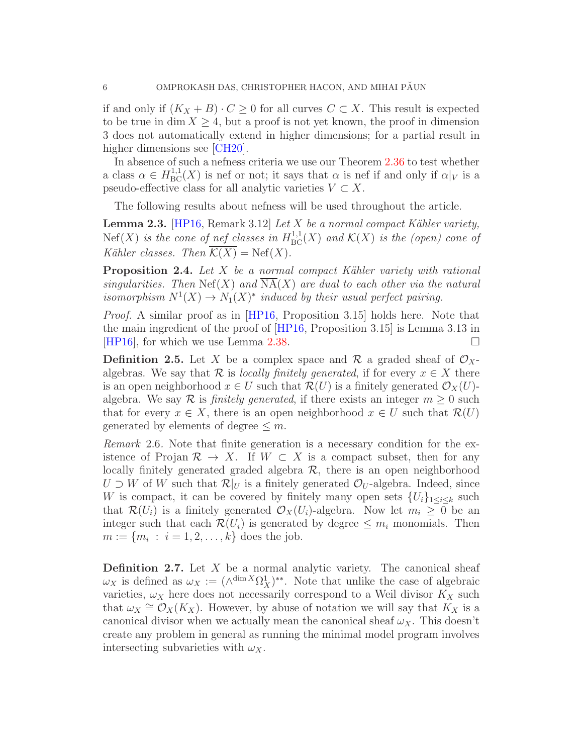if and only if $(K_X + B) \cdot C \geq 0$ for all curves $C \subset X$. This result is expected to be true in $\dim X \geq 4$, but a proof is not yet known, the proof in dimension 3 does not automatically extend in higher dimensions; for a partial result in higher dimensions see [CH20].

In absence of such a nefness criteria we use our Theorem 2.36 to test whether a class $\alpha \in H^{1,1}_{\mathrm{BC}}(X)$ is nef or not; it says that $\alpha$ is nef if and only if $\alpha|_V$ is a pseudo-effective class for all analytic varieties $V \subset X$.

The following results about nefness will be used throughout the article.

**Lemma 2.3.** [HP16, Remark 3.12] *Let $X$ be a normal compact Kähler variety, $\mathrm{Nef}(X)$ is the cone of nef classes in $H^{1,1}_{\mathrm{BC}}(X)$ and $\mathcal{K}(X)$ is the (open) cone of Kähler classes. Then $\overline{\mathcal{K}(X)} = \mathrm{Nef}(X)$.*

**Proposition 2.4.** *Let $X$ be a normal compact Kähler variety with rational singularities. Then $\mathrm{Nef}(X)$ and $\overline{\mathrm{NA}}(X)$ are dual to each other via the natural isomorphism $N^1(X) \to N_1(X)^*$ induced by their usual perfect pairing.*

*Proof.* A similar proof as in [HP16, Proposition 3.15] holds here. Note that the main ingredient of the proof of [HP16, Proposition 3.15] is Lemma 3.13 in [HP16], for which we use Lemma 2.38. □

**Definition 2.5.** Let $X$ be a complex space and $\mathcal{R}$ a graded sheaf of $\mathcal{O}_X$-algebras. We say that $\mathcal{R}$ is *locally finitely generated*, if for every $x \in X$ there is an open neighborhood $x \in U$ such that $\mathcal{R}(U)$ is a finitely generated $\mathcal{O}_X(U)$-algebra. We say $\mathcal{R}$ is *finitely generated*, if there exists an integer $m \geq 0$ such that for every $x \in X$, there is an open neighborhood $x \in U$ such that $\mathcal{R}(U)$ generated by elements of degree $\leq m$.

*Remark* 2.6. Note that finite generation is a necessary condition for the existence of Projan $\mathcal{R} \to X$. If $W \subset X$ is a compact subset, then for any locally finitely generated graded algebra $\mathcal{R}$, there is an open neighborhood $U \supset W$ of $W$ such that $\mathcal{R}|_U$ is a finitely generated $\mathcal{O}_U$-algebra. Indeed, since $W$ is compact, it can be covered by finitely many open sets $\{U_i\}_{1 \leq i \leq k}$ such that $\mathcal{R}(U_i)$ is a finitely generated $\mathcal{O}_X(U_i)$-algebra. Now let $m_i \geq 0$ be an integer such that each $\mathcal{R}(U_i)$ is generated by degree $\leq m_i$ monomials. Then $m := \{m_i \, : \, i = 1, 2, \ldots, k\}$ does the job.

**Definition 2.7.** Let $X$ be a normal analytic variety. The canonical sheaf $\omega_X$ is defined as $\omega_X := (\wedge^{\dim X} \Omega^1_X)^{**}$. Note that unlike the case of algebraic varieties, $\omega_X$ here does not necessarily correspond to a Weil divisor $K_X$ such that $\omega_X \cong \mathcal{O}_X(K_X)$. However, by abuse of notation we will say that $K_X$ is a canonical divisor when we actually mean the canonical sheaf $\omega_X$. This doesn't create any problem in general as running the minimal model program involves intersecting subvarieties with $\omega_X$.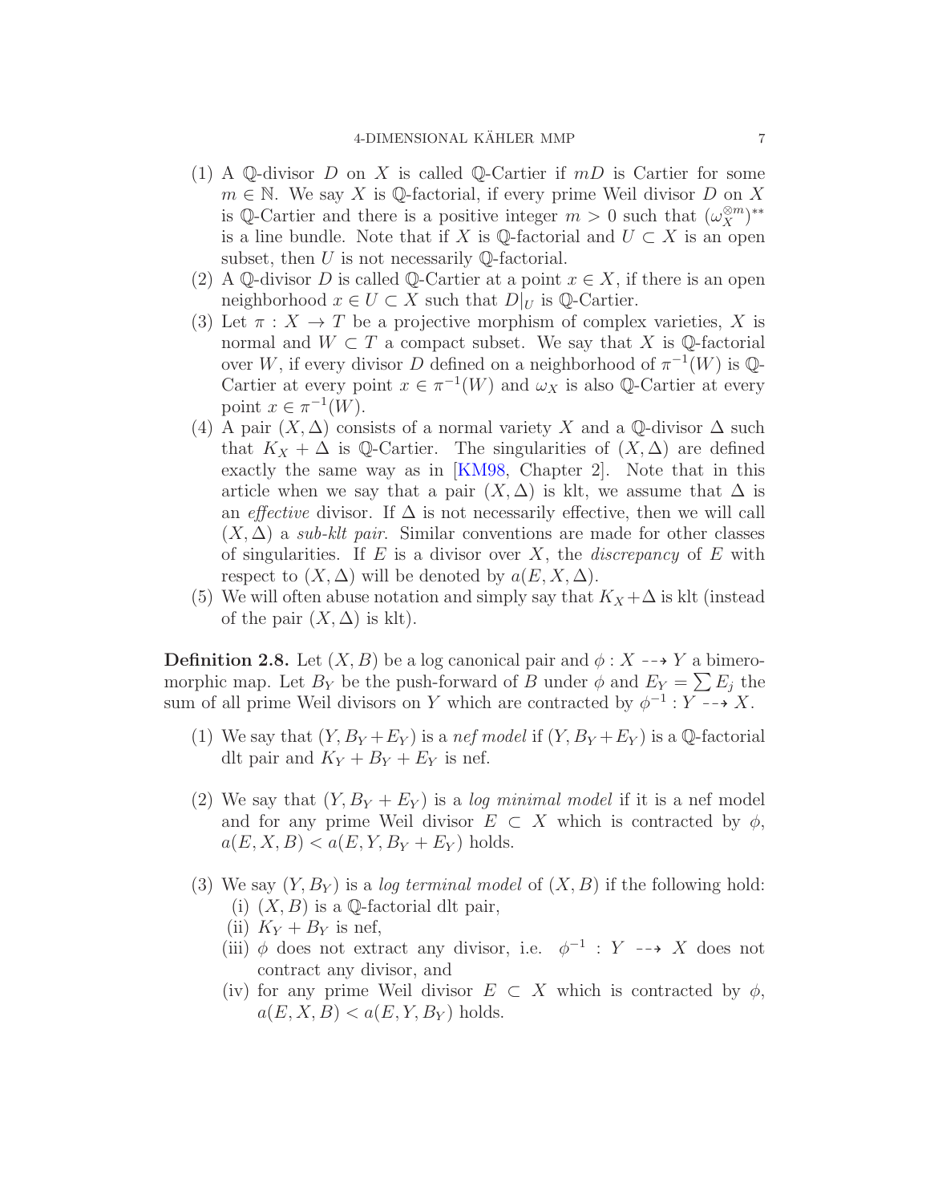(1) A $\mathbb{Q}$-divisor $D$ on $X$ is called $\mathbb{Q}$-Cartier if $mD$ is Cartier for some $m \in \mathbb{N}$. We say $X$ is $\mathbb{Q}$-factorial, if every prime Weil divisor $D$ on $X$ is $\mathbb{Q}$-Cartier and there is a positive integer $m > 0$ such that $(\omega_X^{\otimes m})^{**}$ is a line bundle. Note that if $X$ is $\mathbb{Q}$-factorial and $U \subset X$ is an open subset, then $U$ is not necessarily $\mathbb{Q}$-factorial.

(2) A $\mathbb{Q}$-divisor $D$ is called $\mathbb{Q}$-Cartier at a point $x \in X$, if there is an open neighborhood $x \in U \subset X$ such that $D|_U$ is $\mathbb{Q}$-Cartier.

(3) Let $\pi : X \to T$ be a projective morphism of complex varieties, $X$ is normal and $W \subset T$ a compact subset. We say that $X$ is $\mathbb{Q}$-factorial over $W$, if every divisor $D$ defined on a neighborhood of $\pi^{-1}(W)$ is $\mathbb{Q}$-Cartier at every point $x \in \pi^{-1}(W)$ and $\omega_X$ is also $\mathbb{Q}$-Cartier at every point $x \in \pi^{-1}(W)$.

(4) A pair $(X, \Delta)$ consists of a normal variety $X$ and a $\mathbb{Q}$-divisor $\Delta$ such that $K_X + \Delta$ is $\mathbb{Q}$-Cartier. The singularities of $(X, \Delta)$ are defined exactly the same way as in [KM98, Chapter 2]. Note that in this article when we say that a pair $(X, \Delta)$ is klt, we assume that $\Delta$ is an *effective* divisor. If $\Delta$ is not necessarily effective, then we will call $(X, \Delta)$ a *sub-klt pair*. Similar conventions are made for other classes of singularities. If $E$ is a divisor over $X$, the *discrepancy* of $E$ with respect to $(X, \Delta)$ will be denoted by $a(E, X, \Delta)$.

(5) We will often abuse notation and simply say that $K_X + \Delta$ is klt (instead of the pair $(X, \Delta)$ is klt).

**Definition 2.8.** Let $(X, B)$ be a log canonical pair and $\phi : X \dashrightarrow Y$ a bimeromorphic map. Let $B_Y$ be the push-forward of $B$ under $\phi$ and $E_Y = \sum E_j$ the sum of all prime Weil divisors on $Y$ which are contracted by $\phi^{-1} : Y \dashrightarrow X$.

(1) We say that $(Y, B_Y + E_Y)$ is a *nef model* if $(Y, B_Y + E_Y)$ is a $\mathbb{Q}$-factorial dlt pair and $K_Y + B_Y + E_Y$ is nef.

(2) We say that $(Y, B_Y + E_Y)$ is a *log minimal model* if it is a nef model and for any prime Weil divisor $E \subset X$ which is contracted by $\phi$, $a(E, X, B) < a(E, Y, B_Y + E_Y)$ holds.

(3) We say $(Y, B_Y)$ is a *log terminal model* of $(X, B)$ if the following hold:
   (i) $(X, B)$ is a $\mathbb{Q}$-factorial dlt pair,
   (ii) $K_Y + B_Y$ is nef,
   (iii) $\phi$ does not extract any divisor, i.e. $\phi^{-1} : Y \dashrightarrow X$ does not contract any divisor, and
   (iv) for any prime Weil divisor $E \subset X$ which is contracted by $\phi$, $a(E, X, B) < a(E, Y, B_Y)$ holds.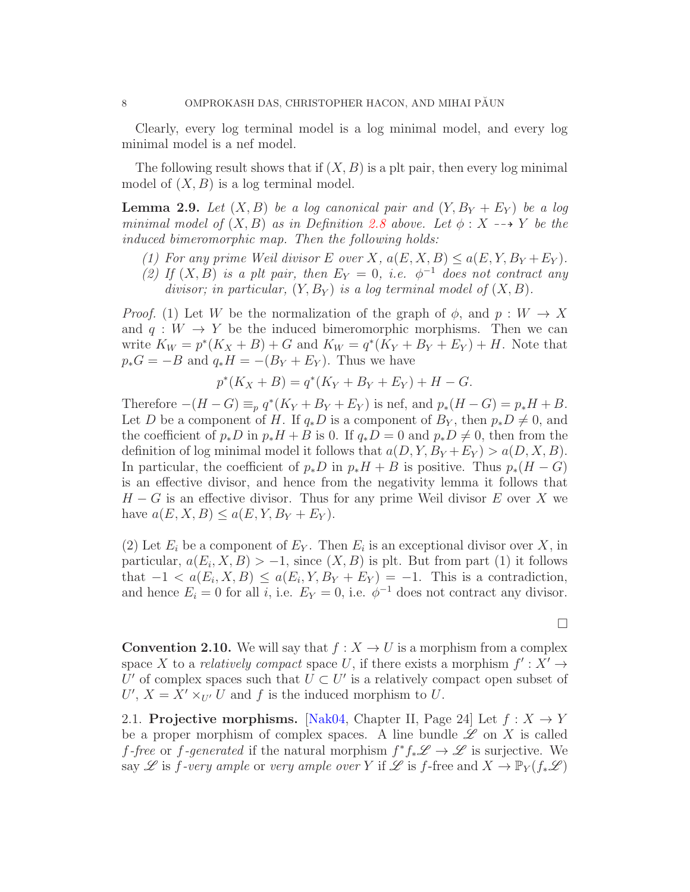Clearly, every log terminal model is a log minimal model, and every log minimal model is a nef model.

The following result shows that if $(X, B)$ is a plt pair, then every log minimal model of $(X, B)$ is a log terminal model.

**Lemma 2.9.** *Let $(X, B)$ be a log canonical pair and $(Y, B_Y + E_Y)$ be a log minimal model of $(X, B)$ as in Definition 2.8 above. Let $\phi : X \dashrightarrow Y$ be the induced bimeromorphic map. Then the following holds:*

1. *For any prime Weil divisor $E$ over $X$, $a(E, X, B) \leq a(E, Y, B_Y + E_Y)$.*
2. *If $(X, B)$ is a plt pair, then $E_Y = 0$, i.e. $\phi^{-1}$ does not contract any divisor; in particular, $(Y, B_Y)$ is a log terminal model of $(X, B)$.*

*Proof.* (1) Let $W$ be the normalization of the graph of $\phi$, and $p : W \to X$ and $q : W \to Y$ be the induced bimeromorphic morphisms. Then we can write $K_W = p^*(K_X + B) + G$ and $K_W = q^*(K_Y + B_Y + E_Y) + H$. Note that $p_*G = -B$ and $q_*H = -(B_Y + E_Y)$. Thus we have

$$p^*(K_X + B) = q^*(K_Y + B_Y + E_Y) + H - G.$$

Therefore $-(H - G) \equiv_p q^*(K_Y + B_Y + E_Y)$ is nef, and $p_*(H - G) = p_*H + B$. Let $D$ be a component of $H$. If $q_*D$ is a component of $B_Y$, then $p_*D \neq 0$, and the coefficient of $p_*D$ in $p_*H + B$ is 0. If $q_*D = 0$ and $p_*D \neq 0$, then from the definition of log minimal model it follows that $a(D, Y, B_Y + E_Y) > a(D, X, B)$. In particular, the coefficient of $p_*D$ in $p_*H + B$ is positive. Thus $p_*(H - G)$ is an effective divisor, and hence from the negativity lemma it follows that $H - G$ is an effective divisor. Thus for any prime Weil divisor $E$ over $X$ we have $a(E, X, B) \leq a(E, Y, B_Y + E_Y)$.

(2) Let $E_i$ be a component of $E_Y$. Then $E_i$ is an exceptional divisor over $X$, in particular, $a(E_i, X, B) > -1$, since $(X, B)$ is plt. But from part (1) it follows that $-1 < a(E_i, X, B) \leq a(E_i, Y, B_Y + E_Y) = -1$. This is a contradiction, and hence $E_i = 0$ for all $i$, i.e. $E_Y = 0$, i.e. $\phi^{-1}$ does not contract any divisor.

□

**Convention 2.10.** We will say that $f : X \to U$ is a morphism from a complex space $X$ to a *relatively compact* space $U$, if there exists a morphism $f' : X' \to U'$ of complex spaces such that $U \subset U'$ is a relatively compact open subset of $U'$, $X = X' \times_{U'} U$ and $f$ is the induced morphism to $U$.

## 2.1. Projective morphisms.

[Nak04, Chapter II, Page 24] Let $f : X \to Y$ be a proper morphism of complex spaces. A line bundle $\mathscr{L}$ on $X$ is called *$f$-free* or *$f$-generated* if the natural morphism $f^*f_*\mathscr{L} \to \mathscr{L}$ is surjective. We say $\mathscr{L}$ is *$f$-very ample* or *very ample over* $Y$ if $\mathscr{L}$ is $f$-free and $X \to \mathbb{P}_Y(f_*\mathscr{L})$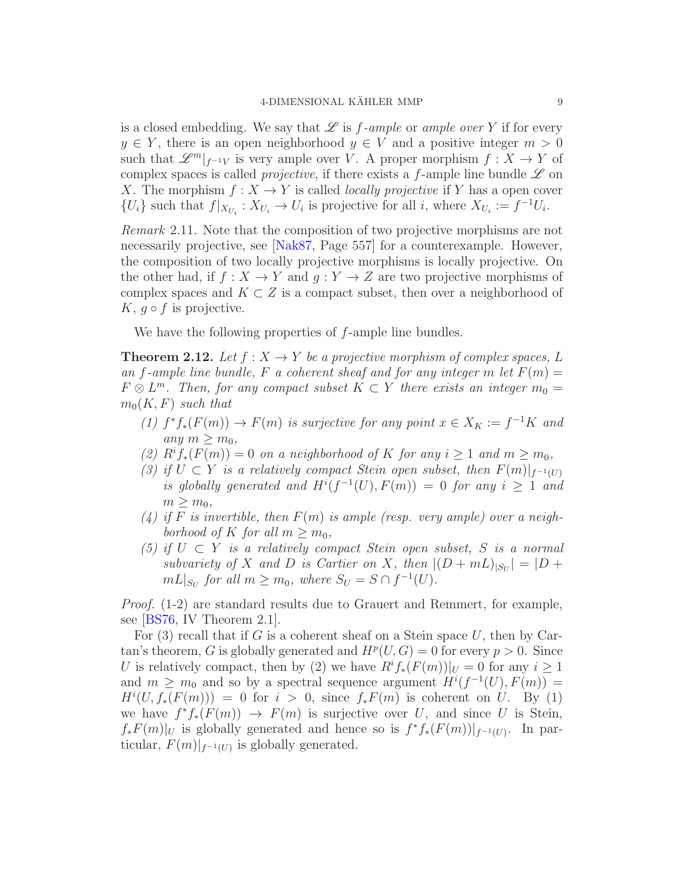is a closed embedding. We say that $\mathscr{L}$ is *$f$-ample* or *ample over* $Y$ if for every $y \in Y$, there is an open neighborhood $y \in V$ and a positive integer $m > 0$ such that $\mathscr{L}^m|_{f^{-1}V}$ is very ample over $V$. A proper morphism $f : X \to Y$ of complex spaces is called *projective*, if there exists a $f$-ample line bundle $\mathscr{L}$ on $X$. The morphism $f : X \to Y$ is called *locally projective* if $Y$ has a open cover $\{U_i\}$ such that $f|_{X_{U_i}} : X_{U_i} \to U_i$ is projective for all $i$, where $X_{U_i} := f^{-1}U_i$.

*Remark* 2.11. Note that the composition of two projective morphisms are not necessarily projective, see [Nak87, Page 557] for a counterexample. However, the composition of two locally projective morphisms is locally projective. On the other had, if $f : X \to Y$ and $g : Y \to Z$ are two projective morphisms of complex spaces and $K \subset Z$ is a compact subset, then over a neighborhood of $K$, $g \circ f$ is projective.

We have the following properties of $f$-ample line bundles.

**Theorem 2.12.** *Let $f : X \to Y$ be a projective morphism of complex spaces, $L$ an $f$-ample line bundle, $F$ a coherent sheaf and for any integer $m$ let $F(m) = F \otimes L^m$. Then, for any compact subset $K \subset Y$ there exists an integer $m_0 = m_0(K, F)$ such that*

1. *$f^*f_*(F(m)) \to F(m)$ is surjective for any point $x \in X_K := f^{-1}K$ and any $m \geq m_0$,*
2. *$R^if_*(F(m)) = 0$ on a neighborhood of $K$ for any $i \geq 1$ and $m \geq m_0$,*
3. *if $U \subset Y$ is a relatively compact Stein open subset, then $F(m)|_{f^{-1}(U)}$ is globally generated and $H^i(f^{-1}(U), F(m)) = 0$ for any $i \geq 1$ and $m \geq m_0$,*
4. *if $F$ is invertible, then $F(m)$ is ample (resp. very ample) over a neighborhood of $K$ for all $m \geq m_0$,*
5. *if $U \subset Y$ is a relatively compact Stein open subset, $S$ is a normal subvariety of $X$ and $D$ is Cartier on $X$, then $|(D + mL)_{|S_U}| = |D + mL|_{S_U}$ for all $m \geq m_0$, where $S_U = S \cap f^{-1}(U)$.*

*Proof.* (1-2) are standard results due to Grauert and Remmert, for example, see [BS76, IV Theorem 2.1].

For (3) recall that if $G$ is a coherent sheaf on a Stein space $U$, then by Cartan's theorem, $G$ is globally generated and $H^p(U, G) = 0$ for every $p > 0$. Since $U$ is relatively compact, then by (2) we have $R^if_*(F(m))|_U = 0$ for any $i \geq 1$ and $m \geq m_0$ and so by a spectral sequence argument $H^i(f^{-1}(U), F(m)) = H^i(U, f_*(F(m))) = 0$ for $i > 0$, since $f_*F(m)$ is coherent on $U$. By (1) we have $f^*f_*(F(m)) \to F(m)$ is surjective over $U$, and since $U$ is Stein, $f_*F(m)|_U$ is globally generated and hence so is $f^*f_*(F(m))|_{f^{-1}(U)}$. In particular, $F(m)|_{f^{-1}(U)}$ is globally generated.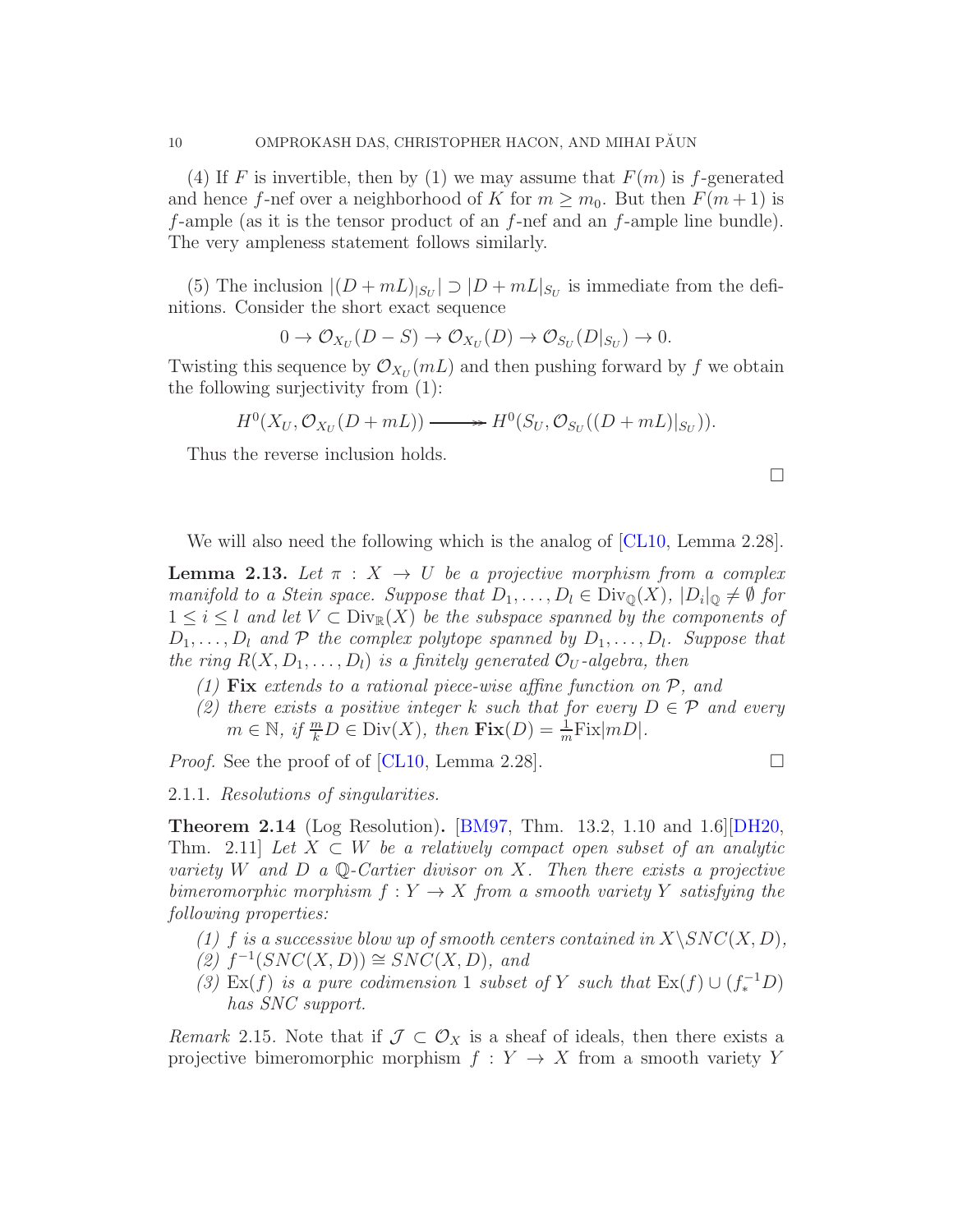(4) If $F$ is invertible, then by (1) we may assume that $F(m)$ is $f$-generated and hence $f$-nef over a neighborhood of $K$ for $m \geq m_0$. But then $F(m+1)$ is $f$-ample (as it is the tensor product of an $f$-nef and an $f$-ample line bundle). The very ampleness statement follows similarly.

(5) The inclusion $|(D+mL)_{|S_U}| \supset |D+mL|_{S_U}$ is immediate from the definitions. Consider the short exact sequence

$$0 \to \mathcal{O}_{X_U}(D-S) \to \mathcal{O}_{X_U}(D) \to \mathcal{O}_{S_U}(D|_{S_U}) \to 0.$$

Twisting this sequence by $\mathcal{O}_{X_U}(mL)$ and then pushing forward by $f$ we obtain the following surjectivity from (1):

$$H^0(X_U, \mathcal{O}_{X_U}(D+mL)) \twoheadrightarrow H^0(S_U, \mathcal{O}_{S_U}((D+mL)|_{S_U})).$$

Thus the reverse inclusion holds.

$\square$

We will also need the following which is the analog of [CL10, Lemma 2.28].

**Lemma 2.13.** *Let $\pi : X \to U$ be a projective morphism from a complex manifold to a Stein space. Suppose that $D_1, \ldots, D_l \in \operatorname{Div}_{\mathbb{Q}}(X)$, $|D_i|_{\mathbb{Q}} \neq \emptyset$ for $1 \leq i \leq l$ and let $V \subset \operatorname{Div}_{\mathbb{R}}(X)$ be the subspace spanned by the components of $D_1, \ldots, D_l$ and $\mathcal{P}$ the complex polytope spanned by $D_1, \ldots, D_l$. Suppose that the ring $R(X, D_1, \ldots, D_l)$ is a finitely generated $\mathcal{O}_U$-algebra, then*

1. ***Fix** extends to a rational piece-wise affine function on $\mathcal{P}$, and*
2. *there exists a positive integer $k$ such that for every $D \in \mathcal{P}$ and every $m \in \mathbb{N}$, if $\frac{m}{k}D \in \operatorname{Div}(X)$, then $\mathbf{Fix}(D) = \frac{1}{m}\operatorname{Fix}|mD|$.*

*Proof.* See the proof of of [CL10, Lemma 2.28]. $\square$

2.1.1. *Resolutions of singularities.*

**Theorem 2.14** (Log Resolution)**.** [BM97, Thm. 13.2, 1.10 and 1.6][DH20, Thm. 2.11] *Let $X \subset W$ be a relatively compact open subset of an analytic variety $W$ and $D$ a $\mathbb{Q}$-Cartier divisor on $X$. Then there exists a projective bimeromorphic morphism $f : Y \to X$ from a smooth variety $Y$ satisfying the following properties:*

1. *$f$ is a successive blow up of smooth centers contained in $X \backslash SNC(X, D)$,*
2. *$f^{-1}(SNC(X, D)) \cong SNC(X, D)$, and*
3. *$\operatorname{Ex}(f)$ is a pure codimension 1 subset of $Y$ such that $\operatorname{Ex}(f) \cup (f_*^{-1}D)$ has SNC support.*

*Remark* 2.15. Note that if $\mathcal{J} \subset \mathcal{O}_X$ is a sheaf of ideals, then there exists a projective bimeromorphic morphism $f : Y \to X$ from a smooth variety $Y$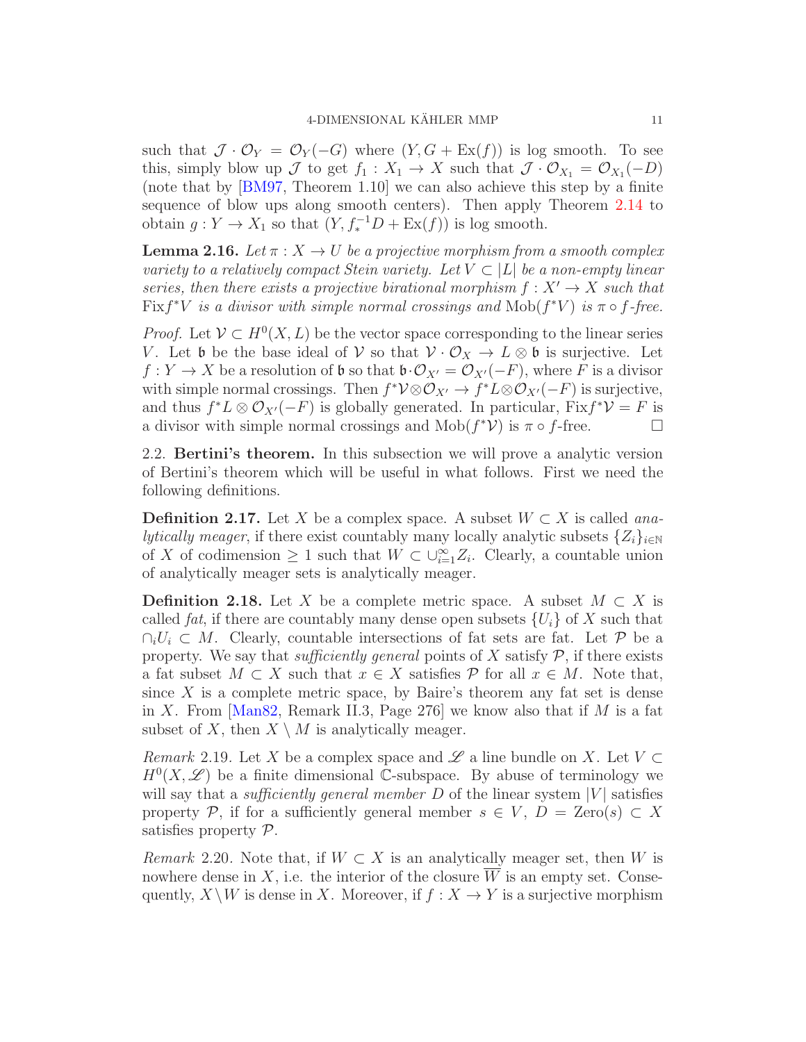such that $\mathcal{J} \cdot \mathcal{O}_Y = \mathcal{O}_Y(-G)$ where $(Y, G + \operatorname{Ex}(f))$ is log smooth. To see this, simply blow up $\mathcal{J}$ to get $f_1 : X_1 \to X$ such that $\mathcal{J} \cdot \mathcal{O}_{X_1} = \mathcal{O}_{X_1}(-D)$ (note that by [BM97, Theorem 1.10] we can also achieve this step by a finite sequence of blow ups along smooth centers). Then apply Theorem 2.14 to obtain $g : Y \to X_1$ so that $(Y, f_*^{-1}D + \operatorname{Ex}(f))$ is log smooth.

**Lemma 2.16.** *Let $\pi : X \to U$ be a projective morphism from a smooth complex variety to a relatively compact Stein variety. Let $V \subset |L|$ be a non-empty linear series, then there exists a projective birational morphism $f : X' \to X$ such that $\operatorname{Fix} f^*V$ is a divisor with simple normal crossings and $\operatorname{Mob}(f^*V)$ is $\pi \circ f$-free.*

*Proof.* Let $\mathcal{V} \subset H^0(X, L)$ be the vector space corresponding to the linear series $V$. Let $\mathfrak{b}$ be the base ideal of $\mathcal{V}$ so that $\mathcal{V} \cdot \mathcal{O}_X \to L \otimes \mathfrak{b}$ is surjective. Let $f : Y \to X$ be a resolution of $\mathfrak{b}$ so that $\mathfrak{b} \cdot \mathcal{O}_{X'} = \mathcal{O}_{X'}(-F)$, where $F$ is a divisor with simple normal crossings. Then $f^*\mathcal{V} \otimes \mathcal{O}_{X'} \to f^*L \otimes \mathcal{O}_{X'}(-F)$ is surjective, and thus $f^*L \otimes \mathcal{O}_{X'}(-F)$ is globally generated. In particular, $\operatorname{Fix} f^*\mathcal{V} = F$ is a divisor with simple normal crossings and $\operatorname{Mob}(f^*\mathcal{V})$ is $\pi \circ f$-free. $\square$

## 2.2. Bertini's theorem.

In this subsection we will prove a analytic version of Bertini's theorem which will be useful in what follows. First we need the following definitions.

**Definition 2.17.** Let $X$ be a complex space. A subset $W \subset X$ is called *analytically meager*, if there exist countably many locally analytic subsets $\{Z_i\}_{i \in \mathbb{N}}$ of $X$ of codimension $\geq 1$ such that $W \subset \cup_{i=1}^{\infty} Z_i$. Clearly, a countable union of analytically meager sets is analytically meager.

**Definition 2.18.** Let $X$ be a complete metric space. A subset $M \subset X$ is called *fat*, if there are countably many dense open subsets $\{U_i\}$ of $X$ such that $\cap_i U_i \subset M$. Clearly, countable intersections of fat sets are fat. Let $\mathcal{P}$ be a property. We say that *sufficiently general* points of $X$ satisfy $\mathcal{P}$, if there exists a fat subset $M \subset X$ such that $x \in X$ satisfies $\mathcal{P}$ for all $x \in M$. Note that, since $X$ is a complete metric space, by Baire's theorem any fat set is dense in $X$. From [Man82, Remark II.3, Page 276] we know also that if $M$ is a fat subset of $X$, then $X \setminus M$ is analytically meager.

*Remark* 2.19. Let $X$ be a complex space and $\mathscr{L}$ a line bundle on $X$. Let $V \subset H^0(X, \mathscr{L})$ be a finite dimensional $\mathbb{C}$-subspace. By abuse of terminology we will say that a *sufficiently general member* $D$ of the linear system $|V|$ satisfies property $\mathcal{P}$, if for a sufficiently general member $s \in V$, $D = \operatorname{Zero}(s) \subset X$ satisfies property $\mathcal{P}$.

*Remark* 2.20. Note that, if $W \subset X$ is an analytically meager set, then $W$ is nowhere dense in $X$, i.e. the interior of the closure $\overline{W}$ is an empty set. Consequently, $X \setminus W$ is dense in $X$. Moreover, if $f : X \to Y$ is a surjective morphism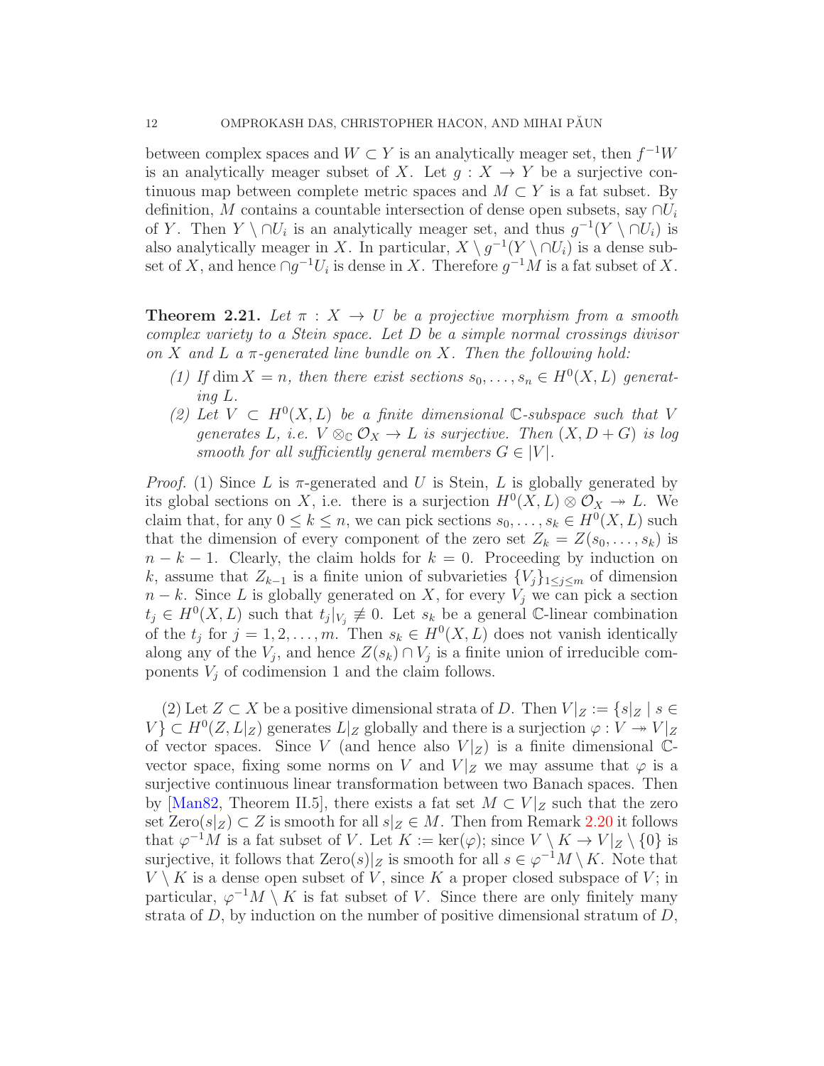between complex spaces and $W \subset Y$ is an analytically meager set, then $f^{-1}W$ is an analytically meager subset of $X$. Let $g : X \to Y$ be a surjective continuous map between complete metric spaces and $M \subset Y$ is a fat subset. By definition, $M$ contains a countable intersection of dense open subsets, say $\cap U_i$ of $Y$. Then $Y \setminus \cap U_i$ is an analytically meager set, and thus $g^{-1}(Y \setminus \cap U_i)$ is also analytically meager in $X$. In particular, $X \setminus g^{-1}(Y \setminus \cap U_i)$ is a dense subset of $X$, and hence $\cap g^{-1}U_i$ is dense in $X$. Therefore $g^{-1}M$ is a fat subset of $X$.

**Theorem 2.21.** *Let $\pi : X \to U$ be a projective morphism from a smooth complex variety to a Stein space. Let $D$ be a simple normal crossings divisor on $X$ and $L$ a $\pi$-generated line bundle on $X$. Then the following hold:*

1. *If $\dim X = n$, then there exist sections $s_0, \ldots, s_n \in H^0(X, L)$ generating $L$.*
2. *Let $V \subset H^0(X, L)$ be a finite dimensional $\mathbb{C}$-subspace such that $V$ generates $L$, i.e. $V \otimes_{\mathbb{C}} \mathcal{O}_X \to L$ is surjective. Then $(X, D + G)$ is log smooth for all sufficiently general members $G \in |V|$.*

*Proof.* (1) Since $L$ is $\pi$-generated and $U$ is Stein, $L$ is globally generated by its global sections on $X$, i.e. there is a surjection $H^0(X, L) \otimes \mathcal{O}_X \twoheadrightarrow L$. We claim that, for any $0 \leq k \leq n$, we can pick sections $s_0, \ldots, s_k \in H^0(X, L)$ such that the dimension of every component of the zero set $Z_k = Z(s_0, \ldots, s_k)$ is $n - k - 1$. Clearly, the claim holds for $k = 0$. Proceeding by induction on $k$, assume that $Z_{k-1}$ is a finite union of subvarieties $\{V_j\}_{1 \leq j \leq m}$ of dimension $n - k$. Since $L$ is globally generated on $X$, for every $V_j$ we can pick a section $t_j \in H^0(X, L)$ such that $t_j|_{V_j} \not\equiv 0$. Let $s_k$ be a general $\mathbb{C}$-linear combination of the $t_j$ for $j = 1, 2, \ldots, m$. Then $s_k \in H^0(X, L)$ does not vanish identically along any of the $V_j$, and hence $Z(s_k) \cap V_j$ is a finite union of irreducible components $V_j$ of codimension 1 and the claim follows.

(2) Let $Z \subset X$ be a positive dimensional strata of $D$. Then $V|_Z := \{s|_Z \mid s \in V\} \subset H^0(Z, L|_Z)$ generates $L|_Z$ globally and there is a surjection $\varphi : V \twoheadrightarrow V|_Z$ of vector spaces. Since $V$ (and hence also $V|_Z$) is a finite dimensional $\mathbb{C}$-vector space, fixing some norms on $V$ and $V|_Z$ we may assume that $\varphi$ is a surjective continuous linear transformation between two Banach spaces. Then by [Man82, Theorem II.5], there exists a fat set $M \subset V|_Z$ such that the zero set $\text{Zero}(s|_Z) \subset Z$ is smooth for all $s|_Z \in M$. Then from Remark 2.20 it follows that $\varphi^{-1}M$ is a fat subset of $V$. Let $K := \ker(\varphi)$; since $V \setminus K \to V|_Z \setminus \{0\}$ is surjective, it follows that $\text{Zero}(s)|_Z$ is smooth for all $s \in \varphi^{-1}M \setminus K$. Note that $V \setminus K$ is a dense open subset of $V$, since $K$ a proper closed subspace of $V$; in particular, $\varphi^{-1}M \setminus K$ is fat subset of $V$. Since there are only finitely many strata of $D$, by induction on the number of positive dimensional stratum of $D$,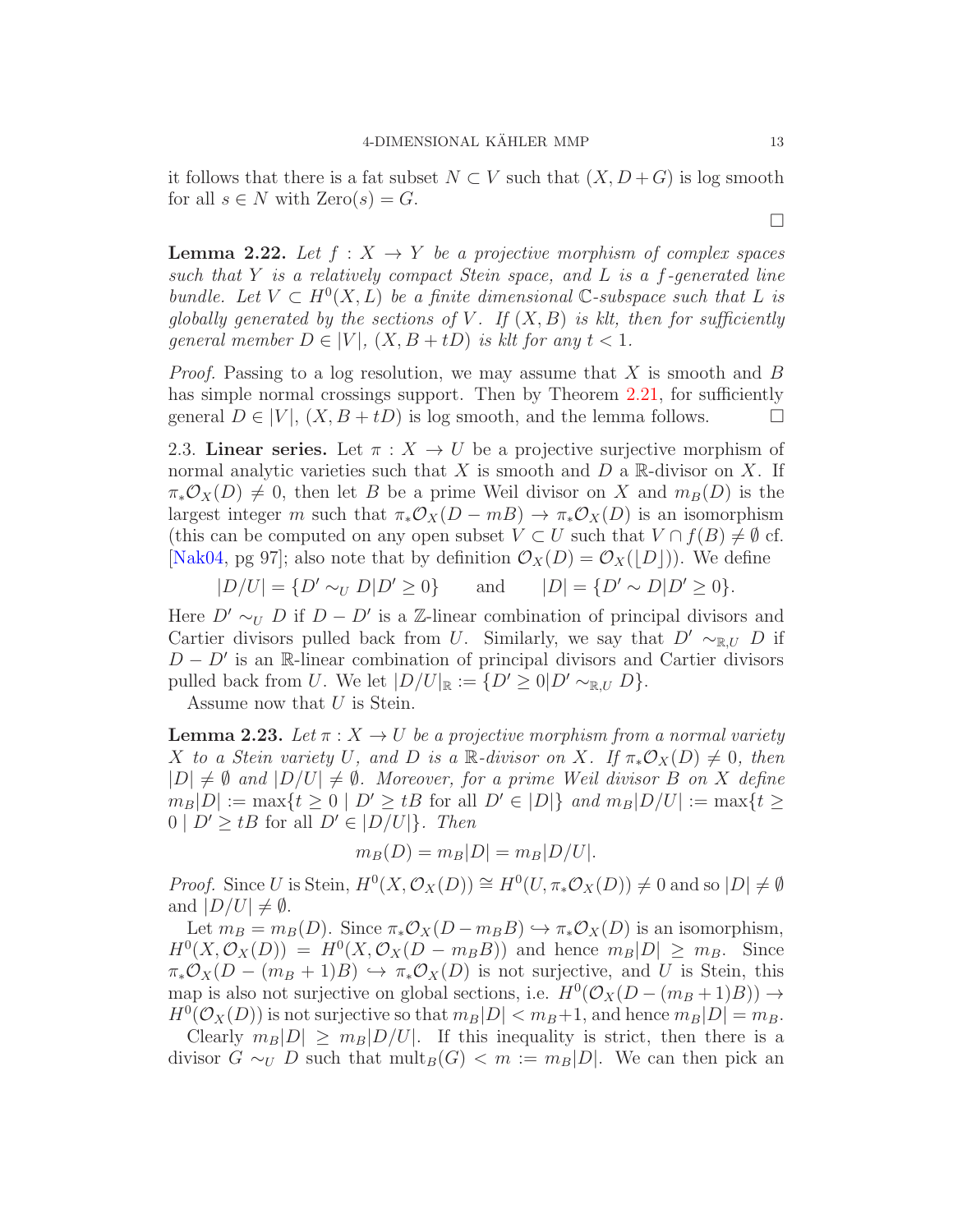it follows that there is a fat subset $N \subset V$ such that $(X, D+G)$ is log smooth for all $s \in N$ with $\mathrm{Zero}(s) = G$.

$\square$

**Lemma 2.22.** *Let $f : X \to Y$ be a projective morphism of complex spaces such that $Y$ is a relatively compact Stein space, and $L$ is a $f$-generated line bundle. Let $V \subset H^0(X, L)$ be a finite dimensional $\mathbb{C}$-subspace such that $L$ is globally generated by the sections of $V$. If $(X, B)$ is klt, then for sufficiently general member $D \in |V|$, $(X, B+tD)$ is klt for any $t < 1$.*

*Proof.* Passing to a log resolution, we may assume that $X$ is smooth and $B$ has simple normal crossings support. Then by Theorem 2.21, for sufficiently general $D \in |V|$, $(X, B+tD)$ is log smooth, and the lemma follows. $\square$

2.3. **Linear series.** Let $\pi : X \to U$ be a projective surjective morphism of normal analytic varieties such that $X$ is smooth and $D$ a $\mathbb{R}$-divisor on $X$. If $\pi_*\mathcal{O}_X(D) \neq 0$, then let $B$ be a prime Weil divisor on $X$ and $m_B(D)$ is the largest integer $m$ such that $\pi_*\mathcal{O}_X(D - mB) \to \pi_*\mathcal{O}_X(D)$ is an isomorphism (this can be computed on any open subset $V \subset U$ such that $V \cap f(B) \neq \emptyset$ cf. [Nak04, pg 97]; also note that by definition $\mathcal{O}_X(D) = \mathcal{O}_X(\lfloor D \rfloor)$). We define

$$|D/U| = \{D' \sim_U D | D' \geq 0\} \qquad \text{and} \qquad |D| = \{D' \sim D | D' \geq 0\}.$$

Here $D' \sim_U D$ if $D - D'$ is a $\mathbb{Z}$-linear combination of principal divisors and Cartier divisors pulled back from $U$. Similarly, we say that $D' \sim_{\mathbb{R},U} D$ if $D - D'$ is an $\mathbb{R}$-linear combination of principal divisors and Cartier divisors pulled back from $U$. We let $|D/U|_{\mathbb{R}} := \{D' \geq 0 | D' \sim_{\mathbb{R},U} D\}$.

Assume now that $U$ is Stein.

**Lemma 2.23.** *Let $\pi : X \to U$ be a projective morphism from a normal variety $X$ to a Stein variety $U$, and $D$ is a $\mathbb{R}$-divisor on $X$. If $\pi_*\mathcal{O}_X(D) \neq 0$, then $|D| \neq \emptyset$ and $|D/U| \neq \emptyset$. Moreover, for a prime Weil divisor $B$ on $X$ define $m_B|D| := \max\{t \geq 0 \mid D' \geq tB \text{ for all } D' \in |D|\}$ and $m_B|D/U| := \max\{t \geq 0 \mid D' \geq tB \text{ for all } D' \in |D/U|\}$. Then*

$$m_B(D) = m_B|D| = m_B|D/U|.$$

*Proof.* Since $U$ is Stein, $H^0(X, \mathcal{O}_X(D)) \cong H^0(U, \pi_*\mathcal{O}_X(D)) \neq 0$ and so $|D| \neq \emptyset$ and $|D/U| \neq \emptyset$.

Let $m_B = m_B(D)$. Since $\pi_*\mathcal{O}_X(D - m_B B) \hookrightarrow \pi_*\mathcal{O}_X(D)$ is an isomorphism, $H^0(X, \mathcal{O}_X(D)) = H^0(X, \mathcal{O}_X(D - m_B B))$ and hence $m_B|D| \geq m_B$. Since $\pi_*\mathcal{O}_X(D - (m_B+1)B) \hookrightarrow \pi_*\mathcal{O}_X(D)$ is not surjective, and $U$ is Stein, this map is also not surjective on global sections, i.e. $H^0(\mathcal{O}_X(D - (m_B+1)B)) \to H^0(\mathcal{O}_X(D))$ is not surjective so that $m_B|D| < m_B+1$, and hence $m_B|D| = m_B$.

Clearly $m_B|D| \geq m_B|D/U|$. If this inequality is strict, then there is a divisor $G \sim_U D$ such that $\mathrm{mult}_B(G) < m := m_B|D|$. We can then pick an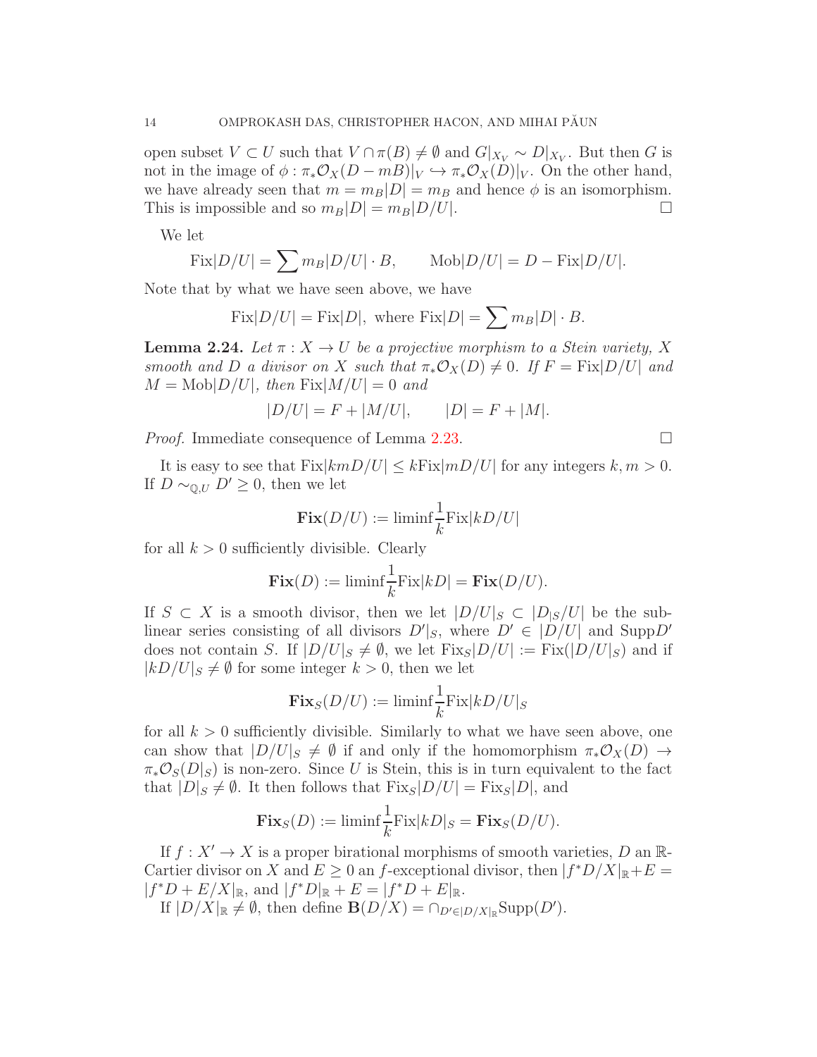open subset $V \subset U$ such that $V \cap \pi(B) \neq \emptyset$ and $G|_{X_V} \sim D|_{X_V}$. But then $G$ is not in the image of $\phi : \pi_*\mathcal{O}_X(D - mB)|_V \hookrightarrow \pi_*\mathcal{O}_X(D)|_V$. On the other hand, we have already seen that $m = m_B|D| = m_B$ and hence $\phi$ is an isomorphism. This is impossible and so $m_B|D| = m_B|D/U|$. $\square$

We let

$$\mathrm{Fix}|D/U| = \sum m_B|D/U| \cdot B, \qquad \mathrm{Mob}|D/U| = D - \mathrm{Fix}|D/U|.$$

Note that by what we have seen above, we have

$$\mathrm{Fix}|D/U| = \mathrm{Fix}|D|, \text{ where } \mathrm{Fix}|D| = \sum m_B|D| \cdot B.$$

**Lemma 2.24.** *Let $\pi : X \to U$ be a projective morphism to a Stein variety, $X$ smooth and $D$ a divisor on $X$ such that $\pi_*\mathcal{O}_X(D) \neq 0$. If $F = \mathrm{Fix}|D/U|$ and $M = \mathrm{Mob}|D/U|$, then $\mathrm{Fix}|M/U| = 0$ and*

$$|D/U| = F + |M/U|, \qquad |D| = F + |M|.$$

*Proof.* Immediate consequence of Lemma 2.23. $\square$

It is easy to see that $\mathrm{Fix}|kmD/U| \leq k\mathrm{Fix}|mD/U|$ for any integers $k, m > 0$. If $D \sim_{\mathbb{Q},U} D' \geq 0$, then we let

$$\mathbf{Fix}(D/U) := \mathrm{liminf}\frac{1}{k}\mathrm{Fix}|kD/U|$$

for all $k > 0$ sufficiently divisible. Clearly

$$\mathbf{Fix}(D) := \mathrm{liminf}\frac{1}{k}\mathrm{Fix}|kD| = \mathbf{Fix}(D/U).$$

If $S \subset X$ is a smooth divisor, then we let $|D/U|_S \subset |D_{|S}/U|$ be the sub-linear series consisting of all divisors $D'|_S$, where $D' \in |D/U|$ and $\mathrm{Supp}D'$ does not contain $S$. If $|D/U|_S \neq \emptyset$, we let $\mathrm{Fix}_S|D/U| := \mathrm{Fix}(|D/U|_S)$ and if $|kD/U|_S \neq \emptyset$ for some integer $k > 0$, then we let

$$\mathbf{Fix}_S(D/U) := \mathrm{liminf}\frac{1}{k}\mathrm{Fix}|kD/U|_S$$

for all $k > 0$ sufficiently divisible. Similarly to what we have seen above, one can show that $|D/U|_S \neq \emptyset$ if and only if the homomorphism $\pi_*\mathcal{O}_X(D) \to \pi_*\mathcal{O}_S(D|_S)$ is non-zero. Since $U$ is Stein, this is in turn equivalent to the fact that $|D|_S \neq \emptyset$. It then follows that $\mathrm{Fix}_S|D/U| = \mathrm{Fix}_S|D|$, and

$$\mathbf{Fix}_S(D) := \mathrm{liminf}\frac{1}{k}\mathrm{Fix}|kD|_S = \mathbf{Fix}_S(D/U).$$

If $f : X' \to X$ is a proper birational morphisms of smooth varieties, $D$ an $\mathbb{R}$-Cartier divisor on $X$ and $E \geq 0$ an $f$-exceptional divisor, then $|f^*D/X|_{\mathbb{R}} + E = |f^*D + E/X|_{\mathbb{R}}$, and $|f^*D|_{\mathbb{R}} + E = |f^*D + E|_{\mathbb{R}}$.

If $|D/X|_{\mathbb{R}} \neq \emptyset$, then define $\mathbf{B}(D/X) = \cap_{D' \in |D/X|_{\mathbb{R}}}\mathrm{Supp}(D')$.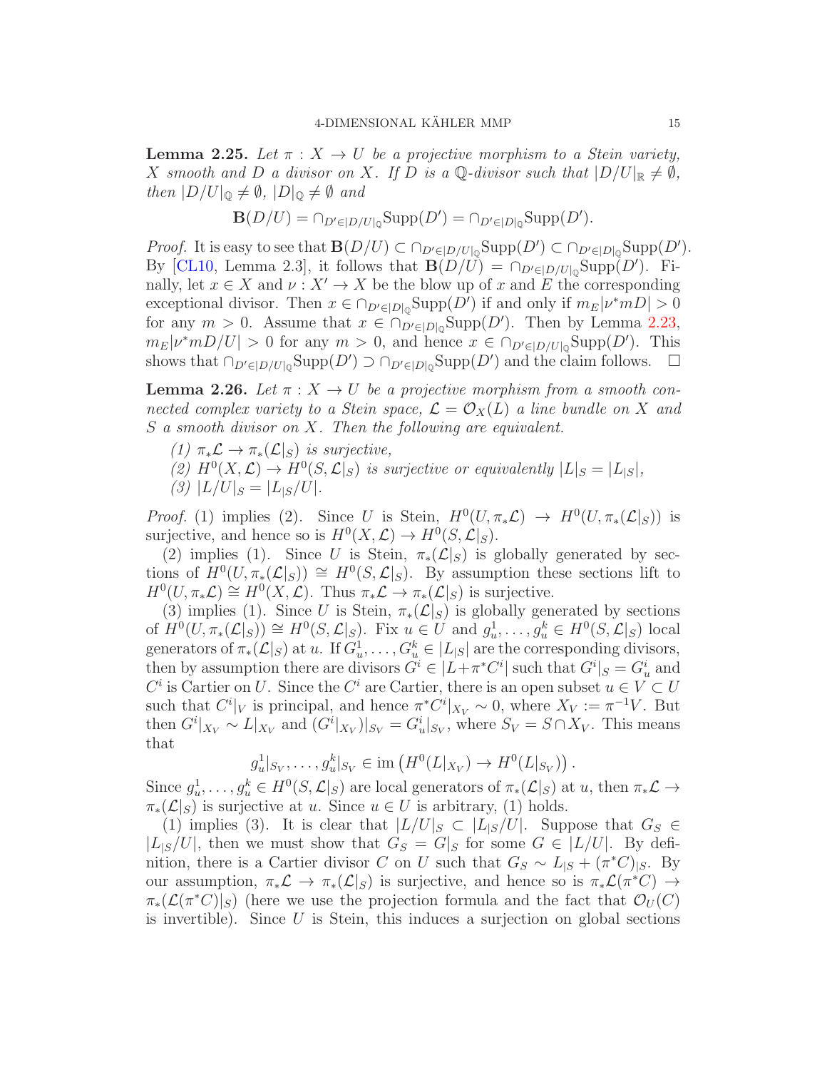**Lemma 2.25.** *Let $\pi : X \to U$ be a projective morphism to a Stein variety, $X$ smooth and $D$ a divisor on $X$. If $D$ is a $\mathbb{Q}$-divisor such that $|D/U|_{\mathbb{R}} \neq \emptyset$, then $|D/U|_{\mathbb{Q}} \neq \emptyset$, $|D|_{\mathbb{Q}} \neq \emptyset$ and*

$$\mathbf{B}(D/U) = \cap_{D' \in |D/U|_{\mathbb{Q}}} \mathrm{Supp}(D') = \cap_{D' \in |D|_{\mathbb{Q}}} \mathrm{Supp}(D').$$

*Proof.* It is easy to see that $\mathbf{B}(D/U) \subset \cap_{D' \in |D/U|_{\mathbb{Q}}} \mathrm{Supp}(D') \subset \cap_{D' \in |D|_{\mathbb{Q}}} \mathrm{Supp}(D')$. By [CL10, Lemma 2.3], it follows that $\mathbf{B}(D/U) = \cap_{D' \in |D/U|_{\mathbb{Q}}} \mathrm{Supp}(D')$. Finally, let $x \in X$ and $\nu : X' \to X$ be the blow up of $x$ and $E$ the corresponding exceptional divisor. Then $x \in \cap_{D' \in |D|_{\mathbb{Q}}} \mathrm{Supp}(D')$ if and only if $m_E|\nu^* mD| > 0$ for any $m > 0$. Assume that $x \in \cap_{D' \in |D|_{\mathbb{Q}}} \mathrm{Supp}(D')$. Then by Lemma 2.23, $m_E|\nu^* mD/U| > 0$ for any $m > 0$, and hence $x \in \cap_{D' \in |D/U|_{\mathbb{Q}}} \mathrm{Supp}(D')$. This shows that $\cap_{D' \in |D/U|_{\mathbb{Q}}} \mathrm{Supp}(D') \supset \cap_{D' \in |D|_{\mathbb{Q}}} \mathrm{Supp}(D')$ and the claim follows. □

**Lemma 2.26.** *Let $\pi : X \to U$ be a projective morphism from a smooth connected complex variety to a Stein space, $\mathcal{L} = \mathcal{O}_X(L)$ a line bundle on $X$ and $S$ a smooth divisor on $X$. Then the following are equivalent.*

*(1) $\pi_* \mathcal{L} \to \pi_*(\mathcal{L}|_S)$ is surjective,*
*(2) $H^0(X, \mathcal{L}) \to H^0(S, \mathcal{L}|_S)$ is surjective or equivalently $|L|_S = |L_{|S}|$,*
*(3) $|L/U|_S = |L_{|S}/U|$.*

*Proof.* (1) implies (2). Since $U$ is Stein, $H^0(U, \pi_* \mathcal{L}) \to H^0(U, \pi_*(\mathcal{L}|_S))$ is surjective, and hence so is $H^0(X, \mathcal{L}) \to H^0(S, \mathcal{L}|_S)$.

(2) implies (1). Since $U$ is Stein, $\pi_*(\mathcal{L}|_S)$ is globally generated by sections of $H^0(U, \pi_*(\mathcal{L}|_S)) \cong H^0(S, \mathcal{L}|_S)$. By assumption these sections lift to $H^0(U, \pi_* \mathcal{L}) \cong H^0(X, \mathcal{L})$. Thus $\pi_* \mathcal{L} \to \pi_*(\mathcal{L}|_S)$ is surjective.

(3) implies (1). Since $U$ is Stein, $\pi_*(\mathcal{L}|_S)$ is globally generated by sections of $H^0(U, \pi_*(\mathcal{L}|_S)) \cong H^0(S, \mathcal{L}|_S)$. Fix $u \in U$ and $g_u^1, \ldots, g_u^k \in H^0(S, \mathcal{L}|_S)$ local generators of $\pi_*(\mathcal{L}|_S)$ at $u$. If $G_u^1, \ldots, G_u^k \in |L_{|S}|$ are the corresponding divisors, then by assumption there are divisors $G^i \in |L + \pi^* C^i|$ such that $G^i|_S = G_u^i$ and $C^i$ is Cartier on $U$. Since the $C^i$ are Cartier, there is an open subset $u \in V \subset U$ such that $C^i|_V$ is principal, and hence $\pi^* C^i|_{X_V} \sim 0$, where $X_V := \pi^{-1} V$. But then $G^i|_{X_V} \sim L|_{X_V}$ and $(G^i|_{X_V})|_{S_V} = G_u^i|_{S_V}$, where $S_V = S \cap X_V$. This means that

$$g_u^1|_{S_V}, \ldots, g_u^k|_{S_V} \in \mathrm{im}\left(H^0(L|_{X_V}) \to H^0(L|_{S_V})\right).$$

Since $g_u^1, \ldots, g_u^k \in H^0(S, \mathcal{L}|_S)$ are local generators of $\pi_*(\mathcal{L}|_S)$ at $u$, then $\pi_* \mathcal{L} \to \pi_*(\mathcal{L}|_S)$ is surjective at $u$. Since $u \in U$ is arbitrary, (1) holds.

(1) implies (3). It is clear that $|L/U|_S \subset |L_{|S}/U|$. Suppose that $G_S \in |L_{|S}/U|$, then we must show that $G_S = G|_S$ for some $G \in |L/U|$. By definition, there is a Cartier divisor $C$ on $U$ such that $G_S \sim L_{|S} + (\pi^* C)_{|S}$. By our assumption, $\pi_* \mathcal{L} \to \pi_*(\mathcal{L}|_S)$ is surjective, and hence so is $\pi_* \mathcal{L}(\pi^* C) \to \pi_*(\mathcal{L}(\pi^* C)|_S)$ (here we use the projection formula and the fact that $\mathcal{O}_U(C)$ is invertible). Since $U$ is Stein, this induces a surjection on global sections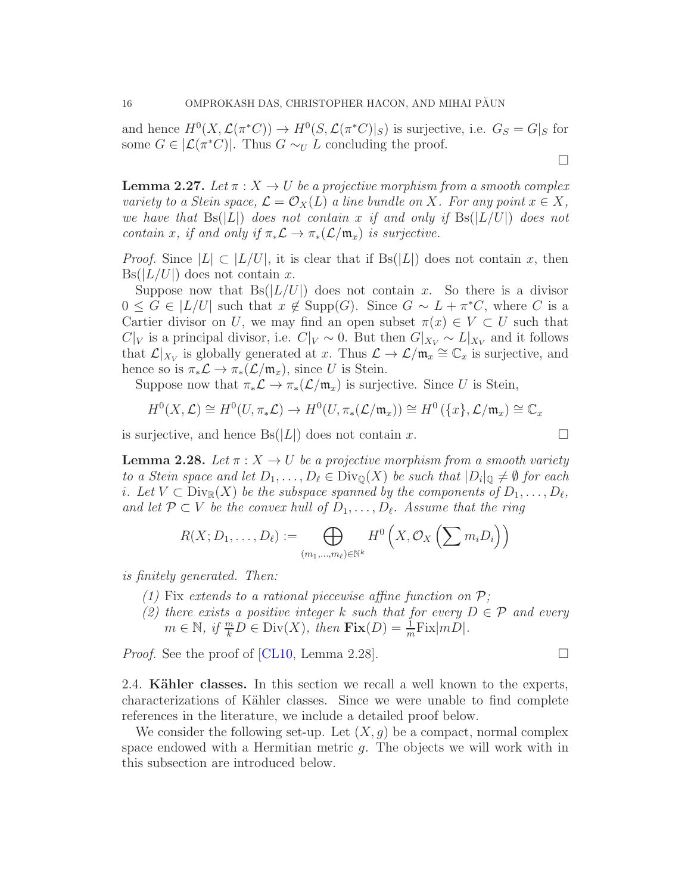and hence $H^0(X, \mathcal{L}(\pi^*C)) \to H^0(S, \mathcal{L}(\pi^*C)|_S)$ is surjective, i.e. $G_S = G|_S$ for some $G \in |\mathcal{L}(\pi^*C)|$. Thus $G \sim_U L$ concluding the proof. $\square$

**Lemma 2.27.** *Let $\pi : X \to U$ be a projective morphism from a smooth complex variety to a Stein space, $\mathcal{L} = \mathcal{O}_X(L)$ a line bundle on $X$. For any point $x \in X$, we have that $\mathrm{Bs}(|L|)$ does not contain $x$ if and only if $\mathrm{Bs}(|L/U|)$ does not contain $x$, if and only if $\pi_*\mathcal{L} \to \pi_*(\mathcal{L}/\mathfrak{m}_x)$ is surjective.*

*Proof.* Since $|L| \subset |L/U|$, it is clear that if $\mathrm{Bs}(|L|)$ does not contain $x$, then $\mathrm{Bs}(|L/U|)$ does not contain $x$.

Suppose now that $\mathrm{Bs}(|L/U|)$ does not contain $x$. So there is a divisor $0 \leq G \in |L/U|$ such that $x \notin \mathrm{Supp}(G)$. Since $G \sim L + \pi^*C$, where $C$ is a Cartier divisor on $U$, we may find an open subset $\pi(x) \in V \subset U$ such that $C|_V$ is a principal divisor, i.e. $C|_V \sim 0$. But then $G|_{X_V} \sim L|_{X_V}$ and it follows that $\mathcal{L}|_{X_V}$ is globally generated at $x$. Thus $\mathcal{L} \to \mathcal{L}/\mathfrak{m}_x \cong \mathbb{C}_x$ is surjective, and hence so is $\pi_*\mathcal{L} \to \pi_*(\mathcal{L}/\mathfrak{m}_x)$, since $U$ is Stein.

Suppose now that $\pi_*\mathcal{L} \to \pi_*(\mathcal{L}/\mathfrak{m}_x)$ is surjective. Since $U$ is Stein,

$$H^0(X, \mathcal{L}) \cong H^0(U, \pi_*\mathcal{L}) \to H^0(U, \pi_*(\mathcal{L}/\mathfrak{m}_x)) \cong H^0(\{x\}, \mathcal{L}/\mathfrak{m}_x) \cong \mathbb{C}_x$$

is surjective, and hence $\mathrm{Bs}(|L|)$ does not contain $x$. $\square$

**Lemma 2.28.** *Let $\pi : X \to U$ be a projective morphism from a smooth variety to a Stein space and let $D_1, \ldots, D_\ell \in \mathrm{Div}_{\mathbb{Q}}(X)$ be such that $|D_i|_{\mathbb{Q}} \neq \emptyset$ for each $i$. Let $V \subset \mathrm{Div}_{\mathbb{R}}(X)$ be the subspace spanned by the components of $D_1, \ldots, D_\ell$, and let $\mathcal{P} \subset V$ be the convex hull of $D_1, \ldots, D_\ell$. Assume that the ring*

$$R(X; D_1, \ldots, D_\ell) := \bigoplus_{(m_1,\ldots,m_\ell)\in\mathbb{N}^k} H^0\left(X, \mathcal{O}_X\left(\sum m_i D_i\right)\right)$$

*is finitely generated. Then:*

1. *$\mathrm{Fix}$ extends to a rational piecewise affine function on $\mathcal{P}$;*
2. *there exists a positive integer $k$ such that for every $D \in \mathcal{P}$ and every $m \in \mathbb{N}$, if $\frac{m}{k}D \in \mathrm{Div}(X)$, then $\mathbf{Fix}(D) = \frac{1}{m}\mathrm{Fix}|mD|$.*

*Proof.* See the proof of [CL10, Lemma 2.28]. $\square$

2.4. **Kähler classes.** In this section we recall a well known to the experts, characterizations of Kähler classes. Since we were unable to find complete references in the literature, we include a detailed proof below.

We consider the following set-up. Let $(X, g)$ be a compact, normal complex space endowed with a Hermitian metric $g$. The objects we will work with in this subsection are introduced below.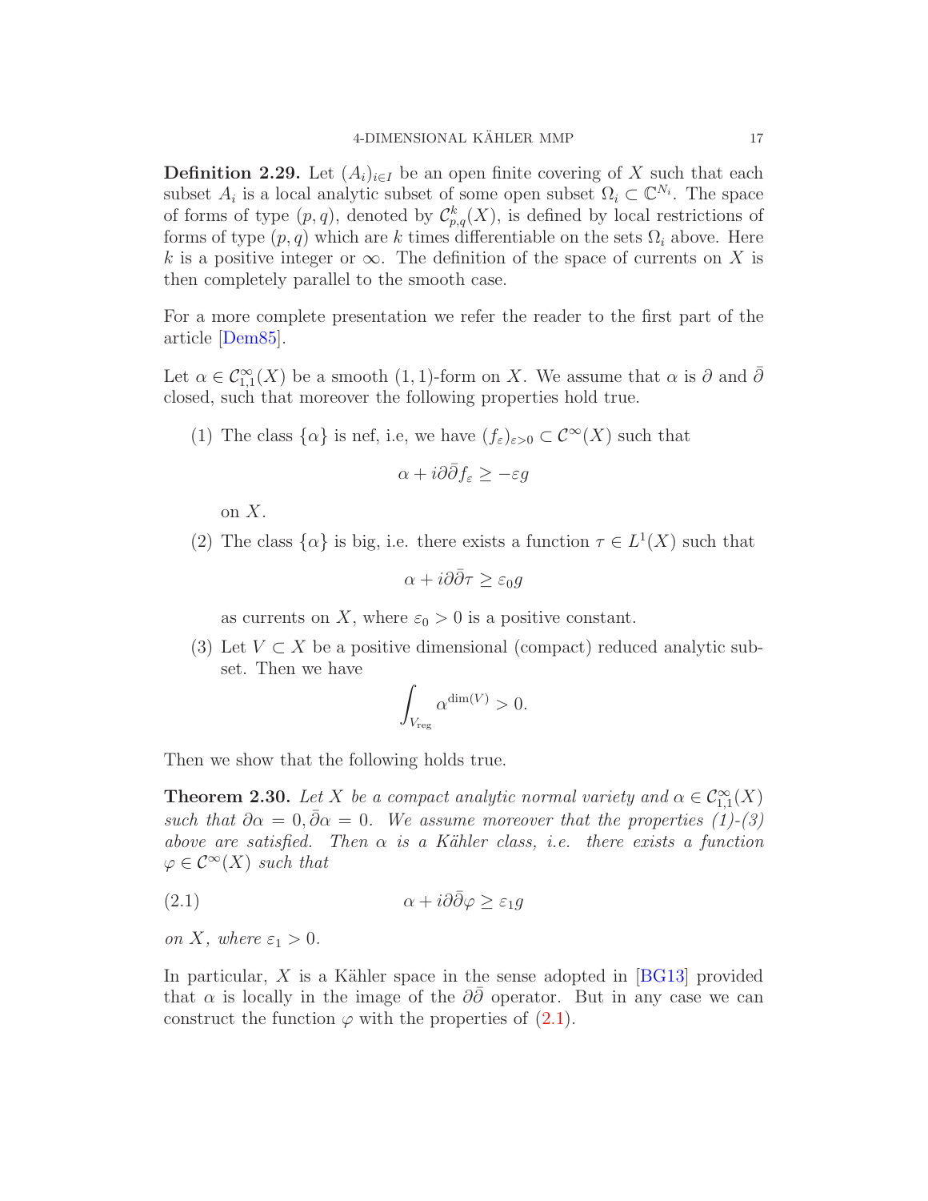**Definition 2.29.** Let $(A_i)_{i\in I}$ be an open finite covering of $X$ such that each subset $A_i$ is a local analytic subset of some open subset $\Omega_i \subset \mathbb{C}^{N_i}$. The space of forms of type $(p, q)$, denoted by $\mathcal{C}^k_{p,q}(X)$, is defined by local restrictions of forms of type $(p, q)$ which are $k$ times differentiable on the sets $\Omega_i$ above. Here $k$ is a positive integer or $\infty$. The definition of the space of currents on $X$ is then completely parallel to the smooth case.

For a more complete presentation we refer the reader to the first part of the article [Dem85].

Let $\alpha \in \mathcal{C}^\infty_{1,1}(X)$ be a smooth $(1, 1)$-form on $X$. We assume that $\alpha$ is $\partial$ and $\bar{\partial}$ closed, such that moreover the following properties hold true.

(1) The class $\{\alpha\}$ is nef, i.e, we have $(f_\varepsilon)_{\varepsilon>0} \subset \mathcal{C}^\infty(X)$ such that
$$\alpha + i\partial\bar{\partial} f_\varepsilon \geq -\varepsilon g$$
on $X$.

(2) The class $\{\alpha\}$ is big, i.e. there exists a function $\tau \in L^1(X)$ such that
$$\alpha + i\partial\bar{\partial}\tau \geq \varepsilon_0 g$$
as currents on $X$, where $\varepsilon_0 > 0$ is a positive constant.

(3) Let $V \subset X$ be a positive dimensional (compact) reduced analytic subset. Then we have
$$\int_{V_{\mathrm{reg}}} \alpha^{\dim(V)} > 0.$$

Then we show that the following holds true.

**Theorem 2.30.** *Let $X$ be a compact analytic normal variety and $\alpha \in \mathcal{C}^\infty_{1,1}(X)$ such that $\partial\alpha = 0, \bar{\partial}\alpha = 0$. We assume moreover that the properties (1)-(3) above are satisfied. Then $\alpha$ is a Kähler class, i.e. there exists a function $\varphi \in \mathcal{C}^\infty(X)$ such that*

$$\alpha + i\partial\bar{\partial}\varphi \geq \varepsilon_1 g \tag{2.1}$$

*on $X$, where $\varepsilon_1 > 0$.*

In particular, $X$ is a Kähler space in the sense adopted in [BG13] provided that $\alpha$ is locally in the image of the $\partial\bar{\partial}$ operator. But in any case we can construct the function $\varphi$ with the properties of (2.1).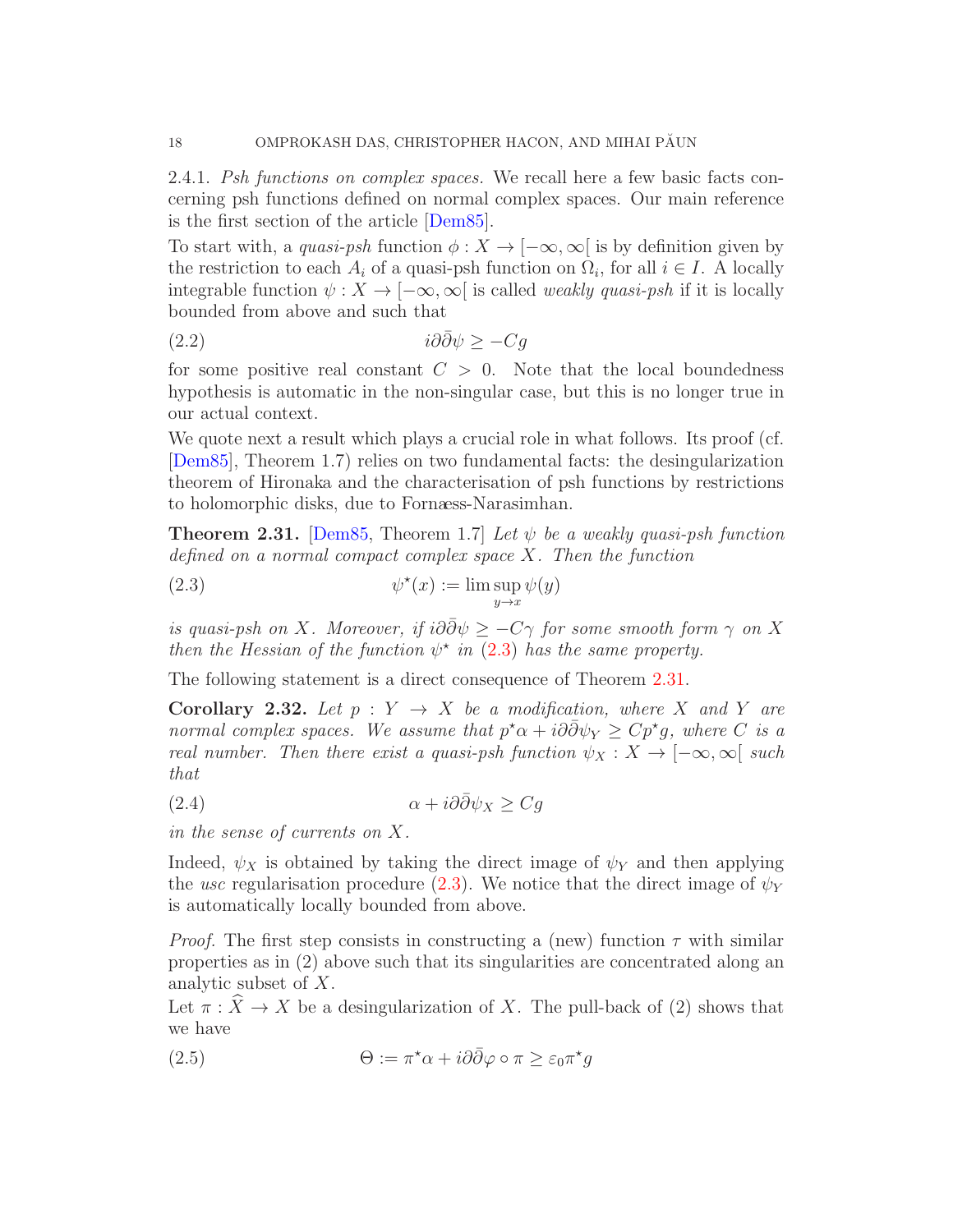2.4.1. *Psh functions on complex spaces.* We recall here a few basic facts concerning psh functions defined on normal complex spaces. Our main reference is the first section of the article [Dem85].

To start with, a *quasi-psh* function $\phi : X \to [-\infty, \infty[$ is by definition given by the restriction to each $A_i$ of a quasi-psh function on $\Omega_i$, for all $i \in I$. A locally integrable function $\psi : X \to [-\infty, \infty[$ is called *weakly quasi-psh* if it is locally bounded from above and such that

$$i\partial\bar{\partial}\psi \geq -Cg \tag{2.2}$$

for some positive real constant $C > 0$. Note that the local boundedness hypothesis is automatic in the non-singular case, but this is no longer true in our actual context.

We quote next a result which plays a crucial role in what follows. Its proof (cf. [Dem85], Theorem 1.7) relies on two fundamental facts: the desingularization theorem of Hironaka and the characterisation of psh functions by restrictions to holomorphic disks, due to Fornæss-Narasimhan.

**Theorem 2.31.** [Dem85, Theorem 1.7] *Let $\psi$ be a weakly quasi-psh function defined on a normal compact complex space $X$. Then the function*

$$\psi^\star(x) := \limsup_{y \to x} \psi(y) \tag{2.3}$$

*is quasi-psh on $X$. Moreover, if $i\partial\bar{\partial}\psi \geq -C\gamma$ for some smooth form $\gamma$ on $X$ then the Hessian of the function $\psi^\star$ in (2.3) has the same property.*

The following statement is a direct consequence of Theorem 2.31.

**Corollary 2.32.** *Let $p : Y \to X$ be a modification, where $X$ and $Y$ are normal complex spaces. We assume that $p^\star\alpha + i\partial\bar{\partial}\psi_Y \geq Cp^\star g$, where $C$ is a real number. Then there exist a quasi-psh function $\psi_X : X \to [-\infty, \infty[$ such that*

$$\alpha + i\partial\bar{\partial}\psi_X \geq Cg \tag{2.4}$$

*in the sense of currents on $X$.*

Indeed, $\psi_X$ is obtained by taking the direct image of $\psi_Y$ and then applying the *usc* regularisation procedure (2.3). We notice that the direct image of $\psi_Y$ is automatically locally bounded from above.

*Proof.* The first step consists in constructing a (new) function $\tau$ with similar properties as in (2) above such that its singularities are concentrated along an analytic subset of $X$.

Let $\pi : \widehat{X} \to X$ be a desingularization of $X$. The pull-back of (2) shows that we have

$$\Theta := \pi^\star\alpha + i\partial\bar{\partial}\varphi \circ \pi \geq \varepsilon_0\pi^\star g \tag{2.5}$$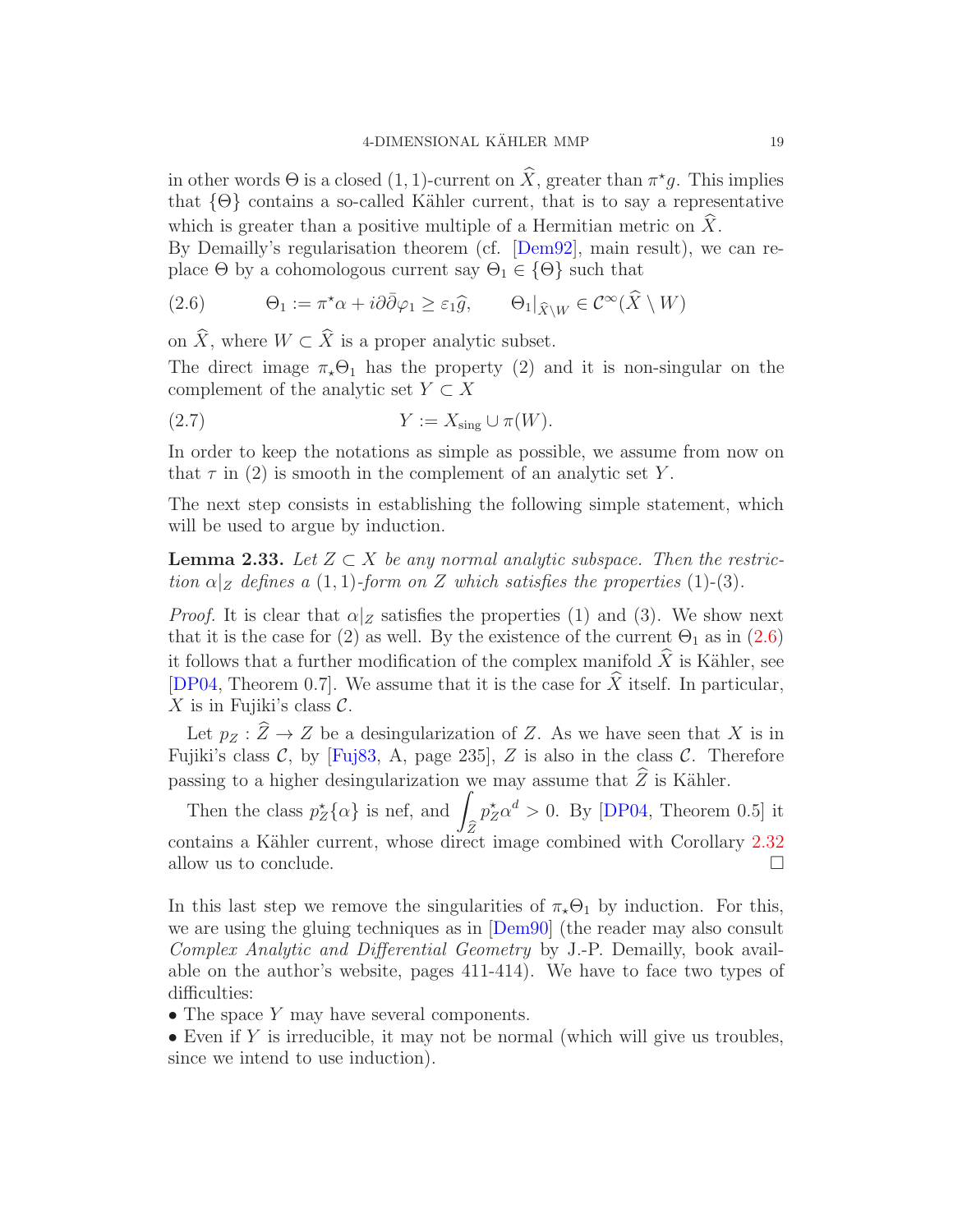in other words $\Theta$ is a closed $(1,1)$-current on $\widehat{X}$, greater than $\pi^\star g$. This implies that $\{\Theta\}$ contains a so-called Kähler current, that is to say a representative which is greater than a positive multiple of a Hermitian metric on $\widehat{X}$.
By Demailly's regularisation theorem (cf. [Dem92], main result), we can replace $\Theta$ by a cohomologous current say $\Theta_1 \in \{\Theta\}$ such that

$$\Theta_1 := \pi^\star\alpha + i\partial\bar{\partial}\varphi_1 \geq \varepsilon_1 \widehat{g}, \qquad \Theta_1|_{\widehat{X}\setminus W} \in \mathcal{C}^\infty(\widehat{X}\setminus W) \tag{2.6}$$

on $\widehat{X}$, where $W \subset \widehat{X}$ is a proper analytic subset.
The direct image $\pi_\star\Theta_1$ has the property (2) and it is non-singular on the complement of the analytic set $Y \subset X$

$$Y := X_{\text{sing}} \cup \pi(W). \tag{2.7}$$

In order to keep the notations as simple as possible, we assume from now on that $\tau$ in (2) is smooth in the complement of an analytic set $Y$.

The next step consists in establishing the following simple statement, which will be used to argue by induction.

**Lemma 2.33.** *Let $Z \subset X$ be any normal analytic subspace. Then the restriction $\alpha|_Z$ defines a $(1,1)$-form on $Z$ which satisfies the properties* (1)-(3).

*Proof.* It is clear that $\alpha|_Z$ satisfies the properties (1) and (3). We show next that it is the case for (2) as well. By the existence of the current $\Theta_1$ as in (2.6) it follows that a further modification of the complex manifold $\widehat{X}$ is Kähler, see [DP04, Theorem 0.7]. We assume that it is the case for $\widehat{X}$ itself. In particular, $X$ is in Fujiki's class $\mathcal{C}$.

Let $p_Z : \widehat{Z} \to Z$ be a desingularization of $Z$. As we have seen that $X$ is in Fujiki's class $\mathcal{C}$, by [Fuj83, A, page 235], $Z$ is also in the class $\mathcal{C}$. Therefore passing to a higher desingularization we may assume that $\widehat{Z}$ is Kähler.

Then the class $p_Z^\star\{\alpha\}$ is nef, and $\int_{\widehat{Z}} p_Z^\star\alpha^d > 0$. By [DP04, Theorem 0.5] it contains a Kähler current, whose direct image combined with Corollary 2.32 allow us to conclude. □

In this last step we remove the singularities of $\pi_\star\Theta_1$ by induction. For this, we are using the gluing techniques as in [Dem90] (the reader may also consult *Complex Analytic and Differential Geometry* by J.-P. Demailly, book available on the author's website, pages 411-414). We have to face two types of difficulties:
- The space $Y$ may have several components.
- Even if $Y$ is irreducible, it may not be normal (which will give us troubles, since we intend to use induction).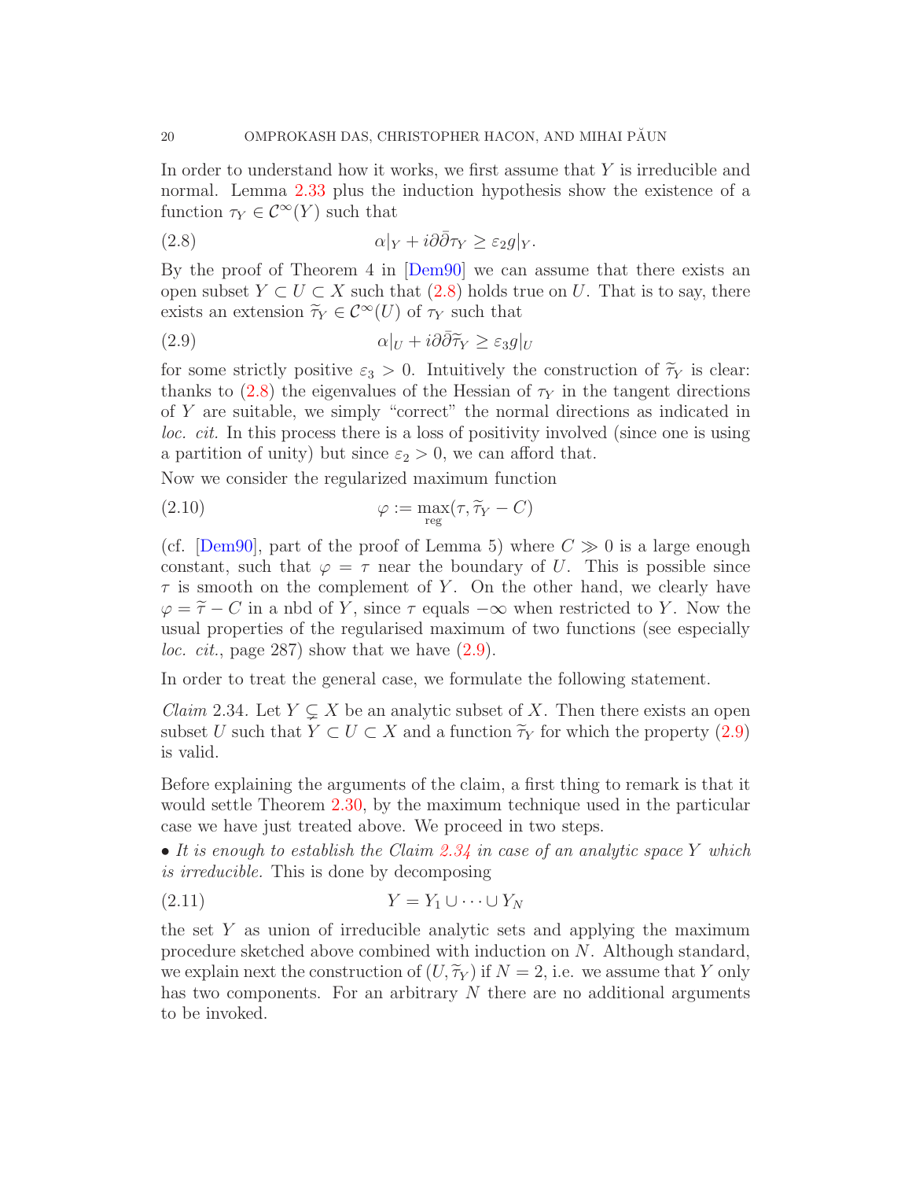In order to understand how it works, we first assume that $Y$ is irreducible and normal. Lemma 2.33 plus the induction hypothesis show the existence of a function $\tau_Y \in \mathcal{C}^\infty(Y)$ such that

$$\alpha|_Y + i\partial\bar{\partial}\tau_Y \geq \varepsilon_2 g|_Y. \tag{2.8}$$

By the proof of Theorem 4 in [Dem90] we can assume that there exists an open subset $Y \subset U \subset X$ such that (2.8) holds true on $U$. That is to say, there exists an extension $\widetilde{\tau}_Y \in \mathcal{C}^\infty(U)$ of $\tau_Y$ such that

$$\alpha|_U + i\partial\bar{\partial}\widetilde{\tau}_Y \geq \varepsilon_3 g|_U \tag{2.9}$$

for some strictly positive $\varepsilon_3 > 0$. Intuitively the construction of $\widetilde{\tau}_Y$ is clear: thanks to (2.8) the eigenvalues of the Hessian of $\tau_Y$ in the tangent directions of $Y$ are suitable, we simply "correct" the normal directions as indicated in *loc. cit.* In this process there is a loss of positivity involved (since one is using a partition of unity) but since $\varepsilon_2 > 0$, we can afford that.

Now we consider the regularized maximum function

$$\varphi := \max_{\text{reg}}(\tau, \widetilde{\tau}_Y - C) \tag{2.10}$$

(cf. [Dem90], part of the proof of Lemma 5) where $C \gg 0$ is a large enough constant, such that $\varphi = \tau$ near the boundary of $U$. This is possible since $\tau$ is smooth on the complement of $Y$. On the other hand, we clearly have $\varphi = \widetilde{\tau} - C$ in a nbd of $Y$, since $\tau$ equals $-\infty$ when restricted to $Y$. Now the usual properties of the regularised maximum of two functions (see especially *loc. cit.*, page 287) show that we have (2.9).

In order to treat the general case, we formulate the following statement.

*Claim* 2.34. Let $Y \subsetneq X$ be an analytic subset of $X$. Then there exists an open subset $U$ such that $Y \subset U \subset X$ and a function $\widetilde{\tau}_Y$ for which the property (2.9) is valid.

Before explaining the arguments of the claim, a first thing to remark is that it would settle Theorem 2.30, by the maximum technique used in the particular case we have just treated above. We proceed in two steps.

• *It is enough to establish the Claim 2.34 in case of an analytic space $Y$ which is irreducible.* This is done by decomposing

$$Y = Y_1 \cup \cdots \cup Y_N \tag{2.11}$$

the set $Y$ as union of irreducible analytic sets and applying the maximum procedure sketched above combined with induction on $N$. Although standard, we explain next the construction of $(U, \widetilde{\tau}_Y)$ if $N = 2$, i.e. we assume that $Y$ only has two components. For an arbitrary $N$ there are no additional arguments to be invoked.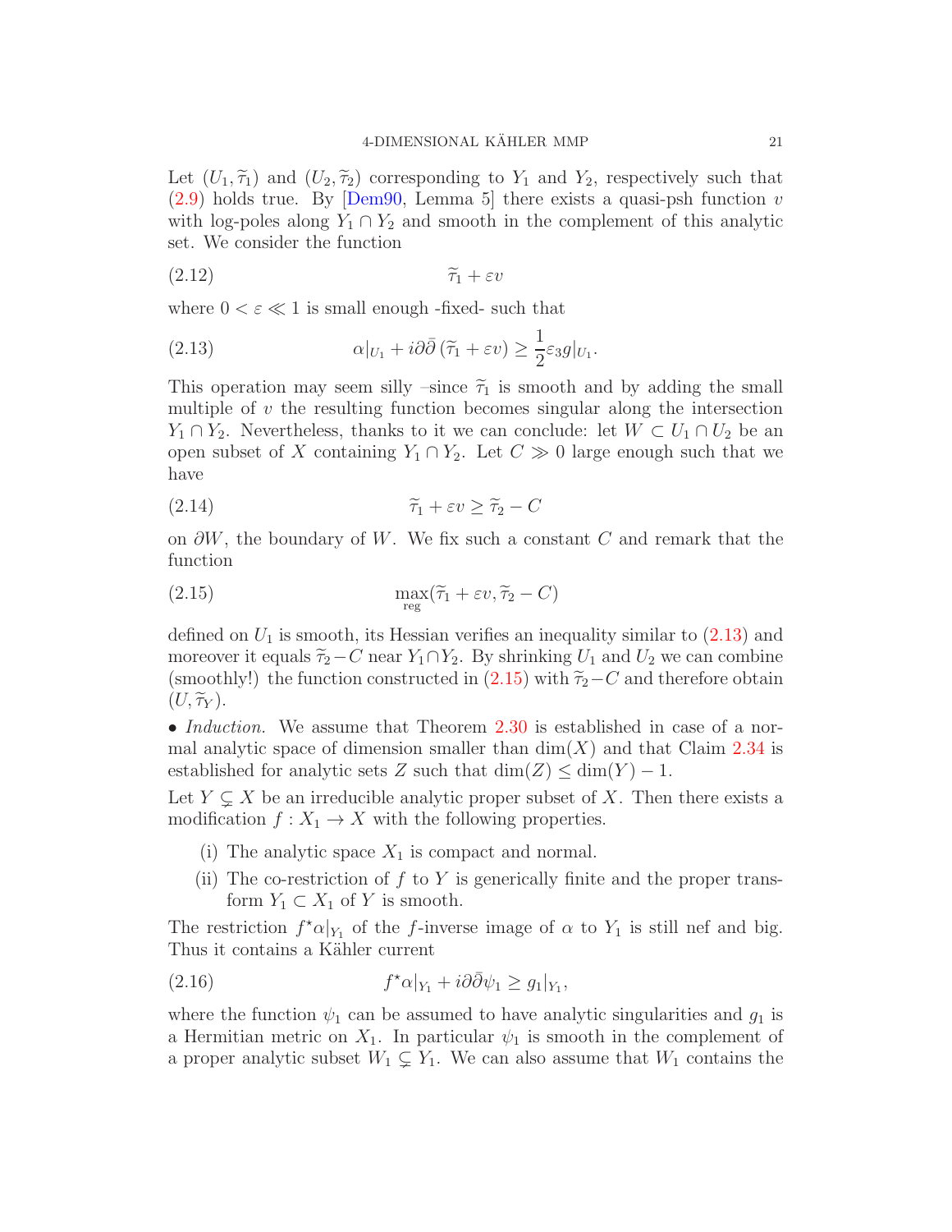Let $(U_1, \widetilde{\tau}_1)$ and $(U_2, \widetilde{\tau}_2)$ corresponding to $Y_1$ and $Y_2$, respectively such that (2.9) holds true. By [Dem90, Lemma 5] there exists a quasi-psh function $v$ with log-poles along $Y_1 \cap Y_2$ and smooth in the complement of this analytic set. We consider the function

$$\widetilde{\tau}_1 + \varepsilon v \tag{2.12}$$

where $0 < \varepsilon \ll 1$ is small enough -fixed- such that

$$\alpha|_{U_1} + i\partial\bar{\partial}\left(\widetilde{\tau}_1 + \varepsilon v\right) \geq \frac{1}{2}\varepsilon_3 g|_{U_1}. \tag{2.13}$$

This operation may seem silly –since $\widetilde{\tau}_1$ is smooth and by adding the small multiple of $v$ the resulting function becomes singular along the intersection $Y_1 \cap Y_2$. Nevertheless, thanks to it we can conclude: let $W \subset U_1 \cap U_2$ be an open subset of $X$ containing $Y_1 \cap Y_2$. Let $C \gg 0$ large enough such that we have

$$\widetilde{\tau}_1 + \varepsilon v \geq \widetilde{\tau}_2 - C \tag{2.14}$$

on $\partial W$, the boundary of $W$. We fix such a constant $C$ and remark that the function

$$\max_{\text{reg}}(\widetilde{\tau}_1 + \varepsilon v, \widetilde{\tau}_2 - C) \tag{2.15}$$

defined on $U_1$ is smooth, its Hessian verifies an inequality similar to (2.13) and moreover it equals $\widetilde{\tau}_2 - C$ near $Y_1 \cap Y_2$. By shrinking $U_1$ and $U_2$ we can combine (smoothly!) the function constructed in (2.15) with $\widetilde{\tau}_2 - C$ and therefore obtain $(U, \widetilde{\tau}_Y)$.

• *Induction.* We assume that Theorem 2.30 is established in case of a normal analytic space of dimension smaller than $\dim(X)$ and that Claim 2.34 is established for analytic sets $Z$ such that $\dim(Z) \leq \dim(Y) - 1$.

Let $Y \subsetneq X$ be an irreducible analytic proper subset of $X$. Then there exists a modification $f : X_1 \to X$ with the following properties.

(i) The analytic space $X_1$ is compact and normal.

(ii) The co-restriction of $f$ to $Y$ is generically finite and the proper transform $Y_1 \subset X_1$ of $Y$ is smooth.

The restriction $f^\star\alpha|_{Y_1}$ of the $f$-inverse image of $\alpha$ to $Y_1$ is still nef and big. Thus it contains a Kähler current

$$f^\star\alpha|_{Y_1} + i\partial\bar{\partial}\psi_1 \geq g_1|_{Y_1}, \tag{2.16}$$

where the function $\psi_1$ can be assumed to have analytic singularities and $g_1$ is a Hermitian metric on $X_1$. In particular $\psi_1$ is smooth in the complement of a proper analytic subset $W_1 \subsetneq Y_1$. We can also assume that $W_1$ contains the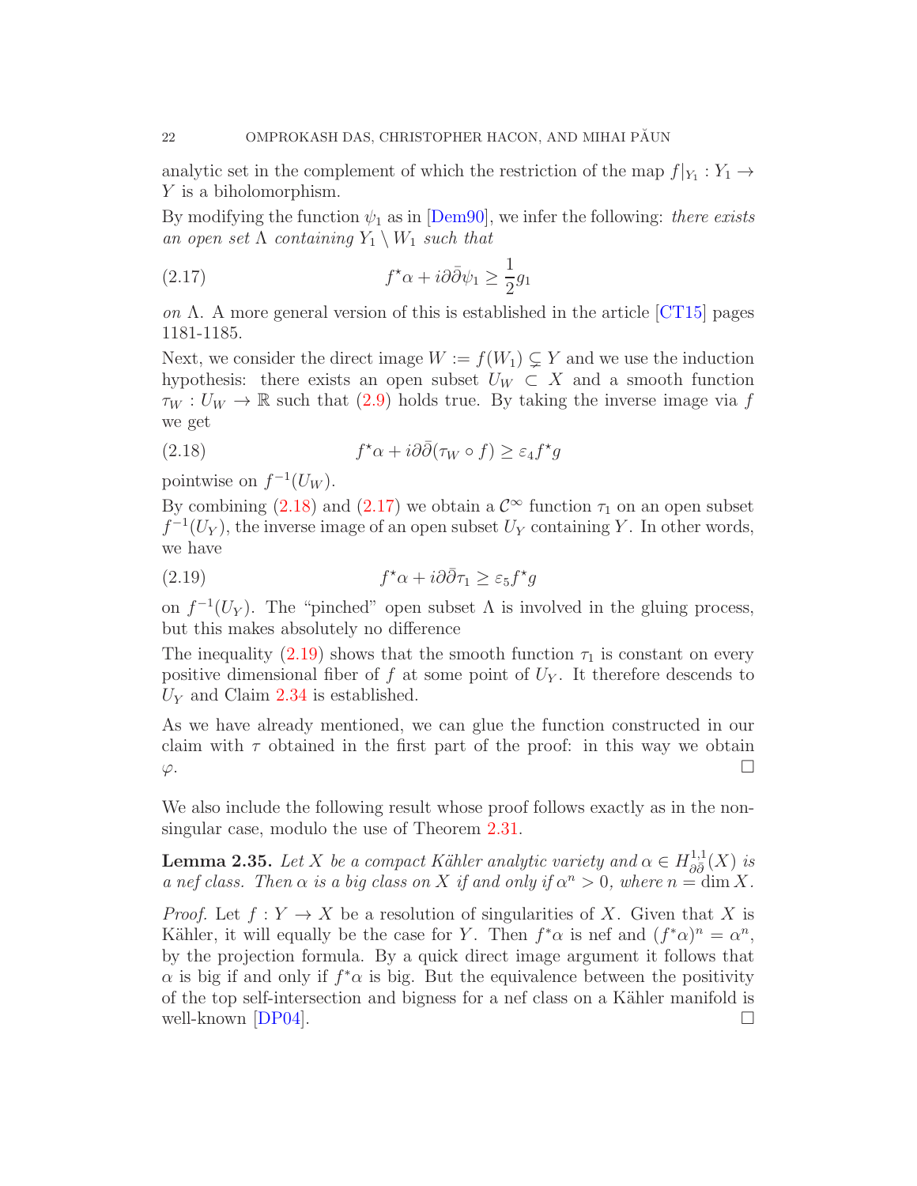analytic set in the complement of which the restriction of the map $f|_{Y_1} : Y_1 \to Y$ is a biholomorphism.

By modifying the function $\psi_1$ as in [Dem90], we infer the following: *there exists an open set $\Lambda$ containing $Y_1 \setminus W_1$ such that*

$$f^\star \alpha + i\partial\bar{\partial}\psi_1 \geq \frac{1}{2} g_1 \tag{2.17}$$

*on* $\Lambda$. A more general version of this is established in the article [CT15] pages 1181-1185.

Next, we consider the direct image $W := f(W_1) \subsetneq Y$ and we use the induction hypothesis: there exists an open subset $U_W \subset X$ and a smooth function $\tau_W : U_W \to \mathbb{R}$ such that (2.9) holds true. By taking the inverse image via $f$ we get

$$f^\star \alpha + i\partial\bar{\partial}(\tau_W \circ f) \geq \varepsilon_4 f^\star g \tag{2.18}$$

pointwise on $f^{-1}(U_W)$.

By combining (2.18) and (2.17) we obtain a $\mathcal{C}^\infty$ function $\tau_1$ on an open subset $f^{-1}(U_Y)$, the inverse image of an open subset $U_Y$ containing $Y$. In other words, we have

$$f^\star \alpha + i\partial\bar{\partial}\tau_1 \geq \varepsilon_5 f^\star g \tag{2.19}$$

on $f^{-1}(U_Y)$. The "pinched" open subset $\Lambda$ is involved in the gluing process, but this makes absolutely no difference

The inequality (2.19) shows that the smooth function $\tau_1$ is constant on every positive dimensional fiber of $f$ at some point of $U_Y$. It therefore descends to $U_Y$ and Claim 2.34 is established.

As we have already mentioned, we can glue the function constructed in our claim with $\tau$ obtained in the first part of the proof: in this way we obtain $\varphi$. □

We also include the following result whose proof follows exactly as in the non-singular case, modulo the use of Theorem 2.31.

**Lemma 2.35.** *Let $X$ be a compact Kähler analytic variety and $\alpha \in H^{1,1}_{\partial\bar{\partial}}(X)$ is a nef class. Then $\alpha$ is a big class on $X$ if and only if $\alpha^n > 0$, where $n = \dim X$.*

*Proof.* Let $f : Y \to X$ be a resolution of singularities of $X$. Given that $X$ is Kähler, it will equally be the case for $Y$. Then $f^*\alpha$ is nef and $(f^*\alpha)^n = \alpha^n$, by the projection formula. By a quick direct image argument it follows that $\alpha$ is big if and only if $f^*\alpha$ is big. But the equivalence between the positivity of the top self-intersection and bigness for a nef class on a Kähler manifold is well-known [DP04]. □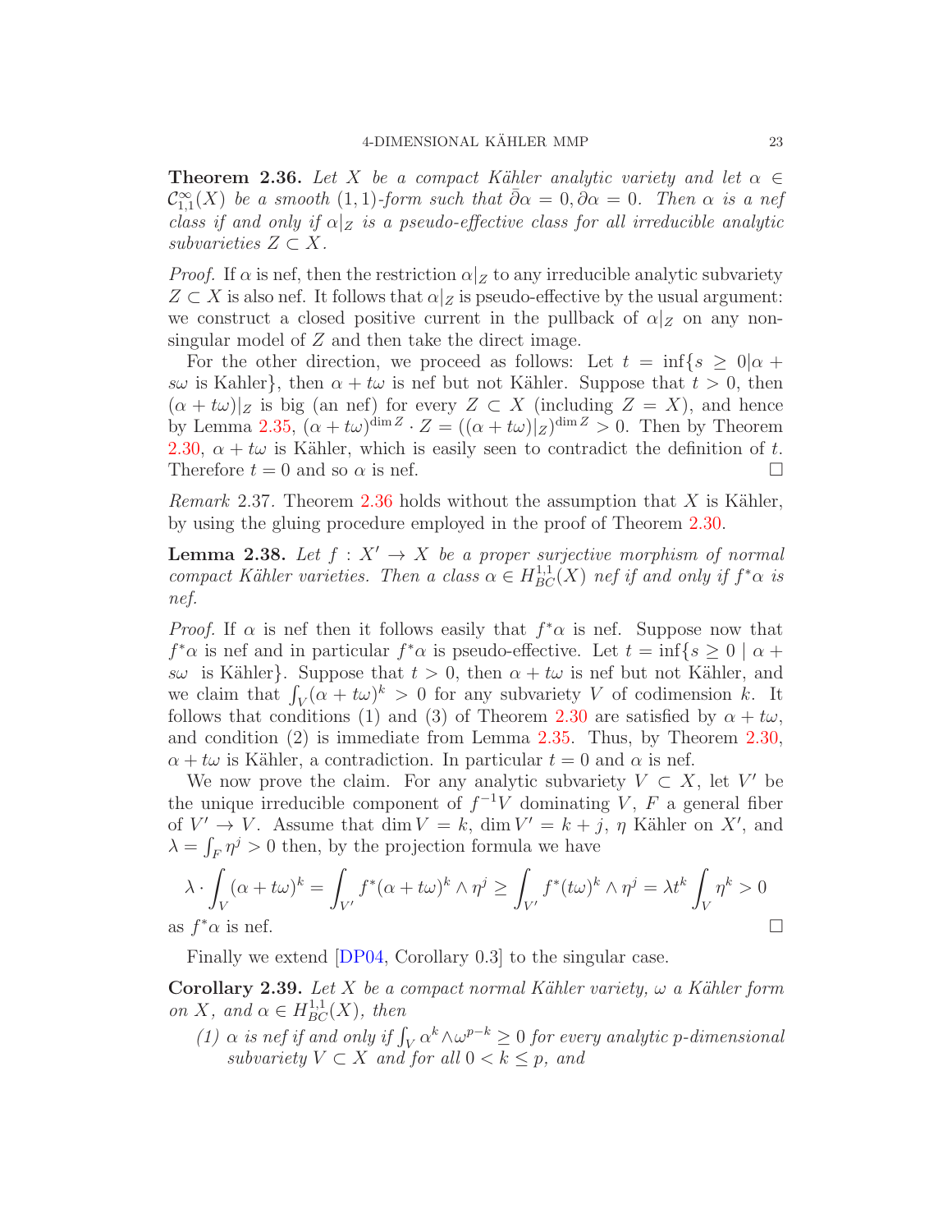**Theorem 2.36.** *Let $X$ be a compact Kähler analytic variety and let $\alpha \in \mathcal{C}^\infty_{1,1}(X)$ be a smooth $(1,1)$-form such that $\bar\partial\alpha = 0, \partial\alpha = 0$. Then $\alpha$ is a nef class if and only if $\alpha|_Z$ is a pseudo-effective class for all irreducible analytic subvarieties $Z \subset X$.*

*Proof.* If $\alpha$ is nef, then the restriction $\alpha|_Z$ to any irreducible analytic subvariety $Z \subset X$ is also nef. It follows that $\alpha|_Z$ is pseudo-effective by the usual argument: we construct a closed positive current in the pullback of $\alpha|_Z$ on any non-singular model of $Z$ and then take the direct image.

For the other direction, we proceed as follows: Let $t = \inf\{s \geq 0 | \alpha + s\omega \text{ is Kahler}\}$, then $\alpha + t\omega$ is nef but not Kähler. Suppose that $t > 0$, then $(\alpha + t\omega)|_Z$ is big (an nef) for every $Z \subset X$ (including $Z = X$), and hence by Lemma 2.35, $(\alpha + t\omega)^{\dim Z} \cdot Z = ((\alpha + t\omega)|_Z)^{\dim Z} > 0$. Then by Theorem 2.30, $\alpha + t\omega$ is Kähler, which is easily seen to contradict the definition of $t$. Therefore $t = 0$ and so $\alpha$ is nef. ☐

*Remark* 2.37. Theorem 2.36 holds without the assumption that $X$ is Kähler, by using the gluing procedure employed in the proof of Theorem 2.30.

**Lemma 2.38.** *Let $f : X' \to X$ be a proper surjective morphism of normal compact Kähler varieties. Then a class $\alpha \in H^{1,1}_{BC}(X)$ nef if and only if $f^*\alpha$ is nef.*

*Proof.* If $\alpha$ is nef then it follows easily that $f^*\alpha$ is nef. Suppose now that $f^*\alpha$ is nef and in particular $f^*\alpha$ is pseudo-effective. Let $t = \inf\{s \geq 0 \mid \alpha + s\omega \text{ is Kähler}\}$. Suppose that $t > 0$, then $\alpha + t\omega$ is nef but not Kähler, and we claim that $\int_V (\alpha + t\omega)^k > 0$ for any subvariety $V$ of codimension $k$. It follows that conditions (1) and (3) of Theorem 2.30 are satisfied by $\alpha + t\omega$, and condition (2) is immediate from Lemma 2.35. Thus, by Theorem 2.30, $\alpha + t\omega$ is Kähler, a contradiction. In particular $t = 0$ and $\alpha$ is nef.

We now prove the claim. For any analytic subvariety $V \subset X$, let $V'$ be the unique irreducible component of $f^{-1}V$ dominating $V$, $F$ a general fiber of $V' \to V$. Assume that $\dim V = k$, $\dim V' = k + j$, $\eta$ Kähler on $X'$, and $\lambda = \int_F \eta^j > 0$ then, by the projection formula we have

$$\lambda \cdot \int_V (\alpha + t\omega)^k = \int_{V'} f^*(\alpha + t\omega)^k \wedge \eta^j \geq \int_{V'} f^*(t\omega)^k \wedge \eta^j = \lambda t^k \int_V \eta^k > 0$$

as $f^*\alpha$ is nef. ☐

Finally we extend [DP04, Corollary 0.3] to the singular case.

**Corollary 2.39.** *Let $X$ be a compact normal Kähler variety, $\omega$ a Kähler form on $X$, and $\alpha \in H^{1,1}_{BC}(X)$, then*

1. *$\alpha$ is nef if and only if $\int_V \alpha^k \wedge \omega^{p-k} \geq 0$ for every analytic $p$-dimensional subvariety $V \subset X$ and for all $0 < k \leq p$, and*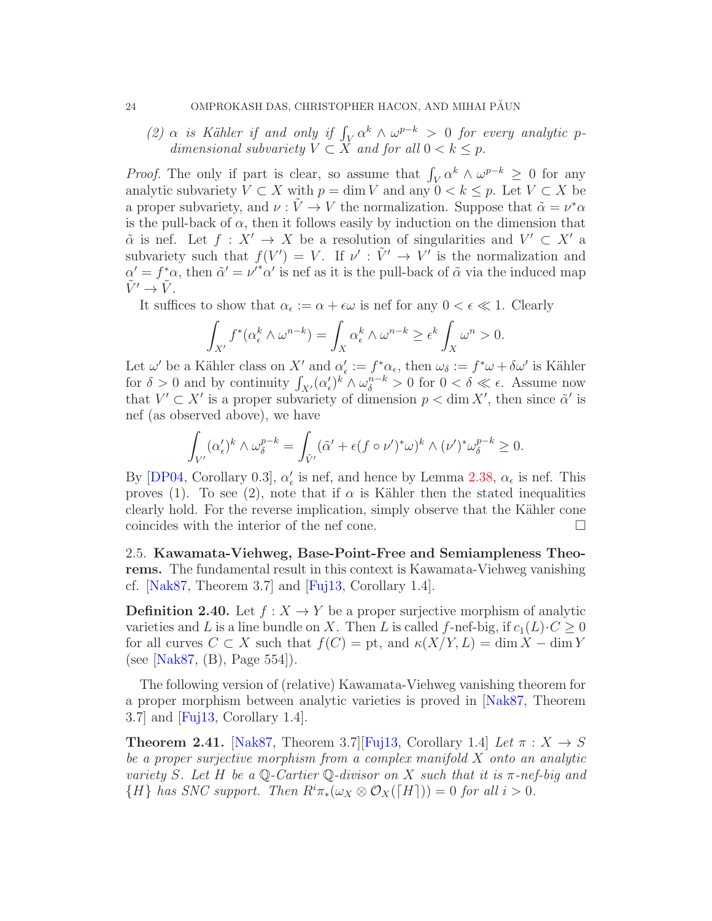*(2) $\alpha$ is Kähler if and only if $\int_V \alpha^k \wedge \omega^{p-k} > 0$ for every analytic $p$-dimensional subvariety $V \subset X$ and for all $0 < k \leq p$.*

*Proof.* The only if part is clear, so assume that $\int_V \alpha^k \wedge \omega^{p-k} \geq 0$ for any analytic subvariety $V \subset X$ with $p = \dim V$ and any $0 < k \leq p$. Let $V \subset X$ be a proper subvariety, and $\nu : \tilde{V} \to V$ the normalization. Suppose that $\tilde{\alpha} = \nu^* \alpha$ is the pull-back of $\alpha$, then it follows easily by induction on the dimension that $\tilde{\alpha}$ is nef. Let $f : X' \to X$ be a resolution of singularities and $V' \subset X'$ a subvariety such that $f(V') = V$. If $\nu' : \tilde{V}' \to V'$ is the normalization and $\alpha' = f^*\alpha$, then $\tilde{\alpha}' = {\nu'}^* \alpha'$ is nef as it is the pull-back of $\tilde{\alpha}$ via the induced map $\tilde{V}' \to \tilde{V}$.

It suffices to show that $\alpha_\epsilon := \alpha + \epsilon\omega$ is nef for any $0 < \epsilon \ll 1$. Clearly

$$\int_{X'} f^*(\alpha_\epsilon^k \wedge \omega^{n-k}) = \int_X \alpha_\epsilon^k \wedge \omega^{n-k} \geq \epsilon^k \int_X \omega^n > 0.$$

Let $\omega'$ be a Kähler class on $X'$ and $\alpha'_\epsilon := f^*\alpha_\epsilon$, then $\omega_\delta := f^*\omega + \delta\omega'$ is Kähler for $\delta > 0$ and by continuity $\int_{X'} (\alpha'_\epsilon)^k \wedge \omega_\delta^{n-k} > 0$ for $0 < \delta \ll \epsilon$. Assume now that $V' \subset X'$ is a proper subvariety of dimension $p < \dim X'$, then since $\tilde{\alpha}'$ is nef (as observed above), we have

$$\int_{V'} (\alpha'_\epsilon)^k \wedge \omega_\delta^{p-k} = \int_{\tilde{V}'} (\tilde{\alpha}' + \epsilon (f \circ \nu')^* \omega)^k \wedge (\nu')^* \omega_\delta^{p-k} \geq 0.$$

By [DP04, Corollary 0.3], $\alpha'_\epsilon$ is nef, and hence by Lemma 2.38, $\alpha_\epsilon$ is nef. This proves (1). To see (2), note that if $\alpha$ is Kähler then the stated inequalities clearly hold. For the reverse implication, simply observe that the Kähler cone coincides with the interior of the nef cone. $\square$

## 2.5. Kawamata-Viehweg, Base-Point-Free and Semiampleness Theorems.

The fundamental result in this context is Kawamata-Viehweg vanishing cf. [Nak87, Theorem 3.7] and [Fuj13, Corollary 1.4].

**Definition 2.40.** Let $f : X \to Y$ be a proper surjective morphism of analytic varieties and $L$ is a line bundle on $X$. Then $L$ is called $f$-nef-big, if $c_1(L) \cdot C \geq 0$ for all curves $C \subset X$ such that $f(C) = \mathrm{pt}$, and $\kappa(X/Y, L) = \dim X - \dim Y$ (see [Nak87, (B), Page 554]).

The following version of (relative) Kawamata-Viehweg vanishing theorem for a proper morphism between analytic varieties is proved in [Nak87, Theorem 3.7] and [Fuj13, Corollary 1.4].

**Theorem 2.41.** [Nak87, Theorem 3.7][Fuj13, Corollary 1.4] *Let $\pi : X \to S$ be a proper surjective morphism from a complex manifold $X$ onto an analytic variety $S$. Let $H$ be a $\mathbb{Q}$-Cartier $\mathbb{Q}$-divisor on $X$ such that it is $\pi$-nef-big and $\{H\}$ has SNC support. Then $R^i\pi_*(\omega_X \otimes \mathcal{O}_X(\lceil H \rceil)) = 0$ for all $i > 0$.*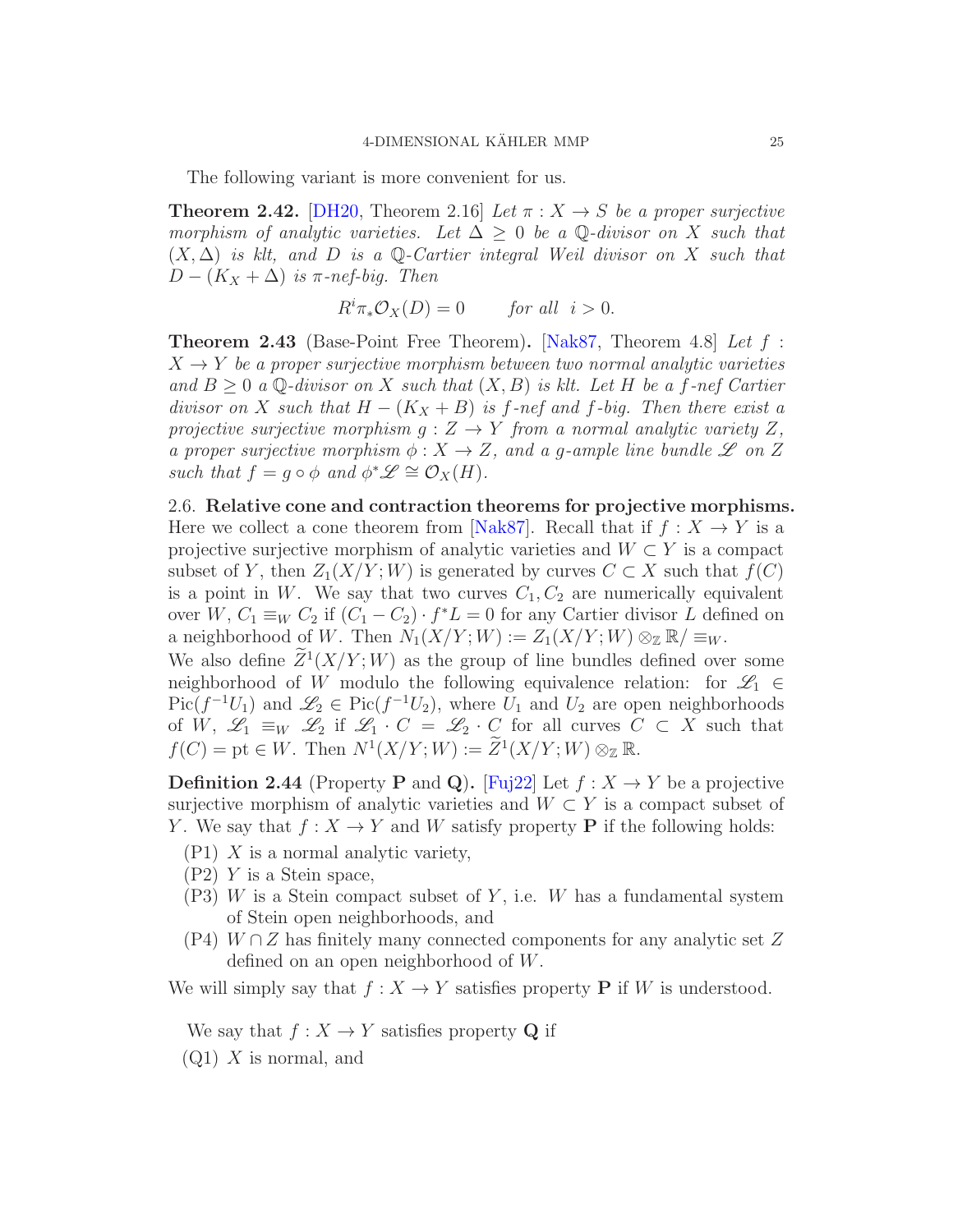The following variant is more convenient for us.

**Theorem 2.42.** [DH20, Theorem 2.16] *Let $\pi : X \to S$ be a proper surjective morphism of analytic varieties. Let $\Delta \geq 0$ be a $\mathbb{Q}$-divisor on $X$ such that $(X, \Delta)$ is klt, and $D$ is a $\mathbb{Q}$-Cartier integral Weil divisor on $X$ such that $D - (K_X + \Delta)$ is $\pi$-nef-big. Then*

$$R^i\pi_*\mathcal{O}_X(D) = 0 \qquad \text{for all } \ i > 0.$$

**Theorem 2.43** (Base-Point Free Theorem)**.** [Nak87, Theorem 4.8] *Let $f : X \to Y$ be a proper surjective morphism between two normal analytic varieties and $B \geq 0$ a $\mathbb{Q}$-divisor on $X$ such that $(X, B)$ is klt. Let $H$ be a $f$-nef Cartier divisor on $X$ such that $H - (K_X + B)$ is $f$-nef and $f$-big. Then there exist a projective surjective morphism $g : Z \to Y$ from a normal analytic variety $Z$, a proper surjective morphism $\phi : X \to Z$, and a $g$-ample line bundle $\mathscr{L}$ on $Z$ such that $f = g \circ \phi$ and $\phi^*\mathscr{L} \cong \mathcal{O}_X(H)$.*

2.6. **Relative cone and contraction theorems for projective morphisms.** Here we collect a cone theorem from [Nak87]. Recall that if $f : X \to Y$ is a projective surjective morphism of analytic varieties and $W \subset Y$ is a compact subset of $Y$, then $Z_1(X/Y; W)$ is generated by curves $C \subset X$ such that $f(C)$ is a point in $W$. We say that two curves $C_1, C_2$ are numerically equivalent over $W$, $C_1 \equiv_W C_2$ if $(C_1 - C_2) \cdot f^*L = 0$ for any Cartier divisor $L$ defined on a neighborhood of $W$. Then $N_1(X/Y; W) := Z_1(X/Y; W) \otimes_{\mathbb{Z}} \mathbb{R}/\equiv_W$.
We also define $\widetilde{Z}^1(X/Y; W)$ as the group of line bundles defined over some neighborhood of $W$ modulo the following equivalence relation: for $\mathscr{L}_1 \in \operatorname{Pic}(f^{-1}U_1)$ and $\mathscr{L}_2 \in \operatorname{Pic}(f^{-1}U_2)$, where $U_1$ and $U_2$ are open neighborhoods of $W$, $\mathscr{L}_1 \equiv_W \mathscr{L}_2$ if $\mathscr{L}_1 \cdot C = \mathscr{L}_2 \cdot C$ for all curves $C \subset X$ such that $f(C) = \mathrm{pt} \in W$. Then $N^1(X/Y; W) := \widetilde{Z}^1(X/Y; W) \otimes_{\mathbb{Z}} \mathbb{R}$.

**Definition 2.44** (Property **P** and **Q**)**.** [Fuj22] Let $f : X \to Y$ be a projective surjective morphism of analytic varieties and $W \subset Y$ is a compact subset of $Y$. We say that $f : X \to Y$ and $W$ satisfy property **P** if the following holds:

(P1) $X$ is a normal analytic variety,
(P2) $Y$ is a Stein space,
(P3) $W$ is a Stein compact subset of $Y$, i.e. $W$ has a fundamental system of Stein open neighborhoods, and
(P4) $W \cap Z$ has finitely many connected components for any analytic set $Z$ defined on an open neighborhood of $W$.

We will simply say that $f : X \to Y$ satisfies property **P** if $W$ is understood.

We say that $f : X \to Y$ satisfies property **Q** if

(Q1) $X$ is normal, and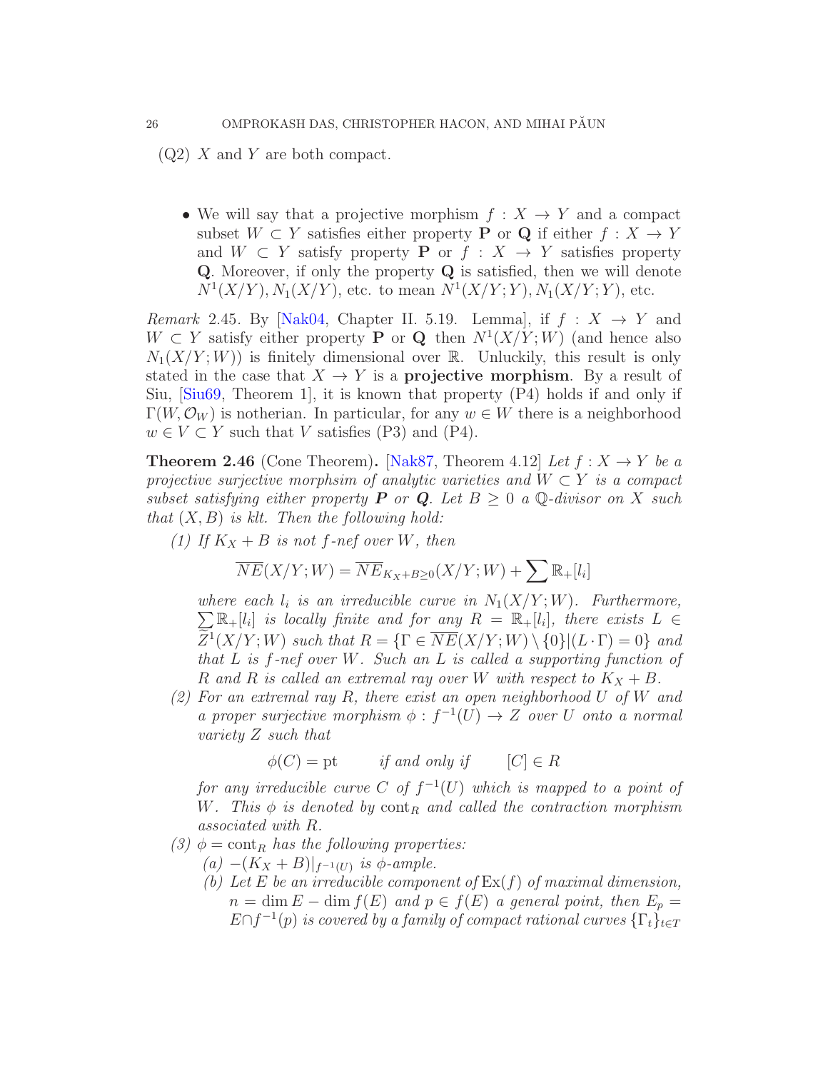(Q2) $X$ and $Y$ are both compact.

- We will say that a projective morphism $f : X \to Y$ and a compact subset $W \subset Y$ satisfies either property **P** or **Q** if either $f : X \to Y$ and $W \subset Y$ satisfy property **P** or $f : X \to Y$ satisfies property **Q**. Moreover, if only the property **Q** is satisfied, then we will denote $N^1(X/Y), N_1(X/Y)$, etc. to mean $N^1(X/Y;Y), N_1(X/Y;Y)$, etc.

*Remark* 2.45. By [Nak04, Chapter II. 5.19. Lemma], if $f : X \to Y$ and $W \subset Y$ satisfy either property **P** or **Q** then $N^1(X/Y;W)$ (and hence also $N_1(X/Y;W)$) is finitely dimensional over $\mathbb{R}$. Unluckily, this result is only stated in the case that $X \to Y$ is a **projective morphism**. By a result of Siu, [Siu69, Theorem 1], it is known that property (P4) holds if and only if $\Gamma(W, \mathcal{O}_W)$ is notherian. In particular, for any $w \in W$ there is a neighborhood $w \in V \subset Y$ such that $V$ satisfies (P3) and (P4).

**Theorem 2.46** (Cone Theorem)**.** [Nak87, Theorem 4.12] *Let $f : X \to Y$ be a projective surjective morphsim of analytic varieties and $W \subset Y$ is a compact subset satisfying either property **P** or **Q**. Let $B \geq 0$ a $\mathbb{Q}$-divisor on $X$ such that $(X, B)$ is klt. Then the following hold:*

*(1) If $K_X + B$ is not $f$-nef over $W$, then*

$$\overline{NE}(X/Y;W) = \overline{NE}_{K_X+B\geq 0}(X/Y;W) + \sum \mathbb{R}_+[l_i]$$

*where each $l_i$ is an irreducible curve in $N_1(X/Y;W)$. Furthermore, $\sum \mathbb{R}_+[l_i]$ is locally finite and for any $R = \mathbb{R}_+[l_i]$, there exists $L \in \widetilde{Z}^1(X/Y;W)$ such that $R = \{\Gamma \in \overline{NE}(X/Y;W) \setminus \{0\} | (L \cdot \Gamma) = 0\}$ and that $L$ is $f$-nef over $W$. Such an $L$ is called a supporting function of $R$ and $R$ is called an extremal ray over $W$ with respect to $K_X + B$.*

*(2) For an extremal ray $R$, there exist an open neighborhood $U$ of $W$ and a proper surjective morphism $\phi : f^{-1}(U) \to Z$ over $U$ onto a normal variety $Z$ such that*

$$\phi(C) = \mathrm{pt} \qquad \text{if and only if} \qquad [C] \in R$$

*for any irreducible curve $C$ of $f^{-1}(U)$ which is mapped to a point of $W$. This $\phi$ is denoted by $\mathrm{cont}_R$ and called the contraction morphism associated with $R$.*

*(3) $\phi = \mathrm{cont}_R$ has the following properties:*

*(a) $-(K_X + B)|_{f^{-1}(U)}$ is $\phi$-ample.*

*(b) Let $E$ be an irreducible component of $\mathrm{Ex}(f)$ of maximal dimension, $n = \dim E - \dim f(E)$ and $p \in f(E)$ a general point, then $E_p = E \cap f^{-1}(p)$ is covered by a family of compact rational curves $\{\Gamma_t\}_{t\in T}$*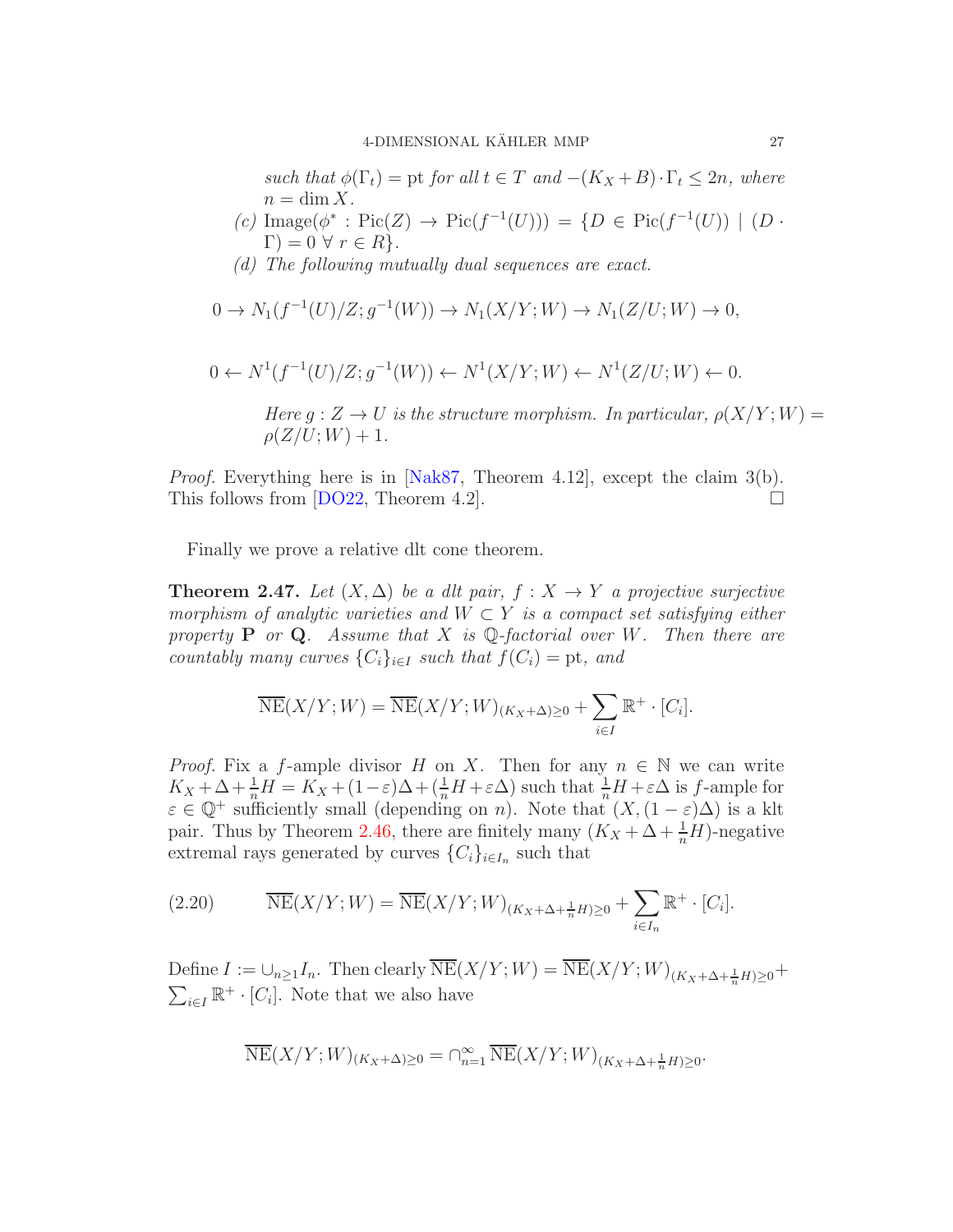*such that $\phi(\Gamma_t) = \mathrm{pt}$ for all $t \in T$ and $-(K_X+B)\cdot\Gamma_t \leq 2n$, where $n = \dim X$.*

*(c)* $\mathrm{Image}(\phi^* : \mathrm{Pic}(Z) \to \mathrm{Pic}(f^{-1}(U))) = \{D \in \mathrm{Pic}(f^{-1}(U)) \mid (D \cdot \Gamma) = 0 \ \forall\, r \in R\}$.

*(d) The following mutually dual sequences are exact.*

$$0 \to N_1(f^{-1}(U)/Z; g^{-1}(W)) \to N_1(X/Y;W) \to N_1(Z/U;W) \to 0,$$

$$0 \leftarrow N^1(f^{-1}(U)/Z; g^{-1}(W)) \leftarrow N^1(X/Y;W) \leftarrow N^1(Z/U;W) \leftarrow 0.$$

*Here $g : Z \to U$ is the structure morphism. In particular, $\rho(X/Y;W) = \rho(Z/U;W) + 1$.*

*Proof.* Everything here is in [Nak87, Theorem 4.12], except the claim 3(b). This follows from [DO22, Theorem 4.2]. □

Finally we prove a relative dlt cone theorem.

**Theorem 2.47.** *Let $(X,\Delta)$ be a dlt pair, $f : X \to Y$ a projective surjective morphism of analytic varieties and $W \subset Y$ is a compact set satisfying either property **P** or **Q**. Assume that $X$ is $\mathbb{Q}$-factorial over $W$. Then there are countably many curves $\{C_i\}_{i\in I}$ such that $f(C_i) = \mathrm{pt}$, and*

$$\overline{\mathrm{NE}}(X/Y;W) = \overline{\mathrm{NE}}(X/Y;W)_{(K_X+\Delta)\geq 0} + \sum_{i\in I} \mathbb{R}^+ \cdot [C_i].$$

*Proof.* Fix a $f$-ample divisor $H$ on $X$. Then for any $n \in \mathbb{N}$ we can write $K_X + \Delta + \frac{1}{n}H = K_X + (1-\varepsilon)\Delta + (\frac{1}{n}H + \varepsilon\Delta)$ such that $\frac{1}{n}H + \varepsilon\Delta$ is $f$-ample for $\varepsilon \in \mathbb{Q}^+$ sufficiently small (depending on $n$). Note that $(X,(1-\varepsilon)\Delta)$ is a klt pair. Thus by Theorem 2.46, there are finitely many $(K_X + \Delta + \frac{1}{n}H)$-negative extremal rays generated by curves $\{C_i\}_{i\in I_n}$ such that

$$\overline{\mathrm{NE}}(X/Y;W) = \overline{\mathrm{NE}}(X/Y;W)_{(K_X+\Delta+\frac{1}{n}H)\geq 0} + \sum_{i\in I_n} \mathbb{R}^+ \cdot [C_i]. \tag{2.20}$$

Define $I := \cup_{n\geq 1} I_n$. Then clearly $\overline{\mathrm{NE}}(X/Y;W) = \overline{\mathrm{NE}}(X/Y;W)_{(K_X+\Delta+\frac{1}{n}H)\geq 0} + \sum_{i\in I} \mathbb{R}^+ \cdot [C_i]$. Note that we also have

$$\overline{\mathrm{NE}}(X/Y;W)_{(K_X+\Delta)\geq 0} = \cap_{n=1}^{\infty} \overline{\mathrm{NE}}(X/Y;W)_{(K_X+\Delta+\frac{1}{n}H)\geq 0}.$$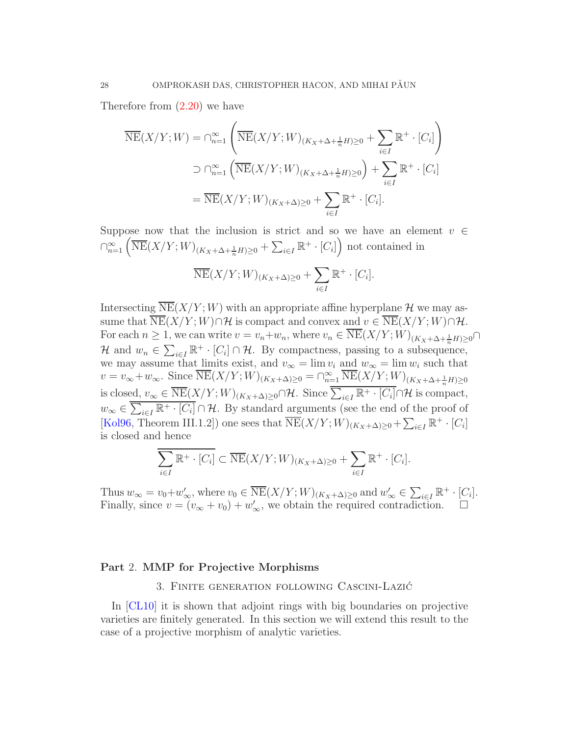Therefore from (2.20) we have

$$
\begin{aligned}
\overline{\mathrm{NE}}(X/Y;W) &= \cap_{n=1}^{\infty}\left(\overline{\mathrm{NE}}(X/Y;W)_{(K_X+\Delta+\frac{1}{n}H)\geq 0} + \sum_{i\in I}\mathbb{R}^+\cdot[C_i]\right)\\
&\supset \cap_{n=1}^{\infty}\left(\overline{\mathrm{NE}}(X/Y;W)_{(K_X+\Delta+\frac{1}{n}H)\geq 0}\right) + \sum_{i\in I}\mathbb{R}^+\cdot[C_i]\\
&= \overline{\mathrm{NE}}(X/Y;W)_{(K_X+\Delta)\geq 0} + \sum_{i\in I}\mathbb{R}^+\cdot[C_i].
\end{aligned}
$$

Suppose now that the inclusion is strict and so we have an element $v \in \cap_{n=1}^{\infty}\left(\overline{\mathrm{NE}}(X/Y;W)_{(K_X+\Delta+\frac{1}{n}H)\geq 0} + \sum_{i\in I}\mathbb{R}^+\cdot[C_i]\right)$ not contained in

$$
\overline{\mathrm{NE}}(X/Y;W)_{(K_X+\Delta)\geq 0} + \sum_{i\in I}\mathbb{R}^+\cdot[C_i].
$$

Intersecting $\overline{\mathrm{NE}}(X/Y;W)$ with an appropriate affine hyperplane $\mathcal{H}$ we may assume that $\overline{\mathrm{NE}}(X/Y;W)\cap\mathcal{H}$ is compact and convex and $v \in \overline{\mathrm{NE}}(X/Y;W)\cap\mathcal{H}$. For each $n\geq 1$, we can write $v = v_n + w_n$, where $v_n \in \overline{\mathrm{NE}}(X/Y;W)_{(K_X+\Delta+\frac{1}{n}H)\geq 0}\cap\mathcal{H}$ and $w_n \in \sum_{i\in I}\mathbb{R}^+\cdot[C_i]\cap\mathcal{H}$. By compactness, passing to a subsequence, we may assume that limits exist, and $v_\infty = \lim v_i$ and $w_\infty = \lim w_i$ such that $v = v_\infty + w_\infty$. Since $\overline{\mathrm{NE}}(X/Y;W)_{(K_X+\Delta)\geq 0} = \cap_{n=1}^{\infty}\overline{\mathrm{NE}}(X/Y;W)_{(K_X+\Delta+\frac{1}{n}H)\geq 0}$ is closed, $v_\infty \in \overline{\mathrm{NE}}(X/Y;W)_{(K_X+\Delta)\geq 0}\cap\mathcal{H}$. Since $\overline{\sum_{i\in I}\mathbb{R}^+\cdot[C_i]}\cap\mathcal{H}$ is compact, $w_\infty \in \overline{\sum_{i\in I}\mathbb{R}^+\cdot[C_i]}\cap\mathcal{H}$. By standard arguments (see the end of the proof of [Kol96, Theorem III.1.2]) one sees that $\overline{\mathrm{NE}}(X/Y;W)_{(K_X+\Delta)\geq 0} + \sum_{i\in I}\mathbb{R}^+\cdot[C_i]$ is closed and hence

$$
\overline{\sum_{i\in I}\mathbb{R}^+\cdot[C_i]} \subset \overline{\mathrm{NE}}(X/Y;W)_{(K_X+\Delta)\geq 0} + \sum_{i\in I}\mathbb{R}^+\cdot[C_i].
$$

Thus $w_\infty = v_0 + w'_\infty$, where $v_0 \in \overline{\mathrm{NE}}(X/Y;W)_{(K_X+\Delta)\geq 0}$ and $w'_\infty \in \sum_{i\in I}\mathbb{R}^+\cdot[C_i]$. Finally, since $v = (v_\infty + v_0) + w'_\infty$, we obtain the required contradiction. □

# Part 2. MMP for Projective Morphisms

## 3. Finite generation following Cascini-Lazić

In [CL10] it is shown that adjoint rings with big boundaries on projective varieties are finitely generated. In this section we will extend this result to the case of a projective morphism of analytic varieties.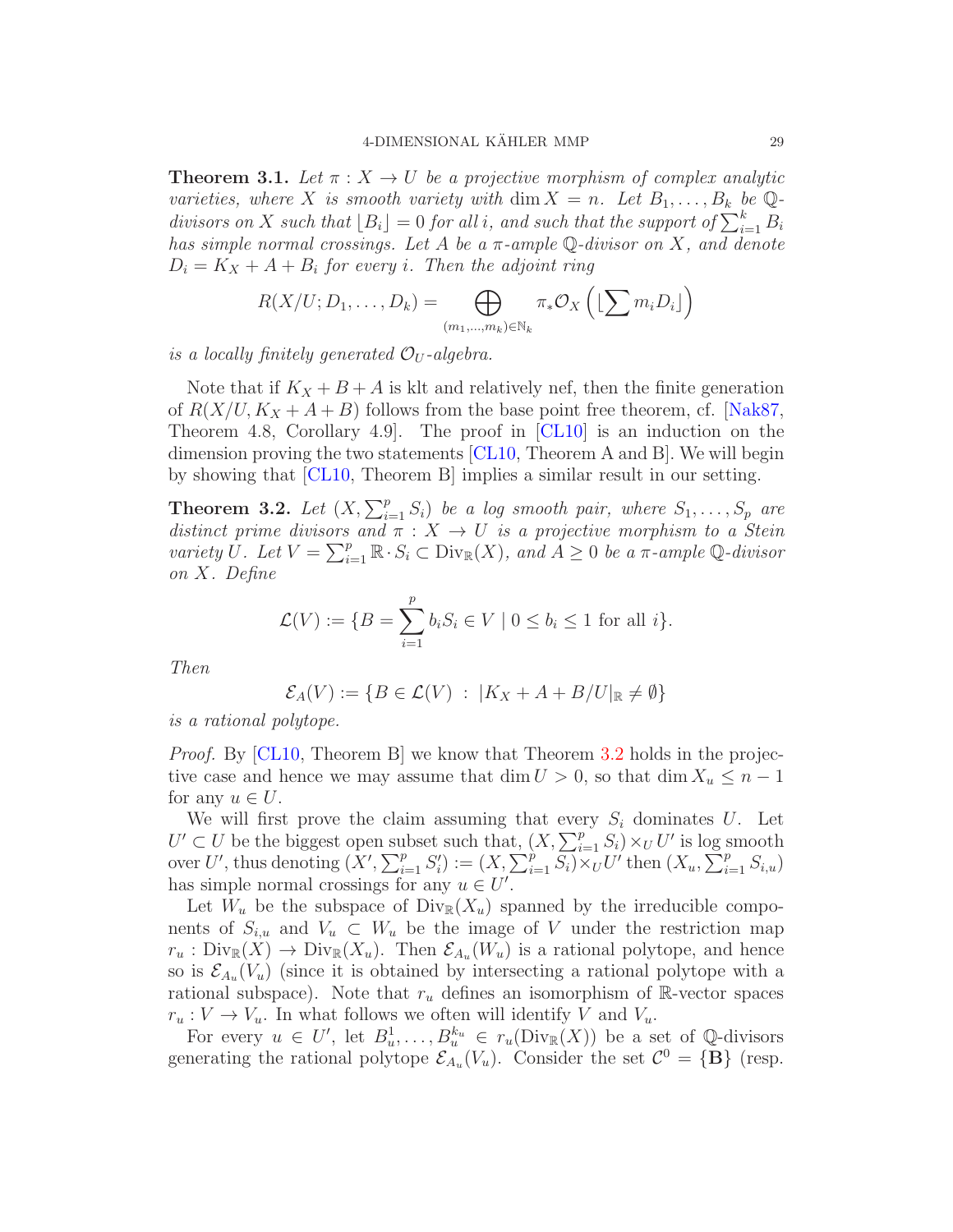**Theorem 3.1.** *Let $\pi : X \to U$ be a projective morphism of complex analytic varieties, where $X$ is smooth variety with $\dim X = n$. Let $B_1, \ldots, B_k$ be $\mathbb{Q}$-divisors on $X$ such that $\lfloor B_i \rfloor = 0$ for all $i$, and such that the support of $\sum_{i=1}^k B_i$ has simple normal crossings. Let $A$ be a $\pi$-ample $\mathbb{Q}$-divisor on $X$, and denote $D_i = K_X + A + B_i$ for every $i$. Then the adjoint ring*

$$R(X/U; D_1, \ldots, D_k) = \bigoplus_{(m_1,\ldots,m_k)\in\mathbb{N}_k} \pi_*\mathcal{O}_X\left(\lfloor \sum m_i D_i \rfloor\right)$$

*is a locally finitely generated $\mathcal{O}_U$-algebra.*

Note that if $K_X + B + A$ is klt and relatively nef, then the finite generation of $R(X/U, K_X + A + B)$ follows from the base point free theorem, cf. [Nak87, Theorem 4.8, Corollary 4.9]. The proof in [CL10] is an induction on the dimension proving the two statements [CL10, Theorem A and B]. We will begin by showing that [CL10, Theorem B] implies a similar result in our setting.

**Theorem 3.2.** *Let $(X, \sum_{i=1}^p S_i)$ be a log smooth pair, where $S_1, \ldots, S_p$ are distinct prime divisors and $\pi : X \to U$ is a projective morphism to a Stein variety $U$. Let $V = \sum_{i=1}^p \mathbb{R}\cdot S_i \subset \mathrm{Div}_{\mathbb{R}}(X)$, and $A \geq 0$ be a $\pi$-ample $\mathbb{Q}$-divisor on $X$. Define*

$$\mathcal{L}(V) := \{B = \sum_{i=1}^p b_i S_i \in V \mid 0 \leq b_i \leq 1 \text{ for all } i\}.$$

*Then*

$$\mathcal{E}_A(V) := \{B \in \mathcal{L}(V) \;:\; |K_X + A + B/U|_{\mathbb{R}} \neq \emptyset\}$$

*is a rational polytope.*

*Proof.* By [CL10, Theorem B] we know that Theorem 3.2 holds in the projective case and hence we may assume that $\dim U > 0$, so that $\dim X_u \leq n-1$ for any $u \in U$.

We will first prove the claim assuming that every $S_i$ dominates $U$. Let $U' \subset U$ be the biggest open subset such that, $(X, \sum_{i=1}^p S_i) \times_U U'$ is log smooth over $U'$, thus denoting $(X', \sum_{i=1}^p S_i') := (X, \sum_{i=1}^p S_i) \times_U U'$ then $(X_u, \sum_{i=1}^p S_{i,u})$ has simple normal crossings for any $u \in U'$.

Let $W_u$ be the subspace of $\mathrm{Div}_{\mathbb{R}}(X_u)$ spanned by the irreducible components of $S_{i,u}$ and $V_u \subset W_u$ be the image of $V$ under the restriction map $r_u : \mathrm{Div}_{\mathbb{R}}(X) \to \mathrm{Div}_{\mathbb{R}}(X_u)$. Then $\mathcal{E}_{A_u}(W_u)$ is a rational polytope, and hence so is $\mathcal{E}_{A_u}(V_u)$ (since it is obtained by intersecting a rational polytope with a rational subspace). Note that $r_u$ defines an isomorphism of $\mathbb{R}$-vector spaces $r_u : V \to V_u$. In what follows we often will identify $V$ and $V_u$.

For every $u \in U'$, let $B_u^1, \ldots, B_u^{k_u} \in r_u(\mathrm{Div}_{\mathbb{R}}(X))$ be a set of $\mathbb{Q}$-divisors generating the rational polytope $\mathcal{E}_{A_u}(V_u)$. Consider the set $\mathcal{C}^0 = \{\mathbf{B}\}$ (resp.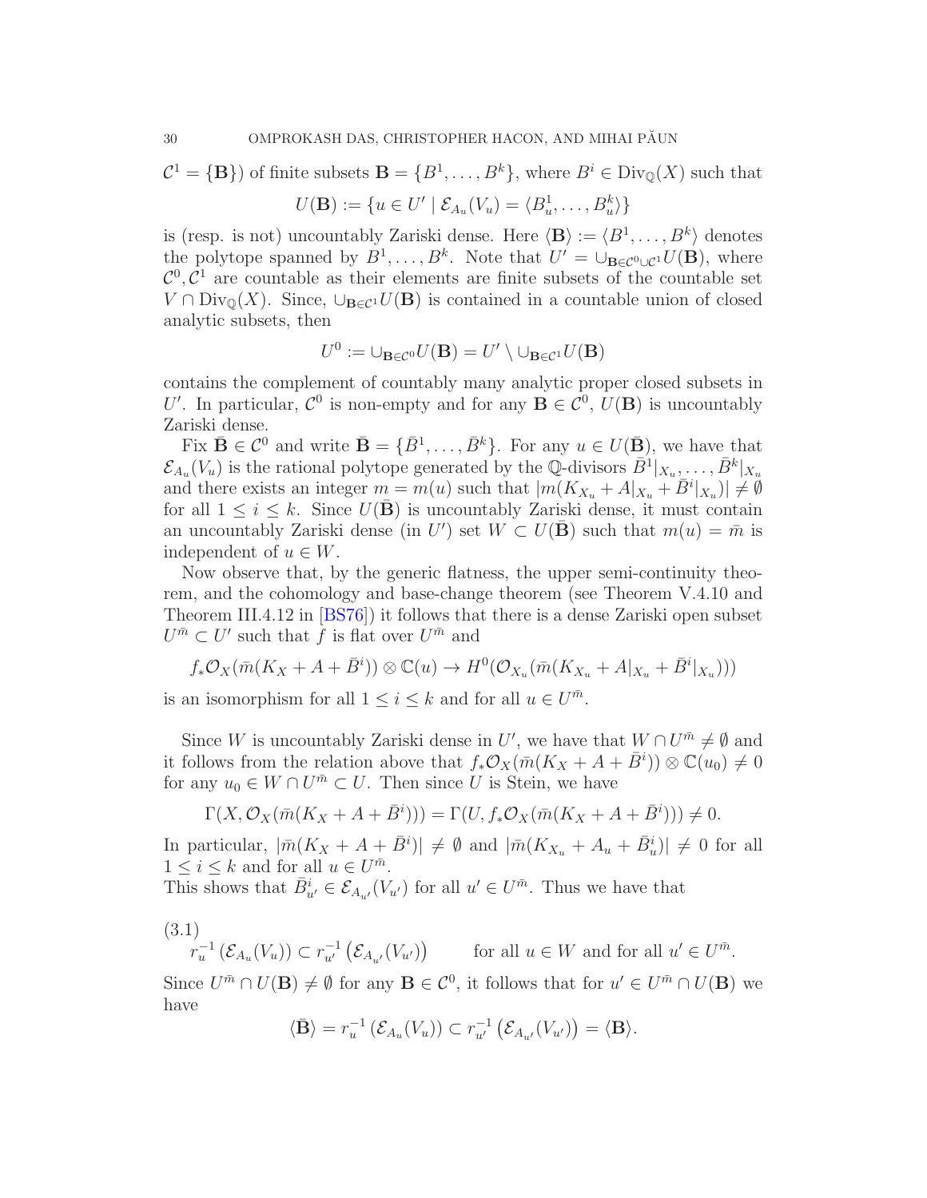$\mathcal{C}^1 = \{\mathbf{B}\}$) of finite subsets $\mathbf{B} = \{B^1, \dots, B^k\}$, where $B^i \in \mathrm{Div}_{\mathbb{Q}}(X)$ such that

$$U(\mathbf{B}) := \{u \in U' \mid \mathcal{E}_{A_u}(V_u) = \langle B^1_u, \dots, B^k_u \rangle\}$$

is (resp. is not) uncountably Zariski dense. Here $\langle \mathbf{B} \rangle := \langle B^1, \dots, B^k \rangle$ denotes the polytope spanned by $B^1, \dots, B^k$. Note that $U' = \cup_{\mathbf{B} \in \mathcal{C}^0 \cup \mathcal{C}^1} U(\mathbf{B})$, where $\mathcal{C}^0, \mathcal{C}^1$ are countable as their elements are finite subsets of the countable set $V \cap \mathrm{Div}_{\mathbb{Q}}(X)$. Since, $\cup_{\mathbf{B} \in \mathcal{C}^1} U(\mathbf{B})$ is contained in a countable union of closed analytic subsets, then

$$U^0 := \cup_{\mathbf{B} \in \mathcal{C}^0} U(\mathbf{B}) = U' \setminus \cup_{\mathbf{B} \in \mathcal{C}^1} U(\mathbf{B})$$

contains the complement of countably many analytic proper closed subsets in $U'$. In particular, $\mathcal{C}^0$ is non-empty and for any $\mathbf{B} \in \mathcal{C}^0$, $U(\mathbf{B})$ is uncountably Zariski dense.

Fix $\bar{\mathbf{B}} \in \mathcal{C}^0$ and write $\bar{\mathbf{B}} = \{\bar{B}^1, \dots, \bar{B}^k\}$. For any $u \in U(\bar{\mathbf{B}})$, we have that $\mathcal{E}_{A_u}(V_u)$ is the rational polytope generated by the $\mathbb{Q}$-divisors $\bar{B}^1|_{X_u}, \dots, \bar{B}^k|_{X_u}$ and there exists an integer $m = m(u)$ such that $|m(K_{X_u} + A|_{X_u} + \bar{B}^i|_{X_u})| \neq \emptyset$ for all $1 \leq i \leq k$. Since $U(\bar{\mathbf{B}})$ is uncountably Zariski dense, it must contain an uncountably Zariski dense (in $U'$) set $W \subset U(\bar{\mathbf{B}})$ such that $m(u) = \bar{m}$ is independent of $u \in W$.

Now observe that, by the generic flatness, the upper semi-continuity theorem, and the cohomology and base-change theorem (see Theorem V.4.10 and Theorem III.4.12 in [BS76]) it follows that there is a dense Zariski open subset $U^{\bar{m}} \subset U'$ such that $f$ is flat over $U^{\bar{m}}$ and

$$f_*\mathcal{O}_X(\bar{m}(K_X + A + \bar{B}^i)) \otimes \mathbb{C}(u) \to H^0(\mathcal{O}_{X_u}(\bar{m}(K_{X_u} + A|_{X_u} + \bar{B}^i|_{X_u})))$$

is an isomorphism for all $1 \leq i \leq k$ and for all $u \in U^{\bar{m}}$.

Since $W$ is uncountably Zariski dense in $U'$, we have that $W \cap U^{\bar{m}} \neq \emptyset$ and it follows from the relation above that $f_*\mathcal{O}_X(\bar{m}(K_X + A + \bar{B}^i)) \otimes \mathbb{C}(u_0) \neq 0$ for any $u_0 \in W \cap U^{\bar{m}} \subset U$. Then since $U$ is Stein, we have

$$\Gamma(X, \mathcal{O}_X(\bar{m}(K_X + A + \bar{B}^i))) = \Gamma(U, f_*\mathcal{O}_X(\bar{m}(K_X + A + \bar{B}^i))) \neq 0.$$

In particular, $|\bar{m}(K_X + A + \bar{B}^i)| \neq \emptyset$ and $|\bar{m}(K_{X_u} + A_u + \bar{B}^i_u)| \neq 0$ for all $1 \leq i \leq k$ and for all $u \in U^{\bar{m}}$.
This shows that $\bar{B}^i_{u'} \in \mathcal{E}_{A_{u'}}(V_{u'})$ for all $u' \in U^{\bar{m}}$. Thus we have that

$$r_u^{-1}\left(\mathcal{E}_{A_u}(V_u)\right) \subset r_{u'}^{-1}\left(\mathcal{E}_{A_{u'}}(V_{u'})\right) \qquad \text{for all } u \in W \text{ and for all } u' \in U^{\bar{m}}. \tag{3.1}$$

Since $U^{\bar{m}} \cap U(\mathbf{B}) \neq \emptyset$ for any $\mathbf{B} \in \mathcal{C}^0$, it follows that for $u' \in U^{\bar{m}} \cap U(\mathbf{B})$ we have

$$\langle \bar{\mathbf{B}} \rangle = r_u^{-1}\left(\mathcal{E}_{A_u}(V_u)\right) \subset r_{u'}^{-1}\left(\mathcal{E}_{A_{u'}}(V_{u'})\right) = \langle \mathbf{B} \rangle.$$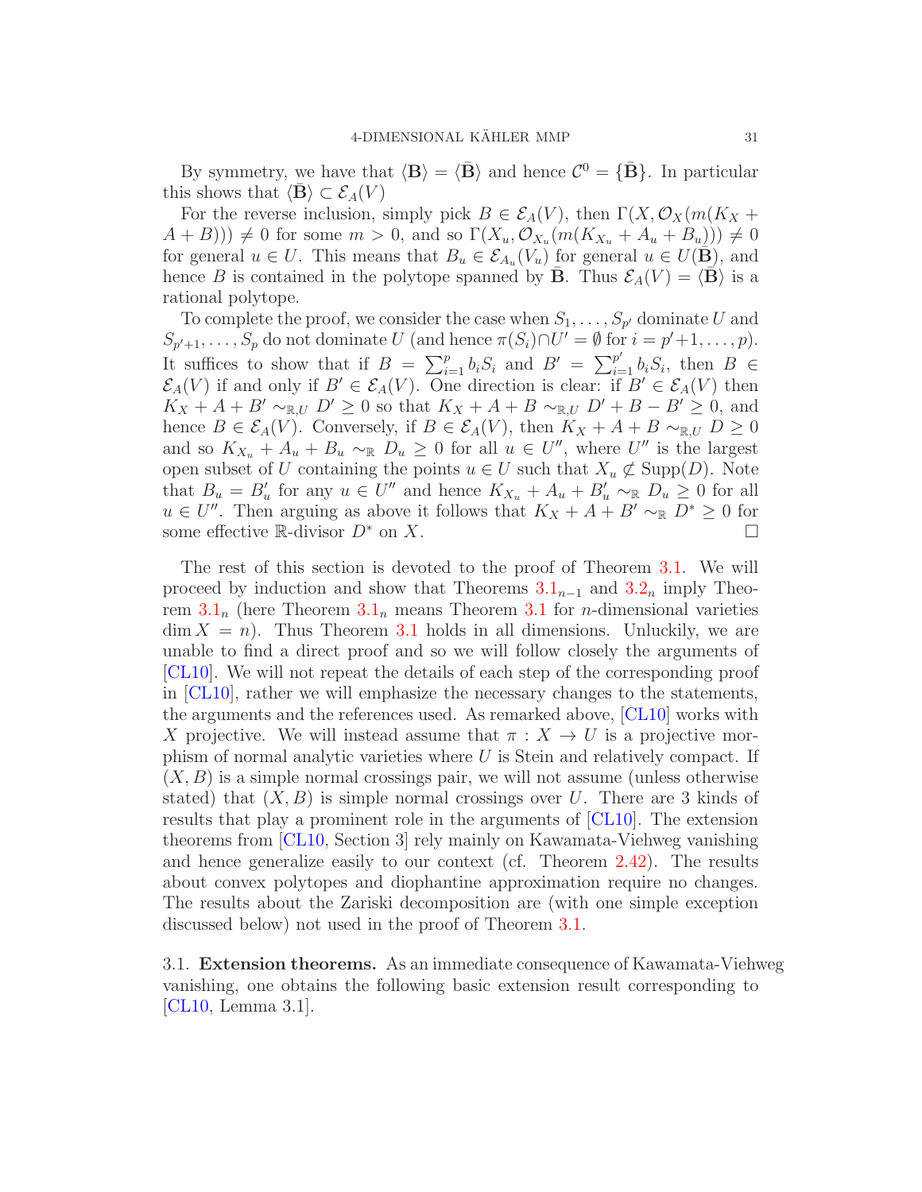By symmetry, we have that $\langle \mathbf{B} \rangle = \langle \bar{\mathbf{B}} \rangle$ and hence $\mathcal{C}^0 = \{\bar{\mathbf{B}}\}$. In particular this shows that $\langle \bar{\mathbf{B}} \rangle \subset \mathcal{E}_A(V)$

For the reverse inclusion, simply pick $B \in \mathcal{E}_A(V)$, then $\Gamma(X, \mathcal{O}_X(m(K_X + A + B))) \neq 0$ for some $m > 0$, and so $\Gamma(X_u, \mathcal{O}_{X_u}(m(K_{X_u} + A_u + B_u))) \neq 0$ for general $u \in U$. This means that $B_u \in \mathcal{E}_{A_u}(V_u)$ for general $u \in U(\bar{\mathbf{B}})$, and hence $B$ is contained in the polytope spanned by $\bar{\mathbf{B}}$. Thus $\mathcal{E}_A(V) = \langle \bar{\mathbf{B}} \rangle$ is a rational polytope.

To complete the proof, we consider the case when $S_1, \ldots, S_{p'}$ dominate $U$ and $S_{p'+1}, \ldots, S_p$ do not dominate $U$ (and hence $\pi(S_i) \cap U' = \emptyset$ for $i = p'+1, \ldots, p$). It suffices to show that if $B = \sum_{i=1}^{p} b_i S_i$ and $B' = \sum_{i=1}^{p'} b_i S_i$, then $B \in \mathcal{E}_A(V)$ if and only if $B' \in \mathcal{E}_A(V)$. One direction is clear: if $B' \in \mathcal{E}_A(V)$ then $K_X + A + B' \sim_{\mathbb{R},U} D' \geq 0$ so that $K_X + A + B \sim_{\mathbb{R},U} D' + B - B' \geq 0$, and hence $B \in \mathcal{E}_A(V)$. Conversely, if $B \in \mathcal{E}_A(V)$, then $K_X + A + B \sim_{\mathbb{R},U} D \geq 0$ and so $K_{X_u} + A_u + B_u \sim_{\mathbb{R}} D_u \geq 0$ for all $u \in U''$, where $U''$ is the largest open subset of $U$ containing the points $u \in U$ such that $X_u \not\subset \operatorname{Supp}(D)$. Note that $B_u = B'_u$ for any $u \in U''$ and hence $K_{X_u} + A_u + B'_u \sim_{\mathbb{R}} D_u \geq 0$ for all $u \in U''$. Then arguing as above it follows that $K_X + A + B' \sim_{\mathbb{R}} D^* \geq 0$ for some effective $\mathbb{R}$-divisor $D^*$ on $X$. $\square$

The rest of this section is devoted to the proof of Theorem 3.1. We will proceed by induction and show that Theorems $3.1_{n-1}$ and $3.2_n$ imply Theorem $3.1_n$ (here Theorem $3.1_n$ means Theorem 3.1 for $n$-dimensional varieties $\dim X = n$). Thus Theorem 3.1 holds in all dimensions. Unluckily, we are unable to find a direct proof and so we will follow closely the arguments of [CL10]. We will not repeat the details of each step of the corresponding proof in [CL10], rather we will emphasize the necessary changes to the statements, the arguments and the references used. As remarked above, [CL10] works with $X$ projective. We will instead assume that $\pi : X \to U$ is a projective morphism of normal analytic varieties where $U$ is Stein and relatively compact. If $(X, B)$ is a simple normal crossings pair, we will not assume (unless otherwise stated) that $(X, B)$ is simple normal crossings over $U$. There are 3 kinds of results that play a prominent role in the arguments of [CL10]. The extension theorems from [CL10, Section 3] rely mainly on Kawamata-Viehweg vanishing and hence generalize easily to our context (cf. Theorem 2.42). The results about convex polytopes and diophantine approximation require no changes. The results about the Zariski decomposition are (with one simple exception discussed below) not used in the proof of Theorem 3.1.

## 3.1. Extension theorems.

As an immediate consequence of Kawamata-Viehweg vanishing, one obtains the following basic extension result corresponding to [CL10, Lemma 3.1].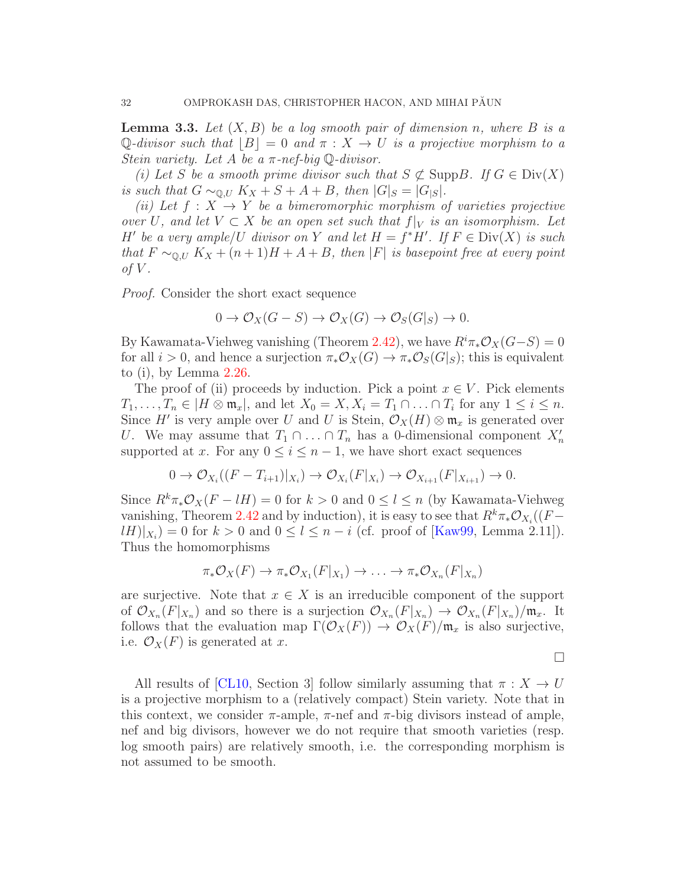**Lemma 3.3.** *Let $(X, B)$ be a log smooth pair of dimension $n$, where $B$ is a $\mathbb{Q}$-divisor such that $\lfloor B \rfloor = 0$ and $\pi : X \to U$ is a projective morphism to a Stein variety. Let $A$ be a $\pi$-nef-big $\mathbb{Q}$-divisor.*

*(i) Let $S$ be a smooth prime divisor such that $S \not\subset \operatorname{Supp} B$. If $G \in \operatorname{Div}(X)$ is such that $G \sim_{\mathbb{Q},U} K_X + S + A + B$, then $|G|_S = |G_{|S}|$.*

*(ii) Let $f : X \to Y$ be a bimeromorphic morphism of varieties projective over $U$, and let $V \subset X$ be an open set such that $f|_V$ is an isomorphism. Let $H'$ be a very ample/$U$ divisor on $Y$ and let $H = f^*H'$. If $F \in \operatorname{Div}(X)$ is such that $F \sim_{\mathbb{Q},U} K_X + (n+1)H + A + B$, then $|F|$ is basepoint free at every point of $V$.*

*Proof.* Consider the short exact sequence

$$0 \to \mathcal{O}_X(G - S) \to \mathcal{O}_X(G) \to \mathcal{O}_S(G|_S) \to 0.$$

By Kawamata-Viehweg vanishing (Theorem 2.42), we have $R^i\pi_*\mathcal{O}_X(G-S) = 0$ for all $i > 0$, and hence a surjection $\pi_*\mathcal{O}_X(G) \to \pi_*\mathcal{O}_S(G|_S)$; this is equivalent to (i), by Lemma 2.26.

The proof of (ii) proceeds by induction. Pick a point $x \in V$. Pick elements $T_1, \ldots, T_n \in |H \otimes \mathfrak{m}_x|$, and let $X_0 = X, X_i = T_1 \cap \ldots \cap T_i$ for any $1 \leq i \leq n$. Since $H'$ is very ample over $U$ and $U$ is Stein, $\mathcal{O}_X(H) \otimes \mathfrak{m}_x$ is generated over $U$. We may assume that $T_1 \cap \ldots \cap T_n$ has a 0-dimensional component $X'_n$ supported at $x$. For any $0 \leq i \leq n-1$, we have short exact sequences

$$0 \to \mathcal{O}_{X_i}((F - T_{i+1})|_{X_i}) \to \mathcal{O}_{X_i}(F|_{X_i}) \to \mathcal{O}_{X_{i+1}}(F|_{X_{i+1}}) \to 0.$$

Since $R^k\pi_*\mathcal{O}_X(F - lH) = 0$ for $k > 0$ and $0 \leq l \leq n$ (by Kawamata-Viehweg vanishing, Theorem 2.42 and by induction), it is easy to see that $R^k\pi_*\mathcal{O}_{X_i}((F - lH)|_{X_i}) = 0$ for $k > 0$ and $0 \leq l \leq n - i$ (cf. proof of [Kaw99, Lemma 2.11]). Thus the homomorphisms

$$\pi_*\mathcal{O}_X(F) \to \pi_*\mathcal{O}_{X_1}(F|_{X_1}) \to \ldots \to \pi_*\mathcal{O}_{X_n}(F|_{X_n})$$

are surjective. Note that $x \in X$ is an irreducible component of the support of $\mathcal{O}_{X_n}(F|_{X_n})$ and so there is a surjection $\mathcal{O}_{X_n}(F|_{X_n}) \to \mathcal{O}_{X_n}(F|_{X_n})/\mathfrak{m}_x$. It follows that the evaluation map $\Gamma(\mathcal{O}_X(F)) \to \mathcal{O}_X(F)/\mathfrak{m}_x$ is also surjective, i.e. $\mathcal{O}_X(F)$ is generated at $x$.

$\square$

All results of [CL10, Section 3] follow similarly assuming that $\pi : X \to U$ is a projective morphism to a (relatively compact) Stein variety. Note that in this context, we consider $\pi$-ample, $\pi$-nef and $\pi$-big divisors instead of ample, nef and big divisors, however we do not require that smooth varieties (resp. log smooth pairs) are relatively smooth, i.e. the corresponding morphism is not assumed to be smooth.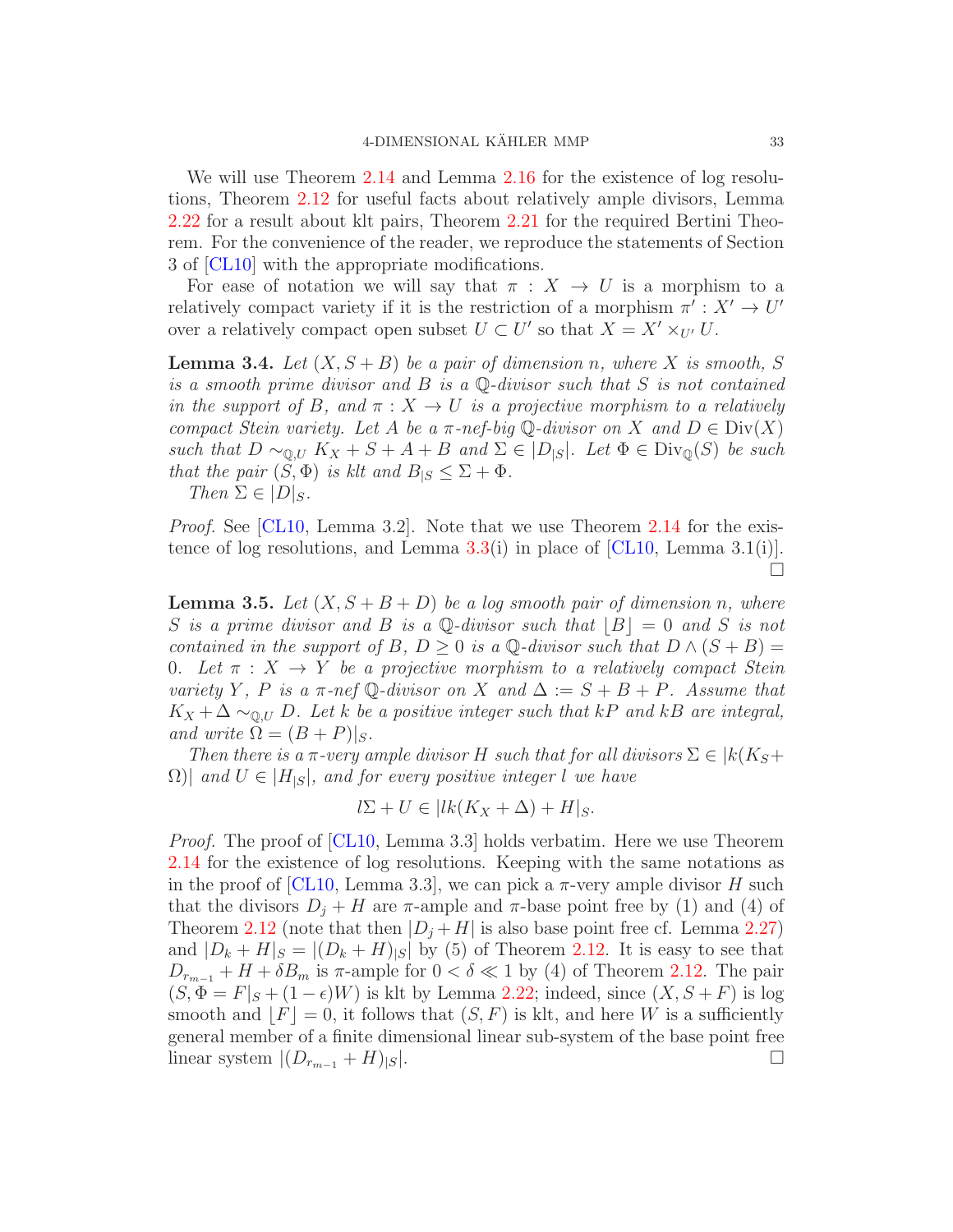We will use Theorem 2.14 and Lemma 2.16 for the existence of log resolutions, Theorem 2.12 for useful facts about relatively ample divisors, Lemma 2.22 for a result about klt pairs, Theorem 2.21 for the required Bertini Theorem. For the convenience of the reader, we reproduce the statements of Section 3 of [CL10] with the appropriate modifications.

For ease of notation we will say that $\pi : X \to U$ is a morphism to a relatively compact variety if it is the restriction of a morphism $\pi' : X' \to U'$ over a relatively compact open subset $U \subset U'$ so that $X = X' \times_{U'} U$.

**Lemma 3.4.** *Let $(X, S + B)$ be a pair of dimension $n$, where $X$ is smooth, $S$ is a smooth prime divisor and $B$ is a $\mathbb{Q}$-divisor such that $S$ is not contained in the support of $B$, and $\pi : X \to U$ is a projective morphism to a relatively compact Stein variety. Let $A$ be a $\pi$-nef-big $\mathbb{Q}$-divisor on $X$ and $D \in \mathrm{Div}(X)$ such that $D \sim_{\mathbb{Q},U} K_X + S + A + B$ and $\Sigma \in |D_{|S}|$. Let $\Phi \in \mathrm{Div}_{\mathbb{Q}}(S)$ be such that the pair $(S, \Phi)$ is klt and $B_{|S} \leq \Sigma + \Phi$.*

*Then $\Sigma \in |D|_S$.*

*Proof.* See [CL10, Lemma 3.2]. Note that we use Theorem 2.14 for the existence of log resolutions, and Lemma 3.3(i) in place of [CL10, Lemma 3.1(i)]. □

**Lemma 3.5.** *Let $(X, S + B + D)$ be a log smooth pair of dimension $n$, where $S$ is a prime divisor and $B$ is a $\mathbb{Q}$-divisor such that $\lfloor B \rfloor = 0$ and $S$ is not contained in the support of $B$, $D \geq 0$ is a $\mathbb{Q}$-divisor such that $D \wedge (S + B) = 0$. Let $\pi : X \to Y$ be a projective morphism to a relatively compact Stein variety $Y$, $P$ is a $\pi$-nef $\mathbb{Q}$-divisor on $X$ and $\Delta := S + B + P$. Assume that $K_X + \Delta \sim_{\mathbb{Q},U} D$. Let $k$ be a positive integer such that $kP$ and $kB$ are integral, and write $\Omega = (B + P)_{|S}$.*

*Then there is a $\pi$-very ample divisor $H$ such that for all divisors $\Sigma \in |k(K_S + \Omega)|$ and $U \in |H_{|S}|$, and for every positive integer $l$ we have*

$$l\Sigma + U \in |lk(K_X + \Delta) + H|_S.$$

*Proof.* The proof of [CL10, Lemma 3.3] holds verbatim. Here we use Theorem 2.14 for the existence of log resolutions. Keeping with the same notations as in the proof of [CL10, Lemma 3.3], we can pick a $\pi$-very ample divisor $H$ such that the divisors $D_j + H$ are $\pi$-ample and $\pi$-base point free by (1) and (4) of Theorem 2.12 (note that then $|D_j + H|$ is also base point free cf. Lemma 2.27) and $|D_k + H|_S = |(D_k + H)_{|S}|$ by (5) of Theorem 2.12. It is easy to see that $D_{r_{m-1}} + H + \delta B_m$ is $\pi$-ample for $0 < \delta \ll 1$ by (4) of Theorem 2.12. The pair $(S, \Phi = F|_S + (1 - \epsilon)W)$ is klt by Lemma 2.22; indeed, since $(X, S + F)$ is log smooth and $\lfloor F \rfloor = 0$, it follows that $(S, F)$ is klt, and here $W$ is a sufficiently general member of a finite dimensional linear sub-system of the base point free linear system $|(D_{r_{m-1}} + H)_{|S}|$. □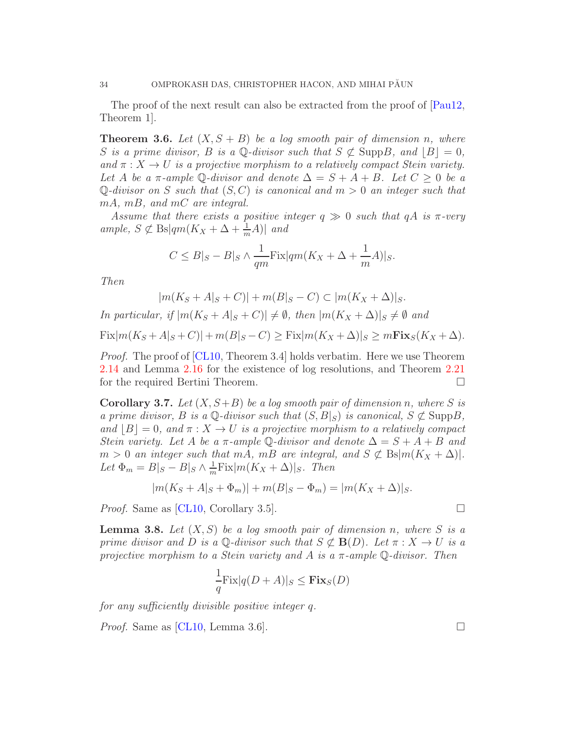The proof of the next result can also be extracted from the proof of [Pau12, Theorem 1].

**Theorem 3.6.** *Let $(X, S+B)$ be a log smooth pair of dimension $n$, where $S$ is a prime divisor, $B$ is a $\mathbb{Q}$-divisor such that $S \not\subset \operatorname{Supp} B$, and $\lfloor B \rfloor = 0$, and $\pi : X \to U$ is a projective morphism to a relatively compact Stein variety. Let $A$ be a $\pi$-ample $\mathbb{Q}$-divisor and denote $\Delta = S + A + B$. Let $C \geq 0$ be a $\mathbb{Q}$-divisor on $S$ such that $(S, C)$ is canonical and $m > 0$ an integer such that $mA$, $mB$, and $mC$ are integral.*

*Assume that there exists a positive integer $q \gg 0$ such that $qA$ is $\pi$-very ample, $S \not\subset \operatorname{Bs}|qm(K_X + \Delta + \frac{1}{m}A)|$ and*

$$C \leq B|_S - B|_S \wedge \frac{1}{qm}\operatorname{Fix}|qm(K_X + \Delta + \frac{1}{m}A)|_S.$$

*Then*

$$|m(K_S + A|_S + C)| + m(B|_S - C) \subset |m(K_X + \Delta)|_S.$$

*In particular, if $|m(K_S + A|_S + C)| \neq \emptyset$, then $|m(K_X + \Delta)|_S \neq \emptyset$ and*

$$\operatorname{Fix}|m(K_S + A|_S + C)| + m(B|_S - C) \geq \operatorname{Fix}|m(K_X + \Delta)|_S \geq m\mathbf{Fix}_S(K_X + \Delta).$$

*Proof.* The proof of [CL10, Theorem 3.4] holds verbatim. Here we use Theorem 2.14 and Lemma 2.16 for the existence of log resolutions, and Theorem 2.21 for the required Bertini Theorem. □

**Corollary 3.7.** *Let $(X, S+B)$ be a log smooth pair of dimension $n$, where $S$ is a prime divisor, $B$ is a $\mathbb{Q}$-divisor such that $(S, B|_S)$ is canonical, $S \not\subset \operatorname{Supp} B$, and $\lfloor B \rfloor = 0$, and $\pi : X \to U$ is a projective morphism to a relatively compact Stein variety. Let $A$ be a $\pi$-ample $\mathbb{Q}$-divisor and denote $\Delta = S + A + B$ and $m > 0$ an integer such that $mA$, $mB$ are integral, and $S \not\subset \operatorname{Bs}|m(K_X + \Delta)|$. Let $\Phi_m = B|_S - B|_S \wedge \frac{1}{m}\operatorname{Fix}|m(K_X + \Delta)|_S$. Then*

$$|m(K_S + A|_S + \Phi_m)| + m(B|_S - \Phi_m) = |m(K_X + \Delta)|_S.$$

*Proof.* Same as [CL10, Corollary 3.5]. □

**Lemma 3.8.** *Let $(X, S)$ be a log smooth pair of dimension $n$, where $S$ is a prime divisor and $D$ is a $\mathbb{Q}$-divisor such that $S \not\subset \mathbf{B}(D)$. Let $\pi : X \to U$ is a projective morphism to a Stein variety and $A$ is a $\pi$-ample $\mathbb{Q}$-divisor. Then*

$$\frac{1}{q}\operatorname{Fix}|q(D + A)|_S \leq \mathbf{Fix}_S(D)$$

*for any sufficiently divisible positive integer $q$.*

*Proof.* Same as [CL10, Lemma 3.6]. □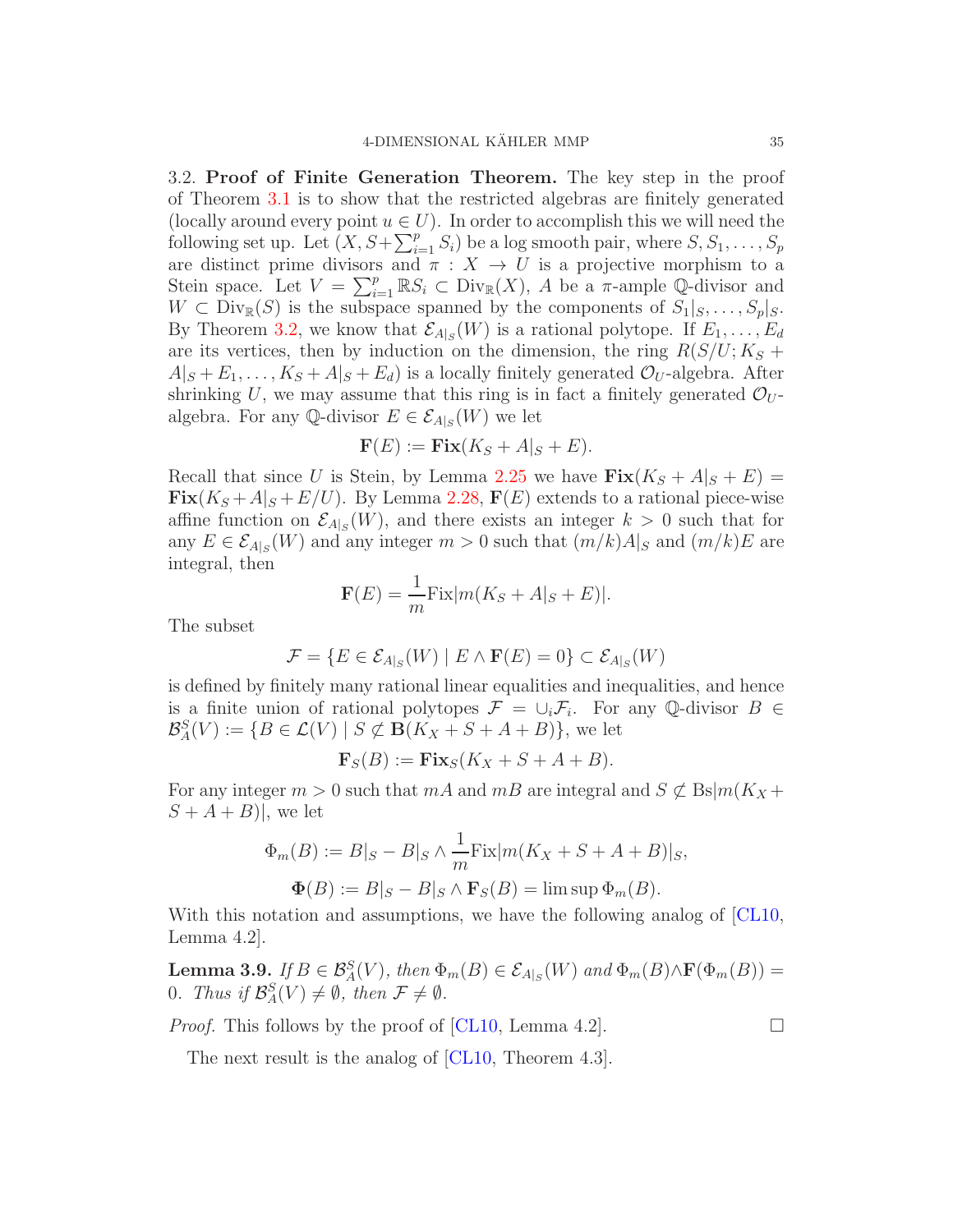3.2. **Proof of Finite Generation Theorem.** The key step in the proof of Theorem 3.1 is to show that the restricted algebras are finitely generated (locally around every point $u \in U$). In order to accomplish this we will need the following set up. Let $(X, S+\sum_{i=1}^p S_i)$ be a log smooth pair, where $S, S_1, \dots, S_p$ are distinct prime divisors and $\pi : X \to U$ is a projective morphism to a Stein space. Let $V = \sum_{i=1}^p \mathbb{R}S_i \subset \operatorname{Div}_{\mathbb{R}}(X)$, $A$ be a $\pi$-ample $\mathbb{Q}$-divisor and $W \subset \operatorname{Div}_{\mathbb{R}}(S)$ is the subspace spanned by the components of $S_1|_S, \dots, S_p|_S$. By Theorem 3.2, we know that $\mathcal{E}_{A|_S}(W)$ is a rational polytope. If $E_1, \dots, E_d$ are its vertices, then by induction on the dimension, the ring $R(S/U; K_S + A|_S + E_1, \dots, K_S + A|_S + E_d)$ is a locally finitely generated $\mathcal{O}_U$-algebra. After shrinking $U$, we may assume that this ring is in fact a finitely generated $\mathcal{O}_U$-algebra. For any $\mathbb{Q}$-divisor $E \in \mathcal{E}_{A|_S}(W)$ we let

$$\mathbf{F}(E) := \mathbf{Fix}(K_S + A|_S + E).$$

Recall that since $U$ is Stein, by Lemma 2.25 we have $\mathbf{Fix}(K_S + A|_S + E) = \mathbf{Fix}(K_S + A|_S + E/U)$. By Lemma 2.28, $\mathbf{F}(E)$ extends to a rational piece-wise affine function on $\mathcal{E}_{A|_S}(W)$, and there exists an integer $k > 0$ such that for any $E \in \mathcal{E}_{A|_S}(W)$ and any integer $m > 0$ such that $(m/k)A|_S$ and $(m/k)E$ are integral, then

$$\mathbf{F}(E) = \frac{1}{m}\operatorname{Fix}|m(K_S + A|_S + E)|.$$

The subset

$$\mathcal{F} = \{E \in \mathcal{E}_{A|_S}(W) \mid E \wedge \mathbf{F}(E) = 0\} \subset \mathcal{E}_{A|_S}(W)$$

is defined by finitely many rational linear equalities and inequalities, and hence is a finite union of rational polytopes $\mathcal{F} = \cup_i \mathcal{F}_i$. For any $\mathbb{Q}$-divisor $B \in \mathcal{B}^S_A(V) := \{B \in \mathcal{L}(V) \mid S \not\subset \mathbf{B}(K_X + S + A + B)\}$, we let

$$\mathbf{F}_S(B) := \mathbf{Fix}_S(K_X + S + A + B).$$

For any integer $m > 0$ such that $mA$ and $mB$ are integral and $S \not\subset \operatorname{Bs}|m(K_X + S + A + B)|$, we let

$$\Phi_m(B) := B|_S - B|_S \wedge \frac{1}{m}\operatorname{Fix}|m(K_X + S + A + B)|_S,$$

$$\mathbf{\Phi}(B) := B|_S - B|_S \wedge \mathbf{F}_S(B) = \limsup \Phi_m(B).$$

With this notation and assumptions, we have the following analog of [CL10, Lemma 4.2].

**Lemma 3.9.** *If $B \in \mathcal{B}^S_A(V)$, then $\Phi_m(B) \in \mathcal{E}_{A|_S}(W)$ and $\Phi_m(B) \wedge \mathbf{F}(\Phi_m(B)) = 0$. Thus if $\mathcal{B}^S_A(V) \neq \emptyset$, then $\mathcal{F} \neq \emptyset$.*

*Proof.* This follows by the proof of [CL10, Lemma 4.2]. □

The next result is the analog of [CL10, Theorem 4.3].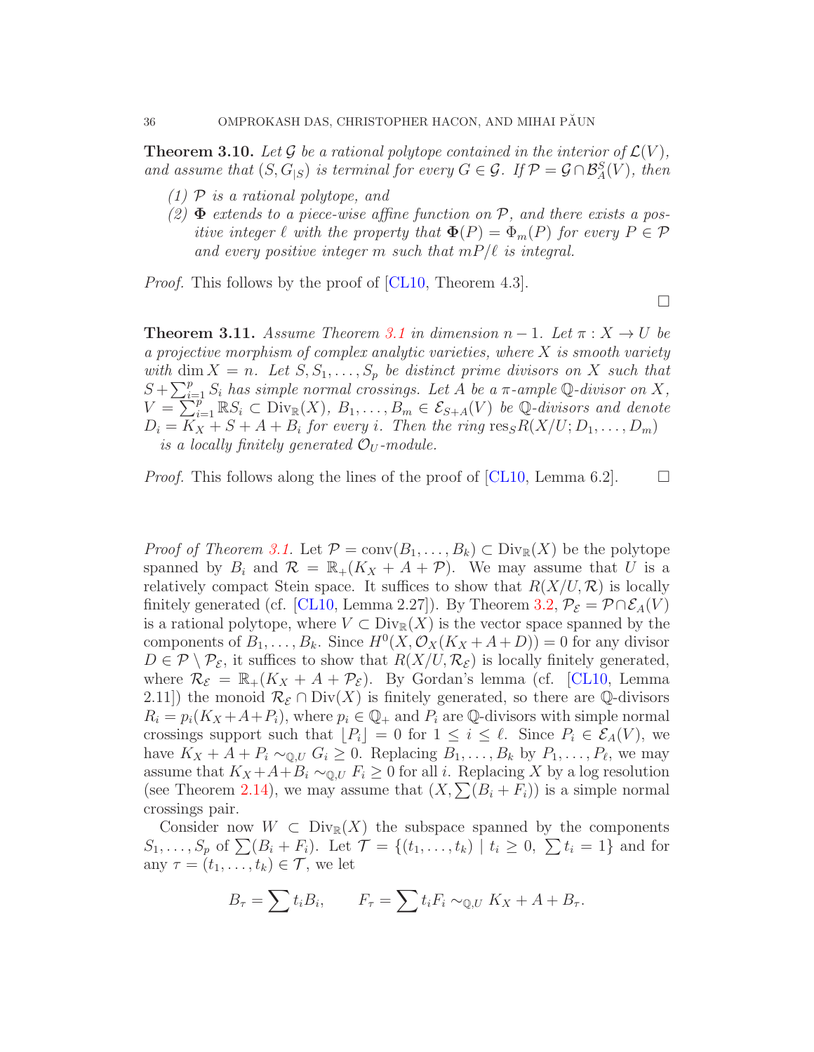**Theorem 3.10.** *Let $\mathcal{G}$ be a rational polytope contained in the interior of $\mathcal{L}(V)$, and assume that $(S, G_{|S})$ is terminal for every $G \in \mathcal{G}$. If $\mathcal{P} = \mathcal{G} \cap \mathcal{B}^S_A(V)$, then*

*(1) $\mathcal{P}$ is a rational polytope, and*
*(2) $\mathbf{\Phi}$ extends to a piece-wise affine function on $\mathcal{P}$, and there exists a positive integer $\ell$ with the property that $\mathbf{\Phi}(P) = \Phi_m(P)$ for every $P \in \mathcal{P}$ and every positive integer $m$ such that $mP/\ell$ is integral.*

*Proof.* This follows by the proof of [CL10, Theorem 4.3]. □

**Theorem 3.11.** *Assume Theorem 3.1 in dimension $n-1$. Let $\pi : X \to U$ be a projective morphism of complex analytic varieties, where $X$ is smooth variety with $\dim X = n$. Let $S, S_1, \ldots, S_p$ be distinct prime divisors on $X$ such that $S + \sum_{i=1}^p S_i$ has simple normal crossings. Let $A$ be a $\pi$-ample $\mathbb{Q}$-divisor on $X$, $V = \sum_{i=1}^p \mathbb{R}S_i \subset \mathrm{Div}_{\mathbb{R}}(X)$, $B_1, \ldots, B_m \in \mathcal{E}_{S+A}(V)$ be $\mathbb{Q}$-divisors and denote $D_i = K_X + S + A + B_i$ for every $i$. Then the ring $\mathrm{res}_S R(X/U; D_1, \ldots, D_m)$ is a locally finitely generated $\mathcal{O}_U$-module.*

*Proof.* This follows along the lines of the proof of [CL10, Lemma 6.2]. □

*Proof of Theorem 3.1.* Let $\mathcal{P} = \mathrm{conv}(B_1, \ldots, B_k) \subset \mathrm{Div}_{\mathbb{R}}(X)$ be the polytope spanned by $B_i$ and $\mathcal{R} = \mathbb{R}_+(K_X + A + \mathcal{P})$. We may assume that $U$ is a relatively compact Stein space. It suffices to show that $R(X/U, \mathcal{R})$ is locally finitely generated (cf. [CL10, Lemma 2.27]). By Theorem 3.2, $\mathcal{P}_{\mathcal{E}} = \mathcal{P} \cap \mathcal{E}_A(V)$ is a rational polytope, where $V \subset \mathrm{Div}_{\mathbb{R}}(X)$ is the vector space spanned by the components of $B_1, \ldots, B_k$. Since $H^0(X, \mathcal{O}_X(K_X + A + D)) = 0$ for any divisor $D \in \mathcal{P} \setminus \mathcal{P}_{\mathcal{E}}$, it suffices to show that $R(X/U, \mathcal{R}_{\mathcal{E}})$ is locally finitely generated, where $\mathcal{R}_{\mathcal{E}} = \mathbb{R}_+(K_X + A + \mathcal{P}_{\mathcal{E}})$. By Gordan's lemma (cf. [CL10, Lemma 2.11]) the monoid $\mathcal{R}_{\mathcal{E}} \cap \mathrm{Div}(X)$ is finitely generated, so there are $\mathbb{Q}$-divisors $R_i = p_i(K_X + A + P_i)$, where $p_i \in \mathbb{Q}_+$ and $P_i$ are $\mathbb{Q}$-divisors with simple normal crossings support such that $\lfloor P_i \rfloor = 0$ for $1 \leq i \leq \ell$. Since $P_i \in \mathcal{E}_A(V)$, we have $K_X + A + P_i \sim_{\mathbb{Q},U} G_i \geq 0$. Replacing $B_1, \ldots, B_k$ by $P_1, \ldots, P_\ell$, we may assume that $K_X + A + B_i \sim_{\mathbb{Q},U} F_i \geq 0$ for all $i$. Replacing $X$ by a log resolution (see Theorem 2.14), we may assume that $(X, \sum(B_i + F_i))$ is a simple normal crossings pair.

Consider now $W \subset \mathrm{Div}_{\mathbb{R}}(X)$ the subspace spanned by the components $S_1, \ldots, S_p$ of $\sum(B_i + F_i)$. Let $\mathcal{T} = \{(t_1, \ldots, t_k) \mid t_i \geq 0, \ \sum t_i = 1\}$ and for any $\tau = (t_1, \ldots, t_k) \in \mathcal{T}$, we let

$$B_\tau = \sum t_i B_i, \qquad F_\tau = \sum t_i F_i \sim_{\mathbb{Q},U} K_X + A + B_\tau.$$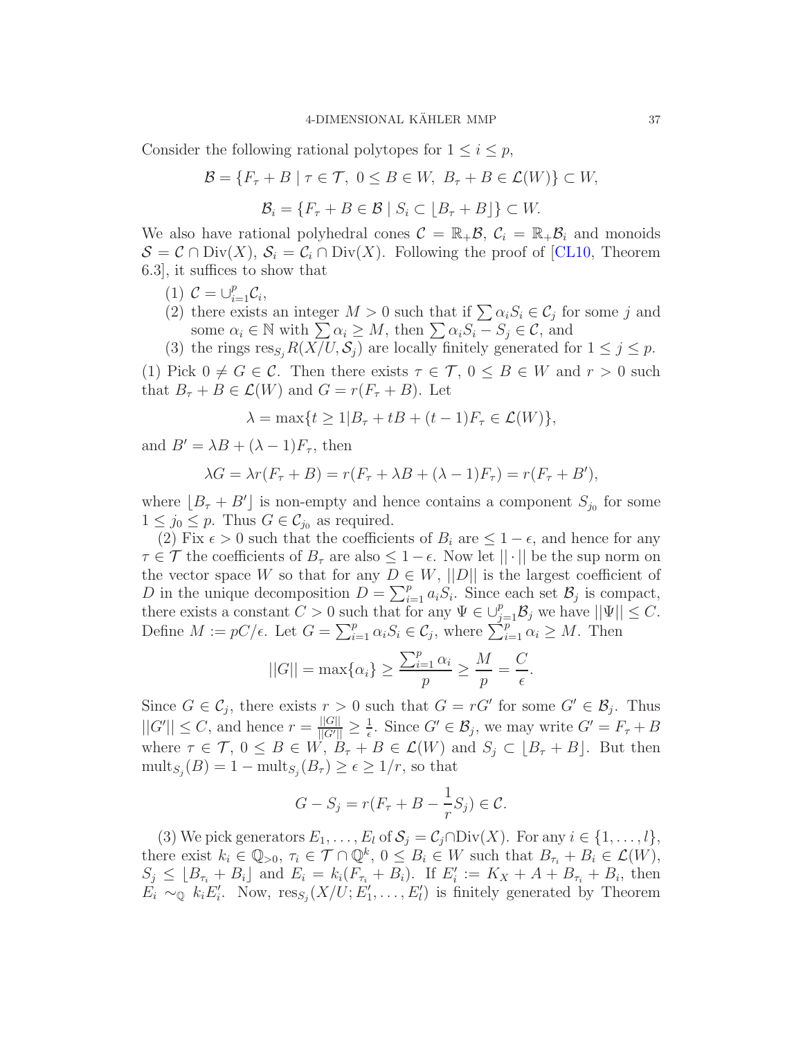Consider the following rational polytopes for $1 \leq i \leq p$,

$$\mathcal{B} = \{F_\tau + B \mid \tau \in \mathcal{T},\ 0 \leq B \in W,\ B_\tau + B \in \mathcal{L}(W)\} \subset W,$$

$$\mathcal{B}_i = \{F_\tau + B \in \mathcal{B} \mid S_i \subset \lfloor B_\tau + B \rfloor\} \subset W.$$

We also have rational polyhedral cones $\mathcal{C} = \mathbb{R}_+\mathcal{B}$, $\mathcal{C}_i = \mathbb{R}_+\mathcal{B}_i$ and monoids $\mathcal{S} = \mathcal{C} \cap \operatorname{Div}(X)$, $\mathcal{S}_i = \mathcal{C}_i \cap \operatorname{Div}(X)$. Following the proof of [CL10, Theorem 6.3], it suffices to show that

1. $\mathcal{C} = \cup_{i=1}^p \mathcal{C}_i$,
2. there exists an integer $M > 0$ such that if $\sum \alpha_i S_i \in \mathcal{C}_j$ for some $j$ and some $\alpha_i \in \mathbb{N}$ with $\sum \alpha_i \geq M$, then $\sum \alpha_i S_i - S_j \in \mathcal{C}$, and
3. the rings $\operatorname{res}_{S_j} R(X/U, \mathcal{S}_j)$ are locally finitely generated for $1 \leq j \leq p$.

(1) Pick $0 \neq G \in \mathcal{C}$. Then there exists $\tau \in \mathcal{T}$, $0 \leq B \in W$ and $r > 0$ such that $B_\tau + B \in \mathcal{L}(W)$ and $G = r(F_\tau + B)$. Let

$$\lambda = \max\{t \geq 1 | B_\tau + tB + (t-1)F_\tau \in \mathcal{L}(W)\},$$

and $B' = \lambda B + (\lambda - 1)F_\tau$, then

$$\lambda G = \lambda r(F_\tau + B) = r(F_\tau + \lambda B + (\lambda - 1)F_\tau) = r(F_\tau + B'),$$

where $\lfloor B_\tau + B' \rfloor$ is non-empty and hence contains a component $S_{j_0}$ for some $1 \leq j_0 \leq p$. Thus $G \in \mathcal{C}_{j_0}$ as required.

(2) Fix $\epsilon > 0$ such that the coefficients of $B_i$ are $\leq 1 - \epsilon$, and hence for any $\tau \in \mathcal{T}$ the coefficients of $B_\tau$ are also $\leq 1 - \epsilon$. Now let $||\cdot||$ be the sup norm on the vector space $W$ so that for any $D \in W$, $||D||$ is the largest coefficient of $D$ in the unique decomposition $D = \sum_{i=1}^p a_i S_i$. Since each set $\mathcal{B}_j$ is compact, there exists a constant $C > 0$ such that for any $\Psi \in \cup_{j=1}^p \mathcal{B}_j$ we have $||\Psi|| \leq C$. Define $M := pC/\epsilon$. Let $G = \sum_{i=1}^p \alpha_i S_i \in \mathcal{C}_j$, where $\sum_{i=1}^p \alpha_i \geq M$. Then

$$||G|| = \max\{\alpha_i\} \geq \frac{\sum_{i=1}^p \alpha_i}{p} \geq \frac{M}{p} = \frac{C}{\epsilon}.$$

Since $G \in \mathcal{C}_j$, there exists $r > 0$ such that $G = rG'$ for some $G' \in \mathcal{B}_j$. Thus $||G'|| \leq C$, and hence $r = \frac{||G||}{||G'||} \geq \frac{1}{\epsilon}$. Since $G' \in \mathcal{B}_j$, we may write $G' = F_\tau + B$ where $\tau \in \mathcal{T}$, $0 \leq B \in W$, $B_\tau + B \in \mathcal{L}(W)$ and $S_j \subset \lfloor B_\tau + B \rfloor$. But then $\operatorname{mult}_{S_j}(B) = 1 - \operatorname{mult}_{S_j}(B_\tau) \geq \epsilon \geq 1/r$, so that

$$G - S_j = r(F_\tau + B - \frac{1}{r}S_j) \in \mathcal{C}.$$

(3) We pick generators $E_1, \ldots, E_l$ of $\mathcal{S}_j = \mathcal{C}_j \cap \operatorname{Div}(X)$. For any $i \in \{1, \ldots, l\}$, there exist $k_i \in \mathbb{Q}_{>0}$, $\tau_i \in \mathcal{T} \cap \mathbb{Q}^k$, $0 \leq B_i \in W$ such that $B_{\tau_i} + B_i \in \mathcal{L}(W)$, $S_j \leq \lfloor B_{\tau_i} + B_i \rfloor$ and $E_i = k_i(F_{\tau_i} + B_i)$. If $E_i' := K_X + A + B_{\tau_i} + B_i$, then $E_i \sim_{\mathbb{Q}} k_i E_i'$. Now, $\operatorname{res}_{S_j}(X/U; E_1', \ldots, E_l')$ is finitely generated by Theorem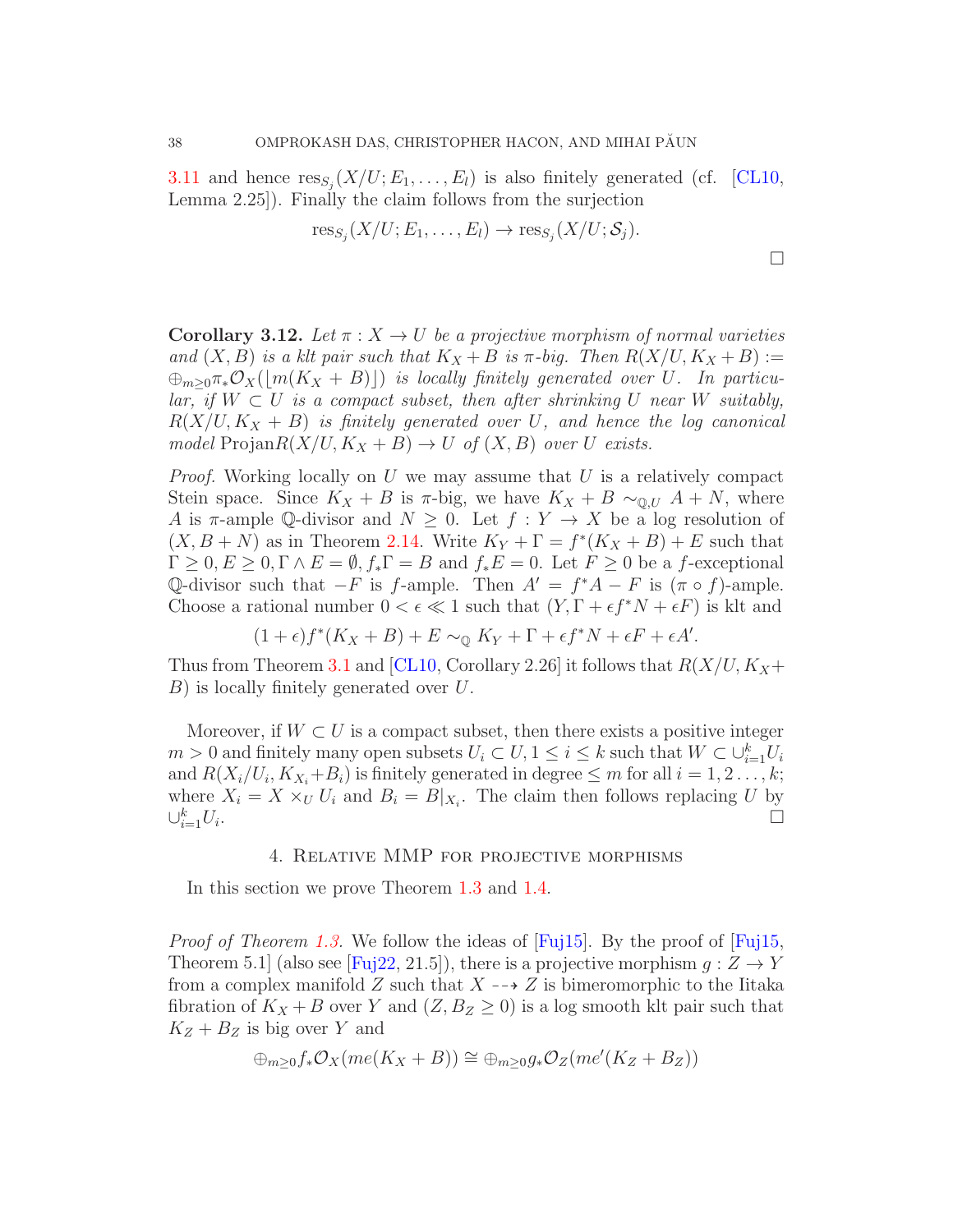3.11 and hence $\operatorname{res}_{S_j}(X/U; E_1, \ldots, E_l)$ is also finitely generated (cf. [CL10, Lemma 2.25]). Finally the claim follows from the surjection

$$\operatorname{res}_{S_j}(X/U; E_1, \ldots, E_l) \to \operatorname{res}_{S_j}(X/U; \mathcal{S}_j).$$

□

**Corollary 3.12.** *Let $\pi : X \to U$ be a projective morphism of normal varieties and $(X, B)$ is a klt pair such that $K_X + B$ is $\pi$-big. Then $R(X/U, K_X + B) := \oplus_{m\geq 0}\pi_*\mathcal{O}_X(\lfloor m(K_X + B)\rfloor)$ is locally finitely generated over $U$. In particular, if $W \subset U$ is a compact subset, then after shrinking $U$ near $W$ suitably, $R(X/U, K_X + B)$ is finitely generated over $U$, and hence the log canonical model* $\operatorname{Projan}R(X/U, K_X + B) \to U$ *of $(X, B)$ over $U$ exists.*

*Proof.* Working locally on $U$ we may assume that $U$ is a relatively compact Stein space. Since $K_X + B$ is $\pi$-big, we have $K_X + B \sim_{\mathbb{Q},U} A + N$, where $A$ is $\pi$-ample $\mathbb{Q}$-divisor and $N \geq 0$. Let $f : Y \to X$ be a log resolution of $(X, B + N)$ as in Theorem 2.14. Write $K_Y + \Gamma = f^*(K_X + B) + E$ such that $\Gamma \geq 0, E \geq 0, \Gamma \wedge E = \emptyset, f_*\Gamma = B$ and $f_*E = 0$. Let $F \geq 0$ be a $f$-exceptional $\mathbb{Q}$-divisor such that $-F$ is $f$-ample. Then $A' = f^*A - F$ is $(\pi \circ f)$-ample. Choose a rational number $0 < \epsilon \ll 1$ such that $(Y, \Gamma + \epsilon f^*N + \epsilon F)$ is klt and

$$(1 + \epsilon)f^*(K_X + B) + E \sim_{\mathbb{Q}} K_Y + \Gamma + \epsilon f^*N + \epsilon F + \epsilon A'.$$

Thus from Theorem 3.1 and [CL10, Corollary 2.26] it follows that $R(X/U, K_X + B)$ is locally finitely generated over $U$.

Moreover, if $W \subset U$ is a compact subset, then there exists a positive integer $m > 0$ and finitely many open subsets $U_i \subset U, 1 \leq i \leq k$ such that $W \subset \cup_{i=1}^k U_i$ and $R(X_i/U_i, K_{X_i} + B_i)$ is finitely generated in degree $\leq m$ for all $i = 1, 2 \ldots, k$; where $X_i = X \times_U U_i$ and $B_i = B|_{X_i}$. The claim then follows replacing $U$ by $\cup_{i=1}^k U_i$. □

## 4. Relative MMP for projective morphisms

In this section we prove Theorem 1.3 and 1.4.

*Proof of Theorem 1.3.* We follow the ideas of [Fuj15]. By the proof of [Fuj15, Theorem 5.1] (also see [Fuj22, 21.5]), there is a projective morphism $g : Z \to Y$ from a complex manifold $Z$ such that $X \dashrightarrow Z$ is bimeromorphic to the Iitaka fibration of $K_X + B$ over $Y$ and $(Z, B_Z \geq 0)$ is a log smooth klt pair such that $K_Z + B_Z$ is big over $Y$ and

$$\oplus_{m\geq 0}f_*\mathcal{O}_X(me(K_X + B)) \cong \oplus_{m\geq 0}g_*\mathcal{O}_Z(me'(K_Z + B_Z))$$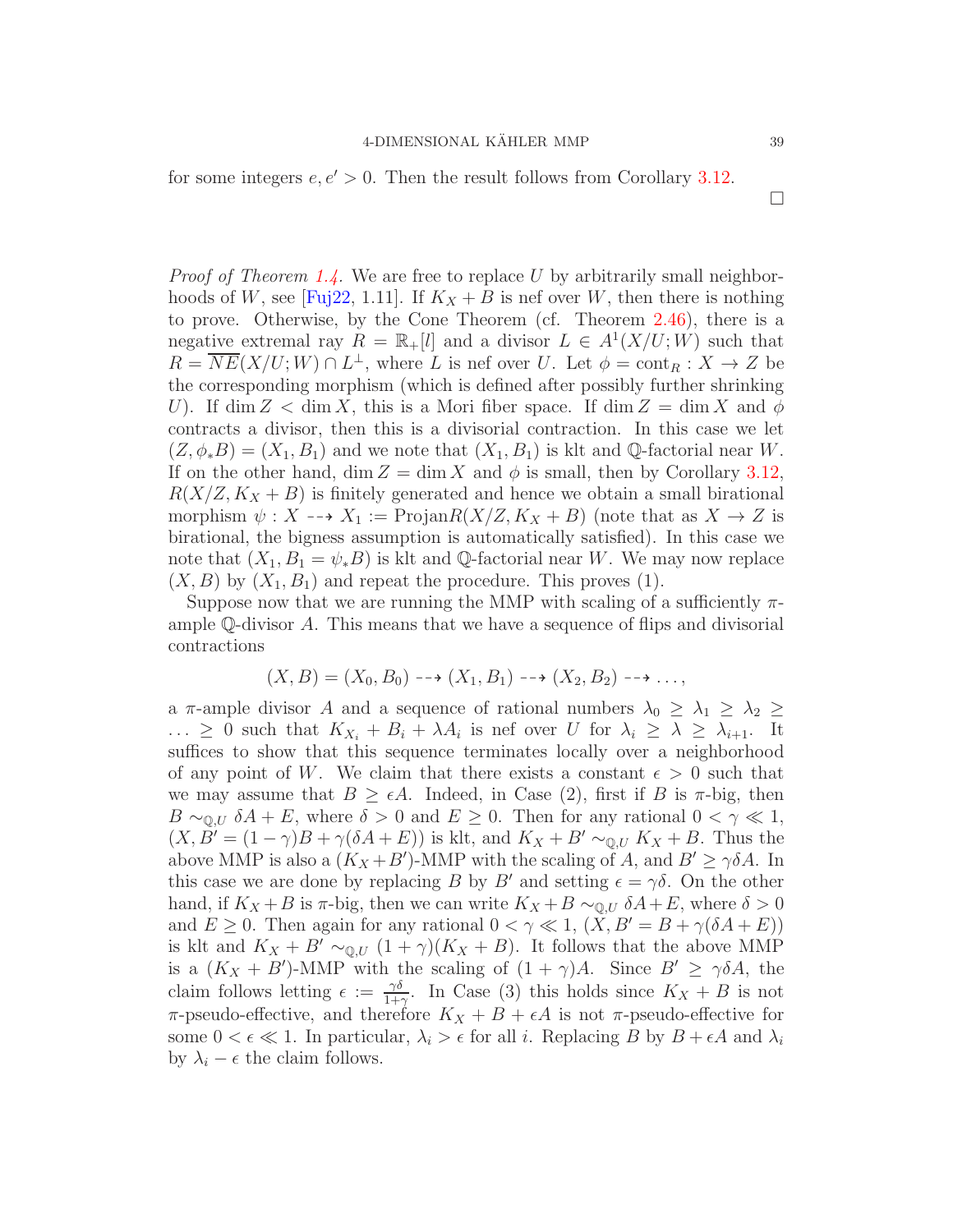for some integers $e, e' > 0$. Then the result follows from Corollary 3.12.

□

*Proof of Theorem 1.4.* We are free to replace $U$ by arbitrarily small neighborhoods of $W$, see [Fuj22, 1.11]. If $K_X + B$ is nef over $W$, then there is nothing to prove. Otherwise, by the Cone Theorem (cf. Theorem 2.46), there is a negative extremal ray $R = \mathbb{R}_+[l]$ and a divisor $L \in A^1(X/U; W)$ such that $R = \overline{NE}(X/U; W) \cap L^\perp$, where $L$ is nef over $U$. Let $\phi = \operatorname{cont}_R : X \to Z$ be the corresponding morphism (which is defined after possibly further shrinking $U$). If $\dim Z < \dim X$, this is a Mori fiber space. If $\dim Z = \dim X$ and $\phi$ contracts a divisor, then this is a divisorial contraction. In this case we let $(Z, \phi_* B) = (X_1, B_1)$ and we note that $(X_1, B_1)$ is klt and $\mathbb{Q}$-factorial near $W$. If on the other hand, $\dim Z = \dim X$ and $\phi$ is small, then by Corollary 3.12, $R(X/Z, K_X + B)$ is finitely generated and hence we obtain a small birational morphism $\psi : X \dashrightarrow X_1 := \operatorname{Projan} R(X/Z, K_X + B)$ (note that as $X \to Z$ is birational, the bigness assumption is automatically satisfied). In this case we note that $(X_1, B_1 = \psi_* B)$ is klt and $\mathbb{Q}$-factorial near $W$. We may now replace $(X, B)$ by $(X_1, B_1)$ and repeat the procedure. This proves (1).

Suppose now that we are running the MMP with scaling of a sufficiently $\pi$-ample $\mathbb{Q}$-divisor $A$. This means that we have a sequence of flips and divisorial contractions

$$(X, B) = (X_0, B_0) \dashrightarrow (X_1, B_1) \dashrightarrow (X_2, B_2) \dashrightarrow \ldots,$$

a $\pi$-ample divisor $A$ and a sequence of rational numbers $\lambda_0 \geq \lambda_1 \geq \lambda_2 \geq \ldots \geq 0$ such that $K_{X_i} + B_i + \lambda A_i$ is nef over $U$ for $\lambda_i \geq \lambda \geq \lambda_{i+1}$. It suffices to show that this sequence terminates locally over a neighborhood of any point of $W$. We claim that there exists a constant $\epsilon > 0$ such that we may assume that $B \geq \epsilon A$. Indeed, in Case (2), first if $B$ is $\pi$-big, then $B \sim_{\mathbb{Q},U} \delta A + E$, where $\delta > 0$ and $E \geq 0$. Then for any rational $0 < \gamma \ll 1$, $(X, B' = (1-\gamma)B + \gamma(\delta A + E))$ is klt, and $K_X + B' \sim_{\mathbb{Q},U} K_X + B$. Thus the above MMP is also a $(K_X + B')$-MMP with the scaling of $A$, and $B' \geq \gamma\delta A$. In this case we are done by replacing $B$ by $B'$ and setting $\epsilon = \gamma\delta$. On the other hand, if $K_X + B$ is $\pi$-big, then we can write $K_X + B \sim_{\mathbb{Q},U} \delta A + E$, where $\delta > 0$ and $E \geq 0$. Then again for any rational $0 < \gamma \ll 1$, $(X, B' = B + \gamma(\delta A + E))$ is klt and $K_X + B' \sim_{\mathbb{Q},U} (1+\gamma)(K_X + B)$. It follows that the above MMP is a $(K_X + B')$-MMP with the scaling of $(1+\gamma)A$. Since $B' \geq \gamma\delta A$, the claim follows letting $\epsilon := \frac{\gamma\delta}{1+\gamma}$. In Case (3) this holds since $K_X + B$ is not $\pi$-pseudo-effective, and therefore $K_X + B + \epsilon A$ is not $\pi$-pseudo-effective for some $0 < \epsilon \ll 1$. In particular, $\lambda_i > \epsilon$ for all $i$. Replacing $B$ by $B + \epsilon A$ and $\lambda_i$ by $\lambda_i - \epsilon$ the claim follows.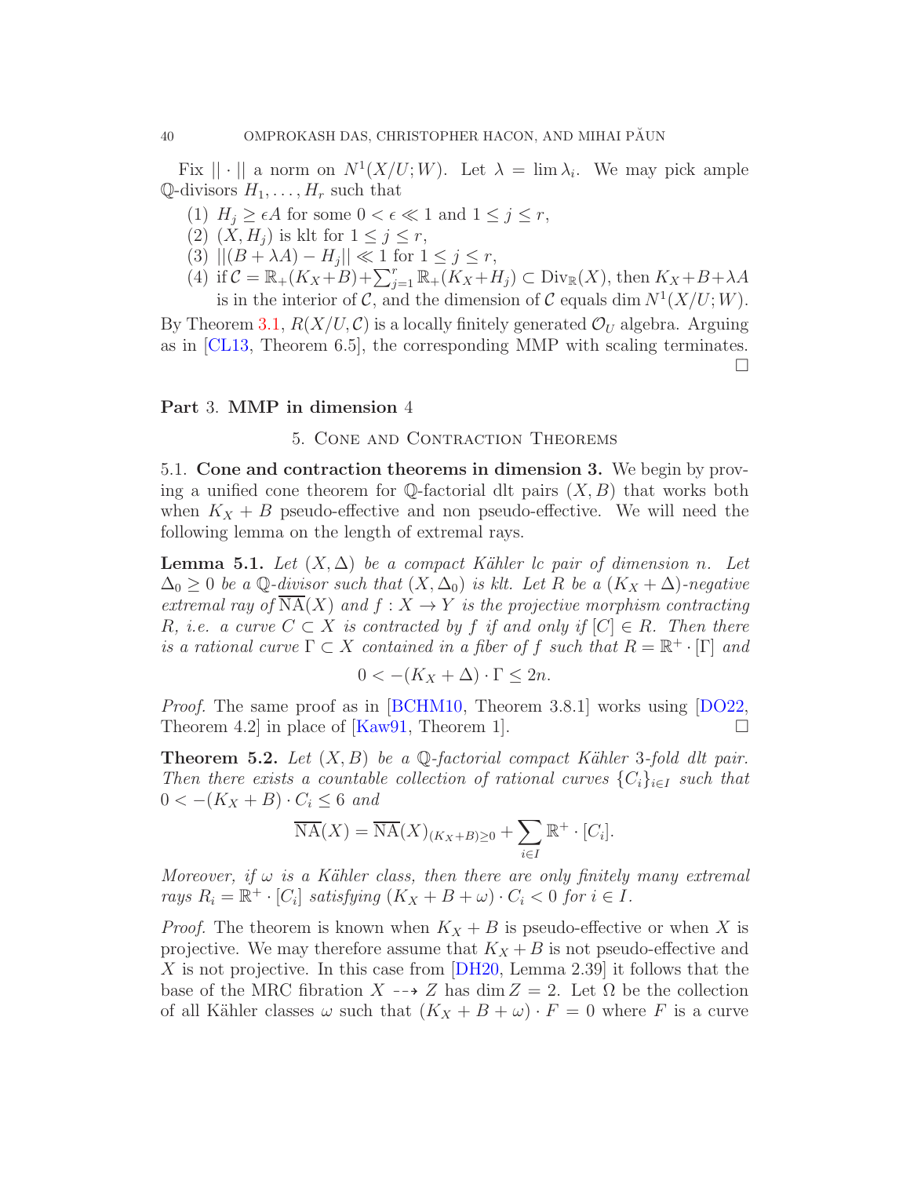Fix $||\cdot||$ a norm on $N^1(X/U;W)$. Let $\lambda = \lim \lambda_i$. We may pick ample $\mathbb{Q}$-divisors $H_1, \ldots, H_r$ such that

1. $H_j \geq \epsilon A$ for some $0 < \epsilon \ll 1$ and $1 \leq j \leq r$,
2. $(X, H_j)$ is klt for $1 \leq j \leq r$,
3. $||(B + \lambda A) - H_j|| \ll 1$ for $1 \leq j \leq r$,
4. if $\mathcal{C} = \mathbb{R}_+(K_X + B) + \sum_{j=1}^r \mathbb{R}_+(K_X + H_j) \subset \mathrm{Div}_{\mathbb{R}}(X)$, then $K_X + B + \lambda A$ is in the interior of $\mathcal{C}$, and the dimension of $\mathcal{C}$ equals $\dim N^1(X/U;W)$.

By Theorem 3.1, $R(X/U, \mathcal{C})$ is a locally finitely generated $\mathcal{O}_U$ algebra. Arguing as in [CL13, Theorem 6.5], the corresponding MMP with scaling terminates. $\square$

# Part 3. MMP in dimension 4

## 5. Cone and Contraction Theorems

### 5.1. Cone and contraction theorems in dimension 3.

We begin by proving a unified cone theorem for $\mathbb{Q}$-factorial dlt pairs $(X, B)$ that works both when $K_X + B$ pseudo-effective and non pseudo-effective. We will need the following lemma on the length of extremal rays.

**Lemma 5.1.** *Let $(X, \Delta)$ be a compact Kähler lc pair of dimension $n$. Let $\Delta_0 \geq 0$ be a $\mathbb{Q}$-divisor such that $(X, \Delta_0)$ is klt. Let $R$ be a $(K_X + \Delta)$-negative extremal ray of $\overline{\mathrm{NA}}(X)$ and $f : X \to Y$ is the projective morphism contracting $R$, i.e. a curve $C \subset X$ is contracted by $f$ if and only if $[C] \in R$. Then there is a rational curve $\Gamma \subset X$ contained in a fiber of $f$ such that $R = \mathbb{R}^+ \cdot [\Gamma]$ and*

$$0 < -(K_X + \Delta) \cdot \Gamma \leq 2n.$$

*Proof.* The same proof as in [BCHM10, Theorem 3.8.1] works using [DO22, Theorem 4.2] in place of [Kaw91, Theorem 1]. $\square$

**Theorem 5.2.** *Let $(X, B)$ be a $\mathbb{Q}$-factorial compact Kähler 3-fold dlt pair. Then there exists a countable collection of rational curves $\{C_i\}_{i \in I}$ such that $0 < -(K_X + B) \cdot C_i \leq 6$ and*

$$\overline{\mathrm{NA}}(X) = \overline{\mathrm{NA}}(X)_{(K_X+B) \geq 0} + \sum_{i \in I} \mathbb{R}^+ \cdot [C_i].$$

*Moreover, if $\omega$ is a Kähler class, then there are only finitely many extremal rays $R_i = \mathbb{R}^+ \cdot [C_i]$ satisfying $(K_X + B + \omega) \cdot C_i < 0$ for $i \in I$.*

*Proof.* The theorem is known when $K_X + B$ is pseudo-effective or when $X$ is projective. We may therefore assume that $K_X + B$ is not pseudo-effective and $X$ is not projective. In this case from [DH20, Lemma 2.39] it follows that the base of the MRC fibration $X \dashrightarrow Z$ has $\dim Z = 2$. Let $\Omega$ be the collection of all Kähler classes $\omega$ such that $(K_X + B + \omega) \cdot F = 0$ where $F$ is a curve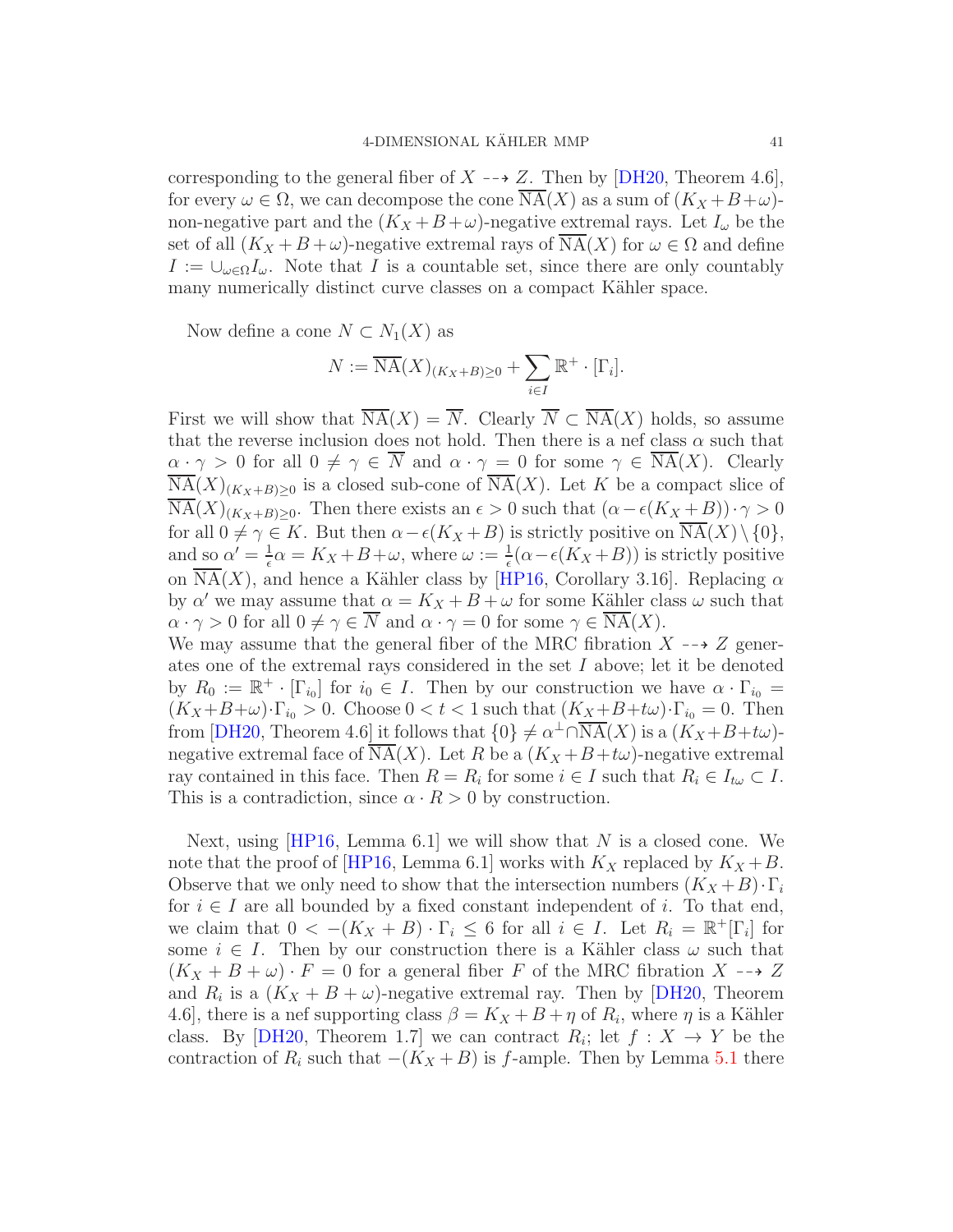corresponding to the general fiber of $X \dashrightarrow Z$. Then by [DH20, Theorem 4.6], for every $\omega \in \Omega$, we can decompose the cone $\overline{\mathrm{NA}}(X)$ as a sum of $(K_X+B+\omega)$-non-negative part and the $(K_X+B+\omega)$-negative extremal rays. Let $I_\omega$ be the set of all $(K_X+B+\omega)$-negative extremal rays of $\overline{\mathrm{NA}}(X)$ for $\omega \in \Omega$ and define $I := \cup_{\omega\in\Omega} I_\omega$. Note that $I$ is a countable set, since there are only countably many numerically distinct curve classes on a compact Kähler space.

Now define a cone $N \subset N_1(X)$ as

$$N := \overline{\mathrm{NA}}(X)_{(K_X+B)\geq 0} + \sum_{i\in I} \mathbb{R}^+ \cdot [\Gamma_i].$$

First we will show that $\overline{\mathrm{NA}}(X) = \overline{N}$. Clearly $\overline{N} \subset \overline{\mathrm{NA}}(X)$ holds, so assume that the reverse inclusion does not hold. Then there is a nef class $\alpha$ such that $\alpha \cdot \gamma > 0$ for all $0 \neq \gamma \in \overline{N}$ and $\alpha \cdot \gamma = 0$ for some $\gamma \in \overline{\mathrm{NA}}(X)$. Clearly $\overline{\mathrm{NA}}(X)_{(K_X+B)\geq 0}$ is a closed sub-cone of $\overline{\mathrm{NA}}(X)$. Let $K$ be a compact slice of $\overline{\mathrm{NA}}(X)_{(K_X+B)\geq 0}$. Then there exists an $\epsilon > 0$ such that $(\alpha - \epsilon(K_X+B))\cdot\gamma > 0$ for all $0 \neq \gamma \in K$. But then $\alpha - \epsilon(K_X+B)$ is strictly positive on $\overline{\mathrm{NA}}(X)\setminus\{0\}$, and so $\alpha' = \frac{1}{\epsilon}\alpha = K_X+B+\omega$, where $\omega := \frac{1}{\epsilon}(\alpha-\epsilon(K_X+B))$ is strictly positive on $\overline{\mathrm{NA}}(X)$, and hence a Kähler class by [HP16, Corollary 3.16]. Replacing $\alpha$ by $\alpha'$ we may assume that $\alpha = K_X+B+\omega$ for some Kähler class $\omega$ such that $\alpha\cdot\gamma > 0$ for all $0 \neq \gamma \in \overline{N}$ and $\alpha\cdot\gamma = 0$ for some $\gamma \in \overline{\mathrm{NA}}(X)$.
We may assume that the general fiber of the MRC fibration $X \dashrightarrow Z$ generates one of the extremal rays considered in the set $I$ above; let it be denoted by $R_0 := \mathbb{R}^+ \cdot [\Gamma_{i_0}]$ for $i_0 \in I$. Then by our construction we have $\alpha \cdot \Gamma_{i_0} = (K_X+B+\omega)\cdot\Gamma_{i_0} > 0$. Choose $0 < t < 1$ such that $(K_X+B+t\omega)\cdot\Gamma_{i_0} = 0$. Then from [DH20, Theorem 4.6] it follows that $\{0\} \neq \alpha^\perp \cap \overline{\mathrm{NA}}(X)$ is a $(K_X+B+t\omega)$-negative extremal face of $\overline{\mathrm{NA}}(X)$. Let $R$ be a $(K_X+B+t\omega)$-negative extremal ray contained in this face. Then $R = R_i$ for some $i \in I$ such that $R_i \in I_{t\omega} \subset I$. This is a contradiction, since $\alpha \cdot R > 0$ by construction.

Next, using [HP16, Lemma 6.1] we will show that $N$ is a closed cone. We note that the proof of [HP16, Lemma 6.1] works with $K_X$ replaced by $K_X+B$. Observe that we only need to show that the intersection numbers $(K_X+B)\cdot\Gamma_i$ for $i \in I$ are all bounded by a fixed constant independent of $i$. To that end, we claim that $0 < -(K_X+B)\cdot\Gamma_i \leq 6$ for all $i \in I$. Let $R_i = \mathbb{R}^+[\Gamma_i]$ for some $i \in I$. Then by our construction there is a Kähler class $\omega$ such that $(K_X+B+\omega)\cdot F = 0$ for a general fiber $F$ of the MRC fibration $X \dashrightarrow Z$ and $R_i$ is a $(K_X+B+\omega)$-negative extremal ray. Then by [DH20, Theorem 4.6], there is a nef supporting class $\beta = K_X+B+\eta$ of $R_i$, where $\eta$ is a Kähler class. By [DH20, Theorem 1.7] we can contract $R_i$; let $f : X \to Y$ be the contraction of $R_i$ such that $-(K_X+B)$ is $f$-ample. Then by Lemma 5.1 there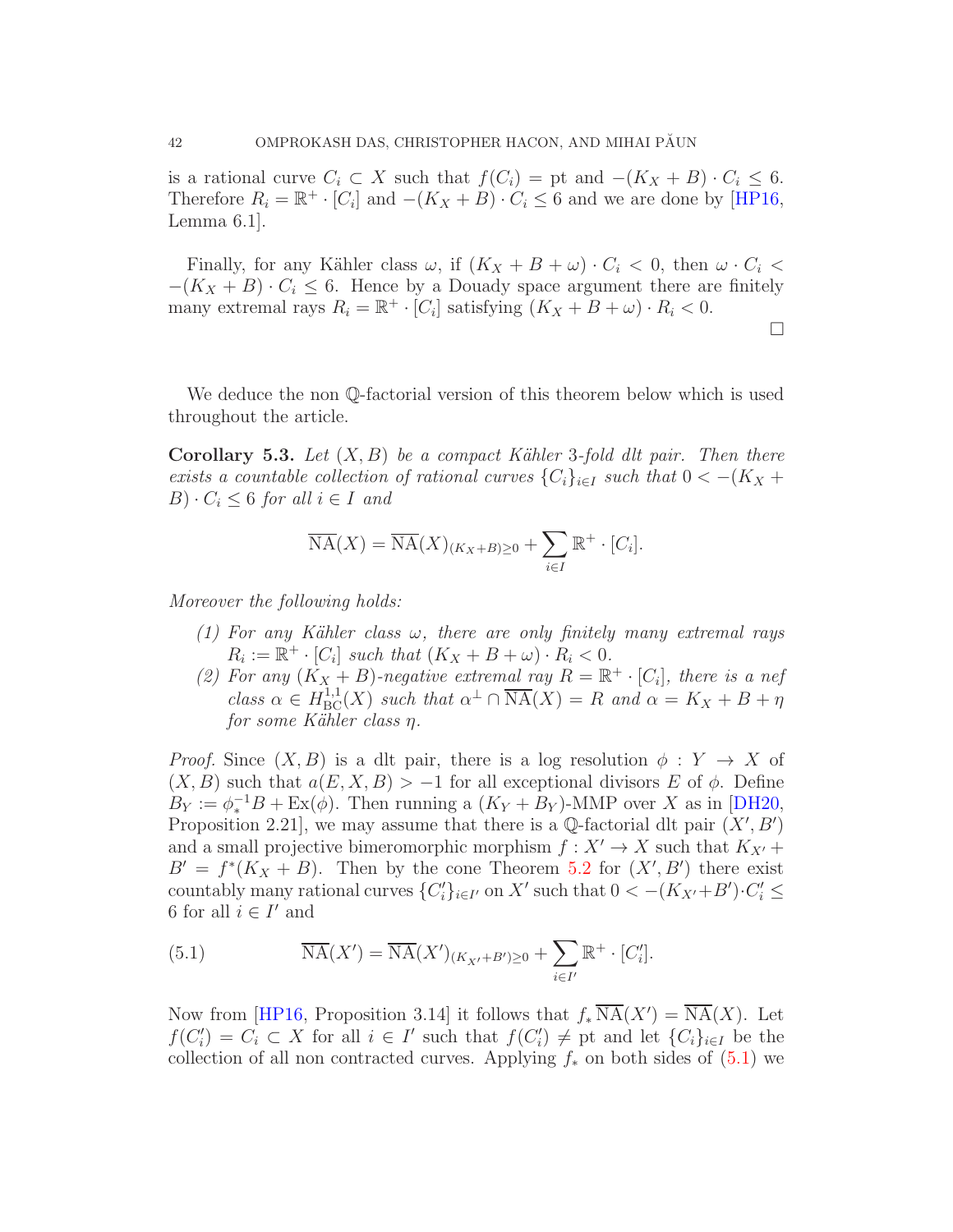is a rational curve $C_i \subset X$ such that $f(C_i) = \text{pt}$ and $-(K_X + B) \cdot C_i \leq 6$. Therefore $R_i = \mathbb{R}^+ \cdot [C_i]$ and $-(K_X + B) \cdot C_i \leq 6$ and we are done by [HP16, Lemma 6.1].

Finally, for any Kähler class $\omega$, if $(K_X + B + \omega) \cdot C_i < 0$, then $\omega \cdot C_i < -(K_X + B) \cdot C_i \leq 6$. Hence by a Douady space argument there are finitely many extremal rays $R_i = \mathbb{R}^+ \cdot [C_i]$ satisfying $(K_X + B + \omega) \cdot R_i < 0$.

□

We deduce the non $\mathbb{Q}$-factorial version of this theorem below which is used throughout the article.

**Corollary 5.3.** *Let $(X, B)$ be a compact Kähler 3-fold dlt pair. Then there exists a countable collection of rational curves $\{C_i\}_{i \in I}$ such that $0 < -(K_X + B) \cdot C_i \leq 6$ for all $i \in I$ and*

$$\overline{\mathrm{NA}}(X) = \overline{\mathrm{NA}}(X)_{(K_X+B) \geq 0} + \sum_{i \in I} \mathbb{R}^+ \cdot [C_i].$$

*Moreover the following holds:*

1. *For any Kähler class $\omega$, there are only finitely many extremal rays $R_i := \mathbb{R}^+ \cdot [C_i]$ such that $(K_X + B + \omega) \cdot R_i < 0$.*
2. *For any $(K_X + B)$-negative extremal ray $R = \mathbb{R}^+ \cdot [C_i]$, there is a nef class $\alpha \in H^{1,1}_{\mathrm{BC}}(X)$ such that $\alpha^\perp \cap \overline{\mathrm{NA}}(X) = R$ and $\alpha = K_X + B + \eta$ for some Kähler class $\eta$.*

*Proof.* Since $(X, B)$ is a dlt pair, there is a log resolution $\phi : Y \to X$ of $(X, B)$ such that $a(E, X, B) > -1$ for all exceptional divisors $E$ of $\phi$. Define $B_Y := \phi_*^{-1} B + \mathrm{Ex}(\phi)$. Then running a $(K_Y + B_Y)$-MMP over $X$ as in [DH20, Proposition 2.21], we may assume that there is a $\mathbb{Q}$-factorial dlt pair $(X', B')$ and a small projective bimeromorphic morphism $f : X' \to X$ such that $K_{X'} + B' = f^*(K_X + B)$. Then by the cone Theorem 5.2 for $(X', B')$ there exist countably many rational curves $\{C'_i\}_{i \in I'}$ on $X'$ such that $0 < -(K_{X'} + B') \cdot C'_i \leq 6$ for all $i \in I'$ and

$$\overline{\mathrm{NA}}(X') = \overline{\mathrm{NA}}(X')_{(K_{X'}+B') \geq 0} + \sum_{i \in I'} \mathbb{R}^+ \cdot [C'_i]. \tag{5.1}$$

Now from [HP16, Proposition 3.14] it follows that $f_* \overline{\mathrm{NA}}(X') = \overline{\mathrm{NA}}(X)$. Let $f(C'_i) = C_i \subset X$ for all $i \in I'$ such that $f(C'_i) \neq \text{pt}$ and let $\{C_i\}_{i \in I}$ be the collection of all non contracted curves. Applying $f_*$ on both sides of (5.1) we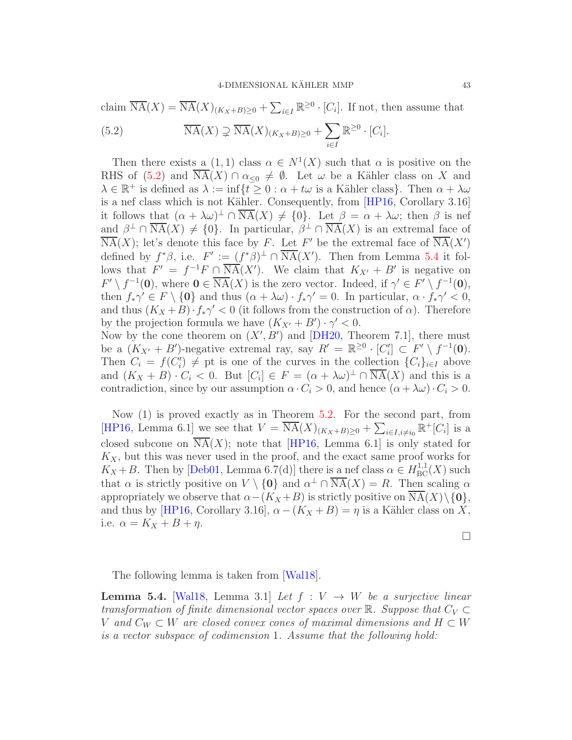claim $\overline{\mathrm{NA}}(X) = \overline{\mathrm{NA}}(X)_{(K_X+B)\geq 0} + \sum_{i\in I} \mathbb{R}^{\geq 0}\cdot [C_i]$. If not, then assume that

$$\overline{\mathrm{NA}}(X) \supsetneq \overline{\mathrm{NA}}(X)_{(K_X+B)\geq 0} + \sum_{i\in I} \mathbb{R}^{\geq 0}\cdot [C_i]. \tag{5.2}$$

Then there exists a $(1,1)$ class $\alpha \in N^1(X)$ such that $\alpha$ is positive on the RHS of (5.2) and $\overline{\mathrm{NA}}(X)\cap \alpha_{\leq 0} \neq \emptyset$. Let $\omega$ be a Kähler class on $X$ and $\lambda \in \mathbb{R}^+$ is defined as $\lambda := \inf\{t \geq 0 : \alpha + t\omega \text{ is a Kähler class}\}$. Then $\alpha + \lambda\omega$ is a nef class which is not Kähler. Consequently, from [HP16, Corollary 3.16] it follows that $(\alpha+\lambda\omega)^\perp \cap \overline{\mathrm{NA}}(X) \neq \{0\}$. Let $\beta = \alpha + \lambda\omega$; then $\beta$ is nef and $\beta^\perp \cap \overline{\mathrm{NA}}(X) \neq \{0\}$. In particular, $\beta^\perp \cap \overline{\mathrm{NA}}(X)$ is an extremal face of $\overline{\mathrm{NA}}(X)$; let's denote this face by $F$. Let $F'$ be the extremal face of $\overline{\mathrm{NA}}(X')$ defined by $f^*\beta$, i.e. $F' := (f^*\beta)^\perp \cap \overline{\mathrm{NA}}(X')$. Then from Lemma 5.4 it follows that $F' = f^{-1}F \cap \overline{\mathrm{NA}}(X')$. We claim that $K_{X'} + B'$ is negative on $F' \setminus f^{-1}(\mathbf{0})$, where $\mathbf{0} \in \overline{\mathrm{NA}}(X)$ is the zero vector. Indeed, if $\gamma' \in F' \setminus f^{-1}(\mathbf{0})$, then $f_*\gamma' \in F \setminus \{\mathbf{0}\}$ and thus $(\alpha + \lambda\omega)\cdot f_*\gamma' = 0$. In particular, $\alpha \cdot f_*\gamma' < 0$, and thus $(K_X + B)\cdot f_*\gamma' < 0$ (it follows from the construction of $\alpha$). Therefore by the projection formula we have $(K_{X'} + B')\cdot \gamma' < 0$.
Now by the cone theorem on $(X', B')$ and [DH20, Theorem 7.1], there must be a $(K_{X'} + B')$-negative extremal ray, say $R' = \mathbb{R}^{\geq 0}\cdot [C_i'] \subset F' \setminus f^{-1}(\mathbf{0})$. Then $C_i = f(C_i') \neq \text{pt}$ is one of the curves in the collection $\{C_i\}_{i\in I}$ above and $(K_X + B)\cdot C_i < 0$. But $[C_i] \in F = (\alpha + \lambda\omega)^\perp \cap \overline{\mathrm{NA}}(X)$ and this is a contradiction, since by our assumption $\alpha \cdot C_i > 0$, and hence $(\alpha + \lambda\omega)\cdot C_i > 0$.

Now (1) is proved exactly as in Theorem 5.2. For the second part, from [HP16, Lemma 6.1] we see that $V = \overline{\mathrm{NA}}(X)_{(K_X+B)\geq 0} + \sum_{i\in I, i\neq i_0} \mathbb{R}^+[C_i]$ is a closed subcone on $\overline{\mathrm{NA}}(X)$; note that [HP16, Lemma 6.1] is only stated for $K_X$, but this was never used in the proof, and the exact same proof works for $K_X + B$. Then by [Deb01, Lemma 6.7(d)] there is a nef class $\alpha \in H^{1,1}_{\mathrm{BC}}(X)$ such that $\alpha$ is strictly positive on $V \setminus \{\mathbf{0}\}$ and $\alpha^\perp \cap \overline{\mathrm{NA}}(X) = R$. Then scaling $\alpha$ appropriately we observe that $\alpha - (K_X + B)$ is strictly positive on $\overline{\mathrm{NA}}(X)\setminus\{\mathbf{0}\}$, and thus by [HP16, Corollary 3.16], $\alpha - (K_X + B) = \eta$ is a Kähler class on $X$, i.e. $\alpha = K_X + B + \eta$.

□

The following lemma is taken from [Wal18].

**Lemma 5.4.** [Wal18, Lemma 3.1] *Let $f : V \to W$ be a surjective linear transformation of finite dimensional vector spaces over $\mathbb{R}$. Suppose that $C_V \subset V$ and $C_W \subset W$ are closed convex cones of maximal dimensions and $H \subset W$ is a vector subspace of codimension 1. Assume that the following hold:*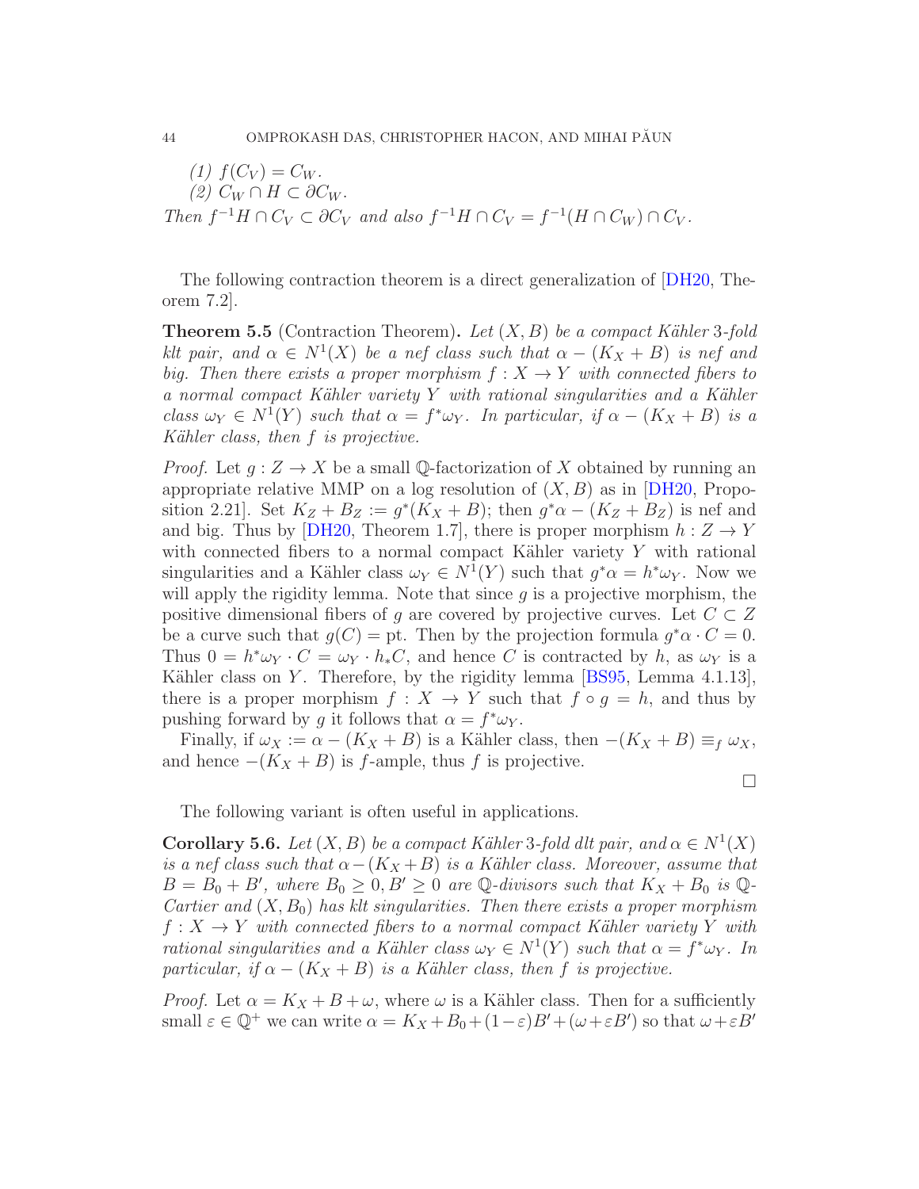*(1)* $f(C_V) = C_W$.

*(2)* $C_W \cap H \subset \partial C_W$.

*Then* $f^{-1}H \cap C_V \subset \partial C_V$ *and also* $f^{-1}H \cap C_V = f^{-1}(H \cap C_W) \cap C_V$.

The following contraction theorem is a direct generalization of [DH20, Theorem 7.2].

**Theorem 5.5** (Contraction Theorem)**.** *Let* $(X, B)$ *be a compact Kähler* 3*-fold klt pair, and* $\alpha \in N^1(X)$ *be a nef class such that* $\alpha - (K_X + B)$ *is nef and big. Then there exists a proper morphism* $f : X \to Y$ *with connected fibers to a normal compact Kähler variety* $Y$ *with rational singularities and a Kähler class* $\omega_Y \in N^1(Y)$ *such that* $\alpha = f^*\omega_Y$*. In particular, if* $\alpha - (K_X + B)$ *is a Kähler class, then* $f$ *is projective.*

*Proof.* Let $g : Z \to X$ be a small $\mathbb{Q}$-factorization of $X$ obtained by running an appropriate relative MMP on a log resolution of $(X, B)$ as in [DH20, Proposition 2.21]. Set $K_Z + B_Z := g^*(K_X + B)$; then $g^*\alpha - (K_Z + B_Z)$ is nef and and big. Thus by [DH20, Theorem 1.7], there is proper morphism $h : Z \to Y$ with connected fibers to a normal compact Kähler variety $Y$ with rational singularities and a Kähler class $\omega_Y \in N^1(Y)$ such that $g^*\alpha = h^*\omega_Y$. Now we will apply the rigidity lemma. Note that since $g$ is a projective morphism, the positive dimensional fibers of $g$ are covered by projective curves. Let $C \subset Z$ be a curve such that $g(C) = \mathrm{pt}$. Then by the projection formula $g^*\alpha \cdot C = 0$. Thus $0 = h^*\omega_Y \cdot C = \omega_Y \cdot h_*C$, and hence $C$ is contracted by $h$, as $\omega_Y$ is a Kähler class on $Y$. Therefore, by the rigidity lemma [BS95, Lemma 4.1.13], there is a proper morphism $f : X \to Y$ such that $f \circ g = h$, and thus by pushing forward by $g$ it follows that $\alpha = f^*\omega_Y$.

Finally, if $\omega_X := \alpha - (K_X + B)$ is a Kähler class, then $-(K_X + B) \equiv_f \omega_X$, and hence $-(K_X + B)$ is $f$-ample, thus $f$ is projective. □

The following variant is often useful in applications.

**Corollary 5.6.** *Let* $(X, B)$ *be a compact Kähler* 3*-fold dlt pair, and* $\alpha \in N^1(X)$ *is a nef class such that* $\alpha - (K_X + B)$ *is a Kähler class. Moreover, assume that* $B = B_0 + B'$*, where* $B_0 \geq 0, B' \geq 0$ *are* $\mathbb{Q}$*-divisors such that* $K_X + B_0$ *is* $\mathbb{Q}$*-Cartier and* $(X, B_0)$ *has klt singularities. Then there exists a proper morphism* $f : X \to Y$ *with connected fibers to a normal compact Kähler variety* $Y$ *with rational singularities and a Kähler class* $\omega_Y \in N^1(Y)$ *such that* $\alpha = f^*\omega_Y$*. In particular, if* $\alpha - (K_X + B)$ *is a Kähler class, then* $f$ *is projective.*

*Proof.* Let $\alpha = K_X + B + \omega$, where $\omega$ is a Kähler class. Then for a sufficiently small $\varepsilon \in \mathbb{Q}^+$ we can write $\alpha = K_X + B_0 + (1-\varepsilon)B' + (\omega + \varepsilon B')$ so that $\omega + \varepsilon B'$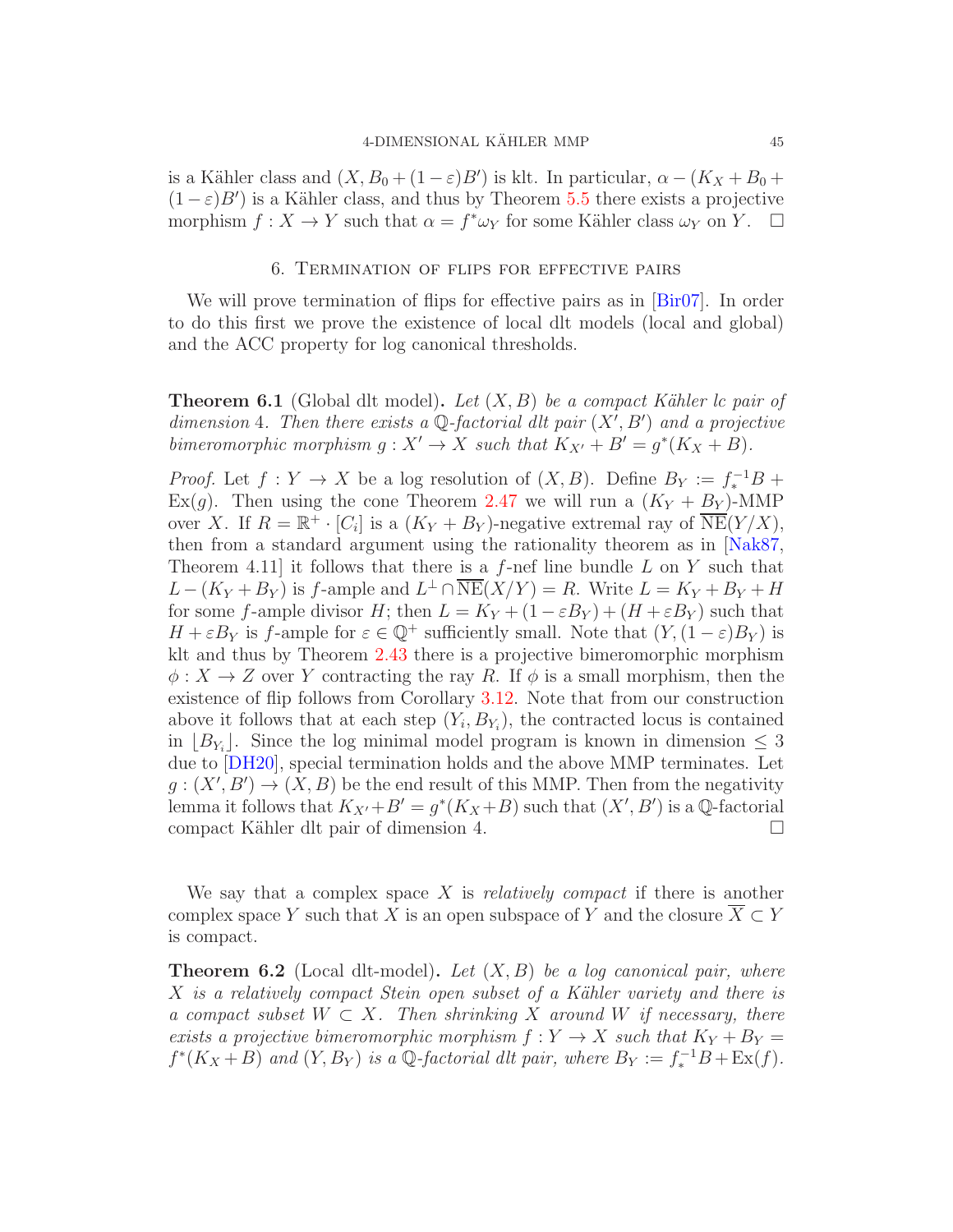is a Kähler class and $(X, B_0 + (1-\varepsilon)B')$ is klt. In particular, $\alpha - (K_X + B_0 + (1-\varepsilon)B')$ is a Kähler class, and thus by Theorem 5.5 there exists a projective morphism $f : X \to Y$ such that $\alpha = f^*\omega_Y$ for some Kähler class $\omega_Y$ on $Y$. $\square$

## 6. Termination of flips for effective pairs

We will prove termination of flips for effective pairs as in [Bir07]. In order to do this first we prove the existence of local dlt models (local and global) and the ACC property for log canonical thresholds.

**Theorem 6.1** (Global dlt model)**.** *Let $(X, B)$ be a compact Kähler lc pair of dimension 4. Then there exists a $\mathbb{Q}$-factorial dlt pair $(X', B')$ and a projective bimeromorphic morphism $g : X' \to X$ such that $K_{X'} + B' = g^*(K_X + B)$.*

*Proof.* Let $f : Y \to X$ be a log resolution of $(X, B)$. Define $B_Y := f_*^{-1}B + \operatorname{Ex}(g)$. Then using the cone Theorem 2.47 we will run a $(K_Y + B_Y)$-MMP over $X$. If $R = \mathbb{R}^+ \cdot [C_i]$ is a $(K_Y + B_Y)$-negative extremal ray of $\overline{\mathrm{NE}}(Y/X)$, then from a standard argument using the rationality theorem as in [Nak87, Theorem 4.11] it follows that there is a $f$-nef line bundle $L$ on $Y$ such that $L - (K_Y + B_Y)$ is $f$-ample and $L^\perp \cap \overline{\mathrm{NE}}(X/Y) = R$. Write $L = K_Y + B_Y + H$ for some $f$-ample divisor $H$; then $L = K_Y + (1 - \varepsilon B_Y) + (H + \varepsilon B_Y)$ such that $H + \varepsilon B_Y$ is $f$-ample for $\varepsilon \in \mathbb{Q}^+$ sufficiently small. Note that $(Y, (1-\varepsilon)B_Y)$ is klt and thus by Theorem 2.43 there is a projective bimeromorphic morphism $\phi : X \to Z$ over $Y$ contracting the ray $R$. If $\phi$ is a small morphism, then the existence of flip follows from Corollary 3.12. Note that from our construction above it follows that at each step $(Y_i, B_{Y_i})$, the contracted locus is contained in $\lfloor B_{Y_i} \rfloor$. Since the log minimal model program is known in dimension $\leq 3$ due to [DH20], special termination holds and the above MMP terminates. Let $g : (X', B') \to (X, B)$ be the end result of this MMP. Then from the negativity lemma it follows that $K_{X'} + B' = g^*(K_X + B)$ such that $(X', B')$ is a $\mathbb{Q}$-factorial compact Kähler dlt pair of dimension 4. $\square$

We say that a complex space $X$ is *relatively compact* if there is another complex space $Y$ such that $X$ is an open subspace of $Y$ and the closure $\overline{X} \subset Y$ is compact.

**Theorem 6.2** (Local dlt-model)**.** *Let $(X, B)$ be a log canonical pair, where $X$ is a relatively compact Stein open subset of a Kähler variety and there is a compact subset $W \subset X$. Then shrinking $X$ around $W$ if necessary, there exists a projective bimeromorphic morphism $f : Y \to X$ such that $K_Y + B_Y = f^*(K_X + B)$ and $(Y, B_Y)$ is a $\mathbb{Q}$-factorial dlt pair, where $B_Y := f_*^{-1}B + \operatorname{Ex}(f)$.*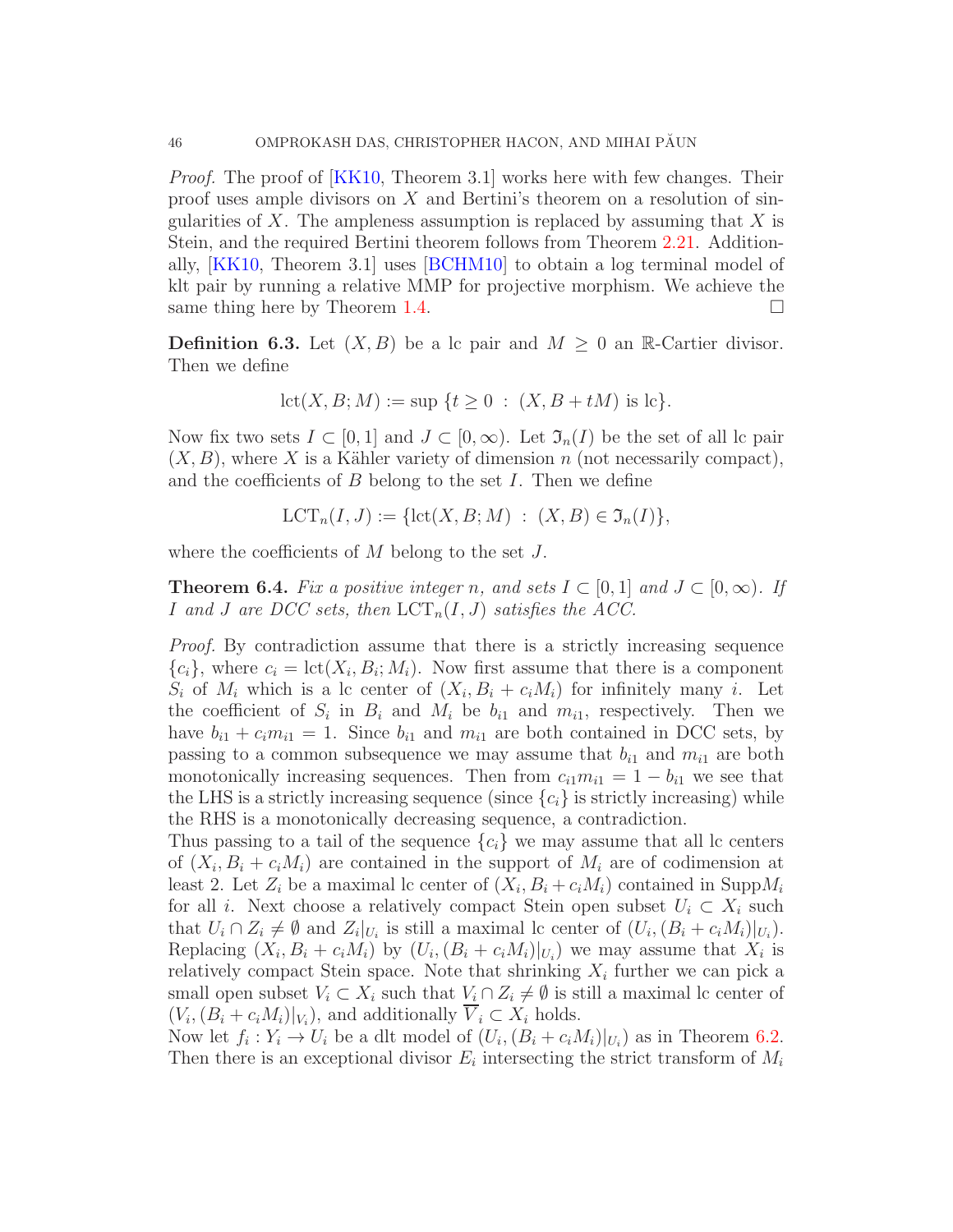*Proof.* The proof of [KK10, Theorem 3.1] works here with few changes. Their proof uses ample divisors on $X$ and Bertini's theorem on a resolution of singularities of $X$. The ampleness assumption is replaced by assuming that $X$ is Stein, and the required Bertini theorem follows from Theorem 2.21. Additionally, [KK10, Theorem 3.1] uses [BCHM10] to obtain a log terminal model of klt pair by running a relative MMP for projective morphism. We achieve the same thing here by Theorem 1.4. □

**Definition 6.3.** Let $(X, B)$ be a lc pair and $M \geq 0$ an $\mathbb{R}$-Cartier divisor. Then we define

$$\mathrm{lct}(X, B; M) := \sup\{t \geq 0 \ : \ (X, B + tM) \text{ is lc}\}.$$

Now fix two sets $I \subset [0, 1]$ and $J \subset [0, \infty)$. Let $\mathfrak{I}_n(I)$ be the set of all lc pair $(X, B)$, where $X$ is a Kähler variety of dimension $n$ (not necessarily compact), and the coefficients of $B$ belong to the set $I$. Then we define

$$\mathrm{LCT}_n(I, J) := \{\mathrm{lct}(X, B; M) \ : \ (X, B) \in \mathfrak{I}_n(I)\},$$

where the coefficients of $M$ belong to the set $J$.

**Theorem 6.4.** *Fix a positive integer $n$, and sets $I \subset [0, 1]$ and $J \subset [0, \infty)$. If $I$ and $J$ are DCC sets, then $\mathrm{LCT}_n(I, J)$ satisfies the ACC.*

*Proof.* By contradiction assume that there is a strictly increasing sequence $\{c_i\}$, where $c_i = \mathrm{lct}(X_i, B_i; M_i)$. Now first assume that there is a component $S_i$ of $M_i$ which is a lc center of $(X_i, B_i + c_iM_i)$ for infinitely many $i$. Let the coefficient of $S_i$ in $B_i$ and $M_i$ be $b_{i1}$ and $m_{i1}$, respectively. Then we have $b_{i1} + c_im_{i1} = 1$. Since $b_{i1}$ and $m_{i1}$ are both contained in DCC sets, by passing to a common subsequence we may assume that $b_{i1}$ and $m_{i1}$ are both monotonically increasing sequences. Then from $c_{i1}m_{i1} = 1 - b_{i1}$ we see that the LHS is a strictly increasing sequence (since $\{c_i\}$ is strictly increasing) while the RHS is a monotonically decreasing sequence, a contradiction.
Thus passing to a tail of the sequence $\{c_i\}$ we may assume that all lc centers of $(X_i, B_i + c_iM_i)$ are contained in the support of $M_i$ are of codimension at least 2. Let $Z_i$ be a maximal lc center of $(X_i, B_i + c_iM_i)$ contained in $\mathrm{Supp}M_i$ for all $i$. Next choose a relatively compact Stein open subset $U_i \subset X_i$ such that $U_i \cap Z_i \neq \emptyset$ and $Z_i|_{U_i}$ is still a maximal lc center of $(U_i, (B_i + c_iM_i)|_{U_i})$. Replacing $(X_i, B_i + c_iM_i)$ by $(U_i, (B_i + c_iM_i)|_{U_i})$ we may assume that $X_i$ is relatively compact Stein space. Note that shrinking $X_i$ further we can pick a small open subset $V_i \subset X_i$ such that $V_i \cap Z_i \neq \emptyset$ is still a maximal lc center of $(V_i, (B_i + c_iM_i)|_{V_i})$, and additionally $\overline{V}_i \subset X_i$ holds.
Now let $f_i : Y_i \to U_i$ be a dlt model of $(U_i, (B_i + c_iM_i)|_{U_i})$ as in Theorem 6.2. Then there is an exceptional divisor $E_i$ intersecting the strict transform of $M_i$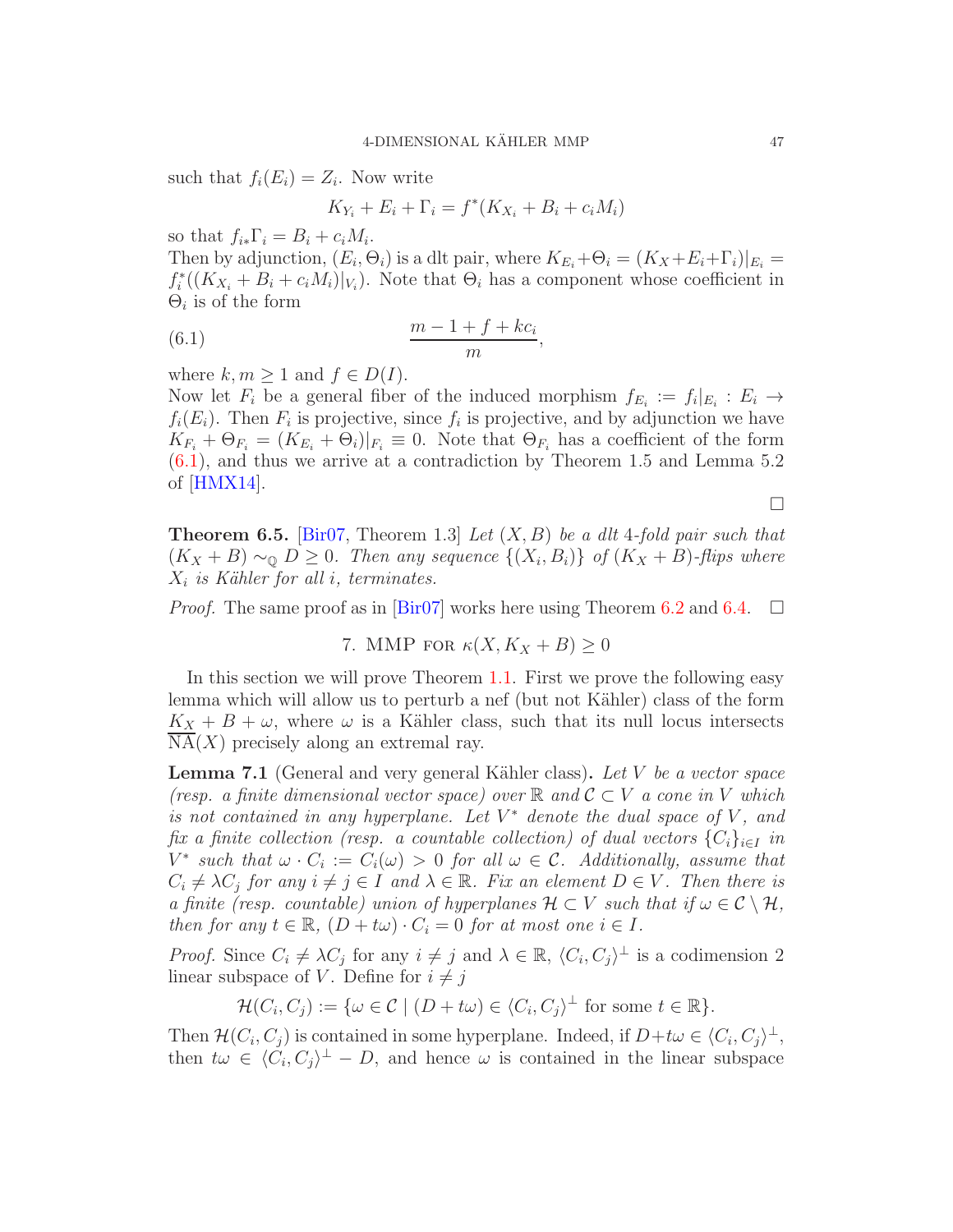such that $f_i(E_i) = Z_i$. Now write

$$K_{Y_i} + E_i + \Gamma_i = f^*(K_{X_i} + B_i + c_i M_i)$$

so that $f_{i*}\Gamma_i = B_i + c_i M_i$.

Then by adjunction, $(E_i, \Theta_i)$ is a dlt pair, where $K_{E_i} + \Theta_i = (K_X + E_i + \Gamma_i)|_{E_i} = f_i^*((K_{X_i} + B_i + c_i M_i)|_{V_i})$. Note that $\Theta_i$ has a component whose coefficient in $\Theta_i$ is of the form

$$\frac{m - 1 + f + kc_i}{m}, \tag{6.1}$$

where $k, m \geq 1$ and $f \in D(I)$.

Now let $F_i$ be a general fiber of the induced morphism $f_{E_i} := f_i|_{E_i} : E_i \to f_i(E_i)$. Then $F_i$ is projective, since $f_i$ is projective, and by adjunction we have $K_{F_i} + \Theta_{F_i} = (K_{E_i} + \Theta_i)|_{F_i} \equiv 0$. Note that $\Theta_{F_i}$ has a coefficient of the form (6.1), and thus we arrive at a contradiction by Theorem 1.5 and Lemma 5.2 of [HMX14].

□

**Theorem 6.5.** [Bir07, Theorem 1.3] *Let $(X, B)$ be a dlt 4-fold pair such that $(K_X + B) \sim_{\mathbb{Q}} D \geq 0$. Then any sequence $\{(X_i, B_i)\}$ of $(K_X + B)$-flips where $X_i$ is Kähler for all $i$, terminates.*

*Proof.* The same proof as in [Bir07] works here using Theorem 6.2 and 6.4. □

## 7. MMP for $\kappa(X, K_X + B) \geq 0$

In this section we will prove Theorem 1.1. First we prove the following easy lemma which will allow us to perturb a nef (but not Kähler) class of the form $K_X + B + \omega$, where $\omega$ is a Kähler class, such that its null locus intersects $\overline{\mathrm{NA}}(X)$ precisely along an extremal ray.

**Lemma 7.1** (General and very general Kähler class)**.** *Let $V$ be a vector space (resp. a finite dimensional vector space) over $\mathbb{R}$ and $\mathcal{C} \subset V$ a cone in $V$ which is not contained in any hyperplane. Let $V^*$ denote the dual space of $V$, and fix a finite collection (resp. a countable collection) of dual vectors $\{C_i\}_{i \in I}$ in $V^*$ such that $\omega \cdot C_i := C_i(\omega) > 0$ for all $\omega \in \mathcal{C}$. Additionally, assume that $C_i \neq \lambda C_j$ for any $i \neq j \in I$ and $\lambda \in \mathbb{R}$. Fix an element $D \in V$. Then there is a finite (resp. countable) union of hyperplanes $\mathcal{H} \subset V$ such that if $\omega \in \mathcal{C} \setminus \mathcal{H}$, then for any $t \in \mathbb{R}$, $(D + t\omega) \cdot C_i = 0$ for at most one $i \in I$.*

*Proof.* Since $C_i \neq \lambda C_j$ for any $i \neq j$ and $\lambda \in \mathbb{R}$, $\langle C_i, C_j \rangle^\perp$ is a codimension 2 linear subspace of $V$. Define for $i \neq j$

$$\mathcal{H}(C_i, C_j) := \{\omega \in \mathcal{C} \mid (D + t\omega) \in \langle C_i, C_j \rangle^\perp \text{ for some } t \in \mathbb{R}\}.$$

Then $\mathcal{H}(C_i, C_j)$ is contained in some hyperplane. Indeed, if $D + t\omega \in \langle C_i, C_j \rangle^\perp$, then $t\omega \in \langle C_i, C_j \rangle^\perp - D$, and hence $\omega$ is contained in the linear subspace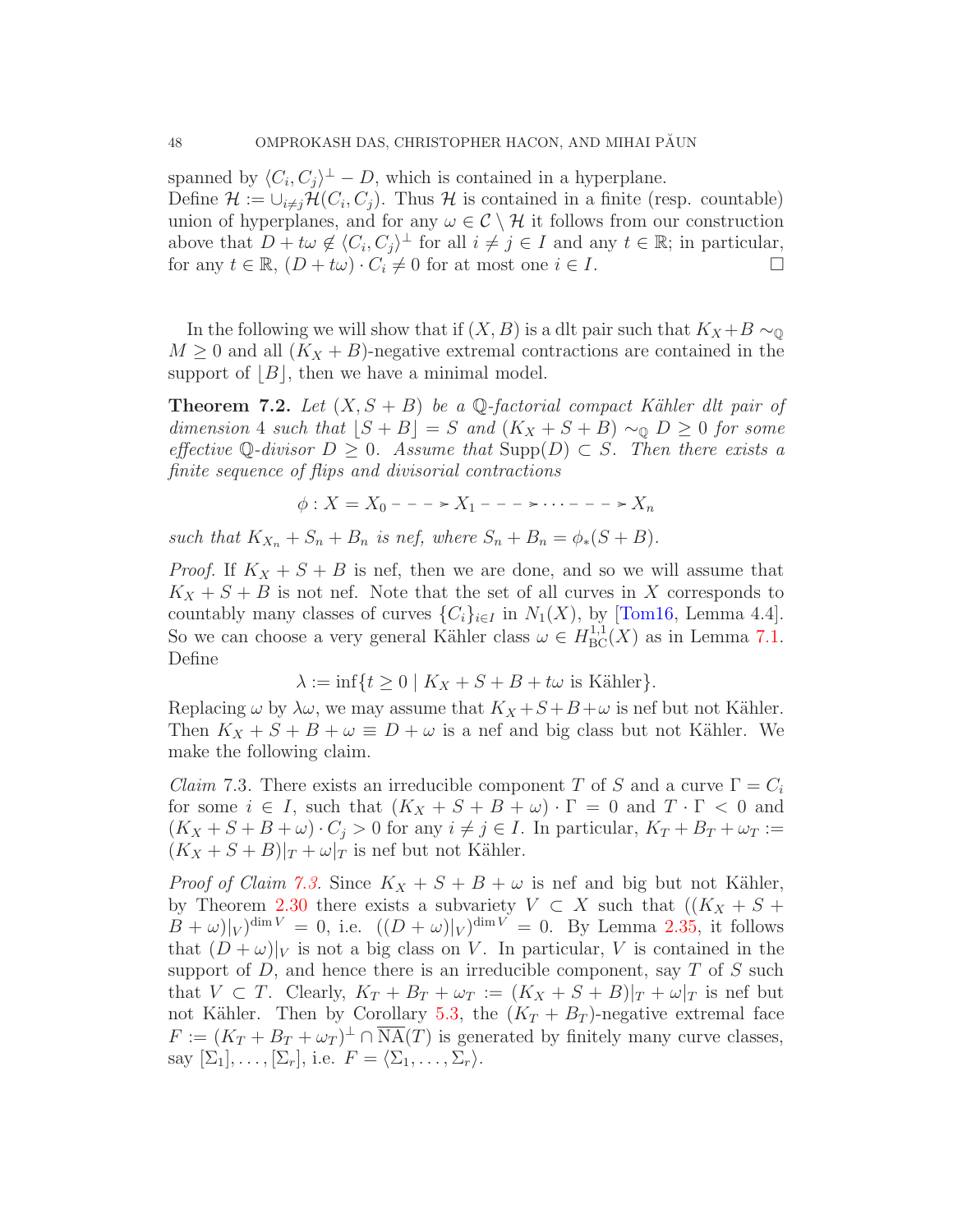spanned by $\langle C_i, C_j\rangle^\perp - D$, which is contained in a hyperplane.
Define $\mathcal{H} := \cup_{i\neq j}\mathcal{H}(C_i, C_j)$. Thus $\mathcal{H}$ is contained in a finite (resp. countable) union of hyperplanes, and for any $\omega \in \mathcal{C}\setminus\mathcal{H}$ it follows from our construction above that $D + t\omega \notin \langle C_i, C_j\rangle^\perp$ for all $i \neq j \in I$ and any $t \in \mathbb{R}$; in particular, for any $t \in \mathbb{R}$, $(D + t\omega)\cdot C_i \neq 0$ for at most one $i \in I$. □

In the following we will show that if $(X, B)$ is a dlt pair such that $K_X + B \sim_{\mathbb{Q}} M \geq 0$ and all $(K_X + B)$-negative extremal contractions are contained in the support of $\lfloor B\rfloor$, then we have a minimal model.

**Theorem 7.2.** *Let $(X, S + B)$ be a $\mathbb{Q}$-factorial compact Kähler dlt pair of dimension 4 such that $\lfloor S + B\rfloor = S$ and $(K_X + S + B) \sim_{\mathbb{Q}} D \geq 0$ for some effective $\mathbb{Q}$-divisor $D \geq 0$. Assume that $\operatorname{Supp}(D) \subset S$. Then there exists a finite sequence of flips and divisorial contractions*

$$\phi : X = X_0 \dashrightarrow X_1 \dashrightarrow \cdots \dashrightarrow X_n$$

*such that $K_{X_n} + S_n + B_n$ is nef, where $S_n + B_n = \phi_*(S + B)$.*

*Proof.* If $K_X + S + B$ is nef, then we are done, and so we will assume that $K_X + S + B$ is not nef. Note that the set of all curves in $X$ corresponds to countably many classes of curves $\{C_i\}_{i\in I}$ in $N_1(X)$, by [Tom16, Lemma 4.4]. So we can choose a very general Kähler class $\omega \in H^{1,1}_{\rm BC}(X)$ as in Lemma 7.1. Define

$$\lambda := \inf\{t \geq 0 \mid K_X + S + B + t\omega \text{ is Kähler}\}.$$

Replacing $\omega$ by $\lambda\omega$, we may assume that $K_X + S + B + \omega$ is nef but not Kähler. Then $K_X + S + B + \omega \equiv D + \omega$ is a nef and big class but not Kähler. We make the following claim.

*Claim* 7.3. There exists an irreducible component $T$ of $S$ and a curve $\Gamma = C_i$ for some $i \in I$, such that $(K_X + S + B + \omega)\cdot\Gamma = 0$ and $T \cdot \Gamma < 0$ and $(K_X + S + B + \omega)\cdot C_j > 0$ for any $i \neq j \in I$. In particular, $K_T + B_T + \omega_T := (K_X + S + B)|_T + \omega|_T$ is nef but not Kähler.

*Proof of Claim 7.3.* Since $K_X + S + B + \omega$ is nef and big but not Kähler, by Theorem 2.30 there exists a subvariety $V \subset X$ such that $((K_X + S + B + \omega)|_V)^{\dim V} = 0$, i.e. $((D + \omega)|_V)^{\dim V} = 0$. By Lemma 2.35, it follows that $(D + \omega)|_V$ is not a big class on $V$. In particular, $V$ is contained in the support of $D$, and hence there is an irreducible component, say $T$ of $S$ such that $V \subset T$. Clearly, $K_T + B_T + \omega_T := (K_X + S + B)|_T + \omega|_T$ is nef but not Kähler. Then by Corollary 5.3, the $(K_T + B_T)$-negative extremal face $F := (K_T + B_T + \omega_T)^\perp \cap \overline{\rm NA}(T)$ is generated by finitely many curve classes, say $[\Sigma_1], \ldots, [\Sigma_r]$, i.e. $F = \langle \Sigma_1, \ldots, \Sigma_r\rangle$.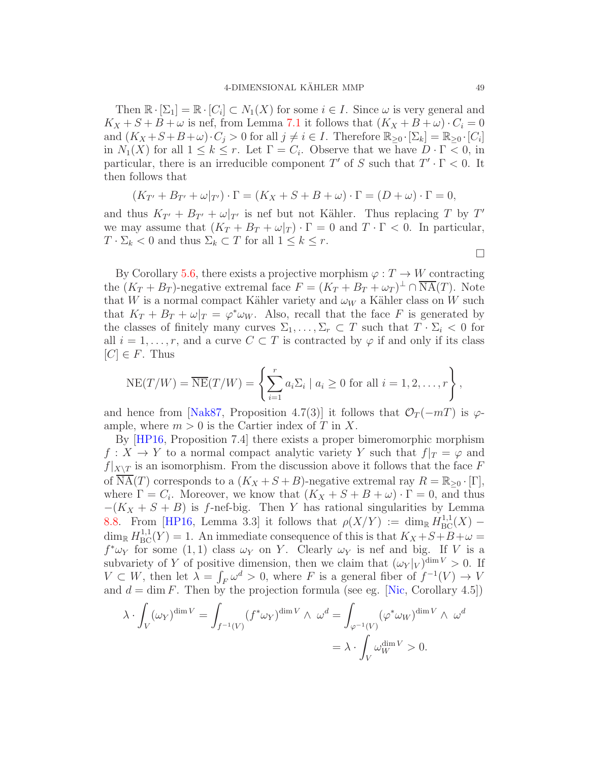Then $\mathbb{R} \cdot [\Sigma_1] = \mathbb{R} \cdot [C_i] \subset N_1(X)$ for some $i \in I$. Since $\omega$ is very general and $K_X + S + B + \omega$ is nef, from Lemma 7.1 it follows that $(K_X + B + \omega) \cdot C_i = 0$ and $(K_X + S + B + \omega) \cdot C_j > 0$ for all $j \neq i \in I$. Therefore $\mathbb{R}_{\geq 0} \cdot [\Sigma_k] = \mathbb{R}_{\geq 0} \cdot [C_i]$ in $N_1(X)$ for all $1 \leq k \leq r$. Let $\Gamma = C_i$. Observe that we have $D \cdot \Gamma < 0$, in particular, there is an irreducible component $T'$ of $S$ such that $T' \cdot \Gamma < 0$. It then follows that

$$(K_{T'} + B_{T'} + \omega|_{T'}) \cdot \Gamma = (K_X + S + B + \omega) \cdot \Gamma = (D + \omega) \cdot \Gamma = 0,$$

and thus $K_{T'} + B_{T'} + \omega|_{T'}$ is nef but not Kähler. Thus replacing $T$ by $T'$ we may assume that $(K_T + B_T + \omega|_T) \cdot \Gamma = 0$ and $T \cdot \Gamma < 0$. In particular, $T \cdot \Sigma_k < 0$ and thus $\Sigma_k \subset T$ for all $1 \leq k \leq r$.

$\square$

By Corollary 5.6, there exists a projective morphism $\varphi : T \to W$ contracting the $(K_T + B_T)$-negative extremal face $F = (K_T + B_T + \omega_T)^\perp \cap \overline{\mathrm{NA}}(T)$. Note that $W$ is a normal compact Kähler variety and $\omega_W$ a Kähler class on $W$ such that $K_T + B_T + \omega|_T = \varphi^*\omega_W$. Also, recall that the face $F$ is generated by the classes of finitely many curves $\Sigma_1, \ldots, \Sigma_r \subset T$ such that $T \cdot \Sigma_i < 0$ for all $i = 1, \ldots, r$, and a curve $C \subset T$ is contracted by $\varphi$ if and only if its class $[C] \in F$. Thus

$$\mathrm{NE}(T/W) = \overline{\mathrm{NE}}(T/W) = \left\{ \sum_{i=1}^{r} a_i \Sigma_i \mid a_i \geq 0 \text{ for all } i = 1, 2, \ldots, r \right\},$$

and hence from [Nak87, Proposition 4.7(3)] it follows that $\mathcal{O}_T(-mT)$ is $\varphi$-ample, where $m > 0$ is the Cartier index of $T$ in $X$.

By [HP16, Proposition 7.4] there exists a proper bimeromorphic morphism $f : X \to Y$ to a normal compact analytic variety $Y$ such that $f|_T = \varphi$ and $f|_{X \setminus T}$ is an isomorphism. From the discussion above it follows that the face $F$ of $\overline{\mathrm{NA}}(T)$ corresponds to a $(K_X + S + B)$-negative extremal ray $R = \mathbb{R}_{\geq 0} \cdot [\Gamma]$, where $\Gamma = C_i$. Moreover, we know that $(K_X + S + B + \omega) \cdot \Gamma = 0$, and thus $-(K_X + S + B)$ is $f$-nef-big. Then $Y$ has rational singularities by Lemma 8.8. From [HP16, Lemma 3.3] it follows that $\rho(X/Y) := \dim_{\mathbb{R}} H^{1,1}_{\mathrm{BC}}(X) - \dim_{\mathbb{R}} H^{1,1}_{\mathrm{BC}}(Y) = 1$. An immediate consequence of this is that $K_X + S + B + \omega = f^*\omega_Y$ for some $(1,1)$ class $\omega_Y$ on $Y$. Clearly $\omega_Y$ is nef and big. If $V$ is a subvariety of $Y$ of positive dimension, then we claim that $(\omega_Y|_V)^{\dim V} > 0$. If $V \subset W$, then let $\lambda = \int_F \omega^d > 0$, where $F$ is a general fiber of $f^{-1}(V) \to V$ and $d = \dim F$. Then by the projection formula (see eg. [Nic, Corollary 4.5])

$$\lambda \cdot \int_V (\omega_Y)^{\dim V} = \int_{f^{-1}(V)} (f^*\omega_Y)^{\dim V} \wedge \omega^d = \int_{\varphi^{-1}(V)} (\varphi^*\omega_W)^{\dim V} \wedge \omega^d$$
$$= \lambda \cdot \int_V \omega_W^{\dim V} > 0.$$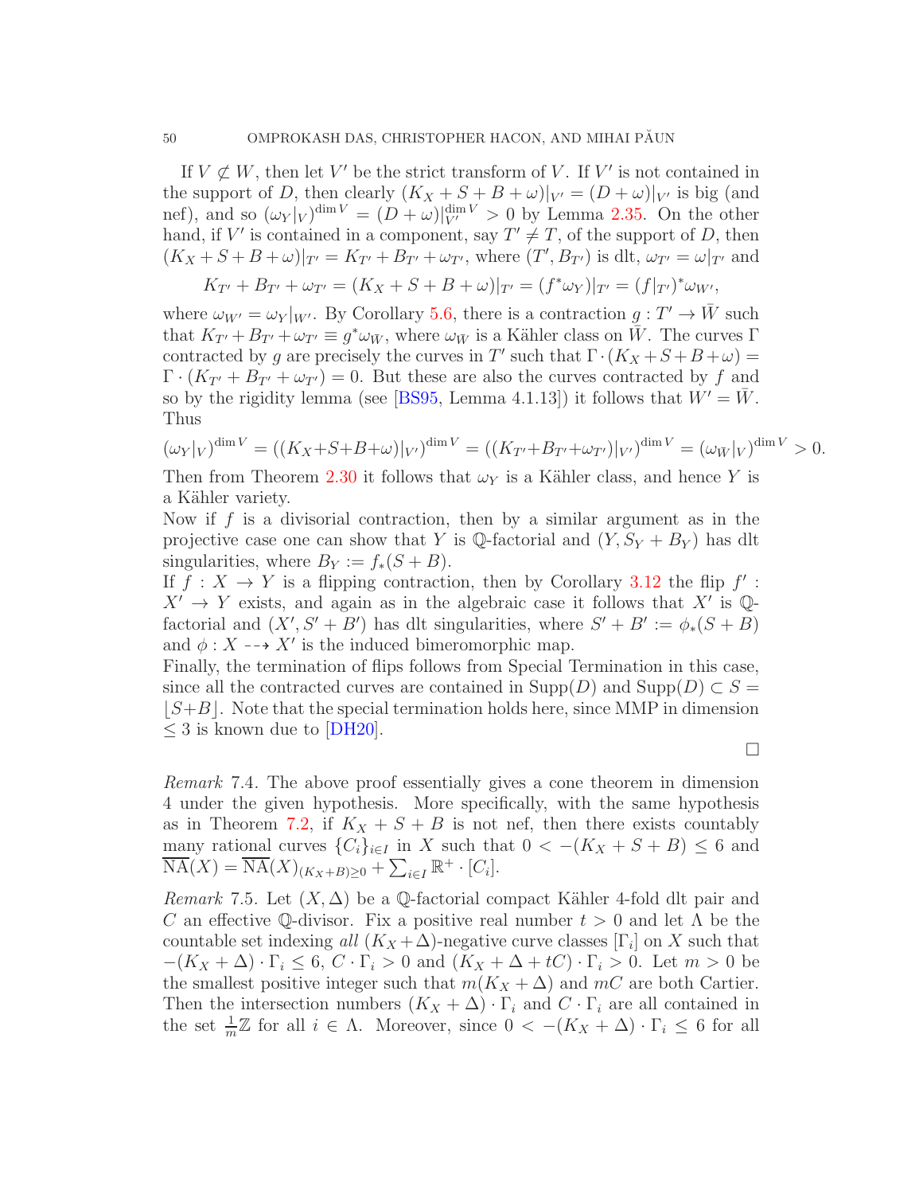If $V \not\subset W$, then let $V'$ be the strict transform of $V$. If $V'$ is not contained in the support of $D$, then clearly $(K_X + S + B + \omega)|_{V'} = (D + \omega)|_{V'}$ is big (and nef), and so $(\omega_Y|_V)^{\dim V} = (D + \omega)|_{V'}^{\dim V} > 0$ by Lemma 2.35. On the other hand, if $V'$ is contained in a component, say $T' \neq T$, of the support of $D$, then $(K_X + S + B + \omega)|_{T'} = K_{T'} + B_{T'} + \omega_{T'}$, where $(T', B_{T'})$ is dlt, $\omega_{T'} = \omega|_{T'}$ and

$$K_{T'} + B_{T'} + \omega_{T'} = (K_X + S + B + \omega)|_{T'} = (f^*\omega_Y)|_{T'} = (f|_{T'})^*\omega_{W'},$$

where $\omega_{W'} = \omega_Y|_{W'}$. By Corollary 5.6, there is a contraction $g : T' \to \bar{W}$ such that $K_{T'} + B_{T'} + \omega_{T'} \equiv g^*\omega_{\bar{W}}$, where $\omega_{\bar{W}}$ is a Kähler class on $\bar{W}$. The curves $\Gamma$ contracted by $g$ are precisely the curves in $T'$ such that $\Gamma \cdot (K_X + S + B + \omega) = \Gamma \cdot (K_{T'} + B_{T'} + \omega_{T'}) = 0$. But these are also the curves contracted by $f$ and so by the rigidity lemma (see [BS95, Lemma 4.1.13]) it follows that $W' = \bar{W}$. Thus

$$(\omega_Y|_V)^{\dim V} = ((K_X + S + B + \omega)|_{V'})^{\dim V} = ((K_{T'} + B_{T'} + \omega_{T'})|_{V'})^{\dim V} = (\omega_{\bar{W}}|_V)^{\dim V} > 0.$$

Then from Theorem 2.30 it follows that $\omega_Y$ is a Kähler class, and hence $Y$ is a Kähler variety.

Now if $f$ is a divisorial contraction, then by a similar argument as in the projective case one can show that $Y$ is $\mathbb{Q}$-factorial and $(Y, S_Y + B_Y)$ has dlt singularities, where $B_Y := f_*(S + B)$.

If $f : X \to Y$ is a flipping contraction, then by Corollary 3.12 the flip $f' : X' \to Y$ exists, and again as in the algebraic case it follows that $X'$ is $\mathbb{Q}$-factorial and $(X', S' + B')$ has dlt singularities, where $S' + B' := \phi_*(S + B)$ and $\phi : X \dashrightarrow X'$ is the induced bimeromorphic map.

Finally, the termination of flips follows from Special Termination in this case, since all the contracted curves are contained in $\operatorname{Supp}(D)$ and $\operatorname{Supp}(D) \subset S = \lfloor S + B \rfloor$. Note that the special termination holds here, since MMP in dimension $\leq 3$ is known due to [DH20].

∎

*Remark* 7.4. The above proof essentially gives a cone theorem in dimension 4 under the given hypothesis. More specifically, with the same hypothesis as in Theorem 7.2, if $K_X + S + B$ is not nef, then there exists countably many rational curves $\{C_i\}_{i \in I}$ in $X$ such that $0 < -(K_X + S + B) \leq 6$ and $\overline{\mathrm{NA}}(X) = \overline{\mathrm{NA}}(X)_{(K_X + B) \geq 0} + \sum_{i \in I} \mathbb{R}^+ \cdot [C_i]$.

*Remark* 7.5. Let $(X, \Delta)$ be a $\mathbb{Q}$-factorial compact Kähler 4-fold dlt pair and $C$ an effective $\mathbb{Q}$-divisor. Fix a positive real number $t > 0$ and let $\Lambda$ be the countable set indexing *all* $(K_X + \Delta)$-negative curve classes $[\Gamma_i]$ on $X$ such that $-(K_X + \Delta) \cdot \Gamma_i \leq 6$, $C \cdot \Gamma_i > 0$ and $(K_X + \Delta + tC) \cdot \Gamma_i > 0$. Let $m > 0$ be the smallest positive integer such that $m(K_X + \Delta)$ and $mC$ are both Cartier. Then the intersection numbers $(K_X + \Delta) \cdot \Gamma_i$ and $C \cdot \Gamma_i$ are all contained in the set $\frac{1}{m}\mathbb{Z}$ for all $i \in \Lambda$. Moreover, since $0 < -(K_X + \Delta) \cdot \Gamma_i \leq 6$ for all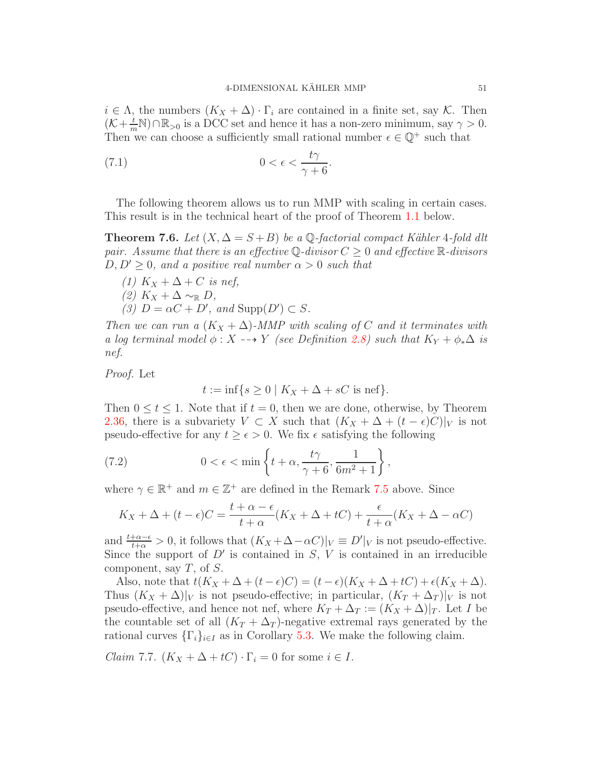$i \in \Lambda$, the numbers $(K_X + \Delta) \cdot \Gamma_i$ are contained in a finite set, say $\mathcal{K}$. Then $(\mathcal{K} + \frac{t}{m}\mathbb{N}) \cap \mathbb{R}_{>0}$ is a DCC set and hence it has a non-zero minimum, say $\gamma > 0$. Then we can choose a sufficiently small rational number $\epsilon \in \mathbb{Q}^+$ such that

$$0 < \epsilon < \frac{t\gamma}{\gamma + 6}. \tag{7.1}$$

The following theorem allows us to run MMP with scaling in certain cases. This result is in the technical heart of the proof of Theorem 1.1 below.

**Theorem 7.6.** *Let $(X, \Delta = S + B)$ be a $\mathbb{Q}$-factorial compact Kähler 4-fold dlt pair. Assume that there is an effective $\mathbb{Q}$-divisor $C \geq 0$ and effective $\mathbb{R}$-divisors $D, D' \geq 0$, and a positive real number $\alpha > 0$ such that*

*(1) $K_X + \Delta + C$ is nef,*
*(2) $K_X + \Delta \sim_{\mathbb{R}} D$,*
*(3) $D = \alpha C + D'$, and $\operatorname{Supp}(D') \subset S$.*

*Then we can run a $(K_X + \Delta)$-MMP with scaling of $C$ and it terminates with a log terminal model $\phi : X \dashrightarrow Y$ (see Definition 2.8) such that $K_Y + \phi_*\Delta$ is nef.*

*Proof.* Let

$$t := \inf\{s \geq 0 \mid K_X + \Delta + sC \text{ is nef}\}.$$

Then $0 \leq t \leq 1$. Note that if $t = 0$, then we are done, otherwise, by Theorem 2.36, there is a subvariety $V \subset X$ such that $(K_X + \Delta + (t - \epsilon)C)|_V$ is not pseudo-effective for any $t \geq \epsilon > 0$. We fix $\epsilon$ satisfying the following

$$0 < \epsilon < \min\left\{t + \alpha, \frac{t\gamma}{\gamma + 6}, \frac{1}{6m^2 + 1}\right\}, \tag{7.2}$$

where $\gamma \in \mathbb{R}^+$ and $m \in \mathbb{Z}^+$ are defined in the Remark 7.5 above. Since

$$K_X + \Delta + (t - \epsilon)C = \frac{t + \alpha - \epsilon}{t + \alpha}(K_X + \Delta + tC) + \frac{\epsilon}{t + \alpha}(K_X + \Delta - \alpha C)$$

and $\frac{t+\alpha-\epsilon}{t+\alpha} > 0$, it follows that $(K_X + \Delta - \alpha C)|_V \equiv D'|_V$ is not pseudo-effective. Since the support of $D'$ is contained in $S$, $V$ is contained in an irreducible component, say $T$, of $S$.

Also, note that $t(K_X + \Delta + (t - \epsilon)C) = (t - \epsilon)(K_X + \Delta + tC) + \epsilon(K_X + \Delta)$. Thus $(K_X + \Delta)|_V$ is not pseudo-effective; in particular, $(K_T + \Delta_T)|_V$ is not pseudo-effective, and hence not nef, where $K_T + \Delta_T := (K_X + \Delta)|_T$. Let $I$ be the countable set of all $(K_T + \Delta_T)$-negative extremal rays generated by the rational curves $\{\Gamma_i\}_{i \in I}$ as in Corollary 5.3. We make the following claim.

*Claim* 7.7. $(K_X + \Delta + tC) \cdot \Gamma_i = 0$ for some $i \in I$.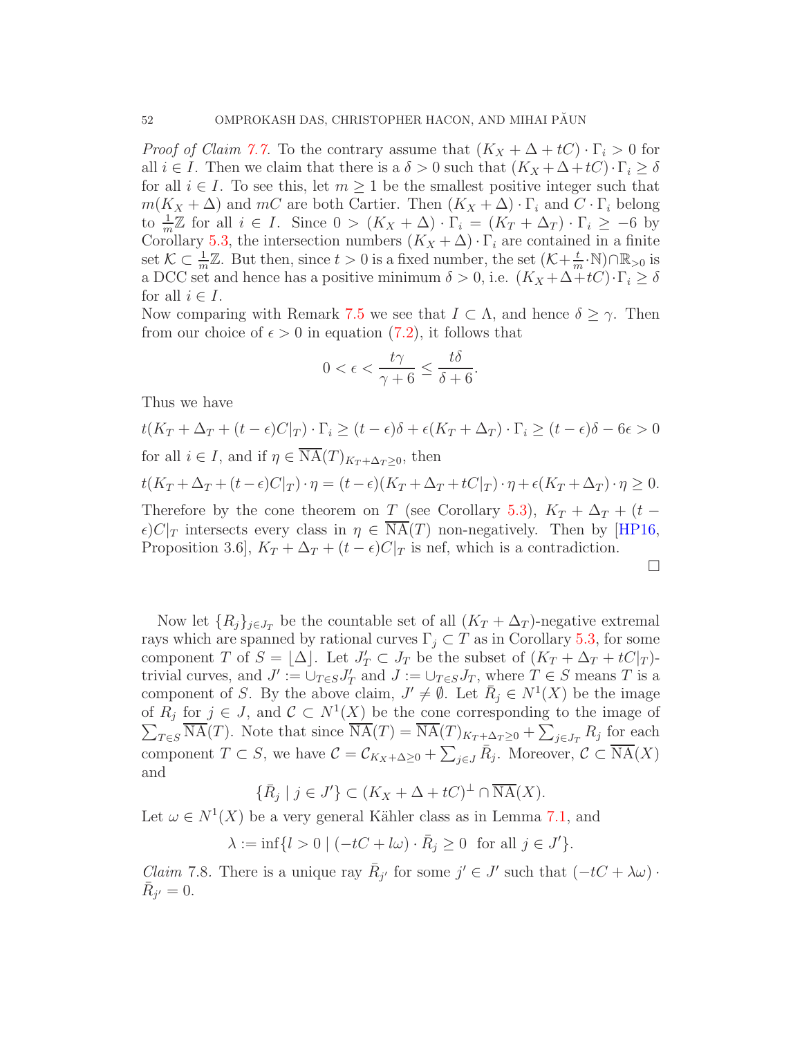*Proof of Claim 7.7.* To the contrary assume that $(K_X + \Delta + tC) \cdot \Gamma_i > 0$ for all $i \in I$. Then we claim that there is a $\delta > 0$ such that $(K_X + \Delta + tC) \cdot \Gamma_i \geq \delta$ for all $i \in I$. To see this, let $m \geq 1$ be the smallest positive integer such that $m(K_X + \Delta)$ and $mC$ are both Cartier. Then $(K_X + \Delta) \cdot \Gamma_i$ and $C \cdot \Gamma_i$ belong to $\frac{1}{m}\mathbb{Z}$ for all $i \in I$. Since $0 > (K_X + \Delta) \cdot \Gamma_i = (K_T + \Delta_T) \cdot \Gamma_i \geq -6$ by Corollary 5.3, the intersection numbers $(K_X + \Delta) \cdot \Gamma_i$ are contained in a finite set $\mathcal{K} \subset \frac{1}{m}\mathbb{Z}$. But then, since $t > 0$ is a fixed number, the set $(\mathcal{K} + \frac{t}{m} \cdot \mathbb{N}) \cap \mathbb{R}_{>0}$ is a DCC set and hence has a positive minimum $\delta > 0$, i.e. $(K_X + \Delta + tC) \cdot \Gamma_i \geq \delta$ for all $i \in I$.
Now comparing with Remark 7.5 we see that $I \subset \Lambda$, and hence $\delta \geq \gamma$. Then from our choice of $\epsilon > 0$ in equation (7.2), it follows that

$$0 < \epsilon < \frac{t\gamma}{\gamma + 6} \leq \frac{t\delta}{\delta + 6}.$$

Thus we have

$$t(K_T + \Delta_T + (t - \epsilon)C|_T) \cdot \Gamma_i \geq (t - \epsilon)\delta + \epsilon(K_T + \Delta_T) \cdot \Gamma_i \geq (t - \epsilon)\delta - 6\epsilon > 0$$

for all $i \in I$, and if $\eta \in \overline{\mathrm{NA}}(T)_{K_T + \Delta_T \geq 0}$, then

$$t(K_T + \Delta_T + (t - \epsilon)C|_T) \cdot \eta = (t - \epsilon)(K_T + \Delta_T + tC|_T) \cdot \eta + \epsilon(K_T + \Delta_T) \cdot \eta \geq 0.$$

Therefore by the cone theorem on $T$ (see Corollary 5.3), $K_T + \Delta_T + (t - \epsilon)C|_T$ intersects every class in $\eta \in \overline{\mathrm{NA}}(T)$ non-negatively. Then by [HP16, Proposition 3.6], $K_T + \Delta_T + (t - \epsilon)C|_T$ is nef, which is a contradiction. □

Now let $\{R_j\}_{j \in J_T}$ be the countable set of all $(K_T + \Delta_T)$-negative extremal rays which are spanned by rational curves $\Gamma_j \subset T$ as in Corollary 5.3, for some component $T$ of $S = \lfloor \Delta \rfloor$. Let $J'_T \subset J_T$ be the subset of $(K_T + \Delta_T + tC|_T)$-trivial curves, and $J' := \cup_{T \in S} J'_T$ and $J := \cup_{T \in S} J_T$, where $T \in S$ means $T$ is a component of $S$. By the above claim, $J' \neq \emptyset$. Let $\bar{R}_j \in N^1(X)$ be the image of $R_j$ for $j \in J$, and $\mathcal{C} \subset N^1(X)$ be the cone corresponding to the image of $\sum_{T \in S} \overline{\mathrm{NA}}(T)$. Note that since $\overline{\mathrm{NA}}(T) = \overline{\mathrm{NA}}(T)_{K_T + \Delta_T \geq 0} + \sum_{j \in J_T} R_j$ for each component $T \subset S$, we have $\mathcal{C} = \mathcal{C}_{K_X + \Delta \geq 0} + \sum_{j \in J} \bar{R}_j$. Moreover, $\mathcal{C} \subset \overline{\mathrm{NA}}(X)$ and

$$\{\bar{R}_j \mid j \in J'\} \subset (K_X + \Delta + tC)^\perp \cap \overline{\mathrm{NA}}(X).$$

Let $\omega \in N^1(X)$ be a very general Kähler class as in Lemma 7.1, and

$$\lambda := \inf\{l > 0 \mid (-tC + l\omega) \cdot \bar{R}_j \geq 0 \ \text{ for all } j \in J'\}.$$

*Claim* 7.8. There is a unique ray $\bar{R}_{j'}$ for some $j' \in J'$ such that $(-tC + \lambda\omega) \cdot \bar{R}_{j'} = 0$.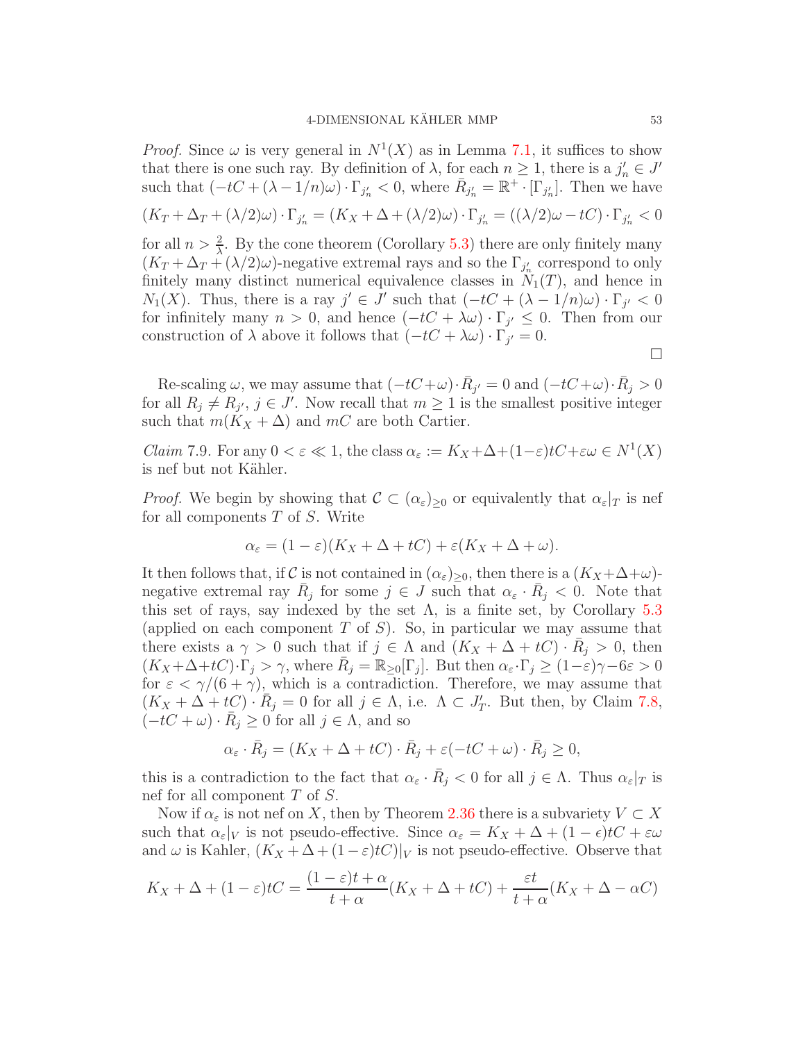*Proof.* Since $\omega$ is very general in $N^1(X)$ as in Lemma 7.1, it suffices to show that there is one such ray. By definition of $\lambda$, for each $n \geq 1$, there is a $j'_n \in J'$ such that $(-tC + (\lambda - 1/n)\omega) \cdot \Gamma_{j'_n} < 0$, where $\bar{R}_{j'_n} = \mathbb{R}^+ \cdot [\Gamma_{j'_n}]$. Then we have

$$(K_T + \Delta_T + (\lambda/2)\omega) \cdot \Gamma_{j'_n} = (K_X + \Delta + (\lambda/2)\omega) \cdot \Gamma_{j'_n} = ((\lambda/2)\omega - tC) \cdot \Gamma_{j'_n} < 0$$

for all $n > \frac{2}{\lambda}$. By the cone theorem (Corollary 5.3) there are only finitely many $(K_T + \Delta_T + (\lambda/2)\omega)$-negative extremal rays and so the $\Gamma_{j'_n}$ correspond to only finitely many distinct numerical equivalence classes in $N_1(T)$, and hence in $N_1(X)$. Thus, there is a ray $j' \in J'$ such that $(-tC + (\lambda - 1/n)\omega) \cdot \Gamma_{j'} < 0$ for infinitely many $n > 0$, and hence $(-tC + \lambda\omega) \cdot \Gamma_{j'} \leq 0$. Then from our construction of $\lambda$ above it follows that $(-tC + \lambda\omega) \cdot \Gamma_{j'} = 0$. □

Re-scaling $\omega$, we may assume that $(-tC+\omega) \cdot \bar{R}_{j'} = 0$ and $(-tC+\omega) \cdot \bar{R}_j > 0$ for all $R_j \neq R_{j'}$, $j \in J'$. Now recall that $m \geq 1$ is the smallest positive integer such that $m(K_X + \Delta)$ and $mC$ are both Cartier.

*Claim* 7.9. For any $0 < \varepsilon \ll 1$, the class $\alpha_\varepsilon := K_X + \Delta + (1-\varepsilon)tC + \varepsilon\omega \in N^1(X)$ is nef but not Kähler.

*Proof.* We begin by showing that $\mathcal{C} \subset (\alpha_\varepsilon)_{\geq 0}$ or equivalently that $\alpha_\varepsilon|_T$ is nef for all components $T$ of $S$. Write

$$\alpha_\varepsilon = (1-\varepsilon)(K_X + \Delta + tC) + \varepsilon(K_X + \Delta + \omega).$$

It then follows that, if $\mathcal{C}$ is not contained in $(\alpha_\varepsilon)_{\geq 0}$, then there is a $(K_X+\Delta+\omega)$-negative extremal ray $\bar{R}_j$ for some $j \in J$ such that $\alpha_\varepsilon \cdot \bar{R}_j < 0$. Note that this set of rays, say indexed by the set $\Lambda$, is a finite set, by Corollary 5.3 (applied on each component $T$ of $S$). So, in particular we may assume that there exists a $\gamma > 0$ such that if $j \in \Lambda$ and $(K_X + \Delta + tC) \cdot \bar{R}_j > 0$, then $(K_X+\Delta+tC) \cdot \Gamma_j > \gamma$, where $\bar{R}_j = \mathbb{R}_{\geq 0}[\Gamma_j]$. But then $\alpha_\varepsilon \cdot \Gamma_j \geq (1-\varepsilon)\gamma - 6\varepsilon > 0$ for $\varepsilon < \gamma/(6+\gamma)$, which is a contradiction. Therefore, we may assume that $(K_X + \Delta + tC) \cdot \bar{R}_j = 0$ for all $j \in \Lambda$, i.e. $\Lambda \subset J'_T$. But then, by Claim 7.8, $(-tC + \omega) \cdot \bar{R}_j \geq 0$ for all $j \in \Lambda$, and so

$$\alpha_\varepsilon \cdot \bar{R}_j = (K_X + \Delta + tC) \cdot \bar{R}_j + \varepsilon(-tC + \omega) \cdot \bar{R}_j \geq 0,$$

this is a contradiction to the fact that $\alpha_\varepsilon \cdot \bar{R}_j < 0$ for all $j \in \Lambda$. Thus $\alpha_\varepsilon|_T$ is nef for all component $T$ of $S$.

Now if $\alpha_\varepsilon$ is not nef on $X$, then by Theorem 2.36 there is a subvariety $V \subset X$ such that $\alpha_\varepsilon|_V$ is not pseudo-effective. Since $\alpha_\varepsilon = K_X + \Delta + (1-\epsilon)tC + \varepsilon\omega$ and $\omega$ is Kahler, $(K_X + \Delta + (1-\varepsilon)tC)|_V$ is not pseudo-effective. Observe that

$$K_X + \Delta + (1-\varepsilon)tC = \frac{(1-\varepsilon)t + \alpha}{t+\alpha}(K_X + \Delta + tC) + \frac{\varepsilon t}{t+\alpha}(K_X + \Delta - \alpha C)$$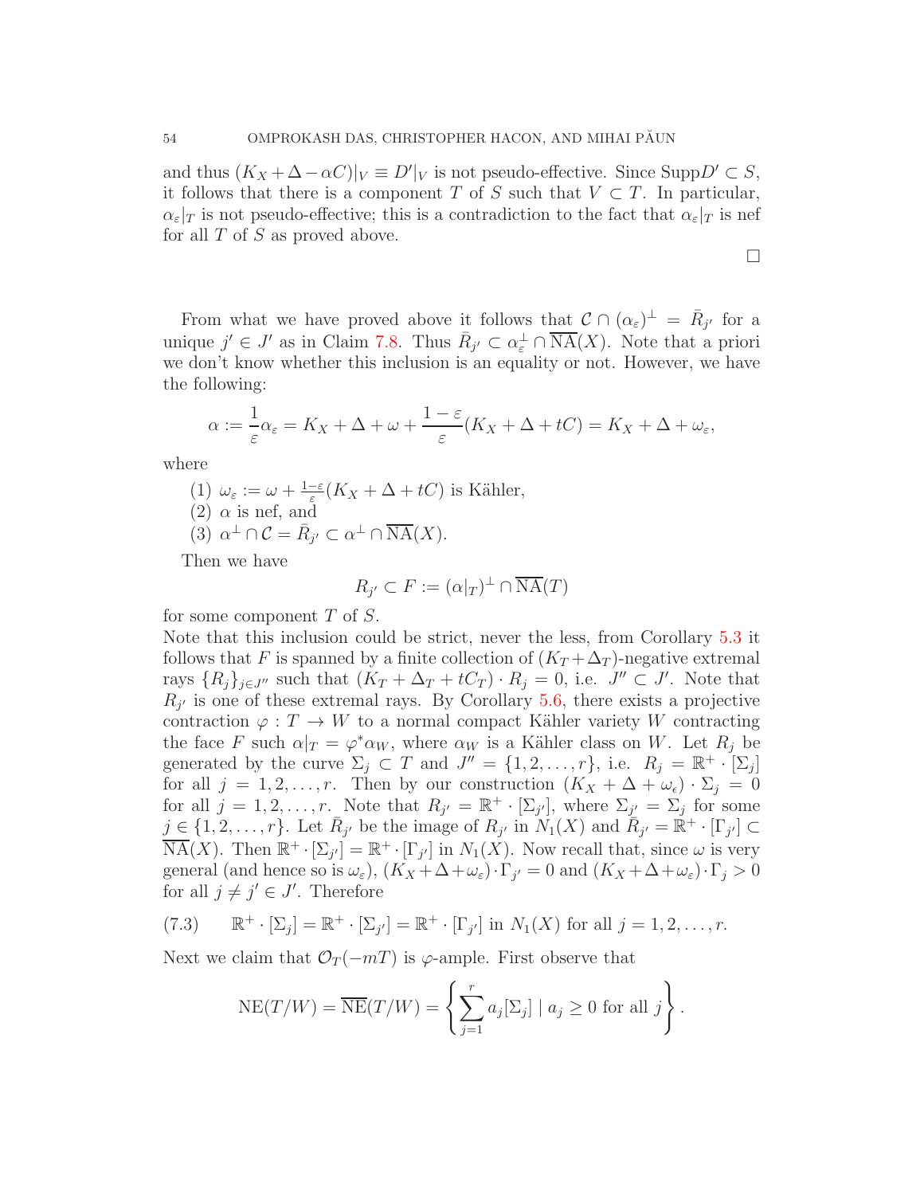and thus $(K_X+\Delta-\alpha C)|_V \equiv D'|_V$ is not pseudo-effective. Since $\operatorname{Supp} D' \subset S$, it follows that there is a component $T$ of $S$ such that $V \subset T$. In particular, $\alpha_\varepsilon|_T$ is not pseudo-effective; this is a contradiction to the fact that $\alpha_\varepsilon|_T$ is nef for all $T$ of $S$ as proved above.

□

From what we have proved above it follows that $\mathcal{C} \cap (\alpha_\varepsilon)^\perp = \bar{R}_{j'}$ for a unique $j' \in J'$ as in Claim 7.8. Thus $\bar{R}_{j'} \subset \alpha_\varepsilon^\perp \cap \overline{\mathrm{NA}}(X)$. Note that a priori we don't know whether this inclusion is an equality or not. However, we have the following:

$$\alpha := \frac{1}{\varepsilon}\alpha_\varepsilon = K_X+\Delta+\omega+\frac{1-\varepsilon}{\varepsilon}(K_X+\Delta+tC) = K_X+\Delta+\omega_\varepsilon,$$

where

(1) $\omega_\varepsilon := \omega+\frac{1-\varepsilon}{\varepsilon}(K_X+\Delta+tC)$ is Kähler,
(2) $\alpha$ is nef, and
(3) $\alpha^\perp \cap \mathcal{C} = \bar{R}_{j'} \subset \alpha^\perp \cap \overline{\mathrm{NA}}(X)$.

Then we have

$$R_{j'} \subset F := (\alpha|_T)^\perp \cap \overline{\mathrm{NA}}(T)$$

for some component $T$ of $S$.

Note that this inclusion could be strict, never the less, from Corollary 5.3 it follows that $F$ is spanned by a finite collection of $(K_T+\Delta_T)$-negative extremal rays $\{R_j\}_{j\in J''}$ such that $(K_T+\Delta_T+tC_T)\cdot R_j = 0$, i.e. $J'' \subset J'$. Note that $R_{j'}$ is one of these extremal rays. By Corollary 5.6, there exists a projective contraction $\varphi : T \to W$ to a normal compact Kähler variety $W$ contracting the face $F$ such $\alpha|_T = \varphi^*\alpha_W$, where $\alpha_W$ is a Kähler class on $W$. Let $R_j$ be generated by the curve $\Sigma_j \subset T$ and $J'' = \{1,2,\ldots,r\}$, i.e. $R_j = \mathbb{R}^+\cdot[\Sigma_j]$ for all $j=1,2,\ldots,r$. Then by our construction $(K_X+\Delta+\omega_\epsilon)\cdot\Sigma_j = 0$ for all $j=1,2,\ldots,r$. Note that $R_{j'} = \mathbb{R}^+\cdot[\Sigma_{j'}]$, where $\Sigma_{j'} = \Sigma_j$ for some $j \in \{1,2,\ldots,r\}$. Let $\bar{R}_{j'}$ be the image of $R_{j'}$ in $N_1(X)$ and $\bar{R}_{j'} = \mathbb{R}^+\cdot[\Gamma_{j'}] \subset \overline{\mathrm{NA}}(X)$. Then $\mathbb{R}^+\cdot[\Sigma_{j'}] = \mathbb{R}^+\cdot[\Gamma_{j'}]$ in $N_1(X)$. Now recall that, since $\omega$ is very general (and hence so is $\omega_\varepsilon$), $(K_X+\Delta+\omega_\varepsilon)\cdot\Gamma_{j'} = 0$ and $(K_X+\Delta+\omega_\varepsilon)\cdot\Gamma_j > 0$ for all $j \neq j' \in J'$. Therefore

$$\mathbb{R}^+\cdot[\Sigma_j] = \mathbb{R}^+\cdot[\Sigma_{j'}] = \mathbb{R}^+\cdot[\Gamma_{j'}] \text{ in } N_1(X) \text{ for all } j=1,2,\ldots,r. \tag{7.3}$$

Next we claim that $\mathcal{O}_T(-mT)$ is $\varphi$-ample. First observe that

$$\mathrm{NE}(T/W) = \overline{\mathrm{NE}}(T/W) = \left\{\sum_{j=1}^{r} a_j[\Sigma_j] \mid a_j \geq 0 \text{ for all } j\right\}.$$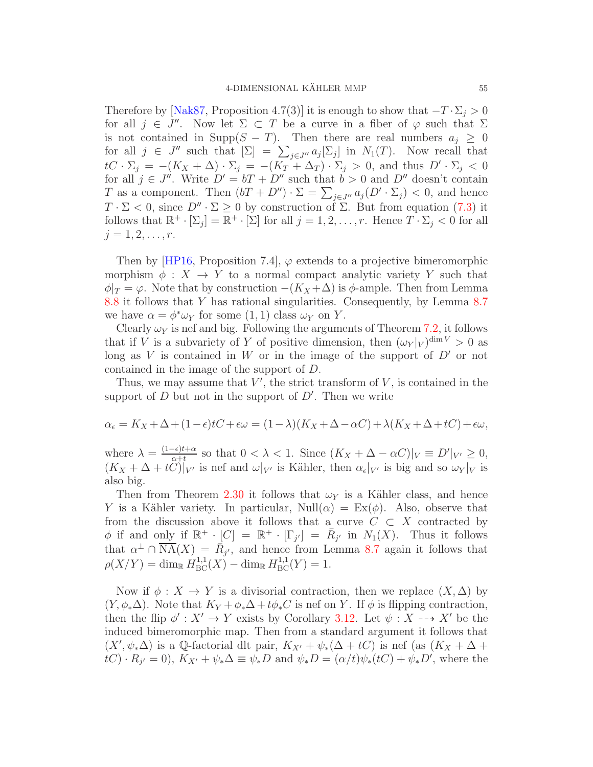Therefore by [Nak87, Proposition 4.7(3)] it is enough to show that $-T\cdot\Sigma_j>0$ for all $j\in J''$. Now let $\Sigma\subset T$ be a curve in a fiber of $\varphi$ such that $\Sigma$ is not contained in $\operatorname{Supp}(S-T)$. Then there are real numbers $a_j\geq 0$ for all $j\in J''$ such that $[\Sigma]=\sum_{j\in J''}a_j[\Sigma_j]$ in $N_1(T)$. Now recall that $tC\cdot\Sigma_j=-(K_X+\Delta)\cdot\Sigma_j=-(K_T+\Delta_T)\cdot\Sigma_j>0$, and thus $D'\cdot\Sigma_j<0$ for all $j\in J''$. Write $D'=bT+D''$ such that $b>0$ and $D''$ doesn't contain $T$ as a component. Then $(bT+D'')\cdot\Sigma=\sum_{j\in J''}a_j(D'\cdot\Sigma_j)<0$, and hence $T\cdot\Sigma<0$, since $D''\cdot\Sigma\geq 0$ by construction of $\Sigma$. But from equation (7.3) it follows that $\mathbb{R}^+\cdot[\Sigma_j]=\mathbb{R}^+\cdot[\Sigma]$ for all $j=1,2,\ldots,r$. Hence $T\cdot\Sigma_j<0$ for all $j=1,2,\ldots,r$.

Then by [HP16, Proposition 7.4], $\varphi$ extends to a projective bimeromorphic morphism $\phi:X\to Y$ to a normal compact analytic variety $Y$ such that $\phi|_T=\varphi$. Note that by construction $-(K_X+\Delta)$ is $\phi$-ample. Then from Lemma 8.8 it follows that $Y$ has rational singularities. Consequently, by Lemma 8.7 we have $\alpha=\phi^*\omega_Y$ for some $(1,1)$ class $\omega_Y$ on $Y$.

Clearly $\omega_Y$ is nef and big. Following the arguments of Theorem 7.2, it follows that if $V$ is a subvariety of $Y$ of positive dimension, then $(\omega_Y|_V)^{\dim V}>0$ as long as $V$ is contained in $W$ or in the image of the support of $D'$ or not contained in the image of the support of $D$.

Thus, we may assume that $V'$, the strict transform of $V$, is contained in the support of $D$ but not in the support of $D'$. Then we write

$$\alpha_\epsilon=K_X+\Delta+(1-\epsilon)tC+\epsilon\omega=(1-\lambda)(K_X+\Delta-\alpha C)+\lambda(K_X+\Delta+tC)+\epsilon\omega,$$

where $\lambda=\frac{(1-\epsilon)t+\alpha}{\alpha+t}$ so that $0<\lambda<1$. Since $(K_X+\Delta-\alpha C)|_V\equiv D'|_{V'}\geq 0$, $(K_X+\Delta+tC)|_{V'}$ is nef and $\omega|_{V'}$ is Kähler, then $\alpha_\epsilon|_{V'}$ is big and so $\omega_Y|_V$ is also big.

Then from Theorem 2.30 it follows that $\omega_Y$ is a Kähler class, and hence $Y$ is a Kähler variety. In particular, $\operatorname{Null}(\alpha)=\operatorname{Ex}(\phi)$. Also, observe that from the discussion above it follows that a curve $C\subset X$ contracted by $\phi$ if and only if $\mathbb{R}^+\cdot[C]=\mathbb{R}^+\cdot[\Gamma_{j'}]=\bar{R}_{j'}$ in $N_1(X)$. Thus it follows that $\alpha^\perp\cap\overline{\mathrm{NA}}(X)=\bar{R}_{j'}$, and hence from Lemma 8.7 again it follows that $\rho(X/Y)=\dim_{\mathbb{R}}H^{1,1}_{\mathrm{BC}}(X)-\dim_{\mathbb{R}}H^{1,1}_{\mathrm{BC}}(Y)=1$.

Now if $\phi:X\to Y$ is a divisorial contraction, then we replace $(X,\Delta)$ by $(Y,\phi_*\Delta)$. Note that $K_Y+\phi_*\Delta+t\phi_*C$ is nef on $Y$. If $\phi$ is flipping contraction, then the flip $\phi':X'\to Y$ exists by Corollary 3.12. Let $\psi:X\dashrightarrow X'$ be the induced bimeromorphic map. Then from a standard argument it follows that $(X',\psi_*\Delta)$ is a $\mathbb{Q}$-factorial dlt pair, $K_{X'}+\psi_*(\Delta+tC)$ is nef (as $(K_X+\Delta+tC)\cdot R_{j'}=0$), $K_{X'}+\psi_*\Delta\equiv\psi_*D$ and $\psi_*D=(\alpha/t)\psi_*(tC)+\psi_*D'$, where the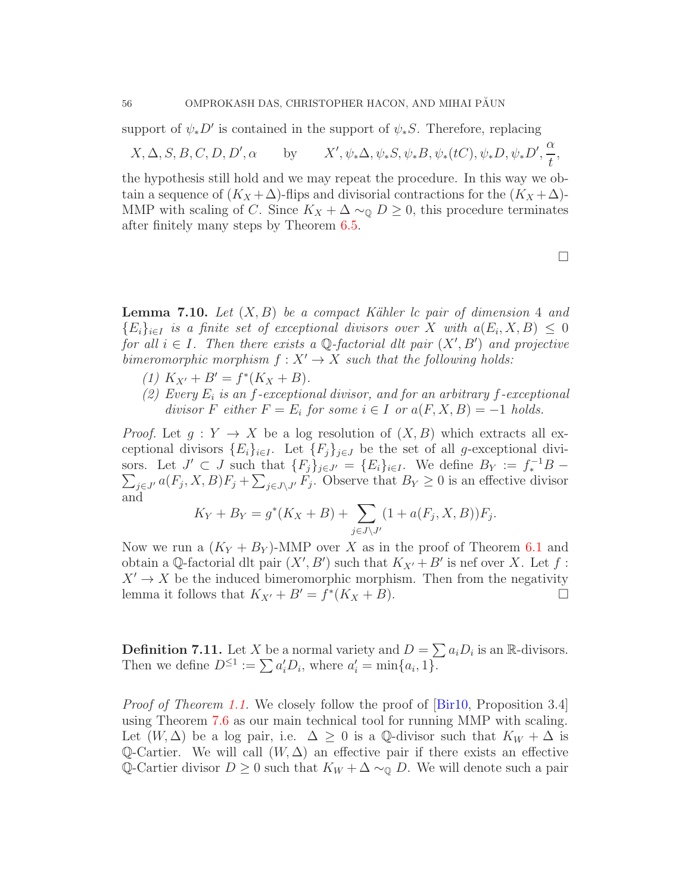support of $\psi_* D'$ is contained in the support of $\psi_* S$. Therefore, replacing

$$X, \Delta, S, B, C, D, D', \alpha \qquad \text{by} \qquad X', \psi_*\Delta, \psi_* S, \psi_* B, \psi_*(tC), \psi_* D, \psi_* D', \frac{\alpha}{t},$$

the hypothesis still hold and we may repeat the procedure. In this way we obtain a sequence of $(K_X+\Delta)$-flips and divisorial contractions for the $(K_X+\Delta)$-MMP with scaling of $C$. Since $K_X+\Delta \sim_{\mathbb{Q}} D \geq 0$, this procedure terminates after finitely many steps by Theorem 6.5.

□

**Lemma 7.10.** *Let $(X, B)$ be a compact Kähler lc pair of dimension 4 and $\{E_i\}_{i\in I}$ is a finite set of exceptional divisors over $X$ with $a(E_i, X, B) \leq 0$ for all $i \in I$. Then there exists a $\mathbb{Q}$-factorial dlt pair $(X', B')$ and projective bimeromorphic morphism $f : X' \to X$ such that the following holds:*

1. *$K_{X'} + B' = f^*(K_X + B)$.*
2. *Every $E_i$ is an $f$-exceptional divisor, and for an arbitrary $f$-exceptional divisor $F$ either $F = E_i$ for some $i \in I$ or $a(F, X, B) = -1$ holds.*

*Proof.* Let $g : Y \to X$ be a log resolution of $(X, B)$ which extracts all exceptional divisors $\{E_i\}_{i\in I}$. Let $\{F_j\}_{j\in J}$ be the set of all $g$-exceptional divisors. Let $J' \subset J$ such that $\{F_j\}_{j\in J'} = \{E_i\}_{i\in I}$. We define $B_Y := f^{-1}_* B - \sum_{j\in J'} a(F_j, X, B)F_j + \sum_{j\in J\setminus J'} F_j$. Observe that $B_Y \geq 0$ is an effective divisor and

$$K_Y + B_Y = g^*(K_X + B) + \sum_{j\in J\setminus J'} (1 + a(F_j, X, B))F_j.$$

Now we run a $(K_Y + B_Y)$-MMP over $X$ as in the proof of Theorem 6.1 and obtain a $\mathbb{Q}$-factorial dlt pair $(X', B')$ such that $K_{X'} + B'$ is nef over $X$. Let $f : X' \to X$ be the induced bimeromorphic morphism. Then from the negativity lemma it follows that $K_{X'} + B' = f^*(K_X + B)$. □

**Definition 7.11.** Let $X$ be a normal variety and $D = \sum a_i D_i$ is an $\mathbb{R}$-divisors. Then we define $D^{\leq 1} := \sum a'_i D_i$, where $a'_i = \min\{a_i, 1\}$.

*Proof of Theorem 1.1.* We closely follow the proof of [Bir10, Proposition 3.4] using Theorem 7.6 as our main technical tool for running MMP with scaling. Let $(W, \Delta)$ be a log pair, i.e. $\Delta \geq 0$ is a $\mathbb{Q}$-divisor such that $K_W + \Delta$ is $\mathbb{Q}$-Cartier. We will call $(W, \Delta)$ an effective pair if there exists an effective $\mathbb{Q}$-Cartier divisor $D \geq 0$ such that $K_W + \Delta \sim_{\mathbb{Q}} D$. We will denote such a pair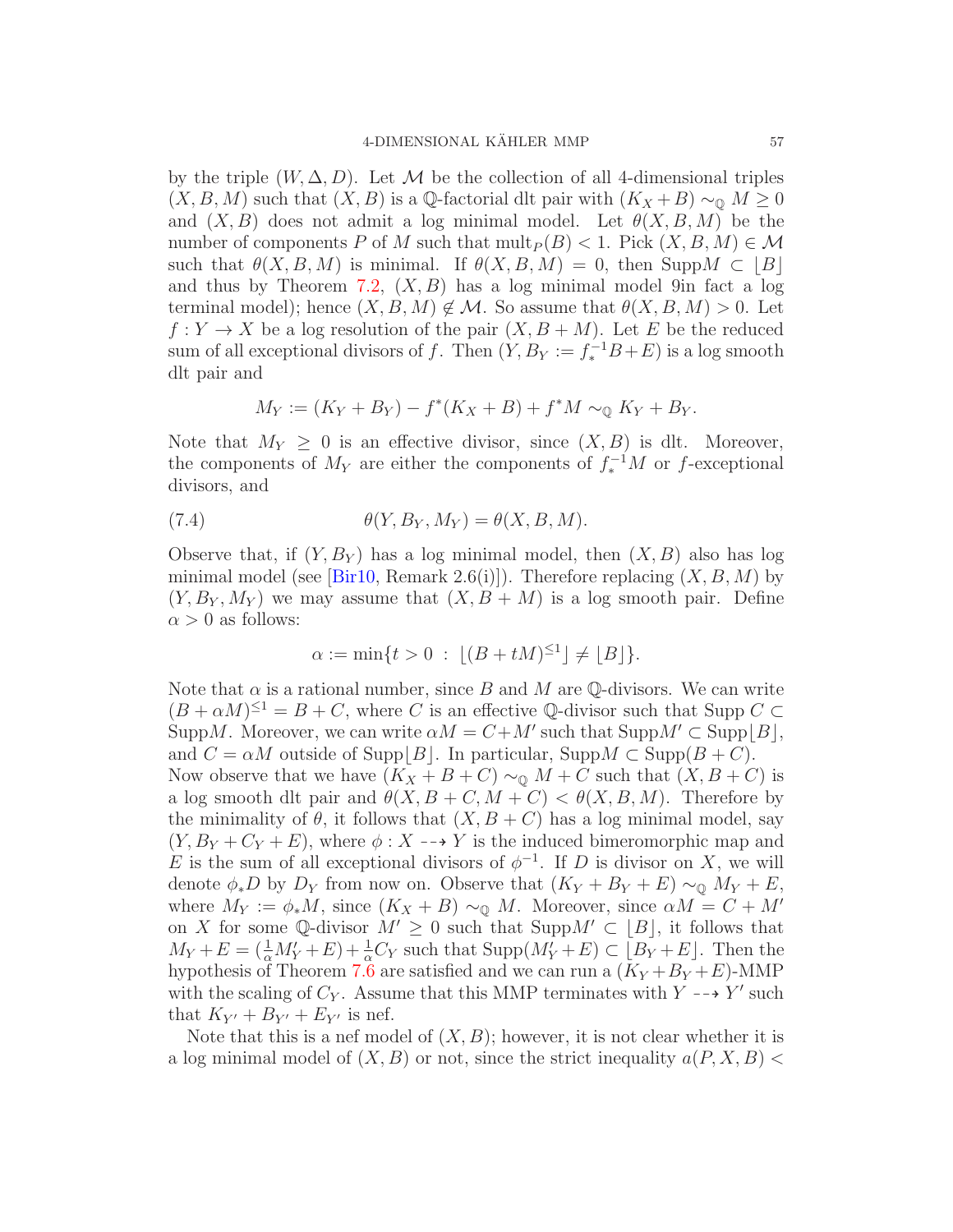by the triple $(W, \Delta, D)$. Let $\mathcal{M}$ be the collection of all 4-dimensional triples $(X, B, M)$ such that $(X, B)$ is a $\mathbb{Q}$-factorial dlt pair with $(K_X + B) \sim_{\mathbb{Q}} M \geq 0$ and $(X, B)$ does not admit a log minimal model. Let $\theta(X, B, M)$ be the number of components $P$ of $M$ such that $\operatorname{mult}_P(B) < 1$. Pick $(X, B, M) \in \mathcal{M}$ such that $\theta(X, B, M)$ is minimal. If $\theta(X, B, M) = 0$, then $\operatorname{Supp} M \subset \lfloor B \rfloor$ and thus by Theorem 7.2, $(X, B)$ has a log minimal model 9in fact a log terminal model); hence $(X, B, M) \notin \mathcal{M}$. So assume that $\theta(X, B, M) > 0$. Let $f : Y \to X$ be a log resolution of the pair $(X, B + M)$. Let $E$ be the reduced sum of all exceptional divisors of $f$. Then $(Y, B_Y := f_*^{-1}B + E)$ is a log smooth dlt pair and

$$M_Y := (K_Y + B_Y) - f^*(K_X + B) + f^*M \sim_{\mathbb{Q}} K_Y + B_Y.$$

Note that $M_Y \geq 0$ is an effective divisor, since $(X, B)$ is dlt. Moreover, the components of $M_Y$ are either the components of $f_*^{-1}M$ or $f$-exceptional divisors, and

$$\theta(Y, B_Y, M_Y) = \theta(X, B, M). \tag{7.4}$$

Observe that, if $(Y, B_Y)$ has a log minimal model, then $(X, B)$ also has log minimal model (see [Bir10, Remark 2.6(i)]). Therefore replacing $(X, B, M)$ by $(Y, B_Y, M_Y)$ we may assume that $(X, B + M)$ is a log smooth pair. Define $\alpha > 0$ as follows:

$$\alpha := \min\{t > 0 \; : \; \lfloor (B + tM)^{\leq 1} \rfloor \neq \lfloor B \rfloor\}.$$

Note that $\alpha$ is a rational number, since $B$ and $M$ are $\mathbb{Q}$-divisors. We can write $(B + \alpha M)^{\leq 1} = B + C$, where $C$ is an effective $\mathbb{Q}$-divisor such that $\operatorname{Supp} C \subset \operatorname{Supp} M$. Moreover, we can write $\alpha M = C + M'$ such that $\operatorname{Supp} M' \subset \operatorname{Supp} \lfloor B \rfloor$, and $C = \alpha M$ outside of $\operatorname{Supp} \lfloor B \rfloor$. In particular, $\operatorname{Supp} M \subset \operatorname{Supp}(B + C)$.
Now observe that we have $(K_X + B + C) \sim_{\mathbb{Q}} M + C$ such that $(X, B + C)$ is a log smooth dlt pair and $\theta(X, B + C, M + C) < \theta(X, B, M)$. Therefore by the minimality of $\theta$, it follows that $(X, B + C)$ has a log minimal model, say $(Y, B_Y + C_Y + E)$, where $\phi : X \dashrightarrow Y$ is the induced bimeromorphic map and $E$ is the sum of all exceptional divisors of $\phi^{-1}$. If $D$ is divisor on $X$, we will denote $\phi_* D$ by $D_Y$ from now on. Observe that $(K_Y + B_Y + E) \sim_{\mathbb{Q}} M_Y + E$, where $M_Y := \phi_* M$, since $(K_X + B) \sim_{\mathbb{Q}} M$. Moreover, since $\alpha M = C + M'$ on $X$ for some $\mathbb{Q}$-divisor $M' \geq 0$ such that $\operatorname{Supp} M' \subset \lfloor B \rfloor$, it follows that $M_Y + E = (\frac{1}{\alpha} M'_Y + E) + \frac{1}{\alpha} C_Y$ such that $\operatorname{Supp}(M'_Y + E) \subset \lfloor B_Y + E \rfloor$. Then the hypothesis of Theorem 7.6 are satisfied and we can run a $(K_Y + B_Y + E)$-MMP with the scaling of $C_Y$. Assume that this MMP terminates with $Y \dashrightarrow Y'$ such that $K_{Y'} + B_{Y'} + E_{Y'}$ is nef.

Note that this is a nef model of $(X, B)$; however, it is not clear whether it is a log minimal model of $(X, B)$ or not, since the strict inequality $a(P, X, B) <$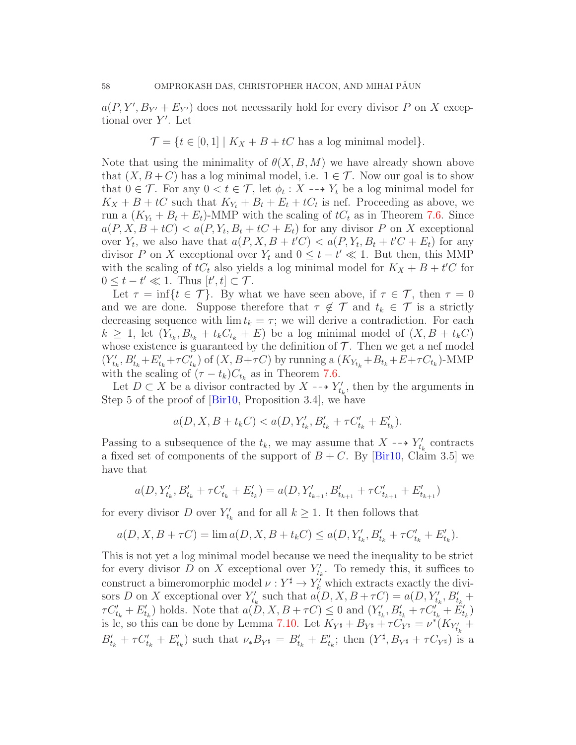$a(P, Y', B_{Y'} + E_{Y'})$ does not necessarily hold for every divisor $P$ on $X$ exceptional over $Y'$. Let

$$\mathcal{T} = \{t \in [0,1] \mid K_X + B + tC \text{ has a log minimal model}\}.$$

Note that using the minimality of $\theta(X, B, M)$ we have already shown above that $(X, B + C)$ has a log minimal model, i.e. $1 \in \mathcal{T}$. Now our goal is to show that $0 \in \mathcal{T}$. For any $0 < t \in \mathcal{T}$, let $\phi_t : X \dashrightarrow Y_t$ be a log minimal model for $K_X + B + tC$ such that $K_{Y_t} + B_t + E_t + tC_t$ is nef. Proceeding as above, we run a $(K_{Y_t} + B_t + E_t)$-MMP with the scaling of $tC_t$ as in Theorem 7.6. Since $a(P, X, B + tC) < a(P, Y_t, B_t + tC + E_t)$ for any divisor $P$ on $X$ exceptional over $Y_t$, we also have that $a(P, X, B + t'C) < a(P, Y_t, B_t + t'C + E_t)$ for any divisor $P$ on $X$ exceptional over $Y_t$ and $0 \leq t - t' \ll 1$. But then, this MMP with the scaling of $tC_t$ also yields a log minimal model for $K_X + B + t'C$ for $0 \leq t - t' \ll 1$. Thus $[t', t] \subset \mathcal{T}$.

Let $\tau = \inf\{t \in \mathcal{T}\}$. By what we have seen above, if $\tau \in \mathcal{T}$, then $\tau = 0$ and we are done. Suppose therefore that $\tau \notin \mathcal{T}$ and $t_k \in \mathcal{T}$ is a strictly decreasing sequence with $\lim t_k = \tau$; we will derive a contradiction. For each $k \geq 1$, let $(Y_{t_k}, B_{t_k} + t_k C_{t_k} + E)$ be a log minimal model of $(X, B + t_k C)$ whose existence is guaranteed by the definition of $\mathcal{T}$. Then we get a nef model $(Y'_{t_k}, B'_{t_k} + E'_{t_k} + \tau C'_{t_k})$ of $(X, B + \tau C)$ by running a $(K_{Y_{t_k}} + B_{t_k} + E + \tau C_{t_k})$-MMP with the scaling of $(\tau - t_k)C_{t_k}$ as in Theorem 7.6.

Let $D \subset X$ be a divisor contracted by $X \dashrightarrow Y'_{t_k}$, then by the arguments in Step 5 of the proof of [Bir10, Proposition 3.4], we have

$$a(D, X, B + t_k C) < a(D, Y'_{t_k}, B'_{t_k} + \tau C'_{t_k} + E'_{t_k}).$$

Passing to a subsequence of the $t_k$, we may assume that $X \dashrightarrow Y'_{t_k}$ contracts a fixed set of components of the support of $B + C$. By [Bir10, Claim 3.5] we have that

$$a(D, Y'_{t_k}, B'_{t_k} + \tau C'_{t_k} + E'_{t_k}) = a(D, Y'_{t_{k+1}}, B'_{t_{k+1}} + \tau C'_{t_{k+1}} + E'_{t_{k+1}})$$

for every divisor $D$ over $Y'_{t_k}$ and for all $k \geq 1$. It then follows that

$$a(D, X, B + \tau C) = \lim a(D, X, B + t_k C) \leq a(D, Y'_{t_k}, B'_{t_k} + \tau C'_{t_k} + E'_{t_k}).$$

This is not yet a log minimal model because we need the inequality to be strict for every divisor $D$ on $X$ exceptional over $Y'_{t_k}$. To remedy this, it suffices to construct a bimeromorphic model $\nu : Y^\sharp \to Y'_k$ which extracts exactly the divisors $D$ on $X$ exceptional over $Y'_{t_k}$ such that $a(D, X, B + \tau C) = a(D, Y'_{t_k}, B'_{t_k} + \tau C'_{t_k} + E'_{t_k})$ holds. Note that $a(D, X, B + \tau C) \leq 0$ and $(Y'_{t_k}, B'_{t_k} + \tau C'_{t_k} + E'_{t_k})$ is lc, so this can be done by Lemma 7.10. Let $K_{Y^\sharp} + B_{Y^\sharp} + \tau C_{Y^\sharp} = \nu^*(K_{Y'_{t_k}} + B'_{t_k} + \tau C'_{t_k} + E'_{t_k})$ such that $\nu_* B_{Y^\sharp} = B'_{t_k} + E'_{t_k}$; then $(Y^\sharp, B_{Y^\sharp} + \tau C_{Y^\sharp})$ is a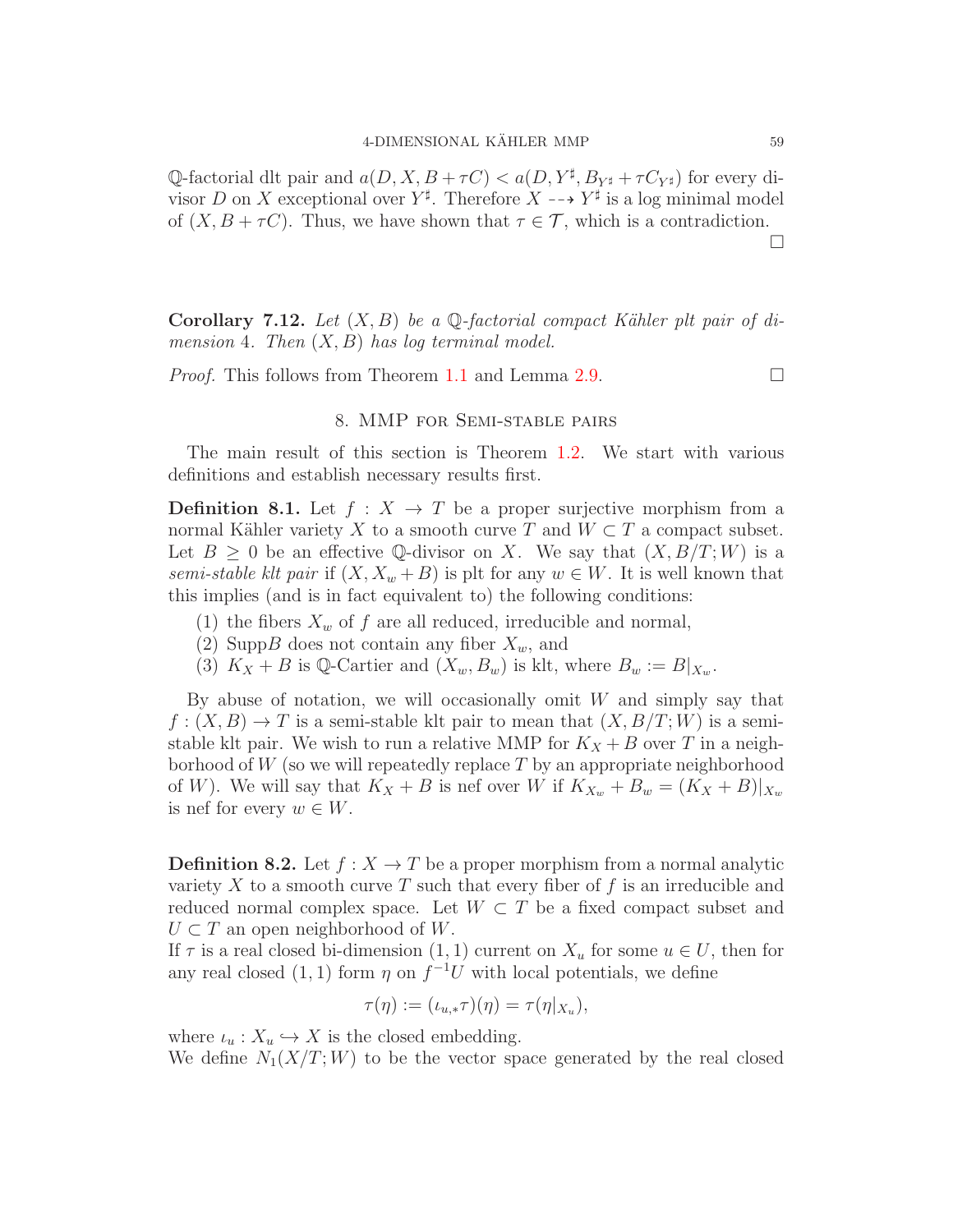$\mathbb{Q}$-factorial dlt pair and $a(D, X, B + \tau C) < a(D, Y^\sharp, B_{Y^\sharp} + \tau C_{Y^\sharp})$ for every divisor $D$ on $X$ exceptional over $Y^\sharp$. Therefore $X \dashrightarrow Y^\sharp$ is a log minimal model of $(X, B + \tau C)$. Thus, we have shown that $\tau \in \mathcal{T}$, which is a contradiction. □

**Corollary 7.12.** *Let $(X, B)$ be a $\mathbb{Q}$-factorial compact Kähler plt pair of dimension* 4*. Then $(X, B)$ has log terminal model.*

*Proof.* This follows from Theorem 1.1 and Lemma 2.9. □

## 8. MMP for Semi-stable pairs

The main result of this section is Theorem 1.2. We start with various definitions and establish necessary results first.

**Definition 8.1.** Let $f : X \to T$ be a proper surjective morphism from a normal Kähler variety $X$ to a smooth curve $T$ and $W \subset T$ a compact subset. Let $B \geq 0$ be an effective $\mathbb{Q}$-divisor on $X$. We say that $(X, B/T; W)$ is a *semi-stable klt pair* if $(X, X_w + B)$ is plt for any $w \in W$. It is well known that this implies (and is in fact equivalent to) the following conditions:

1. the fibers $X_w$ of $f$ are all reduced, irreducible and normal,
2. Supp$B$ does not contain any fiber $X_w$, and
3. $K_X + B$ is $\mathbb{Q}$-Cartier and $(X_w, B_w)$ is klt, where $B_w := B|_{X_w}$.

By abuse of notation, we will occasionally omit $W$ and simply say that $f : (X, B) \to T$ is a semi-stable klt pair to mean that $(X, B/T; W)$ is a semi-stable klt pair. We wish to run a relative MMP for $K_X + B$ over $T$ in a neighborhood of $W$ (so we will repeatedly replace $T$ by an appropriate neighborhood of $W$). We will say that $K_X + B$ is nef over $W$ if $K_{X_w} + B_w = (K_X + B)|_{X_w}$ is nef for every $w \in W$.

**Definition 8.2.** Let $f : X \to T$ be a proper morphism from a normal analytic variety $X$ to a smooth curve $T$ such that every fiber of $f$ is an irreducible and reduced normal complex space. Let $W \subset T$ be a fixed compact subset and $U \subset T$ an open neighborhood of $W$.
If $\tau$ is a real closed bi-dimension $(1, 1)$ current on $X_u$ for some $u \in U$, then for any real closed $(1, 1)$ form $\eta$ on $f^{-1}U$ with local potentials, we define

$$\tau(\eta) := (\iota_{u,*}\tau)(\eta) = \tau(\eta|_{X_u}),$$

where $\iota_u : X_u \hookrightarrow X$ is the closed embedding.
We define $N_1(X/T; W)$ to be the vector space generated by the real closed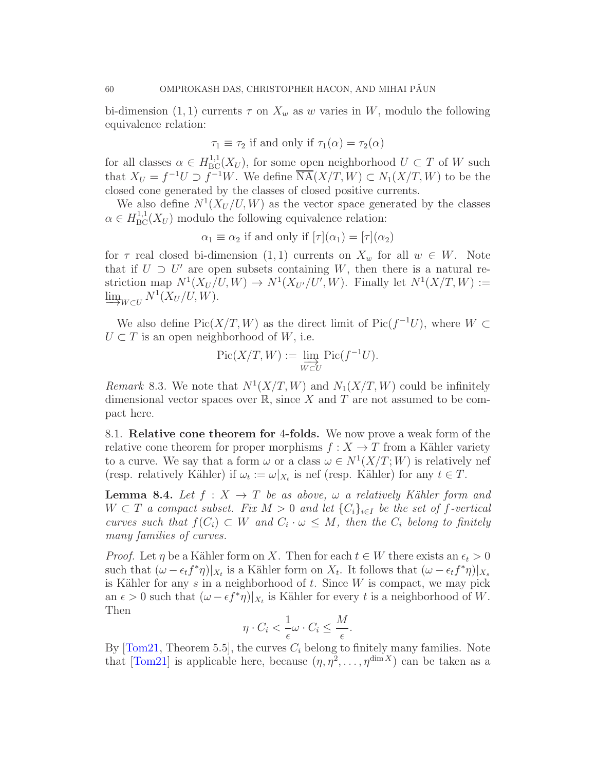bi-dimension $(1,1)$ currents $\tau$ on $X_w$ as $w$ varies in $W$, modulo the following equivalence relation:

$$\tau_1 \equiv \tau_2 \text{ if and only if } \tau_1(\alpha) = \tau_2(\alpha)$$

for all classes $\alpha \in H^{1,1}_{\rm BC}(X_U)$, for some open neighborhood $U \subset T$ of $W$ such that $X_U = f^{-1}U \supset f^{-1}W$. We define $\overline{\rm NA}(X/T, W) \subset N_1(X/T, W)$ to be the closed cone generated by the classes of closed positive currents.

We also define $N^1(X_U/U, W)$ as the vector space generated by the classes $\alpha \in H^{1,1}_{\rm BC}(X_U)$ modulo the following equivalence relation:

$$\alpha_1 \equiv \alpha_2 \text{ if and only if } [\tau](\alpha_1) = [\tau](\alpha_2)$$

for $\tau$ real closed bi-dimension $(1,1)$ currents on $X_w$ for all $w \in W$. Note that if $U \supset U'$ are open subsets containing $W$, then there is a natural restriction map $N^1(X_U/U, W) \to N^1(X_{U'}/U', W)$. Finally let $N^1(X/T, W) := \varinjlim_{W \subset U} N^1(X_U/U, W)$.

We also define $\operatorname{Pic}(X/T, W)$ as the direct limit of $\operatorname{Pic}(f^{-1}U)$, where $W \subset U \subset T$ is an open neighborhood of $W$, i.e.

$$\operatorname{Pic}(X/T, W) := \varinjlim_{W \subset U} \operatorname{Pic}(f^{-1}U).$$

*Remark* 8.3. We note that $N^1(X/T, W)$ and $N_1(X/T, W)$ could be infinitely dimensional vector spaces over $\mathbb{R}$, since $X$ and $T$ are not assumed to be compact here.

### 8.1. Relative cone theorem for 4-folds.

We now prove a weak form of the relative cone theorem for proper morphisms $f : X \to T$ from a Kähler variety to a curve. We say that a form $\omega$ or a class $\omega \in N^1(X/T; W)$ is relatively nef (resp. relatively Kähler) if $\omega_t := \omega|_{X_t}$ is nef (resp. Kähler) for any $t \in T$.

**Lemma 8.4.** *Let $f : X \to T$ be as above, $\omega$ a relatively Kähler form and $W \subset T$ a compact subset. Fix $M > 0$ and let $\{C_i\}_{i \in I}$ be the set of $f$-vertical curves such that $f(C_i) \subset W$ and $C_i \cdot \omega \leq M$, then the $C_i$ belong to finitely many families of curves.*

*Proof.* Let $\eta$ be a Kähler form on $X$. Then for each $t \in W$ there exists an $\epsilon_t > 0$ such that $(\omega - \epsilon_t f^*\eta)|_{X_t}$ is a Kähler form on $X_t$. It follows that $(\omega - \epsilon_t f^*\eta)|_{X_s}$ is Kähler for any $s$ in a neighborhood of $t$. Since $W$ is compact, we may pick an $\epsilon > 0$ such that $(\omega - \epsilon f^*\eta)|_{X_t}$ is Kähler for every $t$ is a neighborhood of $W$. Then

$$\eta \cdot C_i < \frac{1}{\epsilon}\omega \cdot C_i \leq \frac{M}{\epsilon}.$$

By [Tom21, Theorem 5.5], the curves $C_i$ belong to finitely many families. Note that [Tom21] is applicable here, because $(\eta, \eta^2, \ldots, \eta^{\dim X})$ can be taken as a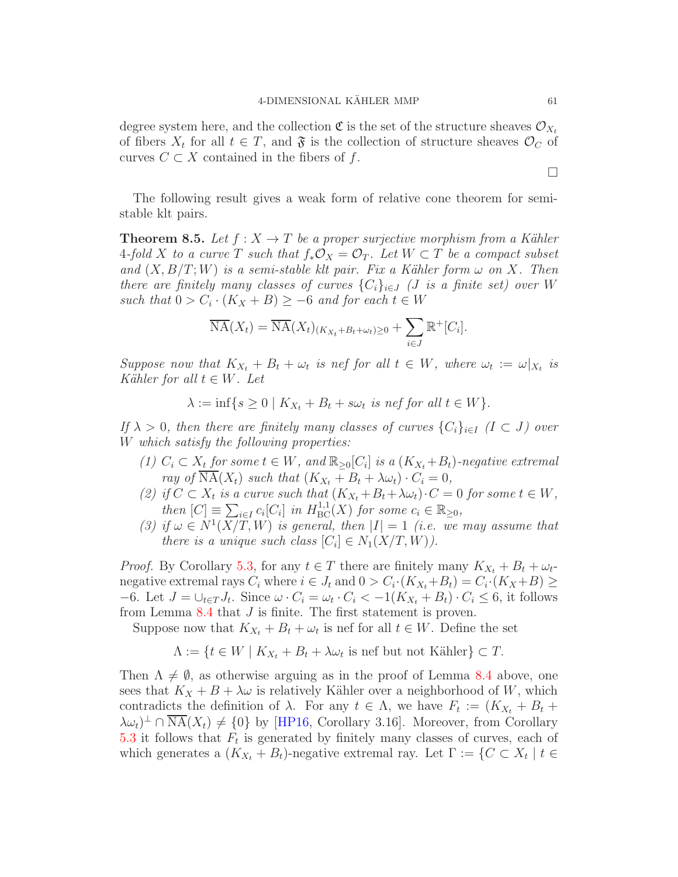degree system here, and the collection $\mathfrak{C}$ is the set of the structure sheaves $\mathcal{O}_{X_t}$ of fibers $X_t$ for all $t \in T$, and $\mathfrak{F}$ is the collection of structure sheaves $\mathcal{O}_C$ of curves $C \subset X$ contained in the fibers of $f$.

□

The following result gives a weak form of relative cone theorem for semi-stable klt pairs.

**Theorem 8.5.** *Let $f : X \to T$ be a proper surjective morphism from a Kähler 4-fold $X$ to a curve $T$ such that $f_*\mathcal{O}_X = \mathcal{O}_T$. Let $W \subset T$ be a compact subset and $(X, B/T; W)$ is a semi-stable klt pair. Fix a Kähler form $\omega$ on $X$. Then there are finitely many classes of curves $\{C_i\}_{i\in J}$ ($J$ is a finite set) over $W$ such that $0 > C_i \cdot (K_X + B) \geq -6$ and for each $t \in W$*

$$\overline{\mathrm{NA}}(X_t) = \overline{\mathrm{NA}}(X_t)_{(K_{X_t}+B_t+\omega_t)\geq 0} + \sum_{i\in J} \mathbb{R}^+[C_i].$$

*Suppose now that $K_{X_t} + B_t + \omega_t$ is nef for all $t \in W$, where $\omega_t := \omega|_{X_t}$ is Kähler for all $t \in W$. Let*

$$\lambda := \inf\{s \geq 0 \mid K_{X_t} + B_t + s\omega_t \text{ is nef for all } t \in W\}.$$

*If $\lambda > 0$, then there are finitely many classes of curves $\{C_i\}_{i\in I}$ ($I \subset J$) over $W$ which satisfy the following properties:*

1. *$C_i \subset X_t$ for some $t \in W$, and $\mathbb{R}_{\geq 0}[C_i]$ is a $(K_{X_t}+B_t)$-negative extremal ray of $\overline{\mathrm{NA}}(X_t)$ such that $(K_{X_t} + B_t + \lambda\omega_t) \cdot C_i = 0$,*
2. *if $C \subset X_t$ is a curve such that $(K_{X_t}+B_t+\lambda\omega_t)\cdot C = 0$ for some $t \in W$, then $[C] \equiv \sum_{i\in I} c_i[C_i]$ in $H^{1,1}_{\mathrm{BC}}(X)$ for some $c_i \in \mathbb{R}_{\geq 0}$,*
3. *if $\omega \in N^1(X/T, W)$ is general, then $|I| = 1$ (i.e. we may assume that there is a unique such class $[C_i] \in N_1(X/T, W)$).*

*Proof.* By Corollary 5.3, for any $t \in T$ there are finitely many $K_{X_t} + B_t + \omega_t$-negative extremal rays $C_i$ where $i \in J_t$ and $0 > C_i \cdot (K_{X_t}+B_t) = C_i \cdot (K_X+B) \geq -6$. Let $J = \cup_{t\in T} J_t$. Since $\omega \cdot C_i = \omega_t \cdot C_i < -1(K_{X_t} + B_t) \cdot C_i \leq 6$, it follows from Lemma 8.4 that $J$ is finite. The first statement is proven.

Suppose now that $K_{X_t} + B_t + \omega_t$ is nef for all $t \in W$. Define the set

$$\Lambda := \{t \in W \mid K_{X_t} + B_t + \lambda\omega_t \text{ is nef but not Kähler}\} \subset T.$$

Then $\Lambda \neq \emptyset$, as otherwise arguing as in the proof of Lemma 8.4 above, one sees that $K_X + B + \lambda\omega$ is relatively Kähler over a neighborhood of $W$, which contradicts the definition of $\lambda$. For any $t \in \Lambda$, we have $F_t := (K_{X_t} + B_t + \lambda\omega_t)^\perp \cap \overline{\mathrm{NA}}(X_t) \neq \{0\}$ by [HP16, Corollary 3.16]. Moreover, from Corollary 5.3 it follows that $F_t$ is generated by finitely many classes of curves, each of which generates a $(K_{X_t} + B_t)$-negative extremal ray. Let $\Gamma := \{C \subset X_t \mid t \in$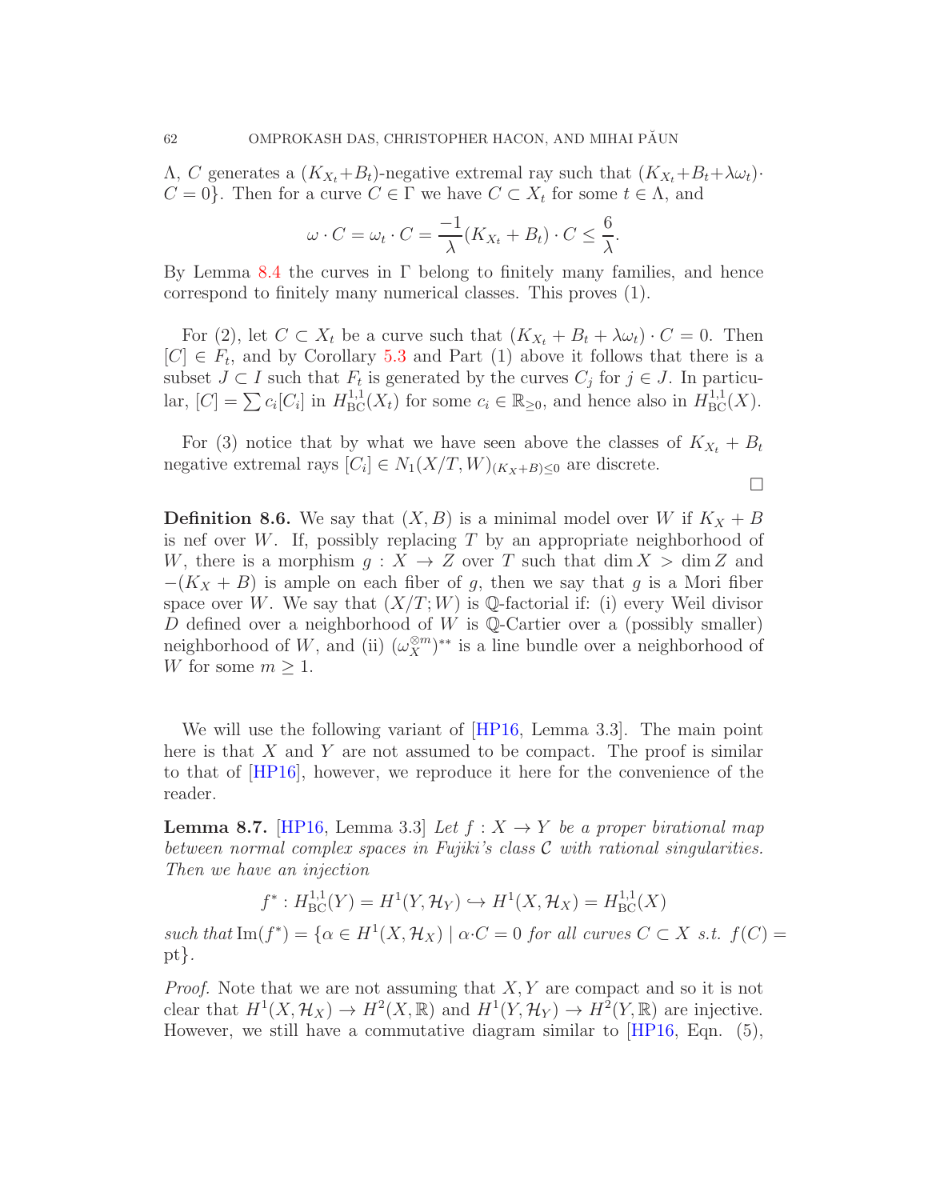$\Lambda$, $C$ generates a $(K_{X_t}+B_t)$-negative extremal ray such that $(K_{X_t}+B_t+\lambda\omega_t)\cdot C=0\}$. Then for a curve $C\in\Gamma$ we have $C\subset X_t$ for some $t\in\Lambda$, and

$$\omega\cdot C=\omega_t\cdot C=\frac{-1}{\lambda}(K_{X_t}+B_t)\cdot C\leq\frac{6}{\lambda}.$$

By Lemma 8.4 the curves in $\Gamma$ belong to finitely many families, and hence correspond to finitely many numerical classes. This proves (1).

For (2), let $C\subset X_t$ be a curve such that $(K_{X_t}+B_t+\lambda\omega_t)\cdot C=0$. Then $[C]\in F_t$, and by Corollary 5.3 and Part (1) above it follows that there is a subset $J\subset I$ such that $F_t$ is generated by the curves $C_j$ for $j\in J$. In particular, $[C]=\sum c_i[C_i]$ in $H^{1,1}_{\rm BC}(X_t)$ for some $c_i\in\mathbb{R}_{\geq 0}$, and hence also in $H^{1,1}_{\rm BC}(X)$.

For (3) notice that by what we have seen above the classes of $K_{X_t}+B_t$ negative extremal rays $[C_i]\in N_1(X/T,W)_{(K_X+B)\leq 0}$ are discrete.

$\square$

**Definition 8.6.** We say that $(X,B)$ is a minimal model over $W$ if $K_X+B$ is nef over $W$. If, possibly replacing $T$ by an appropriate neighborhood of $W$, there is a morphism $g:X\to Z$ over $T$ such that $\dim X>\dim Z$ and $-(K_X+B)$ is ample on each fiber of $g$, then we say that $g$ is a Mori fiber space over $W$. We say that $(X/T;W)$ is $\mathbb{Q}$-factorial if: (i) every Weil divisor $D$ defined over a neighborhood of $W$ is $\mathbb{Q}$-Cartier over a (possibly smaller) neighborhood of $W$, and (ii) $(\omega_X^{\otimes m})^{**}$ is a line bundle over a neighborhood of $W$ for some $m\geq 1$.

We will use the following variant of [HP16, Lemma 3.3]. The main point here is that $X$ and $Y$ are not assumed to be compact. The proof is similar to that of [HP16], however, we reproduce it here for the convenience of the reader.

**Lemma 8.7.** [HP16, Lemma 3.3] *Let $f:X\to Y$ be a proper birational map between normal complex spaces in Fujiki's class $\mathcal{C}$ with rational singularities. Then we have an injection*

$$f^*:H^{1,1}_{\rm BC}(Y)=H^1(Y,\mathcal{H}_Y)\hookrightarrow H^1(X,\mathcal{H}_X)=H^{1,1}_{\rm BC}(X)$$

*such that* $\operatorname{Im}(f^*)=\{\alpha\in H^1(X,\mathcal{H}_X)\mid \alpha\cdot C=0$ *for all curves* $C\subset X$ *s.t.* $f(C)=$ pt$\}$.

*Proof.* Note that we are not assuming that $X,Y$ are compact and so it is not clear that $H^1(X,\mathcal{H}_X)\to H^2(X,\mathbb{R})$ and $H^1(Y,\mathcal{H}_Y)\to H^2(Y,\mathbb{R})$ are injective. However, we still have a commutative diagram similar to [HP16, Eqn. (5),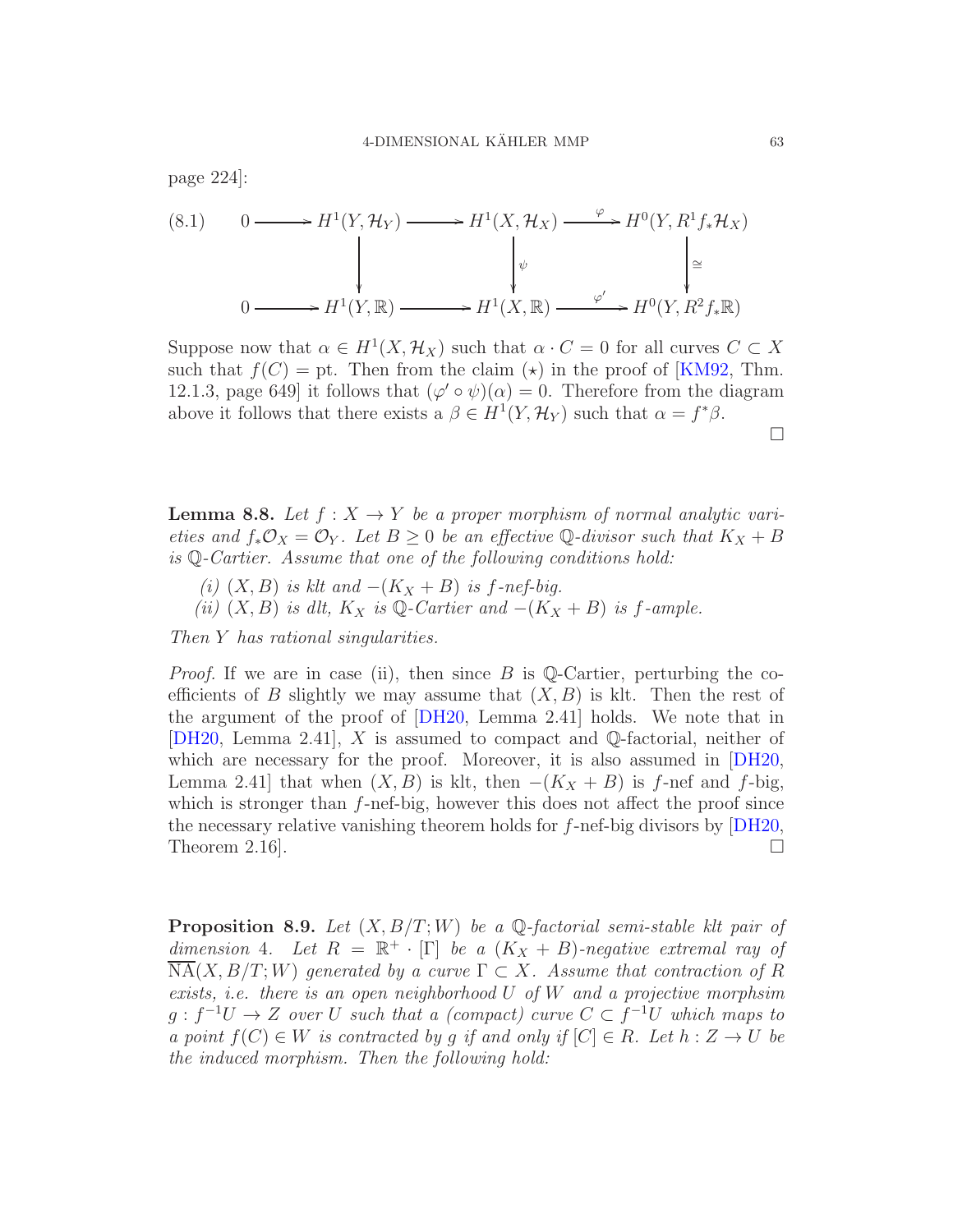page 224]:

$$
\begin{array}{ccccccc}
0 \longrightarrow & H^1(Y, \mathcal{H}_Y) & \longrightarrow & H^1(X, \mathcal{H}_X) & \xrightarrow{\varphi} & H^0(Y, R^1 f_* \mathcal{H}_X) \\
& \downarrow & & \downarrow \psi & & \downarrow \cong \\
0 \longrightarrow & H^1(Y, \mathbb{R}) & \longrightarrow & H^1(X, \mathbb{R}) & \xrightarrow{\varphi'} & H^0(Y, R^2 f_* \mathbb{R})
\end{array} \tag{8.1}
$$

Suppose now that $\alpha \in H^1(X, \mathcal{H}_X)$ such that $\alpha \cdot C = 0$ for all curves $C \subset X$ such that $f(C) = \text{pt}$. Then from the claim $(\star)$ in the proof of [KM92, Thm. 12.1.3, page 649] it follows that $(\varphi' \circ \psi)(\alpha) = 0$. Therefore from the diagram above it follows that there exists a $\beta \in H^1(Y, \mathcal{H}_Y)$ such that $\alpha = f^*\beta$.

□

**Lemma 8.8.** *Let $f : X \to Y$ be a proper morphism of normal analytic varieties and $f_*\mathcal{O}_X = \mathcal{O}_Y$. Let $B \geq 0$ be an effective $\mathbb{Q}$-divisor such that $K_X + B$ is $\mathbb{Q}$-Cartier. Assume that one of the following conditions hold:*

*(i) $(X, B)$ is klt and $-(K_X + B)$ is $f$-nef-big.*
*(ii) $(X, B)$ is dlt, $K_X$ is $\mathbb{Q}$-Cartier and $-(K_X + B)$ is $f$-ample.*

*Then $Y$ has rational singularities.*

*Proof.* If we are in case (ii), then since $B$ is $\mathbb{Q}$-Cartier, perturbing the coefficients of $B$ slightly we may assume that $(X, B)$ is klt. Then the rest of the argument of the proof of [DH20, Lemma 2.41] holds. We note that in [DH20, Lemma 2.41], $X$ is assumed to compact and $\mathbb{Q}$-factorial, neither of which are necessary for the proof. Moreover, it is also assumed in [DH20, Lemma 2.41] that when $(X, B)$ is klt, then $-(K_X + B)$ is $f$-nef and $f$-big, which is stronger than $f$-nef-big, however this does not affect the proof since the necessary relative vanishing theorem holds for $f$-nef-big divisors by [DH20, Theorem 2.16]. □

**Proposition 8.9.** *Let $(X, B/T; W)$ be a $\mathbb{Q}$-factorial semi-stable klt pair of dimension 4. Let $R = \mathbb{R}^+ \cdot [\Gamma]$ be a $(K_X + B)$-negative extremal ray of $\overline{\text{NA}}(X, B/T; W)$ generated by a curve $\Gamma \subset X$. Assume that contraction of $R$ exists, i.e. there is an open neighborhood $U$ of $W$ and a projective morphsim $g : f^{-1}U \to Z$ over $U$ such that a (compact) curve $C \subset f^{-1}U$ which maps to a point $f(C) \in W$ is contracted by $g$ if and only if $[C] \in R$. Let $h : Z \to U$ be the induced morphism. Then the following hold:*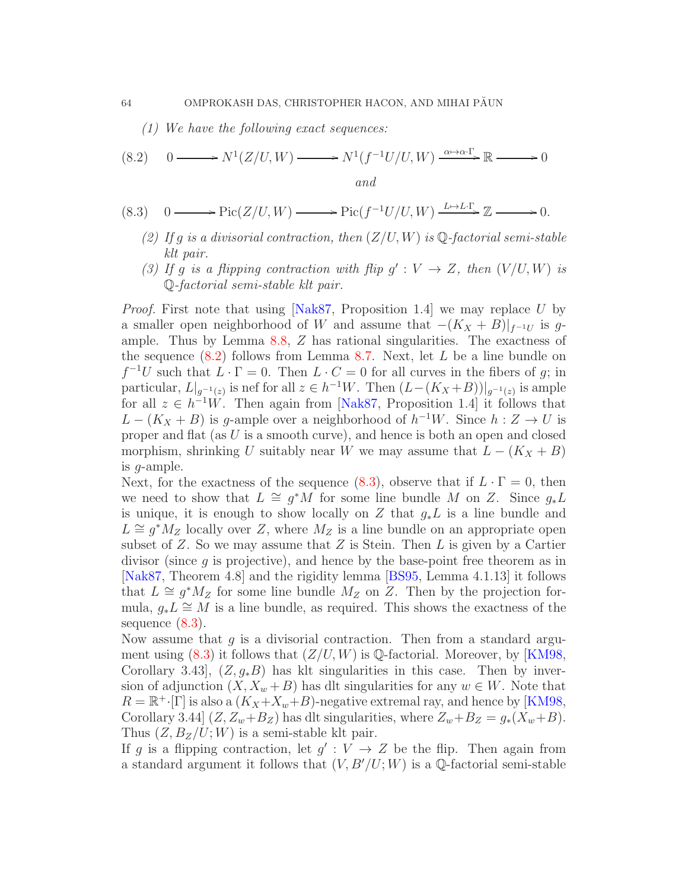*(1) We have the following exact sequences:*

$$0 \longrightarrow N^1(Z/U,W) \longrightarrow N^1(f^{-1}U/U,W) \xrightarrow{\alpha\mapsto\alpha\cdot\Gamma} \mathbb{R} \longrightarrow 0 \tag{8.2}$$

*and*

$$0 \longrightarrow \operatorname{Pic}(Z/U,W) \longrightarrow \operatorname{Pic}(f^{-1}U/U,W) \xrightarrow{L\mapsto L\cdot\Gamma} \mathbb{Z} \longrightarrow 0. \tag{8.3}$$

*(2) If $g$ is a divisorial contraction, then $(Z/U,W)$ is $\mathbb{Q}$-factorial semi-stable klt pair.*

*(3) If $g$ is a flipping contraction with flip $g' : V \to Z$, then $(V/U,W)$ is $\mathbb{Q}$-factorial semi-stable klt pair.*

*Proof.* First note that using [Nak87, Proposition 1.4] we may replace $U$ by a smaller open neighborhood of $W$ and assume that $-(K_X+B)|_{f^{-1}U}$ is $g$-ample. Thus by Lemma 8.8, $Z$ has rational singularities. The exactness of the sequence (8.2) follows from Lemma 8.7. Next, let $L$ be a line bundle on $f^{-1}U$ such that $L\cdot\Gamma = 0$. Then $L\cdot C = 0$ for all curves in the fibers of $g$; in particular, $L|_{g^{-1}(z)}$ is nef for all $z \in h^{-1}W$. Then $(L-(K_X+B))|_{g^{-1}(z)}$ is ample for all $z \in h^{-1}W$. Then again from [Nak87, Proposition 1.4] it follows that $L-(K_X+B)$ is $g$-ample over a neighborhood of $h^{-1}W$. Since $h : Z \to U$ is proper and flat (as $U$ is a smooth curve), and hence is both an open and closed morphism, shrinking $U$ suitably near $W$ we may assume that $L-(K_X+B)$ is $g$-ample.
Next, for the exactness of the sequence (8.3), observe that if $L\cdot\Gamma = 0$, then we need to show that $L \cong g^*M$ for some line bundle $M$ on $Z$. Since $g_*L$ is unique, it is enough to show locally on $Z$ that $g_*L$ is a line bundle and $L \cong g^*M_Z$ locally over $Z$, where $M_Z$ is a line bundle on an appropriate open subset of $Z$. So we may assume that $Z$ is Stein. Then $L$ is given by a Cartier divisor (since $g$ is projective), and hence by the base-point free theorem as in [Nak87, Theorem 4.8] and the rigidity lemma [BS95, Lemma 4.1.13] it follows that $L \cong g^*M_Z$ for some line bundle $M_Z$ on $Z$. Then by the projection formula, $g_*L \cong M$ is a line bundle, as required. This shows the exactness of the sequence (8.3).
Now assume that $g$ is a divisorial contraction. Then from a standard argument using (8.3) it follows that $(Z/U,W)$ is $\mathbb{Q}$-factorial. Moreover, by [KM98, Corollary 3.43], $(Z, g_*B)$ has klt singularities in this case. Then by inversion of adjunction $(X, X_w+B)$ has dlt singularities for any $w \in W$. Note that $R = \mathbb{R}^+\cdot[\Gamma]$ is also a $(K_X+X_w+B)$-negative extremal ray, and hence by [KM98, Corollary 3.44] $(Z, Z_w+B_Z)$ has dlt singularities, where $Z_w+B_Z = g_*(X_w+B)$. Thus $(Z, B_Z/U;W)$ is a semi-stable klt pair.
If $g$ is a flipping contraction, let $g' : V \to Z$ be the flip. Then again from a standard argument it follows that $(V, B'/U;W)$ is a $\mathbb{Q}$-factorial semi-stable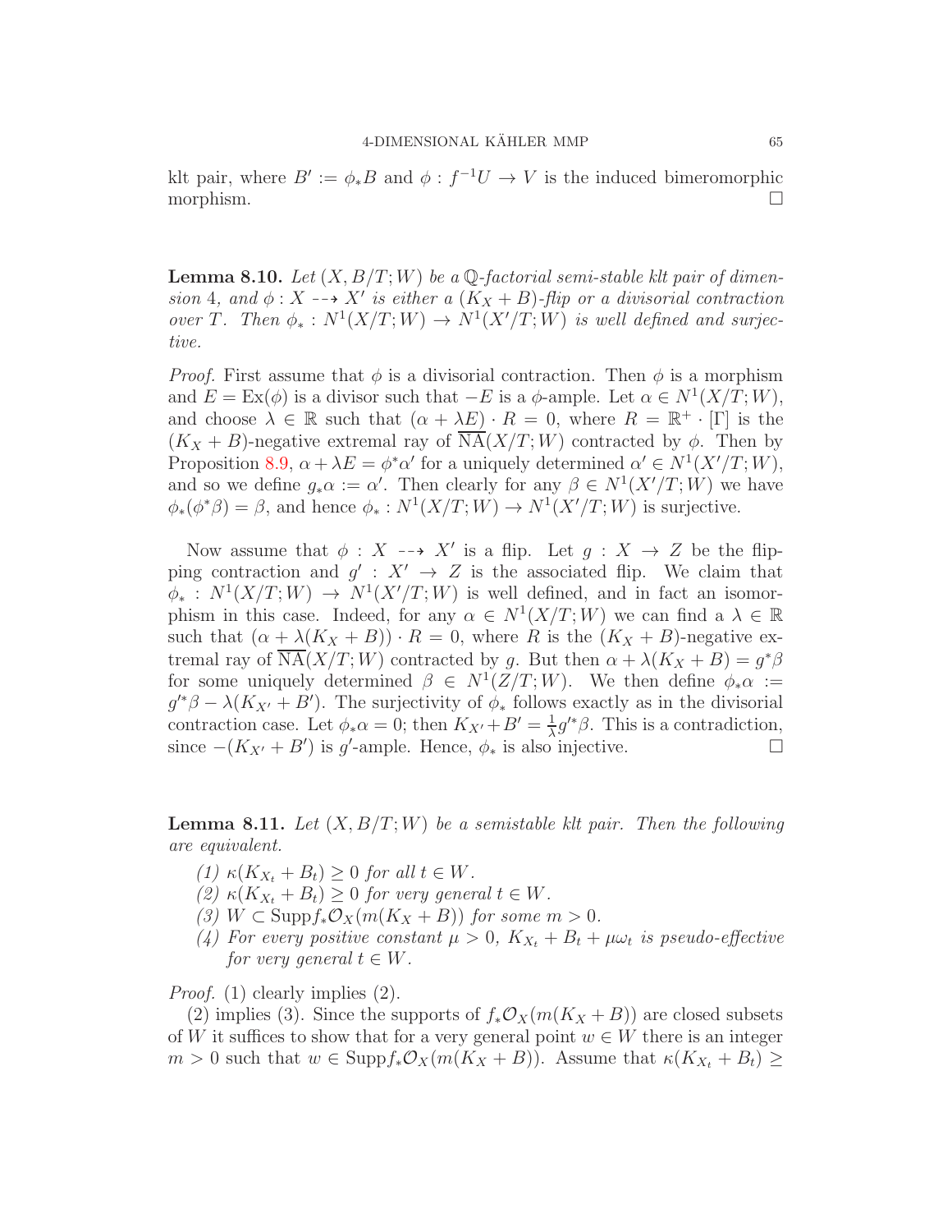klt pair, where $B' := \phi_* B$ and $\phi : f^{-1}U \to V$ is the induced bimeromorphic morphism. □

**Lemma 8.10.** *Let $(X, B/T; W)$ be a $\mathbb{Q}$-factorial semi-stable klt pair of dimension 4, and $\phi : X \dashrightarrow X'$ is either a $(K_X + B)$-flip or a divisorial contraction over $T$. Then $\phi_* : N^1(X/T; W) \to N^1(X'/T; W)$ is well defined and surjective.*

*Proof.* First assume that $\phi$ is a divisorial contraction. Then $\phi$ is a morphism and $E = \mathrm{Ex}(\phi)$ is a divisor such that $-E$ is a $\phi$-ample. Let $\alpha \in N^1(X/T; W)$, and choose $\lambda \in \mathbb{R}$ such that $(\alpha + \lambda E) \cdot R = 0$, where $R = \mathbb{R}^+ \cdot [\Gamma]$ is the $(K_X + B)$-negative extremal ray of $\overline{\mathrm{NA}}(X/T; W)$ contracted by $\phi$. Then by Proposition 8.9, $\alpha + \lambda E = \phi^* \alpha'$ for a uniquely determined $\alpha' \in N^1(X'/T; W)$, and so we define $g_* \alpha := \alpha'$. Then clearly for any $\beta \in N^1(X'/T; W)$ we have $\phi_*(\phi^* \beta) = \beta$, and hence $\phi_* : N^1(X/T; W) \to N^1(X'/T; W)$ is surjective.

Now assume that $\phi : X \dashrightarrow X'$ is a flip. Let $g : X \to Z$ be the flipping contraction and $g' : X' \to Z$ is the associated flip. We claim that $\phi_* : N^1(X/T; W) \to N^1(X'/T; W)$ is well defined, and in fact an isomorphism in this case. Indeed, for any $\alpha \in N^1(X/T; W)$ we can find a $\lambda \in \mathbb{R}$ such that $(\alpha + \lambda(K_X + B)) \cdot R = 0$, where $R$ is the $(K_X + B)$-negative extremal ray of $\overline{\mathrm{NA}}(X/T; W)$ contracted by $g$. But then $\alpha + \lambda(K_X + B) = g^* \beta$ for some uniquely determined $\beta \in N^1(Z/T; W)$. We then define $\phi_* \alpha := g'^* \beta - \lambda(K_{X'} + B')$. The surjectivity of $\phi_*$ follows exactly as in the divisorial contraction case. Let $\phi_* \alpha = 0$; then $K_{X'} + B' = \frac{1}{\lambda} g'^* \beta$. This is a contradiction, since $-(K_{X'} + B')$ is $g'$-ample. Hence, $\phi_*$ is also injective. □

**Lemma 8.11.** *Let $(X, B/T; W)$ be a semistable klt pair. Then the following are equivalent.*

1. *$\kappa(K_{X_t} + B_t) \geq 0$ for all $t \in W$.*
2. *$\kappa(K_{X_t} + B_t) \geq 0$ for very general $t \in W$.*
3. *$W \subset \mathrm{Supp} f_* \mathcal{O}_X(m(K_X + B))$ for some $m > 0$.*
4. *For every positive constant $\mu > 0$, $K_{X_t} + B_t + \mu \omega_t$ is pseudo-effective for very general $t \in W$.*

*Proof.* (1) clearly implies (2).

(2) implies (3). Since the supports of $f_* \mathcal{O}_X(m(K_X + B))$ are closed subsets of $W$ it suffices to show that for a very general point $w \in W$ there is an integer $m > 0$ such that $w \in \mathrm{Supp} f_* \mathcal{O}_X(m(K_X + B))$. Assume that $\kappa(K_{X_t} + B_t) \geq$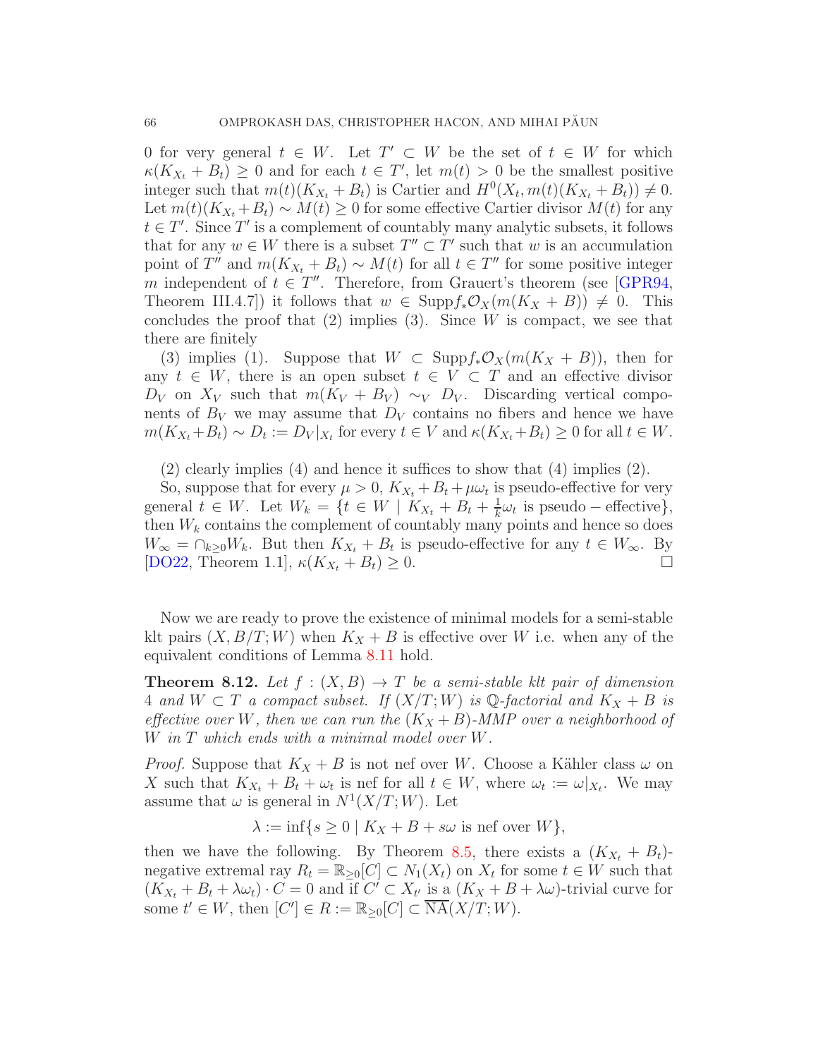0 for very general $t \in W$. Let $T' \subset W$ be the set of $t \in W$ for which $\kappa(K_{X_t}+B_t) \geq 0$ and for each $t \in T'$, let $m(t) > 0$ be the smallest positive integer such that $m(t)(K_{X_t}+B_t)$ is Cartier and $H^0(X_t, m(t)(K_{X_t}+B_t)) \neq 0$. Let $m(t)(K_{X_t}+B_t) \sim M(t) \geq 0$ for some effective Cartier divisor $M(t)$ for any $t \in T'$. Since $T'$ is a complement of countably many analytic subsets, it follows that for any $w \in W$ there is a subset $T'' \subset T'$ such that $w$ is an accumulation point of $T''$ and $m(K_{X_t}+B_t) \sim M(t)$ for all $t \in T''$ for some positive integer $m$ independent of $t \in T''$. Therefore, from Grauert's theorem (see [GPR94, Theorem III.4.7]) it follows that $w \in \mathrm{Supp} f_*\mathcal{O}_X(m(K_X+B)) \neq 0$. This concludes the proof that (2) implies (3). Since $W$ is compact, we see that there are finitely

(3) implies (1). Suppose that $W \subset \mathrm{Supp} f_*\mathcal{O}_X(m(K_X+B))$, then for any $t \in W$, there is an open subset $t \in V \subset T$ and an effective divisor $D_V$ on $X_V$ such that $m(K_V+B_V) \sim_V D_V$. Discarding vertical components of $B_V$ we may assume that $D_V$ contains no fibers and hence we have $m(K_{X_t}+B_t) \sim D_t := D_V|_{X_t}$ for every $t \in V$ and $\kappa(K_{X_t}+B_t) \geq 0$ for all $t \in W$.

(2) clearly implies (4) and hence it suffices to show that (4) implies (2).

So, suppose that for every $\mu > 0$, $K_{X_t}+B_t+\mu\omega_t$ is pseudo-effective for very general $t \in W$. Let $W_k = \{t \in W \mid K_{X_t}+B_t+\frac{1}{k}\omega_t \text{ is pseudo}-\text{effective}\}$, then $W_k$ contains the complement of countably many points and hence so does $W_\infty = \cap_{k\geq 0} W_k$. But then $K_{X_t}+B_t$ is pseudo-effective for any $t \in W_\infty$. By [DO22, Theorem 1.1], $\kappa(K_{X_t}+B_t) \geq 0$. □

Now we are ready to prove the existence of minimal models for a semi-stable klt pairs $(X, B/T; W)$ when $K_X+B$ is effective over $W$ i.e. when any of the equivalent conditions of Lemma 8.11 hold.

**Theorem 8.12.** *Let $f : (X, B) \to T$ be a semi-stable klt pair of dimension 4 and $W \subset T$ a compact subset. If $(X/T; W)$ is $\mathbb{Q}$-factorial and $K_X+B$ is effective over $W$, then we can run the $(K_X+B)$-MMP over a neighborhood of $W$ in $T$ which ends with a minimal model over $W$.*

*Proof.* Suppose that $K_X+B$ is not nef over $W$. Choose a Kähler class $\omega$ on $X$ such that $K_{X_t}+B_t+\omega_t$ is nef for all $t \in W$, where $\omega_t := \omega|_{X_t}$. We may assume that $\omega$ is general in $N^1(X/T; W)$. Let

$$\lambda := \inf\{s \geq 0 \mid K_X+B+s\omega \text{ is nef over } W\},$$

then we have the following. By Theorem 8.5, there exists a $(K_{X_t}+B_t)$-negative extremal ray $R_t = \mathbb{R}_{\geq 0}[C] \subset N_1(X_t)$ on $X_t$ for some $t \in W$ such that $(K_{X_t}+B_t+\lambda\omega_t)\cdot C = 0$ and if $C' \subset X_{t'}$ is a $(K_X+B+\lambda\omega)$-trivial curve for some $t' \in W$, then $[C'] \in R := \mathbb{R}_{\geq 0}[C] \subset \overline{\mathrm{NA}}(X/T; W)$.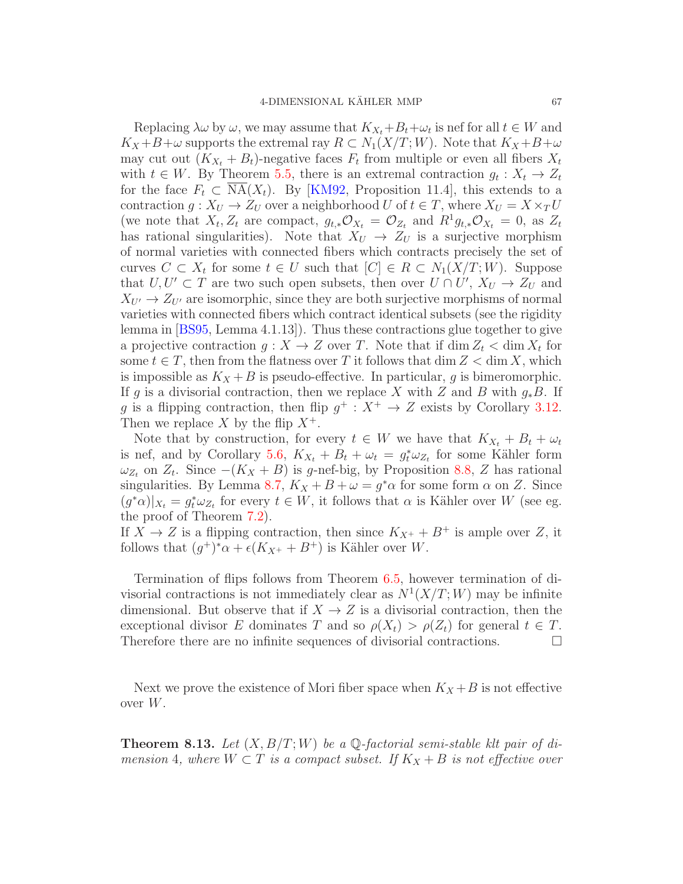Replacing $\lambda\omega$ by $\omega$, we may assume that $K_{X_t}+B_t+\omega_t$ is nef for all $t \in W$ and $K_X+B+\omega$ supports the extremal ray $R \subset N_1(X/T;W)$. Note that $K_X+B+\omega$ may cut out $(K_{X_t}+B_t)$-negative faces $F_t$ from multiple or even all fibers $X_t$ with $t \in W$. By Theorem 5.5, there is an extremal contraction $g_t : X_t \to Z_t$ for the face $F_t \subset \overline{\mathrm{NA}}(X_t)$. By [KM92, Proposition 11.4], this extends to a contraction $g : X_U \to Z_U$ over a neighborhood $U$ of $t \in T$, where $X_U = X \times_T U$ (we note that $X_t, Z_t$ are compact, $g_{t,*}\mathcal{O}_{X_t} = \mathcal{O}_{Z_t}$ and $R^1 g_{t,*}\mathcal{O}_{X_t} = 0$, as $Z_t$ has rational singularities). Note that $X_U \to Z_U$ is a surjective morphism of normal varieties with connected fibers which contracts precisely the set of curves $C \subset X_t$ for some $t \in U$ such that $[C] \in R \subset N_1(X/T;W)$. Suppose that $U, U' \subset T$ are two such open subsets, then over $U \cap U'$, $X_U \to Z_U$ and $X_{U'} \to Z_{U'}$ are isomorphic, since they are both surjective morphisms of normal varieties with connected fibers which contract identical subsets (see the rigidity lemma in [BS95, Lemma 4.1.13]). Thus these contractions glue together to give a projective contraction $g : X \to Z$ over $T$. Note that if $\dim Z_t < \dim X_t$ for some $t \in T$, then from the flatness over $T$ it follows that $\dim Z < \dim X$, which is impossible as $K_X + B$ is pseudo-effective. In particular, $g$ is bimeromorphic. If $g$ is a divisorial contraction, then we replace $X$ with $Z$ and $B$ with $g_*B$. If $g$ is a flipping contraction, then flip $g^+ : X^+ \to Z$ exists by Corollary 3.12. Then we replace $X$ by the flip $X^+$.

Note that by construction, for every $t \in W$ we have that $K_{X_t} + B_t + \omega_t$ is nef, and by Corollary 5.6, $K_{X_t} + B_t + \omega_t = g_t^*\omega_{Z_t}$ for some Kähler form $\omega_{Z_t}$ on $Z_t$. Since $-(K_X + B)$ is $g$-nef-big, by Proposition 8.8, $Z$ has rational singularities. By Lemma 8.7, $K_X + B + \omega = g^*\alpha$ for some form $\alpha$ on $Z$. Since $(g^*\alpha)|_{X_t} = g_t^*\omega_{Z_t}$ for every $t \in W$, it follows that $\alpha$ is Kähler over $W$ (see eg. the proof of Theorem 7.2).
If $X \to Z$ is a flipping contraction, then since $K_{X^+} + B^+$ is ample over $Z$, it follows that $(g^+)^*\alpha + \epsilon(K_{X^+} + B^+)$ is Kähler over $W$.

Termination of flips follows from Theorem 6.5, however termination of divisorial contractions is not immediately clear as $N^1(X/T;W)$ may be infinite dimensional. But observe that if $X \to Z$ is a divisorial contraction, then the exceptional divisor $E$ dominates $T$ and so $\rho(X_t) > \rho(Z_t)$ for general $t \in T$. Therefore there are no infinite sequences of divisorial contractions. $\square$

Next we prove the existence of Mori fiber space when $K_X+B$ is not effective over $W$.

**Theorem 8.13.** *Let $(X, B/T; W)$ be a $\mathbb{Q}$-factorial semi-stable klt pair of dimension 4, where $W \subset T$ is a compact subset. If $K_X + B$ is not effective over*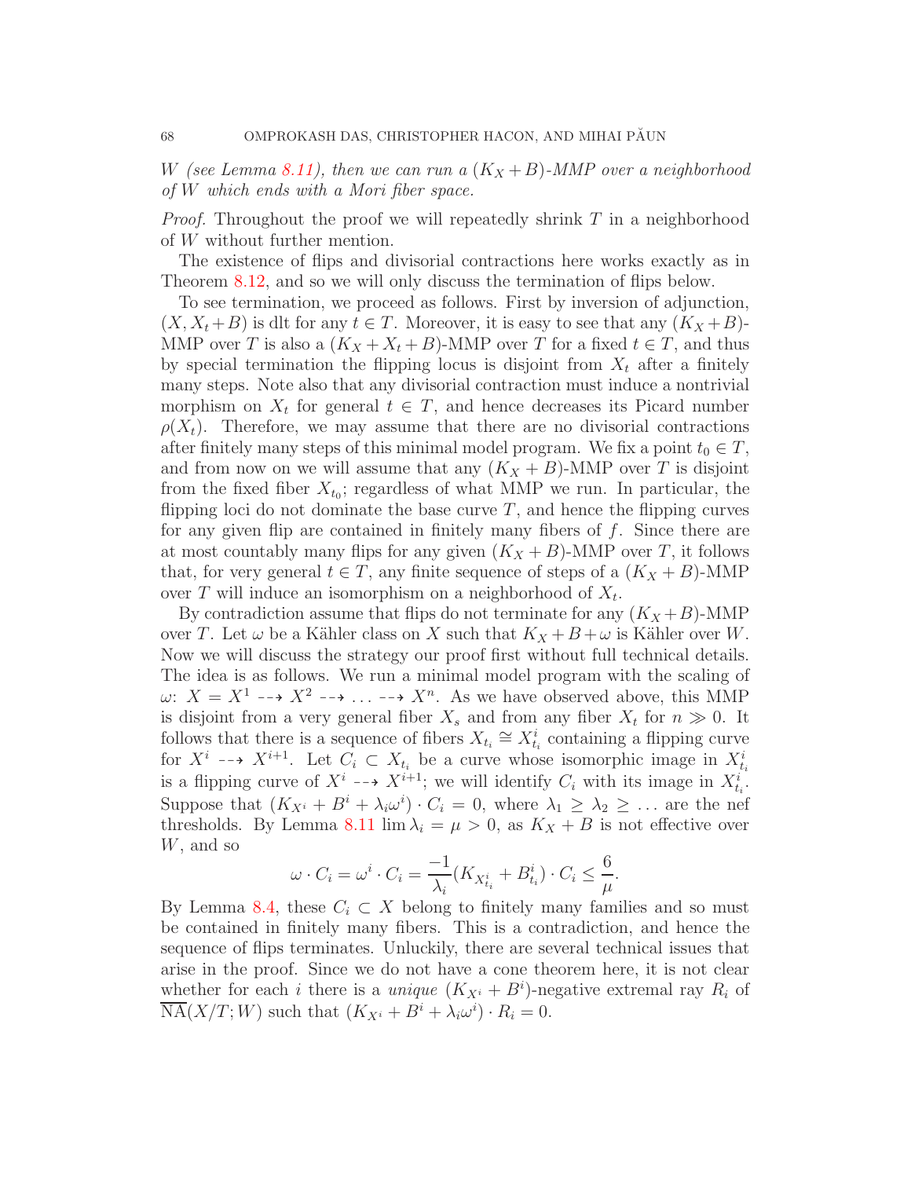*$W$ (see Lemma 8.11), then we can run a $(K_X+B)$-MMP over a neighborhood of $W$ which ends with a Mori fiber space.*

*Proof.* Throughout the proof we will repeatedly shrink $T$ in a neighborhood of $W$ without further mention.

The existence of flips and divisorial contractions here works exactly as in Theorem 8.12, and so we will only discuss the termination of flips below.

To see termination, we proceed as follows. First by inversion of adjunction, $(X, X_t+B)$ is dlt for any $t \in T$. Moreover, it is easy to see that any $(K_X+B)$-MMP over $T$ is also a $(K_X+X_t+B)$-MMP over $T$ for a fixed $t \in T$, and thus by special termination the flipping locus is disjoint from $X_t$ after a finitely many steps. Note also that any divisorial contraction must induce a nontrivial morphism on $X_t$ for general $t \in T$, and hence decreases its Picard number $\rho(X_t)$. Therefore, we may assume that there are no divisorial contractions after finitely many steps of this minimal model program. We fix a point $t_0 \in T$, and from now on we will assume that any $(K_X+B)$-MMP over $T$ is disjoint from the fixed fiber $X_{t_0}$; regardless of what MMP we run. In particular, the flipping loci do not dominate the base curve $T$, and hence the flipping curves for any given flip are contained in finitely many fibers of $f$. Since there are at most countably many flips for any given $(K_X+B)$-MMP over $T$, it follows that, for very general $t \in T$, any finite sequence of steps of a $(K_X+B)$-MMP over $T$ will induce an isomorphism on a neighborhood of $X_t$.

By contradiction assume that flips do not terminate for any $(K_X+B)$-MMP over $T$. Let $\omega$ be a Kähler class on $X$ such that $K_X+B+\omega$ is Kähler over $W$. Now we will discuss the strategy our proof first without full technical details. The idea is as follows. We run a minimal model program with the scaling of $\omega$: $X = X^1 \dashrightarrow X^2 \dashrightarrow \ldots \dashrightarrow X^n$. As we have observed above, this MMP is disjoint from a very general fiber $X_s$ and from any fiber $X_t$ for $n \gg 0$. It follows that there is a sequence of fibers $X_{t_i} \cong X^i_{t_i}$ containing a flipping curve for $X^i \dashrightarrow X^{i+1}$. Let $C_i \subset X_{t_i}$ be a curve whose isomorphic image in $X^i_{t_i}$ is a flipping curve of $X^i \dashrightarrow X^{i+1}$; we will identify $C_i$ with its image in $X^i_{t_i}$. Suppose that $(K_{X^i}+B^i+\lambda_i\omega^i)\cdot C_i = 0$, where $\lambda_1 \geq \lambda_2 \geq \ldots$ are the nef thresholds. By Lemma 8.11 $\lim \lambda_i = \mu > 0$, as $K_X+B$ is not effective over $W$, and so

$$\omega \cdot C_i = \omega^i \cdot C_i = \frac{-1}{\lambda_i}(K_{X^i_{t_i}} + B^i_{t_i}) \cdot C_i \leq \frac{6}{\mu}.$$

By Lemma 8.4, these $C_i \subset X$ belong to finitely many families and so must be contained in finitely many fibers. This is a contradiction, and hence the sequence of flips terminates. Unluckily, there are several technical issues that arise in the proof. Since we do not have a cone theorem here, it is not clear whether for each $i$ there is a *unique* $(K_{X^i}+B^i)$-negative extremal ray $R_i$ of $\overline{\mathrm{NA}}(X/T; W)$ such that $(K_{X^i}+B^i+\lambda_i\omega^i)\cdot R_i = 0$.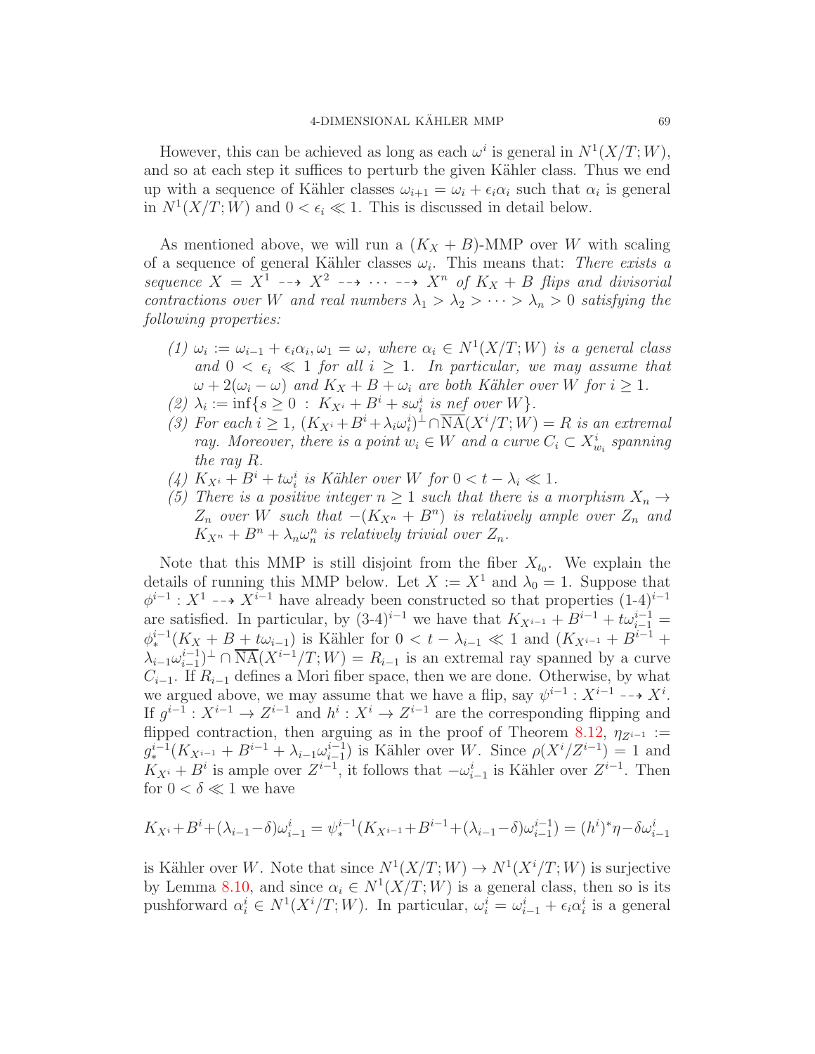However, this can be achieved as long as each $\omega^i$ is general in $N^1(X/T;W)$, and so at each step it suffices to perturb the given Kähler class. Thus we end up with a sequence of Kähler classes $\omega_{i+1} = \omega_i + \epsilon_i\alpha_i$ such that $\alpha_i$ is general in $N^1(X/T;W)$ and $0 < \epsilon_i \ll 1$. This is discussed in detail below.

As mentioned above, we will run a $(K_X + B)$-MMP over $W$ with scaling of a sequence of general Kähler classes $\omega_i$. This means that: *There exists a sequence $X = X^1 \dashrightarrow X^2 \dashrightarrow \cdots \dashrightarrow X^n$ of $K_X + B$ flips and divisorial contractions over $W$ and real numbers $\lambda_1 > \lambda_2 > \cdots > \lambda_n > 0$ satisfying the following properties:*

*(1) $\omega_i := \omega_{i-1} + \epsilon_i\alpha_i, \omega_1 = \omega$, where $\alpha_i \in N^1(X/T;W)$ is a general class and $0 < \epsilon_i \ll 1$ for all $i \geq 1$. In particular, we may assume that $\omega + 2(\omega_i - \omega)$ and $K_X + B + \omega_i$ are both Kähler over $W$ for $i \geq 1$.*

*(2) $\lambda_i := \inf\{s \geq 0 \ : \ K_{X^i} + B^i + s\omega_i^i \text{ is nef over } W\}$.*

*(3) For each $i \geq 1$, $(K_{X^i} + B^i + \lambda_i\omega_i^i)^\perp \cap \overline{\mathrm{NA}}(X^i/T;W) = R$ is an extremal ray. Moreover, there is a point $w_i \in W$ and a curve $C_i \subset X^i_{w_i}$ spanning the ray $R$.*

*(4) $K_{X^i} + B^i + t\omega_i^i$ is Kähler over $W$ for $0 < t - \lambda_i \ll 1$.*

*(5) There is a positive integer $n \geq 1$ such that there is a morphism $X_n \to Z_n$ over $W$ such that $-(K_{X^n} + B^n)$ is relatively ample over $Z_n$ and $K_{X^n} + B^n + \lambda_n\omega_n^n$ is relatively trivial over $Z_n$.*

Note that this MMP is still disjoint from the fiber $X_{t_0}$. We explain the details of running this MMP below. Let $X := X^1$ and $\lambda_0 = 1$. Suppose that $\phi^{i-1} : X^1 \dashrightarrow X^{i-1}$ have already been constructed so that properties $(1\text{-}4)^{i-1}$ are satisfied. In particular, by $(3\text{-}4)^{i-1}$ we have that $K_{X^{i-1}} + B^{i-1} + t\omega_{i-1}^{i-1} = \phi_*^{i-1}(K_X + B + t\omega_{i-1})$ is Kähler for $0 < t - \lambda_{i-1} \ll 1$ and $(K_{X^{i-1}} + B^{i-1} + \lambda_{i-1}\omega_{i-1}^{i-1})^\perp \cap \overline{\mathrm{NA}}(X^{i-1}/T;W) = R_{i-1}$ is an extremal ray spanned by a curve $C_{i-1}$. If $R_{i-1}$ defines a Mori fiber space, then we are done. Otherwise, by what we argued above, we may assume that we have a flip, say $\psi^{i-1} : X^{i-1} \dashrightarrow X^i$. If $g^{i-1} : X^{i-1} \to Z^{i-1}$ and $h^i : X^i \to Z^{i-1}$ are the corresponding flipping and flipped contraction, then arguing as in the proof of Theorem 8.12, $\eta_{Z^{i-1}} := g_*^{i-1}(K_{X^{i-1}} + B^{i-1} + \lambda_{i-1}\omega_{i-1}^{i-1})$ is Kähler over $W$. Since $\rho(X^i/Z^{i-1}) = 1$ and $K_{X^i} + B^i$ is ample over $Z^{i-1}$, it follows that $-\omega_{i-1}^i$ is Kähler over $Z^{i-1}$. Then for $0 < \delta \ll 1$ we have

$$K_{X^i} + B^i + (\lambda_{i-1} - \delta)\omega_{i-1}^i = \psi_*^{i-1}(K_{X^{i-1}} + B^{i-1} + (\lambda_{i-1} - \delta)\omega_{i-1}^{i-1}) = (h^i)^*\eta - \delta\omega_{i-1}^i$$

is Kähler over $W$. Note that since $N^1(X/T;W) \to N^1(X^i/T;W)$ is surjective by Lemma 8.10, and since $\alpha_i \in N^1(X/T;W)$ is a general class, then so is its pushforward $\alpha_i^i \in N^1(X^i/T;W)$. In particular, $\omega_i^i = \omega_{i-1}^i + \epsilon_i\alpha_i^i$ is a general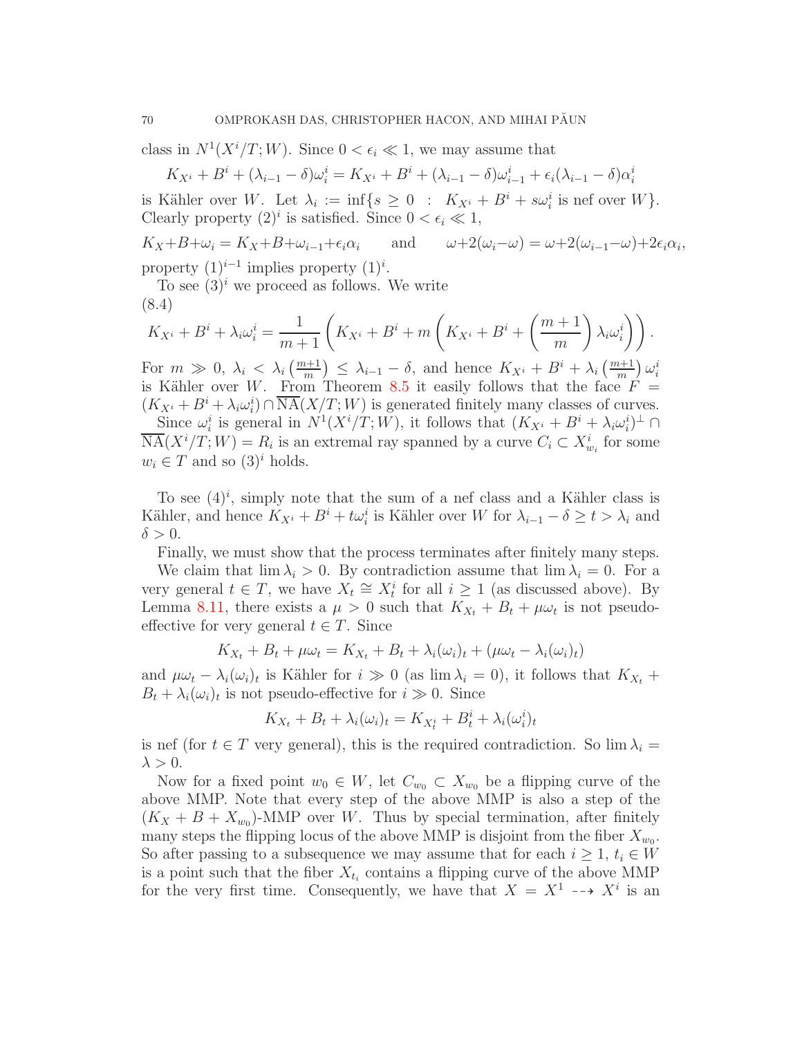class in $N^1(X^i/T;W)$. Since $0<\epsilon_i \ll 1$, we may assume that

$$K_{X^i}+B^i+(\lambda_{i-1}-\delta)\omega_i^i = K_{X^i}+B^i+(\lambda_{i-1}-\delta)\omega_{i-1}^i+\epsilon_i(\lambda_{i-1}-\delta)\alpha_i^i$$

is Kähler over $W$. Let $\lambda_i := \inf\{s\geq 0 \ : \ K_{X^i}+B^i+s\omega_i^i \text{ is nef over } W\}$. Clearly property $(2)^i$ is satisfied. Since $0<\epsilon_i\ll 1$,

$$K_X+B+\omega_i = K_X+B+\omega_{i-1}+\epsilon_i\alpha_i \qquad \text{and} \qquad \omega+2(\omega_i-\omega)=\omega+2(\omega_{i-1}-\omega)+2\epsilon_i\alpha_i,$$

property $(1)^{i-1}$ implies property $(1)^i$.

To see $(3)^i$ we proceed as follows. We write

$$K_{X^i}+B^i+\lambda_i\omega_i^i = \frac{1}{m+1}\left(K_{X^i}+B^i+m\left(K_{X^i}+B^i+\left(\frac{m+1}{m}\right)\lambda_i\omega_i^i\right)\right). \tag{8.4}$$

For $m\gg 0$, $\lambda_i<\lambda_i\left(\frac{m+1}{m}\right)\leq \lambda_{i-1}-\delta$, and hence $K_{X^i}+B^i+\lambda_i\left(\frac{m+1}{m}\right)\omega_i^i$ is Kähler over $W$. From Theorem 8.5 it easily follows that the face $F=(K_{X^i}+B^i+\lambda_i\omega_i^i)\cap\overline{\text{NA}}(X/T;W)$ is generated finitely many classes of curves.

Since $\omega_i^i$ is general in $N^1(X^i/T;W)$, it follows that $(K_{X^i}+B^i+\lambda_i\omega_i^i)^\perp\cap\overline{\text{NA}}(X^i/T;W)=R_i$ is an extremal ray spanned by a curve $C_i\subset X^i_{w_i}$ for some $w_i\in T$ and so $(3)^i$ holds.

To see $(4)^i$, simply note that the sum of a nef class and a Kähler class is Kähler, and hence $K_{X^i}+B^i+t\omega_i^i$ is Kähler over $W$ for $\lambda_{i-1}-\delta\geq t>\lambda_i$ and $\delta>0$.

Finally, we must show that the process terminates after finitely many steps.

We claim that $\lim\lambda_i>0$. By contradiction assume that $\lim\lambda_i=0$. For a very general $t\in T$, we have $X_t\cong X_t^i$ for all $i\geq 1$ (as discussed above). By Lemma 8.11, there exists a $\mu>0$ such that $K_{X_t}+B_t+\mu\omega_t$ is not pseudo-effective for very general $t\in T$. Since

$$K_{X_t}+B_t+\mu\omega_t = K_{X_t}+B_t+\lambda_i(\omega_i)_t+(\mu\omega_t-\lambda_i(\omega_i)_t)$$

and $\mu\omega_t-\lambda_i(\omega_i)_t$ is Kähler for $i\gg 0$ (as $\lim\lambda_i=0$), it follows that $K_{X_t}+B_t+\lambda_i(\omega_i)_t$ is not pseudo-effective for $i\gg 0$. Since

$$K_{X_t}+B_t+\lambda_i(\omega_i)_t = K_{X_t^i}+B_t^i+\lambda_i(\omega_i^i)_t$$

is nef (for $t\in T$ very general), this is the required contradiction. So $\lim\lambda_i=\lambda>0$.

Now for a fixed point $w_0\in W$, let $C_{w_0}\subset X_{w_0}$ be a flipping curve of the above MMP. Note that every step of the above MMP is also a step of the $(K_X+B+X_{w_0})$-MMP over $W$. Thus by special termination, after finitely many steps the flipping locus of the above MMP is disjoint from the fiber $X_{w_0}$. So after passing to a subsequence we may assume that for each $i\geq 1$, $t_i\in W$ is a point such that the fiber $X_{t_i}$ contains a flipping curve of the above MMP for the very first time. Consequently, we have that $X=X^1 \dashrightarrow X^i$ is an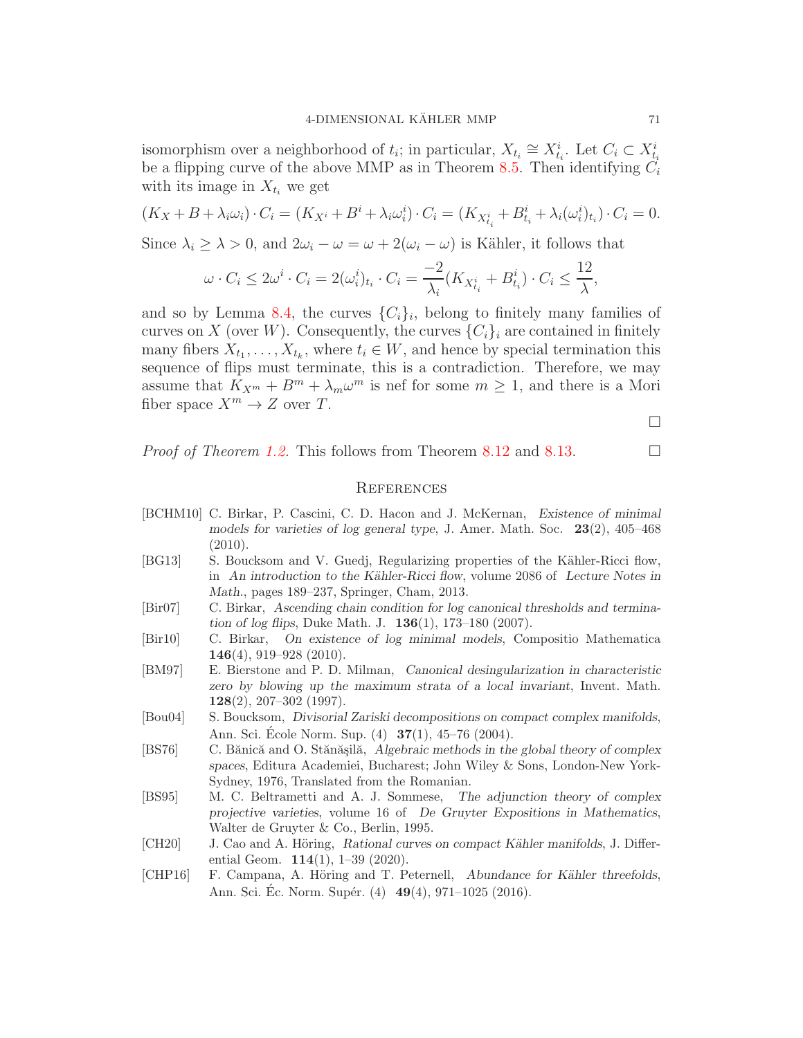isomorphism over a neighborhood of $t_i$; in particular, $X_{t_i} \cong X^i_{t_i}$. Let $C_i \subset X^i_{t_i}$ be a flipping curve of the above MMP as in Theorem 8.5. Then identifying $C_i$ with its image in $X_{t_i}$ we get

$$(K_X + B + \lambda_i\omega_i) \cdot C_i = (K_{X^i} + B^i + \lambda_i\omega^i_i) \cdot C_i = (K_{X^i_{t_i}} + B^i_{t_i} + \lambda_i(\omega^i_i)_{t_i}) \cdot C_i = 0.$$

Since $\lambda_i \geq \lambda > 0$, and $2\omega_i - \omega = \omega + 2(\omega_i - \omega)$ is Kähler, it follows that

$$\omega \cdot C_i \leq 2\omega^i \cdot C_i = 2(\omega^i_i)_{t_i} \cdot C_i = \frac{-2}{\lambda_i}(K_{X^i_{t_i}} + B^i_{t_i}) \cdot C_i \leq \frac{12}{\lambda},$$

and so by Lemma 8.4, the curves $\{C_i\}_i$, belong to finitely many families of curves on $X$ (over $W$). Consequently, the curves $\{C_i\}_i$ are contained in finitely many fibers $X_{t_1}, \ldots, X_{t_k}$, where $t_i \in W$, and hence by special termination this sequence of flips must terminate, this is a contradiction. Therefore, we may assume that $K_{X^m} + B^m + \lambda_m\omega^m$ is nef for some $m \geq 1$, and there is a Mori fiber space $X^m \to Z$ over $T$.

□

*Proof of Theorem 1.2.* This follows from Theorem 8.12 and 8.13. □

## References

[BCHM10] C. Birkar, P. Cascini, C. D. Hacon and J. McKernan, *Existence of minimal models for varieties of log general type*, J. Amer. Math. Soc. **23**(2), 405–468 (2010).

[BG13] S. Boucksom and V. Guedj, Regularizing properties of the Kähler-Ricci flow, in *An introduction to the Kähler-Ricci flow*, volume 2086 of *Lecture Notes in Math.*, pages 189–237, Springer, Cham, 2013.

[Bir07] C. Birkar, *Ascending chain condition for log canonical thresholds and termination of log flips*, Duke Math. J. **136**(1), 173–180 (2007).

[Bir10] C. Birkar, *On existence of log minimal models*, Compositio Mathematica **146**(4), 919–928 (2010).

[BM97] E. Bierstone and P. D. Milman, *Canonical desingularization in characteristic zero by blowing up the maximum strata of a local invariant*, Invent. Math. **128**(2), 207–302 (1997).

[Bou04] S. Boucksom, *Divisorial Zariski decompositions on compact complex manifolds*, Ann. Sci. École Norm. Sup. (4) **37**(1), 45–76 (2004).

[BS76] C. Bănică and O. Stănăşilă, *Algebraic methods in the global theory of complex spaces*, Editura Academiei, Bucharest; John Wiley & Sons, London-New York-Sydney, 1976, Translated from the Romanian.

[BS95] M. C. Beltrametti and A. J. Sommese, *The adjunction theory of complex projective varieties*, volume 16 of *De Gruyter Expositions in Mathematics*, Walter de Gruyter & Co., Berlin, 1995.

[CH20] J. Cao and A. Höring, *Rational curves on compact Kähler manifolds*, J. Differential Geom. **114**(1), 1–39 (2020).

[CHP16] F. Campana, A. Höring and T. Peternell, *Abundance for Kähler threefolds*, Ann. Sci. Éc. Norm. Supér. (4) **49**(4), 971–1025 (2016).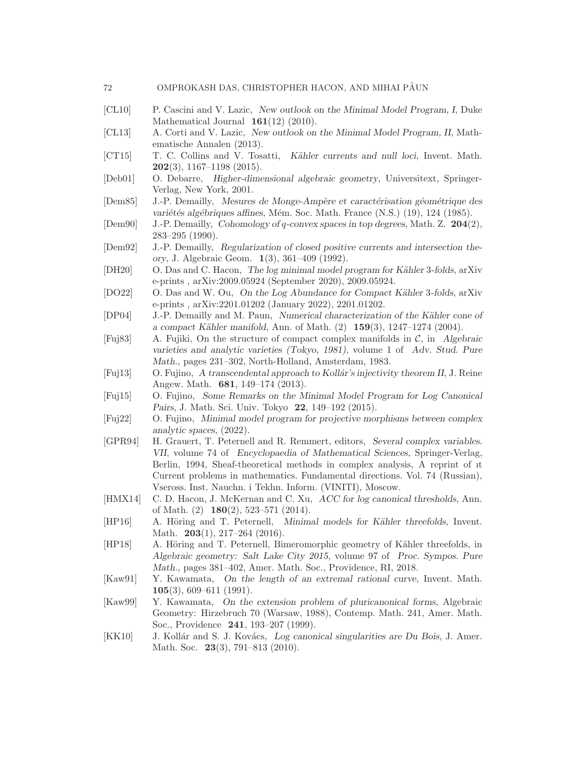- [CL10] P. Cascini and V. Lazic, *New outlook on the Minimal Model Program, I*, Duke Mathematical Journal **161**(12) (2010).
- [CL13] A. Corti and V. Lazic, *New outlook on the Minimal Model Program, II*, Mathematische Annalen (2013).
- [CT15] T. C. Collins and V. Tosatti, *Kähler currents and null loci*, Invent. Math. **202**(3), 1167–1198 (2015).
- [Deb01] O. Debarre, *Higher-dimensional algebraic geometry*, Universitext, Springer-Verlag, New York, 2001.
- [Dem85] J.-P. Demailly, *Mesures de Monge-Ampère et caractérisation géométrique des variétés algébriques affines*, Mém. Soc. Math. France (N.S.) (19), 124 (1985).
- [Dem90] J.-P. Demailly, *Cohomology of q-convex spaces in top degrees*, Math. Z. **204**(2), 283–295 (1990).
- [Dem92] J.-P. Demailly, *Regularization of closed positive currents and intersection theory*, J. Algebraic Geom. **1**(3), 361–409 (1992).
- [DH20] O. Das and C. Hacon, *The log minimal model program for Kähler 3-folds*, arXiv e-prints , arXiv:2009.05924 (September 2020), 2009.05924.
- [DO22] O. Das and W. Ou, *On the Log Abundance for Compact Kähler 3-folds*, arXiv e-prints , arXiv:2201.01202 (January 2022), 2201.01202.
- [DP04] J.-P. Demailly and M. Paun, *Numerical characterization of the Kähler cone of a compact Kähler manifold*, Ann. of Math. (2) **159**(3), 1247–1274 (2004).
- [Fuj83] A. Fujiki, On the structure of compact complex manifolds in $\mathcal{C}$, in *Algebraic varieties and analytic varieties (Tokyo, 1981)*, volume 1 of *Adv. Stud. Pure Math.*, pages 231–302, North-Holland, Amsterdam, 1983.
- [Fuj13] O. Fujino, *A transcendental approach to Kollár's injectivity theorem II*, J. Reine Angew. Math. **681**, 149–174 (2013).
- [Fuj15] O. Fujino, *Some Remarks on the Minimal Model Program for Log Canonical Pairs*, J. Math. Sci. Univ. Tokyo **22**, 149–192 (2015).
- [Fuj22] O. Fujino, *Minimal model program for projective morphisms between complex analytic spaces*, (2022).
- [GPR94] H. Grauert, T. Peternell and R. Remmert, editors, *Several complex variables. VII*, volume 74 of *Encyclopaedia of Mathematical Sciences*, Springer-Verlag, Berlin, 1994, Sheaf-theoretical methods in complex analysis, A reprint of ıt Current problems in mathematics. Fundamental directions. Vol. 74 (Russian), Vseross. Inst. Nauchn. i Tekhn. Inform. (VINITI), Moscow.
- [HMX14] C. D. Hacon, J. McKernan and C. Xu, *ACC for log canonical thresholds*, Ann. of Math. (2) **180**(2), 523–571 (2014).
- [HP16] A. Höring and T. Peternell, *Minimal models for Kähler threefolds*, Invent. Math. **203**(1), 217–264 (2016).
- [HP18] A. Höring and T. Peternell, Bimeromorphic geometry of Kähler threefolds, in *Algebraic geometry: Salt Lake City 2015*, volume 97 of *Proc. Sympos. Pure Math.*, pages 381–402, Amer. Math. Soc., Providence, RI, 2018.
- [Kaw91] Y. Kawamata, *On the length of an extremal rational curve*, Invent. Math. **105**(3), 609–611 (1991).
- [Kaw99] Y. Kawamata, *On the extension problem of pluricanonical forms*, Algebraic Geometry: Hirzebruch 70 (Warsaw, 1988), Contemp. Math. 241, Amer. Math. Soc., Providence **241**, 193–207 (1999).
- [KK10] J. Kollár and S. J. Kovács, *Log canonical singularities are Du Bois*, J. Amer. Math. Soc. **23**(3), 791–813 (2010).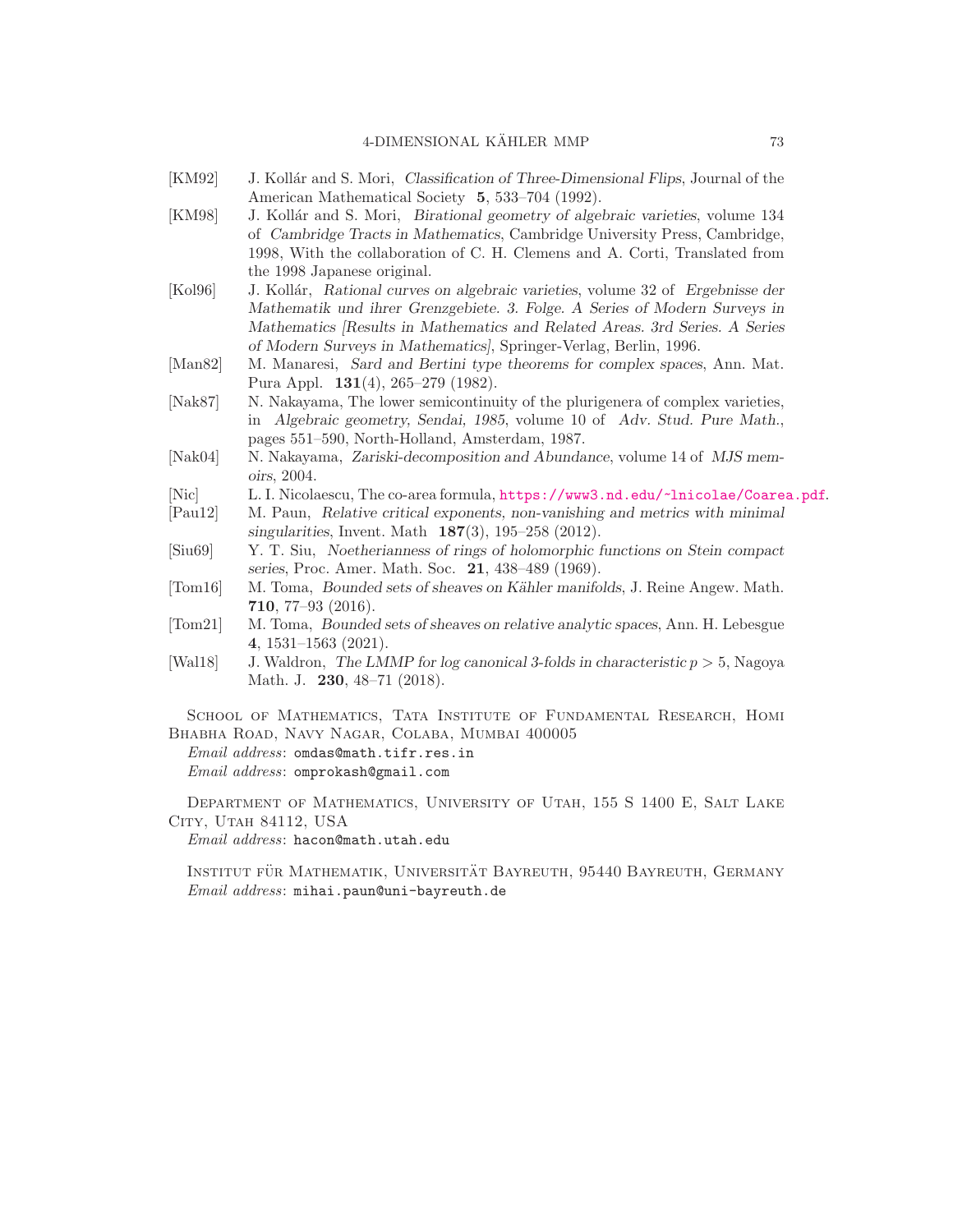- [KM92] J. Kollár and S. Mori, *Classification of Three-Dimensional Flips*, Journal of the American Mathematical Society **5**, 533–704 (1992).
- [KM98] J. Kollár and S. Mori, *Birational geometry of algebraic varieties*, volume 134 of *Cambridge Tracts in Mathematics*, Cambridge University Press, Cambridge, 1998, With the collaboration of C. H. Clemens and A. Corti, Translated from the 1998 Japanese original.
- [Kol96] J. Kollár, *Rational curves on algebraic varieties*, volume 32 of *Ergebnisse der Mathematik und ihrer Grenzgebiete. 3. Folge. A Series of Modern Surveys in Mathematics [Results in Mathematics and Related Areas. 3rd Series. A Series of Modern Surveys in Mathematics]*, Springer-Verlag, Berlin, 1996.
- [Man82] M. Manaresi, *Sard and Bertini type theorems for complex spaces*, Ann. Mat. Pura Appl. **131**(4), 265–279 (1982).
- [Nak87] N. Nakayama, The lower semicontinuity of the plurigenera of complex varieties, in *Algebraic geometry, Sendai, 1985*, volume 10 of *Adv. Stud. Pure Math.*, pages 551–590, North-Holland, Amsterdam, 1987.
- [Nak04] N. Nakayama, *Zariski-decomposition and Abundance*, volume 14 of *MJS memoirs*, 2004.
- [Nic] L. I. Nicolaescu, The co-area formula, https://www3.nd.edu/~lnicolae/Coarea.pdf.
- [Pau12] M. Paun, *Relative critical exponents, non-vanishing and metrics with minimal singularities*, Invent. Math **187**(3), 195–258 (2012).
- [Siu69] Y. T. Siu, *Noetherianness of rings of holomorphic functions on Stein compact series*, Proc. Amer. Math. Soc. **21**, 438–489 (1969).
- [Tom16] M. Toma, *Bounded sets of sheaves on Kähler manifolds*, J. Reine Angew. Math. **710**, 77–93 (2016).
- [Tom21] M. Toma, *Bounded sets of sheaves on relative analytic spaces*, Ann. H. Lebesgue **4**, 1531–1563 (2021).
- [Wal18] J. Waldron, *The LMMP for log canonical 3-folds in characteristic $p > 5$*, Nagoya Math. J. **230**, 48–71 (2018).

School of Mathematics, Tata Institute of Fundamental Research, Homi Bhabha Road, Navy Nagar, Colaba, Mumbai 400005

*Email address*: omdas@math.tifr.res.in

*Email address*: omprokash@gmail.com

Department of Mathematics, University of Utah, 155 S 1400 E, Salt Lake City, Utah 84112, USA

*Email address*: hacon@math.utah.edu

Institut für Mathematik, Universität Bayreuth, 95440 Bayreuth, Germany

*Email address*: mihai.paun@uni-bayreuth.de